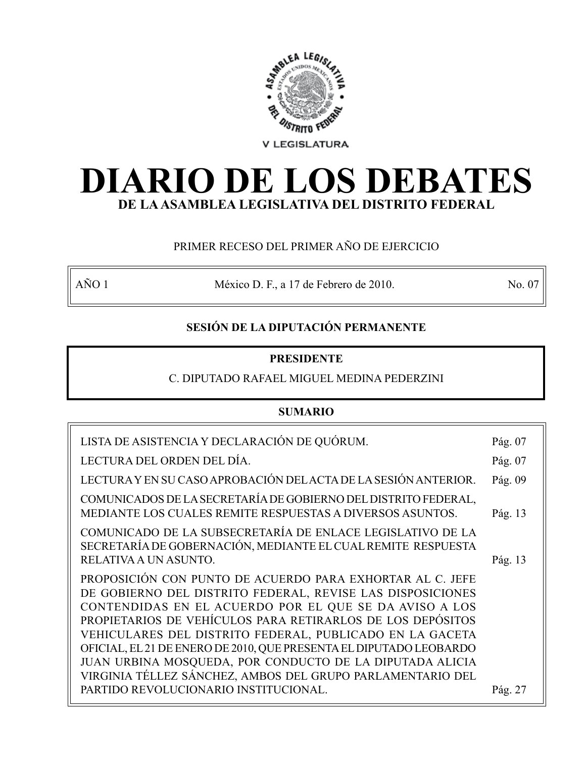V LEGISLATURA

# DIARIO DE LOS DEBATES

## DE LA ASAMBLEA LEGISLATIVA DEL DISTRITO FEDERAL

PRIMER RECESO DEL PRIMER AÑO DE EJERCICIO

| AÑO 1 | México D. F., a 17 de Febrero de 2010. | No. 07 |
|---|---|---|

### SESIÓN DE LA DIPUTACIÓN PERMANENTE

**PRESIDENTE**

C. DIPUTADO RAFAEL MIGUEL MEDINA PEDERZINI

### SUMARIO

| | |
|---|---|
| LISTA DE ASISTENCIA Y DECLARACIÓN DE QUÓRUM. | Pág. 07 |
| LECTURA DEL ORDEN DEL DÍA. | Pág. 07 |
| LECTURA Y EN SU CASO APROBACIÓN DEL ACTA DE LA SESIÓN ANTERIOR. | Pág. 09 |
| COMUNICADOS DE LA SECRETARÍA DE GOBIERNO DEL DISTRITO FEDERAL, MEDIANTE LOS CUALES REMITE RESPUESTAS A DIVERSOS ASUNTOS. | Pág. 13 |
| COMUNICADO DE LA SUBSECRETARÍA DE ENLACE LEGISLATIVO DE LA SECRETARÍA DE GOBERNACIÓN, MEDIANTE EL CUAL REMITE RESPUESTA RELATIVA A UN ASUNTO. | Pág. 13 |
| PROPOSICIÓN CON PUNTO DE ACUERDO PARA EXHORTAR AL C. JEFE DE GOBIERNO DEL DISTRITO FEDERAL, REVISE LAS DISPOSICIONES CONTENDIDAS EN EL ACUERDO POR EL QUE SE DA AVISO A LOS PROPIETARIOS DE VEHÍCULOS PARA RETIRARLOS DE LOS DEPÓSITOS VEHICULARES DEL DISTRITO FEDERAL, PUBLICADO EN LA GACETA OFICIAL, EL 21 DE ENERO DE 2010, QUE PRESENTA EL DIPUTADO LEOBARDO JUAN URBINA MOSQUEDA, POR CONDUCTO DE LA DIPUTADA ALICIA VIRGINIA TÉLLEZ SÁNCHEZ, AMBOS DEL GRUPO PARLAMENTARIO DEL PARTIDO REVOLUCIONARIO INSTITUCIONAL. | Pág. 27 |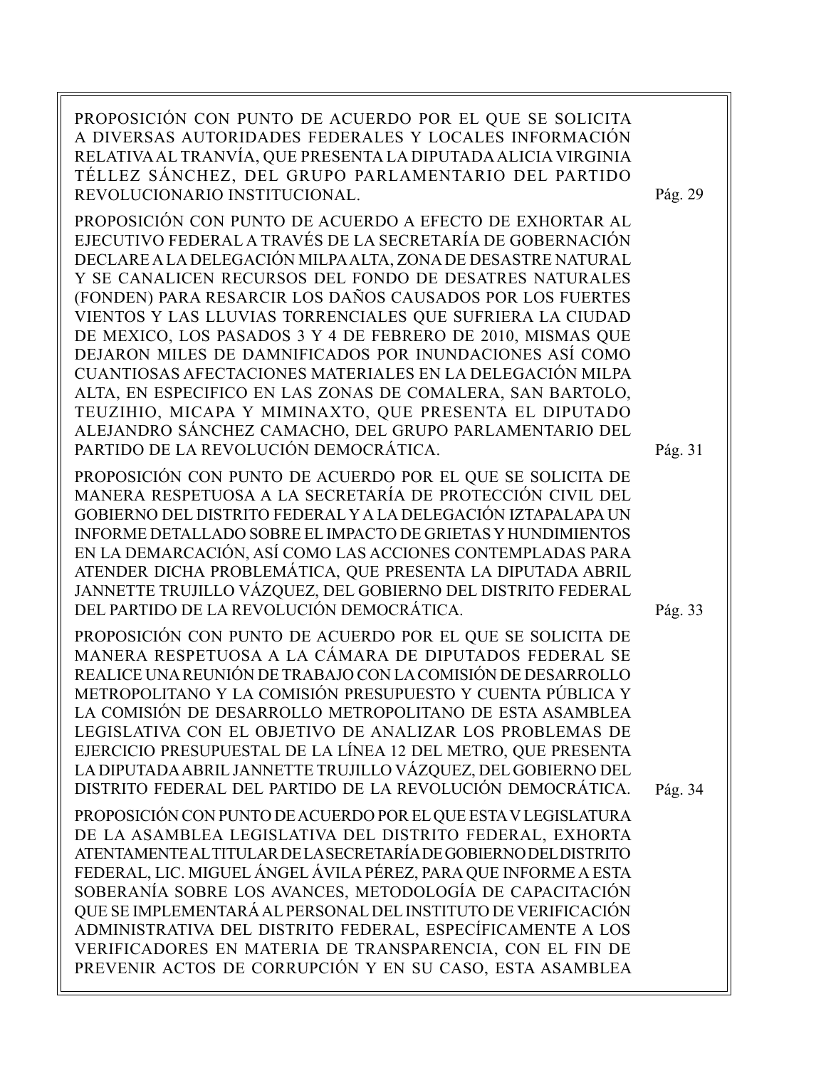PROPOSICIÓN CON PUNTO DE ACUERDO POR EL QUE SE SOLICITA A DIVERSAS AUTORIDADES FEDERALES Y LOCALES INFORMACIÓN RELATIVA AL TRANVÍA, QUE PRESENTA LA DIPUTADA ALICIA VIRGINIA TÉLLEZ SÁNCHEZ, DEL GRUPO PARLAMENTARIO DEL PARTIDO REVOLUCIONARIO INSTITUCIONAL. Pág. 29

PROPOSICIÓN CON PUNTO DE ACUERDO A EFECTO DE EXHORTAR AL EJECUTIVO FEDERAL A TRAVÉS DE LA SECRETARÍA DE GOBERNACIÓN DECLARE A LA DELEGACIÓN MILPA ALTA, ZONA DE DESASTRE NATURAL Y SE CANALICEN RECURSOS DEL FONDO DE DESATRES NATURALES (FONDEN) PARA RESARCIR LOS DAÑOS CAUSADOS POR LOS FUERTES VIENTOS Y LAS LLUVIAS TORRENCIALES QUE SUFRIERA LA CIUDAD DE MEXICO, LOS PASADOS 3 Y 4 DE FEBRERO DE 2010, MISMAS QUE DEJARON MILES DE DAMNIFICADOS POR INUNDACIONES ASÍ COMO CUANTIOSAS AFECTACIONES MATERIALES EN LA DELEGACIÓN MILPA ALTA, EN ESPECIFICO EN LAS ZONAS DE COMALERA, SAN BARTOLO, TEUZIHIO, MICAPA Y MIMINAXTO, QUE PRESENTA EL DIPUTADO ALEJANDRO SÁNCHEZ CAMACHO, DEL GRUPO PARLAMENTARIO DEL PARTIDO DE LA REVOLUCIÓN DEMOCRÁTICA. Pág. 31

PROPOSICIÓN CON PUNTO DE ACUERDO POR EL QUE SE SOLICITA DE MANERA RESPETUOSA A LA SECRETARÍA DE PROTECCIÓN CIVIL DEL GOBIERNO DEL DISTRITO FEDERAL Y A LA DELEGACIÓN IZTAPALAPA UN INFORME DETALLADO SOBRE EL IMPACTO DE GRIETAS Y HUNDIMIENTOS EN LA DEMARCACIÓN, ASÍ COMO LAS ACCIONES CONTEMPLADAS PARA ATENDER DICHA PROBLEMÁTICA, QUE PRESENTA LA DIPUTADA ABRIL JANNETTE TRUJILLO VÁZQUEZ, DEL GOBIERNO DEL DISTRITO FEDERAL DEL PARTIDO DE LA REVOLUCIÓN DEMOCRÁTICA. Pág. 33

PROPOSICIÓN CON PUNTO DE ACUERDO POR EL QUE SE SOLICITA DE MANERA RESPETUOSA A LA CÁMARA DE DIPUTADOS FEDERAL SE REALICE UNA REUNIÓN DE TRABAJO CON LA COMISIÓN DE DESARROLLO METROPOLITANO Y LA COMISIÓN PRESUPUESTO Y CUENTA PÚBLICA Y LA COMISIÓN DE DESARROLLO METROPOLITANO DE ESTA ASAMBLEA LEGISLATIVA CON EL OBJETIVO DE ANALIZAR LOS PROBLEMAS DE EJERCICIO PRESUPUESTAL DE LA LÍNEA 12 DEL METRO, QUE PRESENTA LA DIPUTADA ABRIL JANNETTE TRUJILLO VÁZQUEZ, DEL GOBIERNO DEL DISTRITO FEDERAL DEL PARTIDO DE LA REVOLUCIÓN DEMOCRÁTICA. Pág. 34

PROPOSICIÓN CON PUNTO DE ACUERDO POR EL QUE ESTA V LEGISLATURA DE LA ASAMBLEA LEGISLATIVA DEL DISTRITO FEDERAL, EXHORTA ATENTAMENTE AL TITULAR DE LA SECRETARÍA DE GOBIERNO DEL DISTRITO FEDERAL, LIC. MIGUEL ÁNGEL ÁVILA PÉREZ, PARA QUE INFORME A ESTA SOBERANÍA SOBRE LOS AVANCES, METODOLOGÍA DE CAPACITACIÓN QUE SE IMPLEMENTARÁ AL PERSONAL DEL INSTITUTO DE VERIFICACIÓN ADMINISTRATIVA DEL DISTRITO FEDERAL, ESPECÍFICAMENTE A LOS VERIFICADORES EN MATERIA DE TRANSPARENCIA, CON EL FIN DE PREVENIR ACTOS DE CORRUPCIÓN Y EN SU CASO, ESTA ASAMBLEA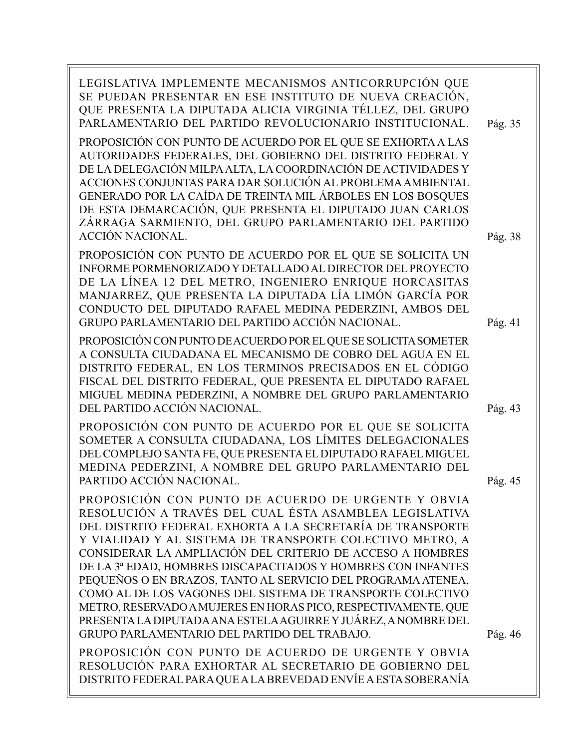LEGISLATIVA IMPLEMENTE MECANISMOS ANTICORRUPCIÓN QUE SE PUEDAN PRESENTAR EN ESE INSTITUTO DE NUEVA CREACIÓN, QUE PRESENTA LA DIPUTADA ALICIA VIRGINIA TÉLLEZ, DEL GRUPO PARLAMENTARIO DEL PARTIDO REVOLUCIONARIO INSTITUCIONAL. Pág. 35

PROPOSICIÓN CON PUNTO DE ACUERDO POR EL QUE SE EXHORTA A LAS AUTORIDADES FEDERALES, DEL GOBIERNO DEL DISTRITO FEDERAL Y DE LA DELEGACIÓN MILPA ALTA, LA COORDINACIÓN DE ACTIVIDADES Y ACCIONES CONJUNTAS PARA DAR SOLUCIÓN AL PROBLEMA AMBIENTAL GENERADO POR LA CAÍDA DE TREINTA MIL ÁRBOLES EN LOS BOSQUES DE ESTA DEMARCACIÓN, QUE PRESENTA EL DIPUTADO JUAN CARLOS ZÁRRAGA SARMIENTO, DEL GRUPO PARLAMENTARIO DEL PARTIDO ACCIÓN NACIONAL. Pág. 38

PROPOSICIÓN CON PUNTO DE ACUERDO POR EL QUE SE SOLICITA UN INFORME PORMENORIZADO Y DETALLADO AL DIRECTOR DEL PROYECTO DE LA LÍNEA 12 DEL METRO, INGENIERO ENRIQUE HORCASITAS MANJARREZ, QUE PRESENTA LA DIPUTADA LÍA LIMÓN GARCÍA POR CONDUCTO DEL DIPUTADO RAFAEL MEDINA PEDERZINI, AMBOS DEL GRUPO PARLAMENTARIO DEL PARTIDO ACCIÓN NACIONAL. Pág. 41

PROPOSICIÓN CON PUNTO DE ACUERDO POR EL QUE SE SOLICITA SOMETER A CONSULTA CIUDADANA EL MECANISMO DE COBRO DEL AGUA EN EL DISTRITO FEDERAL, EN LOS TERMINOS PRECISADOS EN EL CÓDIGO FISCAL DEL DISTRITO FEDERAL, QUE PRESENTA EL DIPUTADO RAFAEL MIGUEL MEDINA PEDERZINI, A NOMBRE DEL GRUPO PARLAMENTARIO DEL PARTIDO ACCIÓN NACIONAL. Pág. 43

PROPOSICIÓN CON PUNTO DE ACUERDO POR EL QUE SE SOLICITA SOMETER A CONSULTA CIUDADANA, LOS LÍMITES DELEGACIONALES DEL COMPLEJO SANTA FE, QUE PRESENTA EL DIPUTADO RAFAEL MIGUEL MEDINA PEDERZINI, A NOMBRE DEL GRUPO PARLAMENTARIO DEL PARTIDO ACCIÓN NACIONAL. Pág. 45

PROPOSICIÓN CON PUNTO DE ACUERDO DE URGENTE Y OBVIA RESOLUCIÓN A TRAVÉS DEL CUAL ÉSTA ASAMBLEA LEGISLATIVA DEL DISTRITO FEDERAL EXHORTA A LA SECRETARÍA DE TRANSPORTE Y VIALIDAD Y AL SISTEMA DE TRANSPORTE COLECTIVO METRO, A CONSIDERAR LA AMPLIACIÓN DEL CRITERIO DE ACCESO A HOMBRES DE LA 3ª EDAD, HOMBRES DISCAPACITADOS Y HOMBRES CON INFANTES PEQUEÑOS O EN BRAZOS, TANTO AL SERVICIO DEL PROGRAMA ATENEA, COMO AL DE LOS VAGONES DEL SISTEMA DE TRANSPORTE COLECTIVO METRO, RESERVADO A MUJERES EN HORAS PICO, RESPECTIVAMENTE, QUE PRESENTA LA DIPUTADA ANA ESTELA AGUIRRE Y JUÁREZ, A NOMBRE DEL GRUPO PARLAMENTARIO DEL PARTIDO DEL TRABAJO. Pág. 46

PROPOSICIÓN CON PUNTO DE ACUERDO DE URGENTE Y OBVIA RESOLUCIÓN PARA EXHORTAR AL SECRETARIO DE GOBIERNO DEL DISTRITO FEDERAL PARA QUE A LA BREVEDAD ENVÍE A ESTA SOBERANÍA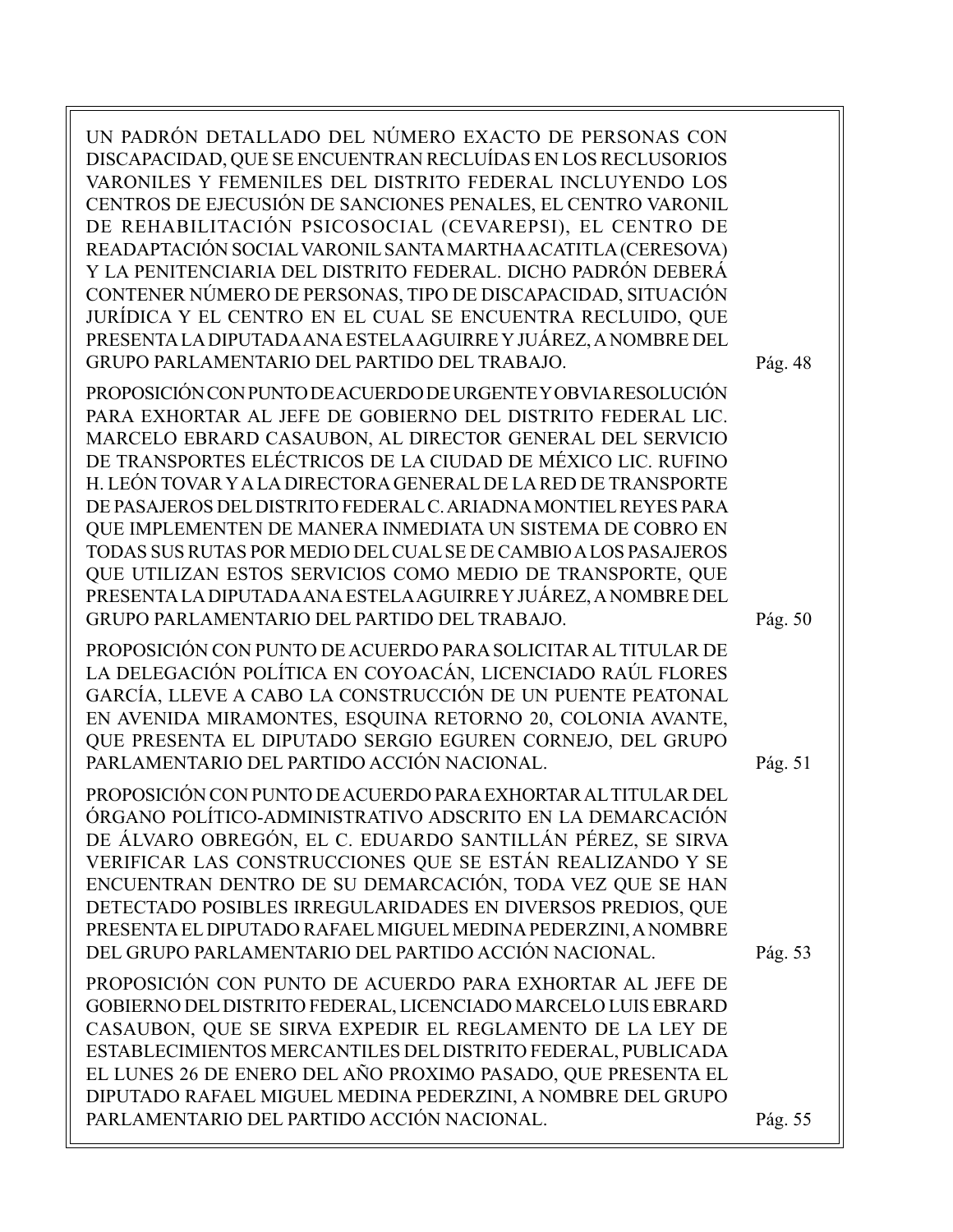UN PADRÓN DETALLADO DEL NÚMERO EXACTO DE PERSONAS CON DISCAPACIDAD, QUE SE ENCUENTRAN RECLUÍDAS EN LOS RECLUSORIOS VARONILES Y FEMENILES DEL DISTRITO FEDERAL INCLUYENDO LOS CENTROS DE EJECUSIÓN DE SANCIONES PENALES, EL CENTRO VARONIL DE REHABILITACIÓN PSICOSOCIAL (CEVAREPSI), EL CENTRO DE READAPTACIÓN SOCIAL VARONIL SANTA MARTHA ACATITLA (CERESOVA) Y LA PENITENCIARIA DEL DISTRITO FEDERAL. DICHO PADRÓN DEBERÁ CONTENER NÚMERO DE PERSONAS, TIPO DE DISCAPACIDAD, SITUACIÓN JURÍDICA Y EL CENTRO EN EL CUAL SE ENCUENTRA RECLUIDO, QUE PRESENTA LA DIPUTADA ANA ESTELA AGUIRRE Y JUÁREZ, A NOMBRE DEL GRUPO PARLAMENTARIO DEL PARTIDO DEL TRABAJO. Pág. 48

PROPOSICIÓN CON PUNTO DE ACUERDO DE URGENTE Y OBVIA RESOLUCIÓN PARA EXHORTAR AL JEFE DE GOBIERNO DEL DISTRITO FEDERAL LIC. MARCELO EBRARD CASAUBON, AL DIRECTOR GENERAL DEL SERVICIO DE TRANSPORTES ELÉCTRICOS DE LA CIUDAD DE MÉXICO LIC. RUFINO H. LEÓN TOVAR Y A LA DIRECTORA GENERAL DE LA RED DE TRANSPORTE DE PASAJEROS DEL DISTRITO FEDERAL C. ARIADNA MONTIEL REYES PARA QUE IMPLEMENTEN DE MANERA INMEDIATA UN SISTEMA DE COBRO EN TODAS SUS RUTAS POR MEDIO DEL CUAL SE DE CAMBIO A LOS PASAJEROS QUE UTILIZAN ESTOS SERVICIOS COMO MEDIO DE TRANSPORTE, QUE PRESENTA LA DIPUTADA ANA ESTELA AGUIRRE Y JUÁREZ, A NOMBRE DEL GRUPO PARLAMENTARIO DEL PARTIDO DEL TRABAJO. Pág. 50

PROPOSICIÓN CON PUNTO DE ACUERDO PARA SOLICITAR AL TITULAR DE LA DELEGACIÓN POLÍTICA EN COYOACÁN, LICENCIADO RAÚL FLORES GARCÍA, LLEVE A CABO LA CONSTRUCCIÓN DE UN PUENTE PEATONAL EN AVENIDA MIRAMONTES, ESQUINA RETORNO 20, COLONIA AVANTE, QUE PRESENTA EL DIPUTADO SERGIO EGUREN CORNEJO, DEL GRUPO PARLAMENTARIO DEL PARTIDO ACCIÓN NACIONAL. Pág. 51

PROPOSICIÓN CON PUNTO DE ACUERDO PARA EXHORTAR AL TITULAR DEL ÓRGANO POLÍTICO-ADMINISTRATIVO ADSCRITO EN LA DEMARCACIÓN DE ÁLVARO OBREGÓN, EL C. EDUARDO SANTILLÁN PÉREZ, SE SIRVA VERIFICAR LAS CONSTRUCCIONES QUE SE ESTÁN REALIZANDO Y SE ENCUENTRAN DENTRO DE SU DEMARCACIÓN, TODA VEZ QUE SE HAN DETECTADO POSIBLES IRREGULARIDADES EN DIVERSOS PREDIOS, QUE PRESENTA EL DIPUTADO RAFAEL MIGUEL MEDINA PEDERZINI, A NOMBRE DEL GRUPO PARLAMENTARIO DEL PARTIDO ACCIÓN NACIONAL. Pág. 53

PROPOSICIÓN CON PUNTO DE ACUERDO PARA EXHORTAR AL JEFE DE GOBIERNO DEL DISTRITO FEDERAL, LICENCIADO MARCELO LUIS EBRARD CASAUBON, QUE SE SIRVA EXPEDIR EL REGLAMENTO DE LA LEY DE ESTABLECIMIENTOS MERCANTILES DEL DISTRITO FEDERAL, PUBLICADA EL LUNES 26 DE ENERO DEL AÑO PROXIMO PASADO, QUE PRESENTA EL DIPUTADO RAFAEL MIGUEL MEDINA PEDERZINI, A NOMBRE DEL GRUPO PARLAMENTARIO DEL PARTIDO ACCIÓN NACIONAL. Pág. 55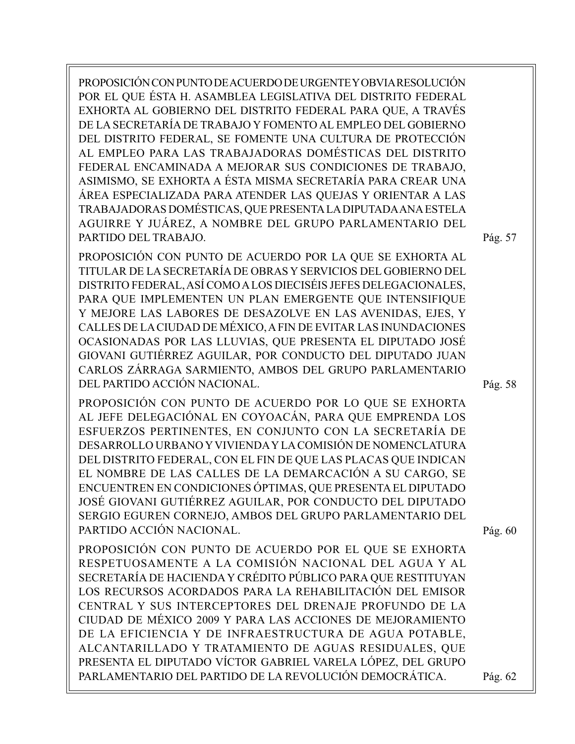PROPOSICIÓN CON PUNTO DE ACUERDO DE URGENTE Y OBVIA RESOLUCIÓN POR EL QUE ÉSTA H. ASAMBLEA LEGISLATIVA DEL DISTRITO FEDERAL EXHORTA AL GOBIERNO DEL DISTRITO FEDERAL PARA QUE, A TRAVÉS DE LA SECRETARÍA DE TRABAJO Y FOMENTO AL EMPLEO DEL GOBIERNO DEL DISTRITO FEDERAL, SE FOMENTE UNA CULTURA DE PROTECCIÓN AL EMPLEO PARA LAS TRABAJADORAS DOMÉSTICAS DEL DISTRITO FEDERAL ENCAMINADA A MEJORAR SUS CONDICIONES DE TRABAJO, ASIMISMO, SE EXHORTA A ÉSTA MISMA SECRETARÍA PARA CREAR UNA ÁREA ESPECIALIZADA PARA ATENDER LAS QUEJAS Y ORIENTAR A LAS TRABAJADORAS DOMÉSTICAS, QUE PRESENTA LA DIPUTADA ANA ESTELA AGUIRRE Y JUÁREZ, A NOMBRE DEL GRUPO PARLAMENTARIO DEL PARTIDO DEL TRABAJO. Pág. 57

PROPOSICIÓN CON PUNTO DE ACUERDO POR LA QUE SE EXHORTA AL TITULAR DE LA SECRETARÍA DE OBRAS Y SERVICIOS DEL GOBIERNO DEL DISTRITO FEDERAL, ASÍ COMO A LOS DIECISÉIS JEFES DELEGACIONALES, PARA QUE IMPLEMENTEN UN PLAN EMERGENTE QUE INTENSIFIQUE Y MEJORE LAS LABORES DE DESAZOLVE EN LAS AVENIDAS, EJES, Y CALLES DE LA CIUDAD DE MÉXICO, A FIN DE EVITAR LAS INUNDACIONES OCASIONADAS POR LAS LLUVIAS, QUE PRESENTA EL DIPUTADO JOSÉ GIOVANI GUTIÉRREZ AGUILAR, POR CONDUCTO DEL DIPUTADO JUAN CARLOS ZÁRRAGA SARMIENTO, AMBOS DEL GRUPO PARLAMENTARIO DEL PARTIDO ACCIÓN NACIONAL. Pág. 58

PROPOSICIÓN CON PUNTO DE ACUERDO POR LO QUE SE EXHORTA AL JEFE DELEGACIÓNAL EN COYOACÁN, PARA QUE EMPRENDA LOS ESFUERZOS PERTINENTES, EN CONJUNTO CON LA SECRETARÍA DE DESARROLLO URBANO Y VIVIENDA Y LA COMISIÓN DE NOMENCLATURA DEL DISTRITO FEDERAL, CON EL FIN DE QUE LAS PLACAS QUE INDICAN EL NOMBRE DE LAS CALLES DE LA DEMARCACIÓN A SU CARGO, SE ENCUENTREN EN CONDICIONES ÓPTIMAS, QUE PRESENTA EL DIPUTADO JOSÉ GIOVANI GUTIÉRREZ AGUILAR, POR CONDUCTO DEL DIPUTADO SERGIO EGUREN CORNEJO, AMBOS DEL GRUPO PARLAMENTARIO DEL PARTIDO ACCIÓN NACIONAL. Pág. 60

PROPOSICIÓN CON PUNTO DE ACUERDO POR EL QUE SE EXHORTA RESPETUOSAMENTE A LA COMISIÓN NACIONAL DEL AGUA Y AL SECRETARÍA DE HACIENDA Y CRÉDITO PÚBLICO PARA QUE RESTITUYAN LOS RECURSOS ACORDADOS PARA LA REHABILITACIÓN DEL EMISOR CENTRAL Y SUS INTERCEPTORES DEL DRENAJE PROFUNDO DE LA CIUDAD DE MÉXICO 2009 Y PARA LAS ACCIONES DE MEJORAMIENTO DE LA EFICIENCIA Y DE INFRAESTRUCTURA DE AGUA POTABLE, ALCANTARILLADO Y TRATAMIENTO DE AGUAS RESIDUALES, QUE PRESENTA EL DIPUTADO VÍCTOR GABRIEL VARELA LÓPEZ, DEL GRUPO PARLAMENTARIO DEL PARTIDO DE LA REVOLUCIÓN DEMOCRÁTICA. Pág. 62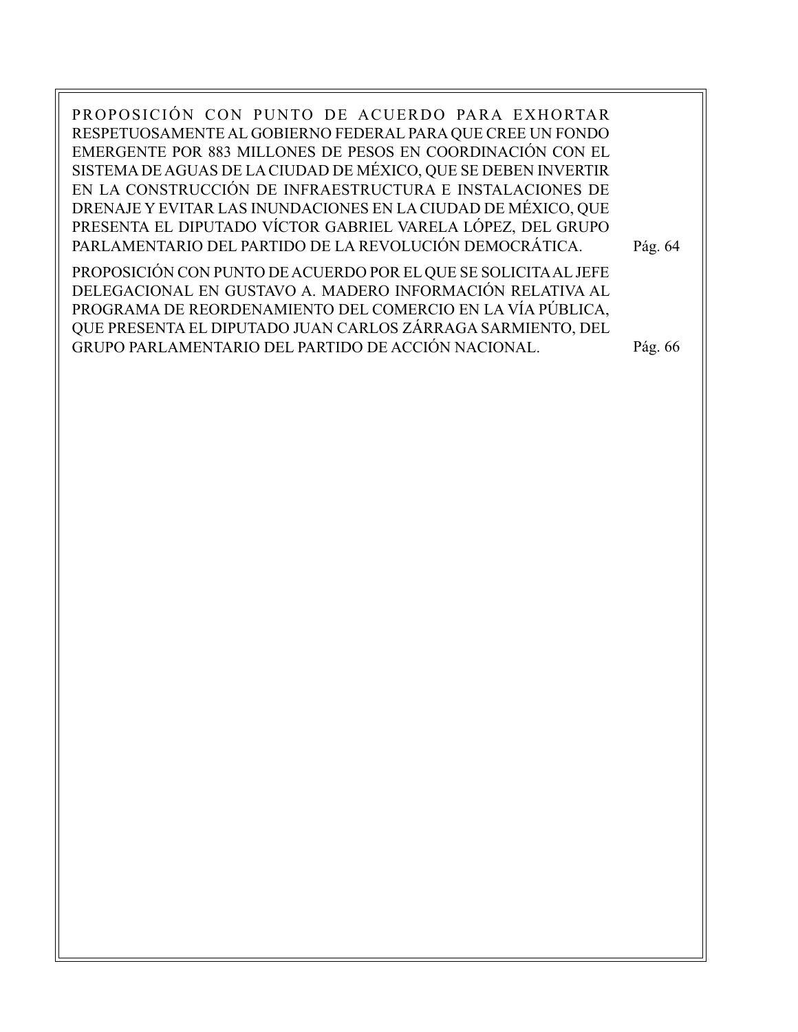PROPOSICIÓN CON PUNTO DE ACUERDO PARA EXHORTAR RESPETUOSAMENTE AL GOBIERNO FEDERAL PARA QUE CREE UN FONDO EMERGENTE POR 883 MILLONES DE PESOS EN COORDINACIÓN CON EL SISTEMA DE AGUAS DE LA CIUDAD DE MÉXICO, QUE SE DEBEN INVERTIR EN LA CONSTRUCCIÓN DE INFRAESTRUCTURA E INSTALACIONES DE DRENAJE Y EVITAR LAS INUNDACIONES EN LA CIUDAD DE MÉXICO, QUE PRESENTA EL DIPUTADO VÍCTOR GABRIEL VARELA LÓPEZ, DEL GRUPO PARLAMENTARIO DEL PARTIDO DE LA REVOLUCIÓN DEMOCRÁTICA. Pág. 64

PROPOSICIÓN CON PUNTO DE ACUERDO POR EL QUE SE SOLICITA AL JEFE DELEGACIONAL EN GUSTAVO A. MADERO INFORMACIÓN RELATIVA AL PROGRAMA DE REORDENAMIENTO DEL COMERCIO EN LA VÍA PÚBLICA, QUE PRESENTA EL DIPUTADO JUAN CARLOS ZÁRRAGA SARMIENTO, DEL GRUPO PARLAMENTARIO DEL PARTIDO DE ACCIÓN NACIONAL. Pág. 66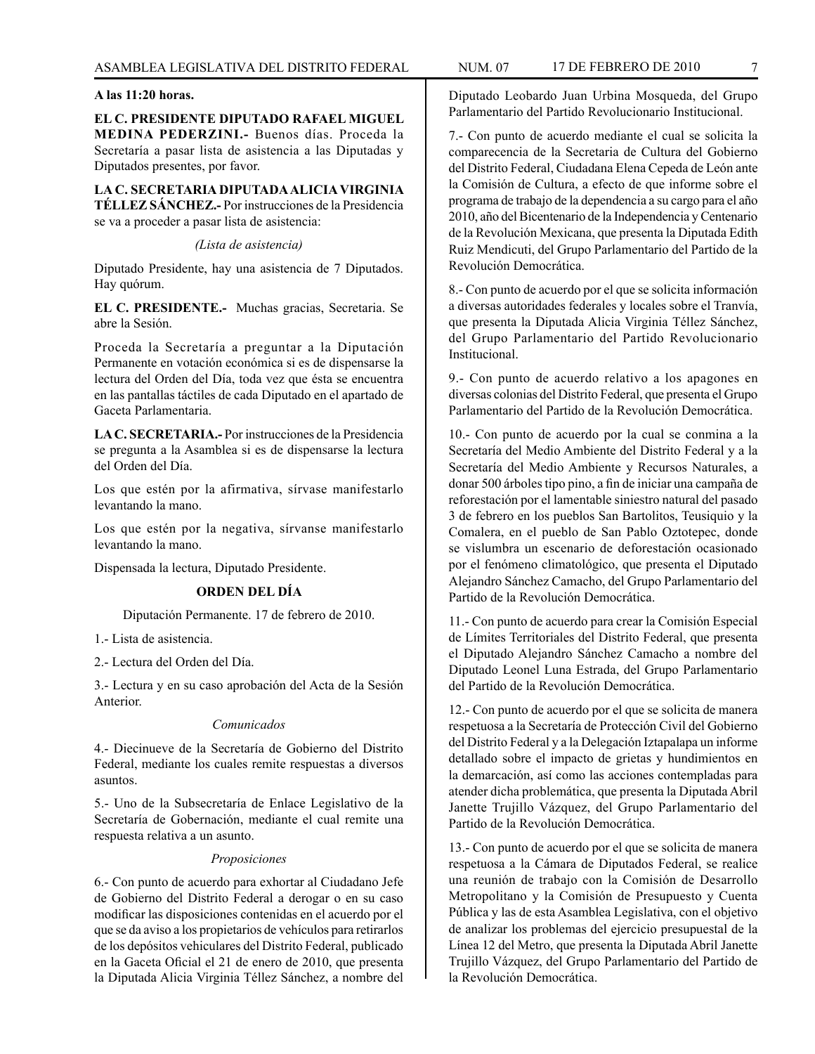**A las 11:20 horas.**

**EL C. PRESIDENTE DIPUTADO RAFAEL MIGUEL MEDINA PEDERZINI.-** Buenos días. Proceda la Secretaría a pasar lista de asistencia a las Diputadas y Diputados presentes, por favor.

**LA C. SECRETARIA DIPUTADA ALICIA VIRGINIA TÉLLEZ SÁNCHEZ.-** Por instrucciones de la Presidencia se va a proceder a pasar lista de asistencia:

*(Lista de asistencia)*

Diputado Presidente, hay una asistencia de 7 Diputados. Hay quórum.

**EL C. PRESIDENTE.-** Muchas gracias, Secretaria. Se abre la Sesión.

Proceda la Secretaría a preguntar a la Diputación Permanente en votación económica si es de dispensarse la lectura del Orden del Día, toda vez que ésta se encuentra en las pantallas táctiles de cada Diputado en el apartado de Gaceta Parlamentaria.

**LA C. SECRETARIA.-** Por instrucciones de la Presidencia se pregunta a la Asamblea si es de dispensarse la lectura del Orden del Día.

Los que estén por la afirmativa, sírvase manifestarlo levantando la mano.

Los que estén por la negativa, sírvanse manifestarlo levantando la mano.

Dispensada la lectura, Diputado Presidente.

## ORDEN DEL DÍA

Diputación Permanente. 17 de febrero de 2010.

1.- Lista de asistencia.

2.- Lectura del Orden del Día.

3.- Lectura y en su caso aprobación del Acta de la Sesión Anterior.

*Comunicados*

4.- Diecinueve de la Secretaría de Gobierno del Distrito Federal, mediante los cuales remite respuestas a diversos asuntos.

5.- Uno de la Subsecretaría de Enlace Legislativo de la Secretaría de Gobernación, mediante el cual remite una respuesta relativa a un asunto.

*Proposiciones*

6.- Con punto de acuerdo para exhortar al Ciudadano Jefe de Gobierno del Distrito Federal a derogar o en su caso modificar las disposiciones contenidas en el acuerdo por el que se da aviso a los propietarios de vehículos para retirarlos de los depósitos vehiculares del Distrito Federal, publicado en la Gaceta Oficial el 21 de enero de 2010, que presenta la Diputada Alicia Virginia Téllez Sánchez, a nombre del Diputado Leobardo Juan Urbina Mosqueda, del Grupo Parlamentario del Partido Revolucionario Institucional.

7.- Con punto de acuerdo mediante el cual se solicita la comparecencia de la Secretaria de Cultura del Gobierno del Distrito Federal, Ciudadana Elena Cepeda de León ante la Comisión de Cultura, a efecto de que informe sobre el programa de trabajo de la dependencia a su cargo para el año 2010, año del Bicentenario de la Independencia y Centenario de la Revolución Mexicana, que presenta la Diputada Edith Ruiz Mendicuti, del Grupo Parlamentario del Partido de la Revolución Democrática.

8.- Con punto de acuerdo por el que se solicita información a diversas autoridades federales y locales sobre el Tranvía, que presenta la Diputada Alicia Virginia Téllez Sánchez, del Grupo Parlamentario del Partido Revolucionario Institucional.

9.- Con punto de acuerdo relativo a los apagones en diversas colonias del Distrito Federal, que presenta el Grupo Parlamentario del Partido de la Revolución Democrática.

10.- Con punto de acuerdo por la cual se conmina a la Secretaría del Medio Ambiente del Distrito Federal y a la Secretaría del Medio Ambiente y Recursos Naturales, a donar 500 árboles tipo pino, a fin de iniciar una campaña de reforestación por el lamentable siniestro natural del pasado 3 de febrero en los pueblos San Bartolitos, Teusiquio y la Comalera, en el pueblo de San Pablo Oztotepec, donde se vislumbra un escenario de deforestación ocasionado por el fenómeno climatológico, que presenta el Diputado Alejandro Sánchez Camacho, del Grupo Parlamentario del Partido de la Revolución Democrática.

11.- Con punto de acuerdo para crear la Comisión Especial de Límites Territoriales del Distrito Federal, que presenta el Diputado Alejandro Sánchez Camacho a nombre del Diputado Leonel Luna Estrada, del Grupo Parlamentario del Partido de la Revolución Democrática.

12.- Con punto de acuerdo por el que se solicita de manera respetuosa a la Secretaría de Protección Civil del Gobierno del Distrito Federal y a la Delegación Iztapalapa un informe detallado sobre el impacto de grietas y hundimientos en la demarcación, así como las acciones contempladas para atender dicha problemática, que presenta la Diputada Abril Janette Trujillo Vázquez, del Grupo Parlamentario del Partido de la Revolución Democrática.

13.- Con punto de acuerdo por el que se solicita de manera respetuosa a la Cámara de Diputados Federal, se realice una reunión de trabajo con la Comisión de Desarrollo Metropolitano y la Comisión de Presupuesto y Cuenta Pública y las de esta Asamblea Legislativa, con el objetivo de analizar los problemas del ejercicio presupuestal de la Línea 12 del Metro, que presenta la Diputada Abril Janette Trujillo Vázquez, del Grupo Parlamentario del Partido de la Revolución Democrática.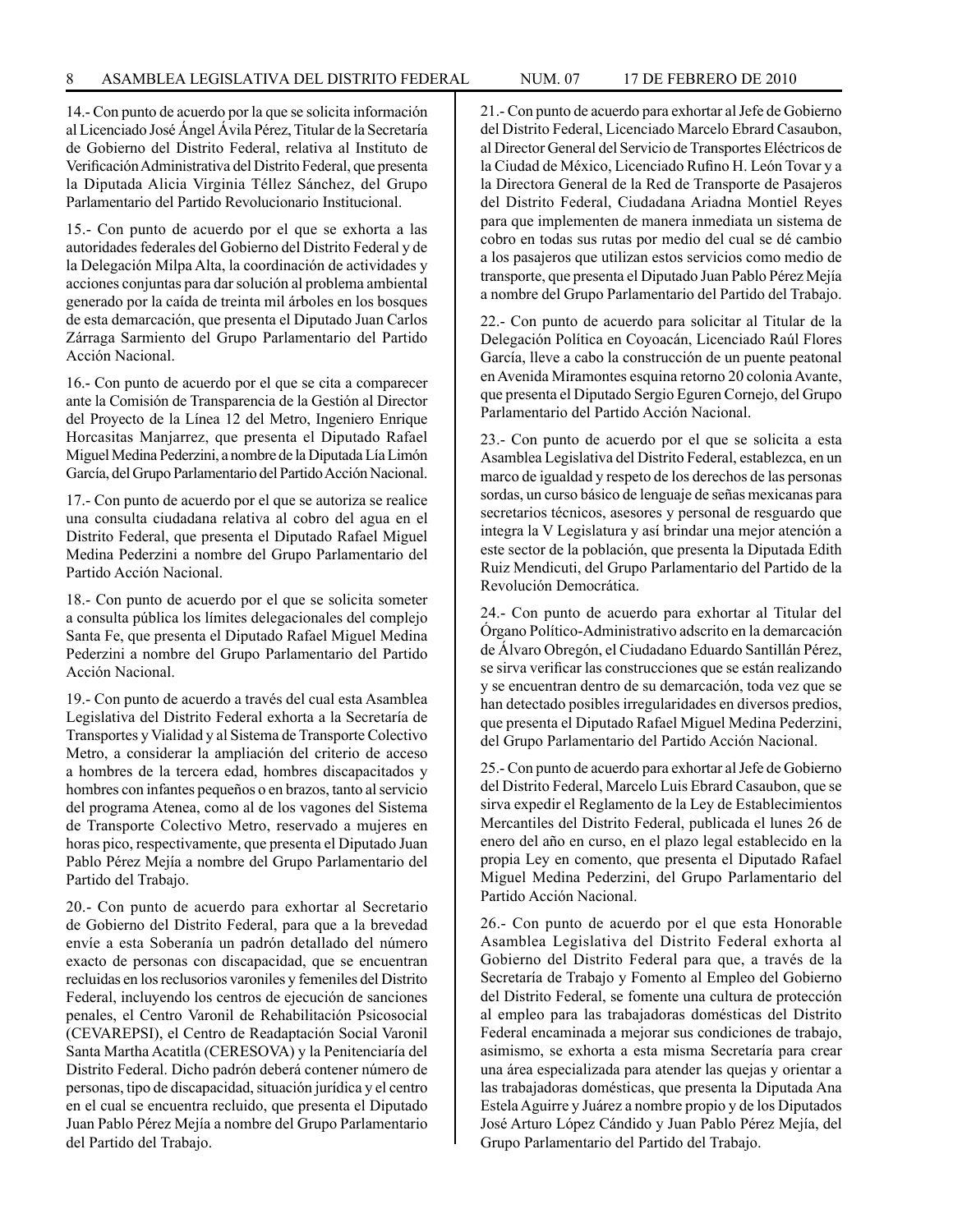14.- Con punto de acuerdo por la que se solicita información al Licenciado José Ángel Ávila Pérez, Titular de la Secretaría de Gobierno del Distrito Federal, relativa al Instituto de Verificación Administrativa del Distrito Federal, que presenta la Diputada Alicia Virginia Téllez Sánchez, del Grupo Parlamentario del Partido Revolucionario Institucional.

15.- Con punto de acuerdo por el que se exhorta a las autoridades federales del Gobierno del Distrito Federal y de la Delegación Milpa Alta, la coordinación de actividades y acciones conjuntas para dar solución al problema ambiental generado por la caída de treinta mil árboles en los bosques de esta demarcación, que presenta el Diputado Juan Carlos Zárraga Sarmiento del Grupo Parlamentario del Partido Acción Nacional.

16.- Con punto de acuerdo por el que se cita a comparecer ante la Comisión de Transparencia de la Gestión al Director del Proyecto de la Línea 12 del Metro, Ingeniero Enrique Horcasitas Manjarrez, que presenta el Diputado Rafael Miguel Medina Pederzini, a nombre de la Diputada Lía Limón García, del Grupo Parlamentario del Partido Acción Nacional.

17.- Con punto de acuerdo por el que se autoriza se realice una consulta ciudadana relativa al cobro del agua en el Distrito Federal, que presenta el Diputado Rafael Miguel Medina Pederzini a nombre del Grupo Parlamentario del Partido Acción Nacional.

18.- Con punto de acuerdo por el que se solicita someter a consulta pública los límites delegacionales del complejo Santa Fe, que presenta el Diputado Rafael Miguel Medina Pederzini a nombre del Grupo Parlamentario del Partido Acción Nacional.

19.- Con punto de acuerdo a través del cual esta Asamblea Legislativa del Distrito Federal exhorta a la Secretaría de Transportes y Vialidad y al Sistema de Transporte Colectivo Metro, a considerar la ampliación del criterio de acceso a hombres de la tercera edad, hombres discapacitados y hombres con infantes pequeños o en brazos, tanto al servicio del programa Atenea, como al de los vagones del Sistema de Transporte Colectivo Metro, reservado a mujeres en horas pico, respectivamente, que presenta el Diputado Juan Pablo Pérez Mejía a nombre del Grupo Parlamentario del Partido del Trabajo.

20.- Con punto de acuerdo para exhortar al Secretario de Gobierno del Distrito Federal, para que a la brevedad envíe a esta Soberanía un padrón detallado del número exacto de personas con discapacidad, que se encuentran recluidas en los reclusorios varoniles y femeniles del Distrito Federal, incluyendo los centros de ejecución de sanciones penales, el Centro Varonil de Rehabilitación Psicosocial (CEVAREPSI), el Centro de Readaptación Social Varonil Santa Martha Acatitla (CERESOVA) y la Penitenciaría del Distrito Federal. Dicho padrón deberá contener número de personas, tipo de discapacidad, situación jurídica y el centro en el cual se encuentra recluido, que presenta el Diputado Juan Pablo Pérez Mejía a nombre del Grupo Parlamentario del Partido del Trabajo.

21.- Con punto de acuerdo para exhortar al Jefe de Gobierno del Distrito Federal, Licenciado Marcelo Ebrard Casaubon, al Director General del Servicio de Transportes Eléctricos de la Ciudad de México, Licenciado Rufino H. León Tovar y a la Directora General de la Red de Transporte de Pasajeros del Distrito Federal, Ciudadana Ariadna Montiel Reyes para que implementen de manera inmediata un sistema de cobro en todas sus rutas por medio del cual se dé cambio a los pasajeros que utilizan estos servicios como medio de transporte, que presenta el Diputado Juan Pablo Pérez Mejía a nombre del Grupo Parlamentario del Partido del Trabajo.

22.- Con punto de acuerdo para solicitar al Titular de la Delegación Política en Coyoacán, Licenciado Raúl Flores García, lleve a cabo la construcción de un puente peatonal en Avenida Miramontes esquina retorno 20 colonia Avante, que presenta el Diputado Sergio Eguren Cornejo, del Grupo Parlamentario del Partido Acción Nacional.

23.- Con punto de acuerdo por el que se solicita a esta Asamblea Legislativa del Distrito Federal, establezca, en un marco de igualdad y respeto de los derechos de las personas sordas, un curso básico de lenguaje de señas mexicanas para secretarios técnicos, asesores y personal de resguardo que integra la V Legislatura y así brindar una mejor atención a este sector de la población, que presenta la Diputada Edith Ruiz Mendicuti, del Grupo Parlamentario del Partido de la Revolución Democrática.

24.- Con punto de acuerdo para exhortar al Titular del Órgano Político-Administrativo adscrito en la demarcación de Álvaro Obregón, el Ciudadano Eduardo Santillán Pérez, se sirva verificar las construcciones que se están realizando y se encuentran dentro de su demarcación, toda vez que se han detectado posibles irregularidades en diversos predios, que presenta el Diputado Rafael Miguel Medina Pederzini, del Grupo Parlamentario del Partido Acción Nacional.

25.- Con punto de acuerdo para exhortar al Jefe de Gobierno del Distrito Federal, Marcelo Luis Ebrard Casaubon, que se sirva expedir el Reglamento de la Ley de Establecimientos Mercantiles del Distrito Federal, publicada el lunes 26 de enero del año en curso, en el plazo legal establecido en la propia Ley en comento, que presenta el Diputado Rafael Miguel Medina Pederzini, del Grupo Parlamentario del Partido Acción Nacional.

26.- Con punto de acuerdo por el que esta Honorable Asamblea Legislativa del Distrito Federal exhorta al Gobierno del Distrito Federal para que, a través de la Secretaría de Trabajo y Fomento al Empleo del Gobierno del Distrito Federal, se fomente una cultura de protección al empleo para las trabajadoras domésticas del Distrito Federal encaminada a mejorar sus condiciones de trabajo, asimismo, se exhorta a esta misma Secretaría para crear una área especializada para atender las quejas y orientar a las trabajadoras domésticas, que presenta la Diputada Ana Estela Aguirre y Juárez a nombre propio y de los Diputados José Arturo López Cándido y Juan Pablo Pérez Mejía, del Grupo Parlamentario del Partido del Trabajo.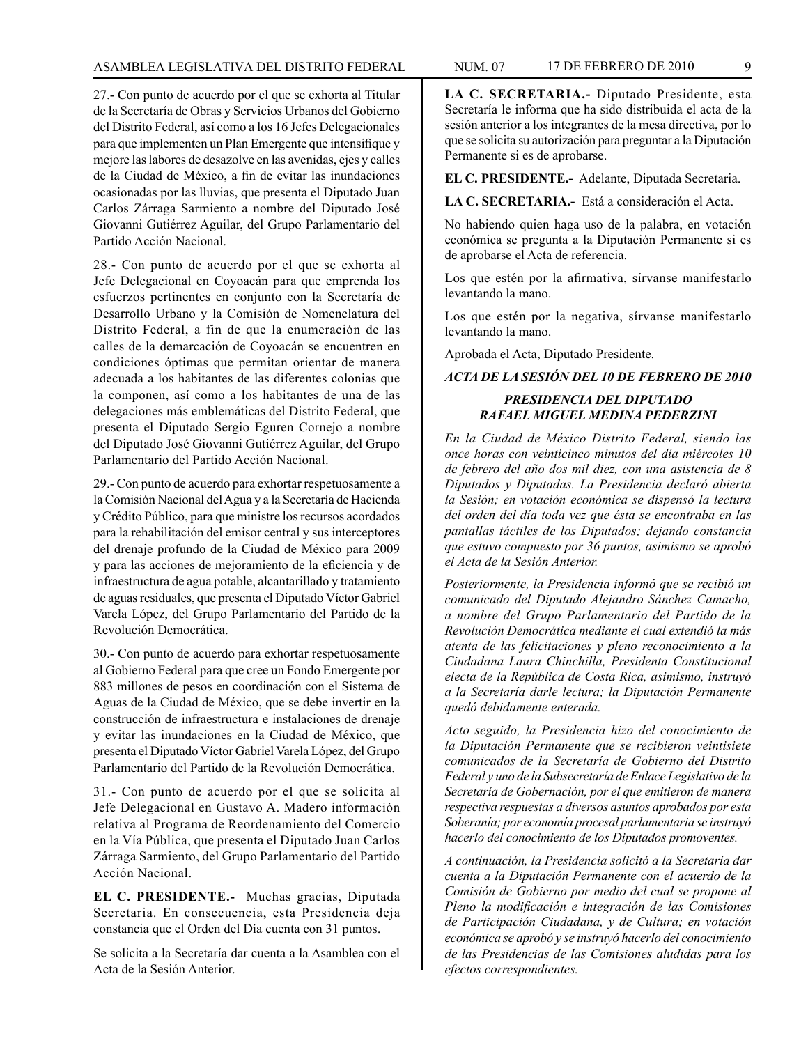27.- Con punto de acuerdo por el que se exhorta al Titular de la Secretaría de Obras y Servicios Urbanos del Gobierno del Distrito Federal, así como a los 16 Jefes Delegacionales para que implementen un Plan Emergente que intensifique y mejore las labores de desazolve en las avenidas, ejes y calles de la Ciudad de México, a fin de evitar las inundaciones ocasionadas por las lluvias, que presenta el Diputado Juan Carlos Zárraga Sarmiento a nombre del Diputado José Giovanni Gutiérrez Aguilar, del Grupo Parlamentario del Partido Acción Nacional.

28.- Con punto de acuerdo por el que se exhorta al Jefe Delegacional en Coyoacán para que emprenda los esfuerzos pertinentes en conjunto con la Secretaría de Desarrollo Urbano y la Comisión de Nomenclatura del Distrito Federal, a fin de que la enumeración de las calles de la demarcación de Coyoacán se encuentren en condiciones óptimas que permitan orientar de manera adecuada a los habitantes de las diferentes colonias que la componen, así como a los habitantes de una de las delegaciones más emblemáticas del Distrito Federal, que presenta el Diputado Sergio Eguren Cornejo a nombre del Diputado José Giovanni Gutiérrez Aguilar, del Grupo Parlamentario del Partido Acción Nacional.

29.- Con punto de acuerdo para exhortar respetuosamente a la Comisión Nacional del Agua y a la Secretaría de Hacienda y Crédito Público, para que ministre los recursos acordados para la rehabilitación del emisor central y sus interceptores del drenaje profundo de la Ciudad de México para 2009 y para las acciones de mejoramiento de la eficiencia y de infraestructura de agua potable, alcantarillado y tratamiento de aguas residuales, que presenta el Diputado Víctor Gabriel Varela López, del Grupo Parlamentario del Partido de la Revolución Democrática.

30.- Con punto de acuerdo para exhortar respetuosamente al Gobierno Federal para que cree un Fondo Emergente por 883 millones de pesos en coordinación con el Sistema de Aguas de la Ciudad de México, que se debe invertir en la construcción de infraestructura e instalaciones de drenaje y evitar las inundaciones en la Ciudad de México, que presenta el Diputado Víctor Gabriel Varela López, del Grupo Parlamentario del Partido de la Revolución Democrática.

31.- Con punto de acuerdo por el que se solicita al Jefe Delegacional en Gustavo A. Madero información relativa al Programa de Reordenamiento del Comercio en la Vía Pública, que presenta el Diputado Juan Carlos Zárraga Sarmiento, del Grupo Parlamentario del Partido Acción Nacional.

**EL C. PRESIDENTE.-** Muchas gracias, Diputada Secretaria. En consecuencia, esta Presidencia deja constancia que el Orden del Día cuenta con 31 puntos.

Se solicita a la Secretaría dar cuenta a la Asamblea con el Acta de la Sesión Anterior.

**LA C. SECRETARIA.-** Diputado Presidente, esta Secretaría le informa que ha sido distribuida el acta de la sesión anterior a los integrantes de la mesa directiva, por lo que se solicita su autorización para preguntar a la Diputación Permanente si es de aprobarse.

**EL C. PRESIDENTE.-** Adelante, Diputada Secretaria.

**LA C. SECRETARIA.-** Está a consideración el Acta.

No habiendo quien haga uso de la palabra, en votación económica se pregunta a la Diputación Permanente si es de aprobarse el Acta de referencia.

Los que estén por la afirmativa, sírvanse manifestarlo levantando la mano.

Los que estén por la negativa, sírvanse manifestarlo levantando la mano.

Aprobada el Acta, Diputado Presidente.

***ACTA DE LA SESIÓN DEL 10 DE FEBRERO DE 2010***

***PRESIDENCIA DEL DIPUTADO RAFAEL MIGUEL MEDINA PEDERZINI***

*En la Ciudad de México Distrito Federal, siendo las once horas con veinticinco minutos del día miércoles 10 de febrero del año dos mil diez, con una asistencia de 8 Diputados y Diputadas. La Presidencia declaró abierta la Sesión; en votación económica se dispensó la lectura del orden del día toda vez que ésta se encontraba en las pantallas táctiles de los Diputados; dejando constancia que estuvo compuesto por 36 puntos, asimismo se aprobó el Acta de la Sesión Anterior.*

*Posteriormente, la Presidencia informó que se recibió un comunicado del Diputado Alejandro Sánchez Camacho, a nombre del Grupo Parlamentario del Partido de la Revolución Democrática mediante el cual extendió la más atenta de las felicitaciones y pleno reconocimiento a la Ciudadana Laura Chinchilla, Presidenta Constitucional electa de la República de Costa Rica, asimismo, instruyó a la Secretaría darle lectura; la Diputación Permanente quedó debidamente enterada.*

*Acto seguido, la Presidencia hizo del conocimiento de la Diputación Permanente que se recibieron veintisiete comunicados de la Secretaría de Gobierno del Distrito Federal y uno de la Subsecretaría de Enlace Legislativo de la Secretaría de Gobernación, por el que emitieron de manera respectiva respuestas a diversos asuntos aprobados por esta Soberanía; por economía procesal parlamentaria se instruyó hacerlo del conocimiento de los Diputados promoventes.*

*A continuación, la Presidencia solicitó a la Secretaría dar cuenta a la Diputación Permanente con el acuerdo de la Comisión de Gobierno por medio del cual se propone al Pleno la modificación e integración de las Comisiones de Participación Ciudadana, y de Cultura; en votación económica se aprobó y se instruyó hacerlo del conocimiento de las Presidencias de las Comisiones aludidas para los efectos correspondientes.*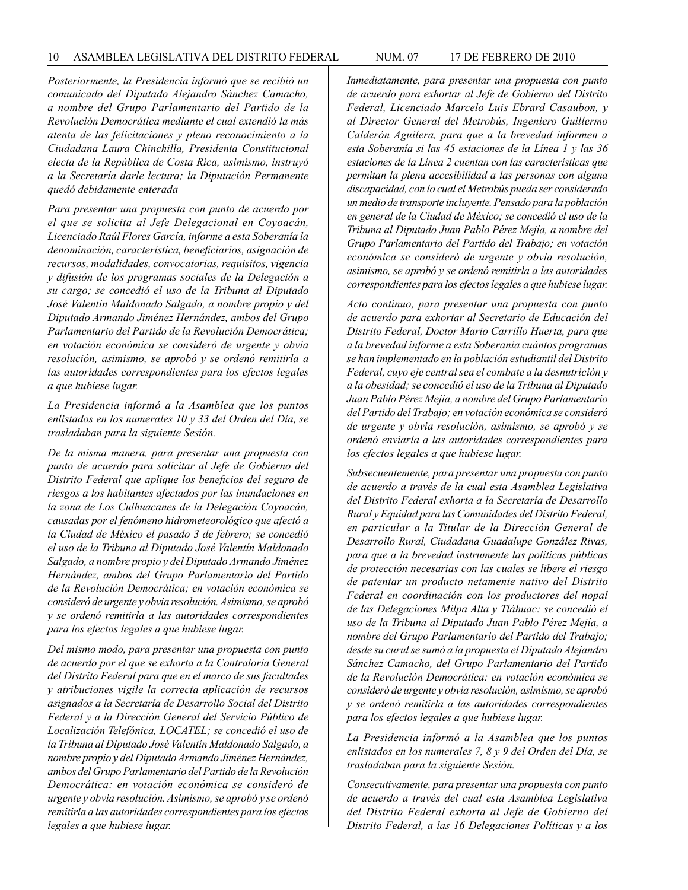*Posteriormente, la Presidencia informó que se recibió un comunicado del Diputado Alejandro Sánchez Camacho, a nombre del Grupo Parlamentario del Partido de la Revolución Democrática mediante el cual extendió la más atenta de las felicitaciones y pleno reconocimiento a la Ciudadana Laura Chinchilla, Presidenta Constitucional electa de la República de Costa Rica, asimismo, instruyó a la Secretaría darle lectura; la Diputación Permanente quedó debidamente enterada*

*Para presentar una propuesta con punto de acuerdo por el que se solicita al Jefe Delegacional en Coyoacán, Licenciado Raúl Flores García, informe a esta Soberanía la denominación, característica, beneficiarios, asignación de recursos, modalidades, convocatorias, requisitos, vigencia y difusión de los programas sociales de la Delegación a su cargo; se concedió el uso de la Tribuna al Diputado José Valentín Maldonado Salgado, a nombre propio y del Diputado Armando Jiménez Hernández, ambos del Grupo Parlamentario del Partido de la Revolución Democrática; en votación económica se consideró de urgente y obvia resolución, asimismo, se aprobó y se ordenó remitirla a las autoridades correspondientes para los efectos legales a que hubiese lugar.*

*La Presidencia informó a la Asamblea que los puntos enlistados en los numerales 10 y 33 del Orden del Día, se trasladaban para la siguiente Sesión.*

*De la misma manera, para presentar una propuesta con punto de acuerdo para solicitar al Jefe de Gobierno del Distrito Federal que aplique los beneficios del seguro de riesgos a los habitantes afectados por las inundaciones en la zona de Los Culhuacanes de la Delegación Coyoacán, causadas por el fenómeno hidrometeorológico que afectó a la Ciudad de México el pasado 3 de febrero; se concedió el uso de la Tribuna al Diputado José Valentín Maldonado Salgado, a nombre propio y del Diputado Armando Jiménez Hernández, ambos del Grupo Parlamentario del Partido de la Revolución Democrática; en votación económica se consideró de urgente y obvia resolución. Asimismo, se aprobó y se ordenó remitirla a las autoridades correspondientes para los efectos legales a que hubiese lugar.*

*Del mismo modo, para presentar una propuesta con punto de acuerdo por el que se exhorta a la Contraloría General del Distrito Federal para que en el marco de sus facultades y atribuciones vigile la correcta aplicación de recursos asignados a la Secretaría de Desarrollo Social del Distrito Federal y a la Dirección General del Servicio Público de Localización Telefónica, LOCATEL; se concedió el uso de la Tribuna al Diputado José Valentín Maldonado Salgado, a nombre propio y del Diputado Armando Jiménez Hernández, ambos del Grupo Parlamentario del Partido de la Revolución Democrática: en votación económica se consideró de urgente y obvia resolución. Asimismo, se aprobó y se ordenó remitirla a las autoridades correspondientes para los efectos legales a que hubiese lugar.*

*Inmediatamente, para presentar una propuesta con punto de acuerdo para exhortar al Jefe de Gobierno del Distrito Federal, Licenciado Marcelo Luis Ebrard Casaubon, y al Director General del Metrobús, Ingeniero Guillermo Calderón Aguilera, para que a la brevedad informen a esta Soberanía si las 45 estaciones de la Línea 1 y las 36 estaciones de la Línea 2 cuentan con las características que permitan la plena accesibilidad a las personas con alguna discapacidad, con lo cual el Metrobús pueda ser considerado un medio de transporte incluyente. Pensado para la población en general de la Ciudad de México; se concedió el uso de la Tribuna al Diputado Juan Pablo Pérez Mejía, a nombre del Grupo Parlamentario del Partido del Trabajo; en votación económica se consideró de urgente y obvia resolución, asimismo, se aprobó y se ordenó remitirla a las autoridades correspondientes para los efectos legales a que hubiese lugar.*

*Acto continuo, para presentar una propuesta con punto de acuerdo para exhortar al Secretario de Educación del Distrito Federal, Doctor Mario Carrillo Huerta, para que a la brevedad informe a esta Soberanía cuántos programas se han implementado en la población estudiantil del Distrito Federal, cuyo eje central sea el combate a la desnutrición y a la obesidad; se concedió el uso de la Tribuna al Diputado Juan Pablo Pérez Mejía, a nombre del Grupo Parlamentario del Partido del Trabajo; en votación económica se consideró de urgente y obvia resolución, asimismo, se aprobó y se ordenó enviarla a las autoridades correspondientes para los efectos legales a que hubiese lugar.*

*Subsecuentemente, para presentar una propuesta con punto de acuerdo a través de la cual esta Asamblea Legislativa del Distrito Federal exhorta a la Secretaría de Desarrollo Rural y Equidad para las Comunidades del Distrito Federal, en particular a la Titular de la Dirección General de Desarrollo Rural, Ciudadana Guadalupe González Rivas, para que a la brevedad instrumente las políticas públicas de protección necesarias con las cuales se libere el riesgo de patentar un producto netamente nativo del Distrito Federal en coordinación con los productores del nopal de las Delegaciones Milpa Alta y Tláhuac: se concedió el uso de la Tribuna al Diputado Juan Pablo Pérez Mejía, a nombre del Grupo Parlamentario del Partido del Trabajo; desde su curul se sumó a la propuesta el Diputado Alejandro Sánchez Camacho, del Grupo Parlamentario del Partido de la Revolución Democrática: en votación económica se consideró de urgente y obvia resolución, asimismo, se aprobó y se ordenó remitirla a las autoridades correspondientes para los efectos legales a que hubiese lugar.*

*La Presidencia informó a la Asamblea que los puntos enlistados en los numerales 7, 8 y 9 del Orden del Día, se trasladaban para la siguiente Sesión.*

*Consecutivamente, para presentar una propuesta con punto de acuerdo a través del cual esta Asamblea Legislativa del Distrito Federal exhorta al Jefe de Gobierno del Distrito Federal, a las 16 Delegaciones Políticas y a los*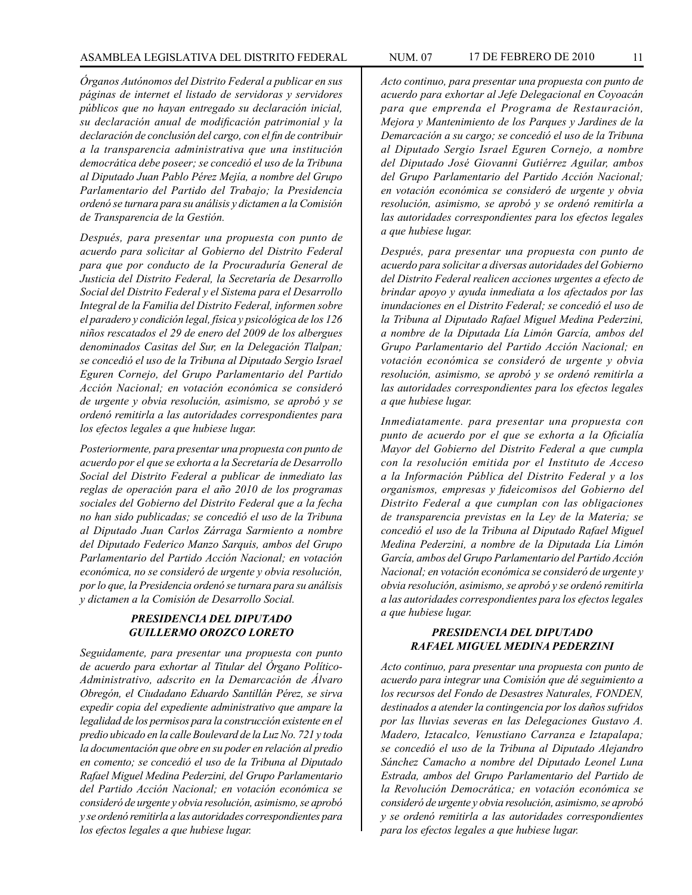*Órganos Autónomos del Distrito Federal a publicar en sus páginas de internet el listado de servidoras y servidores públicos que no hayan entregado su declaración inicial, su declaración anual de modificación patrimonial y la declaración de conclusión del cargo, con el fin de contribuir a la transparencia administrativa que una institución democrática debe poseer; se concedió el uso de la Tribuna al Diputado Juan Pablo Pérez Mejía, a nombre del Grupo Parlamentario del Partido del Trabajo; la Presidencia ordenó se turnara para su análisis y dictamen a la Comisión de Transparencia de la Gestión.*

*Después, para presentar una propuesta con punto de acuerdo para solicitar al Gobierno del Distrito Federal para que por conducto de la Procuraduría General de Justicia del Distrito Federal, la Secretaría de Desarrollo Social del Distrito Federal y el Sistema para el Desarrollo Integral de la Familia del Distrito Federal, informen sobre el paradero y condición legal, física y psicológica de los 126 niños rescatados el 29 de enero del 2009 de los albergues denominados Casitas del Sur, en la Delegación Tlalpan; se concedió el uso de la Tribuna al Diputado Sergio Israel Eguren Cornejo, del Grupo Parlamentario del Partido Acción Nacional; en votación económica se consideró de urgente y obvia resolución, asimismo, se aprobó y se ordenó remitirla a las autoridades correspondientes para los efectos legales a que hubiese lugar.*

*Posteriormente, para presentar una propuesta con punto de acuerdo por el que se exhorta a la Secretaría de Desarrollo Social del Distrito Federal a publicar de inmediato las reglas de operación para el año 2010 de los programas sociales del Gobierno del Distrito Federal que a la fecha no han sido publicadas; se concedió el uso de la Tribuna al Diputado Juan Carlos Zárraga Sarmiento a nombre del Diputado Federico Manzo Sarquis, ambos del Grupo Parlamentario del Partido Acción Nacional; en votación económica, no se consideró de urgente y obvia resolución, por lo que, la Presidencia ordenó se turnara para su análisis y dictamen a la Comisión de Desarrollo Social.*

### *PRESIDENCIA DEL DIPUTADO GUILLERMO OROZCO LORETO*

*Seguidamente, para presentar una propuesta con punto de acuerdo para exhortar al Titular del Órgano Político-Administrativo, adscrito en la Demarcación de Álvaro Obregón, el Ciudadano Eduardo Santillán Pérez, se sirva expedir copia del expediente administrativo que ampare la legalidad de los permisos para la construcción existente en el predio ubicado en la calle Boulevard de la Luz No. 721 y toda la documentación que obre en su poder en relación al predio en comento; se concedió el uso de la Tribuna al Diputado Rafael Miguel Medina Pederzini, del Grupo Parlamentario del Partido Acción Nacional; en votación económica se consideró de urgente y obvia resolución, asimismo, se aprobó y se ordenó remitirla a las autoridades correspondientes para los efectos legales a que hubiese lugar.*

*Acto continuo, para presentar una propuesta con punto de acuerdo para exhortar al Jefe Delegacional en Coyoacán para que emprenda el Programa de Restauración, Mejora y Mantenimiento de los Parques y Jardines de la Demarcación a su cargo; se concedió el uso de la Tribuna al Diputado Sergio Israel Eguren Cornejo, a nombre del Diputado José Giovanni Gutiérrez Aguilar, ambos del Grupo Parlamentario del Partido Acción Nacional; en votación económica se consideró de urgente y obvia resolución, asimismo, se aprobó y se ordenó remitirla a las autoridades correspondientes para los efectos legales a que hubiese lugar.*

*Después, para presentar una propuesta con punto de acuerdo para solicitar a diversas autoridades del Gobierno del Distrito Federal realicen acciones urgentes a efecto de brindar apoyo y ayuda inmediata a los afectados por las inundaciones en el Distrito Federal; se concedió el uso de la Tribuna al Diputado Rafael Miguel Medina Pederzini, a nombre de la Diputada Lía Limón García, ambos del Grupo Parlamentario del Partido Acción Nacional; en votación económica se consideró de urgente y obvia resolución, asimismo, se aprobó y se ordenó remitirla a las autoridades correspondientes para los efectos legales a que hubiese lugar.*

*Inmediatamente. para presentar una propuesta con punto de acuerdo por el que se exhorta a la Oficialía Mayor del Gobierno del Distrito Federal a que cumpla con la resolución emitida por el Instituto de Acceso a la Información Pública del Distrito Federal y a los organismos, empresas y fideicomisos del Gobierno del Distrito Federal a que cumplan con las obligaciones de transparencia previstas en la Ley de la Materia; se concedió el uso de la Tribuna al Diputado Rafael Miguel Medina Pederzini, a nombre de la Diputada Lía Limón García, ambos del Grupo Parlamentario del Partido Acción Nacional; en votación económica se consideró de urgente y obvia resolución, asimismo, se aprobó y se ordenó remitirla a las autoridades correspondientes para los efectos legales a que hubiese lugar.*

### *PRESIDENCIA DEL DIPUTADO RAFAEL MIGUEL MEDINA PEDERZINI*

*Acto continuo, para presentar una propuesta con punto de acuerdo para integrar una Comisión que dé seguimiento a los recursos del Fondo de Desastres Naturales, FONDEN, destinados a atender la contingencia por los daños sufridos por las lluvias severas en las Delegaciones Gustavo A. Madero, Iztacalco, Venustiano Carranza e Iztapalapa; se concedió el uso de la Tribuna al Diputado Alejandro Sánchez Camacho a nombre del Diputado Leonel Luna Estrada, ambos del Grupo Parlamentario del Partido de la Revolución Democrática; en votación económica se consideró de urgente y obvia resolución, asimismo, se aprobó y se ordenó remitirla a las autoridades correspondientes para los efectos legales a que hubiese lugar.*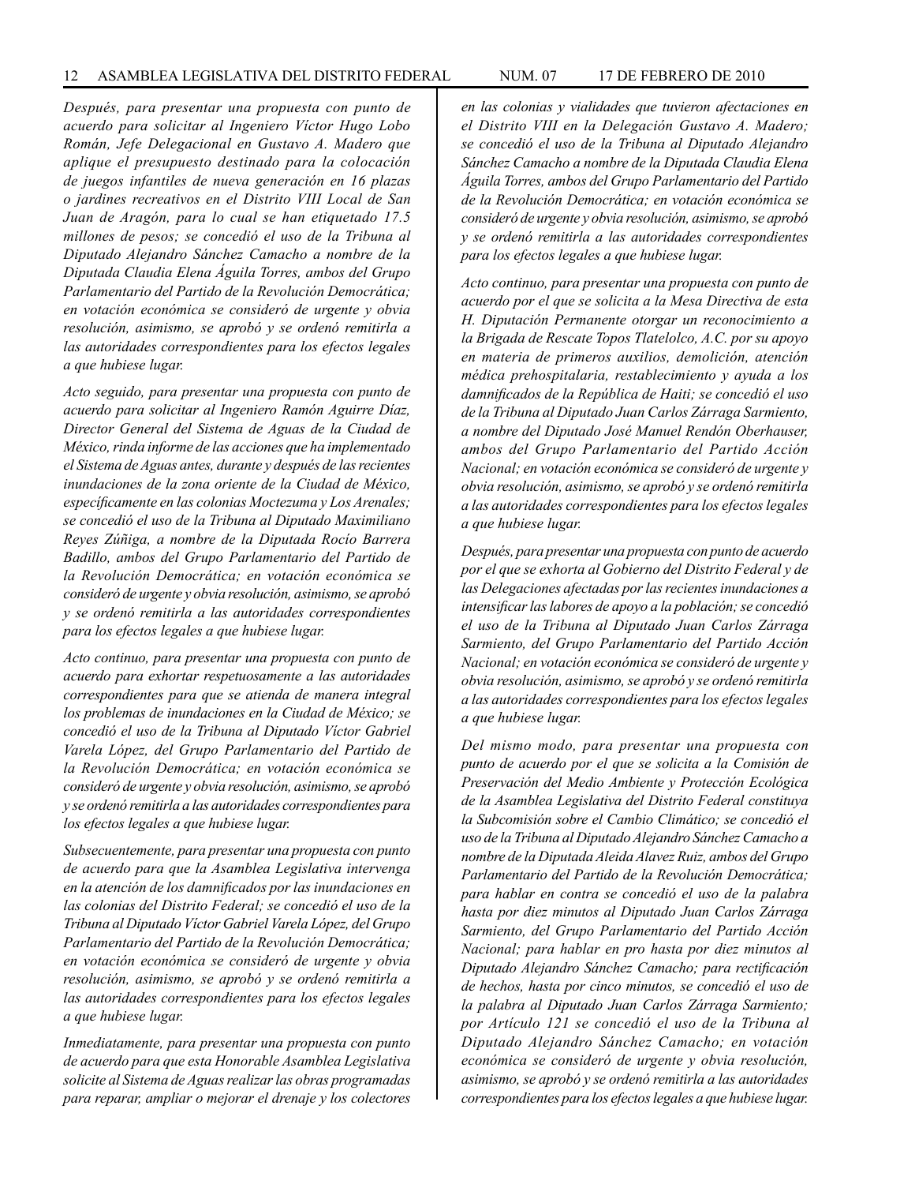*Después, para presentar una propuesta con punto de acuerdo para solicitar al Ingeniero Víctor Hugo Lobo Román, Jefe Delegacional en Gustavo A. Madero que aplique el presupuesto destinado para la colocación de juegos infantiles de nueva generación en 16 plazas o jardines recreativos en el Distrito VIII Local de San Juan de Aragón, para lo cual se han etiquetado 17.5 millones de pesos; se concedió el uso de la Tribuna al Diputado Alejandro Sánchez Camacho a nombre de la Diputada Claudia Elena Águila Torres, ambos del Grupo Parlamentario del Partido de la Revolución Democrática; en votación económica se consideró de urgente y obvia resolución, asimismo, se aprobó y se ordenó remitirla a las autoridades correspondientes para los efectos legales a que hubiese lugar.*

*Acto seguido, para presentar una propuesta con punto de acuerdo para solicitar al Ingeniero Ramón Aguirre Díaz, Director General del Sistema de Aguas de la Ciudad de México, rinda informe de las acciones que ha implementado el Sistema de Aguas antes, durante y después de las recientes inundaciones de la zona oriente de la Ciudad de México, específicamente en las colonias Moctezuma y Los Arenales; se concedió el uso de la Tribuna al Diputado Maximiliano Reyes Zúñiga, a nombre de la Diputada Rocío Barrera Badillo, ambos del Grupo Parlamentario del Partido de la Revolución Democrática; en votación económica se consideró de urgente y obvia resolución, asimismo, se aprobó y se ordenó remitirla a las autoridades correspondientes para los efectos legales a que hubiese lugar.*

*Acto continuo, para presentar una propuesta con punto de acuerdo para exhortar respetuosamente a las autoridades correspondientes para que se atienda de manera integral los problemas de inundaciones en la Ciudad de México; se concedió el uso de la Tribuna al Diputado Víctor Gabriel Varela López, del Grupo Parlamentario del Partido de la Revolución Democrática; en votación económica se consideró de urgente y obvia resolución, asimismo, se aprobó y se ordenó remitirla a las autoridades correspondientes para los efectos legales a que hubiese lugar.*

*Subsecuentemente, para presentar una propuesta con punto de acuerdo para que la Asamblea Legislativa intervenga en la atención de los damnificados por las inundaciones en las colonias del Distrito Federal; se concedió el uso de la Tribuna al Diputado Víctor Gabriel Varela López, del Grupo Parlamentario del Partido de la Revolución Democrática; en votación económica se consideró de urgente y obvia resolución, asimismo, se aprobó y se ordenó remitirla a las autoridades correspondientes para los efectos legales a que hubiese lugar.*

*Inmediatamente, para presentar una propuesta con punto de acuerdo para que esta Honorable Asamblea Legislativa solicite al Sistema de Aguas realizar las obras programadas para reparar, ampliar o mejorar el drenaje y los colectores en las colonias y vialidades que tuvieron afectaciones en el Distrito VIII en la Delegación Gustavo A. Madero; se concedió el uso de la Tribuna al Diputado Alejandro Sánchez Camacho a nombre de la Diputada Claudia Elena Águila Torres, ambos del Grupo Parlamentario del Partido de la Revolución Democrática; en votación económica se consideró de urgente y obvia resolución, asimismo, se aprobó y se ordenó remitirla a las autoridades correspondientes para los efectos legales a que hubiese lugar.*

*Acto continuo, para presentar una propuesta con punto de acuerdo por el que se solicita a la Mesa Directiva de esta H. Diputación Permanente otorgar un reconocimiento a la Brigada de Rescate Topos Tlatelolco, A.C. por su apoyo en materia de primeros auxilios, demolición, atención médica prehospitalaria, restablecimiento y ayuda a los damnificados de la República de Haiti; se concedió el uso de la Tribuna al Diputado Juan Carlos Zárraga Sarmiento, a nombre del Diputado José Manuel Rendón Oberhauser, ambos del Grupo Parlamentario del Partido Acción Nacional; en votación económica se consideró de urgente y obvia resolución, asimismo, se aprobó y se ordenó remitirla a las autoridades correspondientes para los efectos legales a que hubiese lugar.*

*Después, para presentar una propuesta con punto de acuerdo por el que se exhorta al Gobierno del Distrito Federal y de las Delegaciones afectadas por las recientes inundaciones a intensificar las labores de apoyo a la población; se concedió el uso de la Tribuna al Diputado Juan Carlos Zárraga Sarmiento, del Grupo Parlamentario del Partido Acción Nacional; en votación económica se consideró de urgente y obvia resolución, asimismo, se aprobó y se ordenó remitirla a las autoridades correspondientes para los efectos legales a que hubiese lugar.*

*Del mismo modo, para presentar una propuesta con punto de acuerdo por el que se solicita a la Comisión de Preservación del Medio Ambiente y Protección Ecológica de la Asamblea Legislativa del Distrito Federal constituya la Subcomisión sobre el Cambio Climático; se concedió el uso de la Tribuna al Diputado Alejandro Sánchez Camacho a nombre de la Diputada Aleida Alavez Ruiz, ambos del Grupo Parlamentario del Partido de la Revolución Democrática; para hablar en contra se concedió el uso de la palabra hasta por diez minutos al Diputado Juan Carlos Zárraga Sarmiento, del Grupo Parlamentario del Partido Acción Nacional; para hablar en pro hasta por diez minutos al Diputado Alejandro Sánchez Camacho; para rectificación de hechos, hasta por cinco minutos, se concedió el uso de la palabra al Diputado Juan Carlos Zárraga Sarmiento; por Artículo 121 se concedió el uso de la Tribuna al Diputado Alejandro Sánchez Camacho; en votación económica se consideró de urgente y obvia resolución, asimismo, se aprobó y se ordenó remitirla a las autoridades correspondientes para los efectos legales a que hubiese lugar.*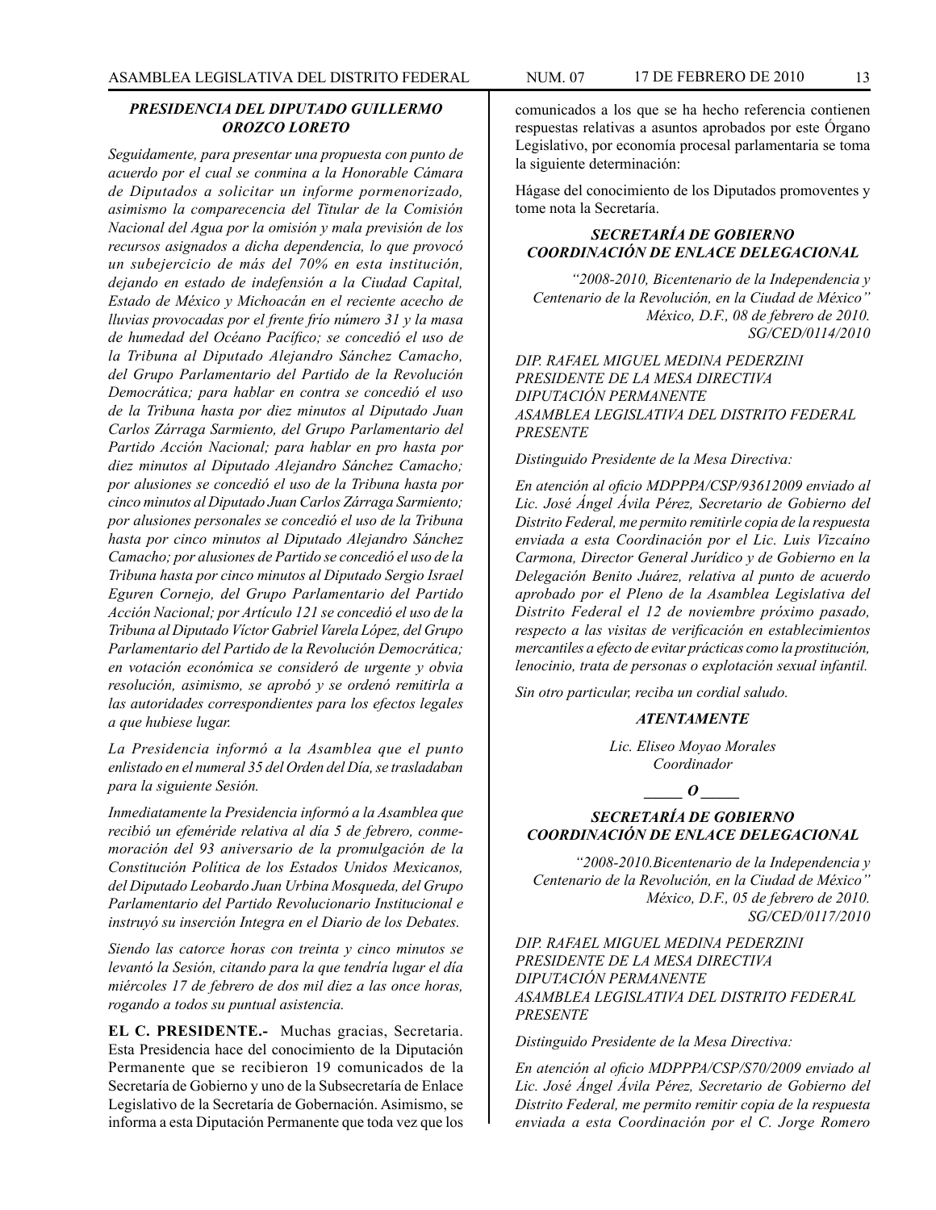***PRESIDENCIA DEL DIPUTADO GUILLERMO OROZCO LORETO***

*Seguidamente, para presentar una propuesta con punto de acuerdo por el cual se conmina a la Honorable Cámara de Diputados a solicitar un informe pormenorizado, asimismo la comparecencia del Titular de la Comisión Nacional del Agua por la omisión y mala previsión de los recursos asignados a dicha dependencia, lo que provocó un subejercicio de más del 70% en esta institución, dejando en estado de indefensión a la Ciudad Capital, Estado de México y Michoacán en el reciente acecho de lluvias provocadas por el frente frío número 31 y la masa de humedad del Océano Pacífico; se concedió el uso de la Tribuna al Diputado Alejandro Sánchez Camacho, del Grupo Parlamentario del Partido de la Revolución Democrática; para hablar en contra se concedió el uso de la Tribuna hasta por diez minutos al Diputado Juan Carlos Zárraga Sarmiento, del Grupo Parlamentario del Partido Acción Nacional; para hablar en pro hasta por diez minutos al Diputado Alejandro Sánchez Camacho; por alusiones se concedió el uso de la Tribuna hasta por cinco minutos al Diputado Juan Carlos Zárraga Sarmiento; por alusiones personales se concedió el uso de la Tribuna hasta por cinco minutos al Diputado Alejandro Sánchez Camacho; por alusiones de Partido se concedió el uso de la Tribuna hasta por cinco minutos al Diputado Sergio Israel Eguren Cornejo, del Grupo Parlamentario del Partido Acción Nacional; por Artículo 121 se concedió el uso de la Tribuna al Diputado Víctor Gabriel Varela López, del Grupo Parlamentario del Partido de la Revolución Democrática; en votación económica se consideró de urgente y obvia resolución, asimismo, se aprobó y se ordenó remitirla a las autoridades correspondientes para los efectos legales a que hubiese lugar.*

*La Presidencia informó a la Asamblea que el punto enlistado en el numeral 35 del Orden del Día, se trasladaban para la siguiente Sesión.*

*Inmediatamente la Presidencia informó a la Asamblea que recibió un efeméride relativa al día 5 de febrero, conmemoración del 93 aniversario de la promulgación de la Constitución Política de los Estados Unidos Mexicanos, del Diputado Leobardo Juan Urbina Mosqueda, del Grupo Parlamentario del Partido Revolucionario Institucional e instruyó su inserción Integra en el Diario de los Debates.*

*Siendo las catorce horas con treinta y cinco minutos se levantó la Sesión, citando para la que tendría lugar el día miércoles 17 de febrero de dos mil diez a las once horas, rogando a todos su puntual asistencia.*

**EL C. PRESIDENTE.-** Muchas gracias, Secretaria. Esta Presidencia hace del conocimiento de la Diputación Permanente que se recibieron 19 comunicados de la Secretaría de Gobierno y uno de la Subsecretaría de Enlace Legislativo de la Secretaría de Gobernación. Asimismo, se informa a esta Diputación Permanente que toda vez que los comunicados a los que se ha hecho referencia contienen respuestas relativas a asuntos aprobados por este Órgano Legislativo, por economía procesal parlamentaria se toma la siguiente determinación:

Hágase del conocimiento de los Diputados promoventes y tome nota la Secretaría.

***SECRETARÍA DE GOBIERNO COORDINACIÓN DE ENLACE DELEGACIONAL***

*"2008-2010, Bicentenario de la Independencia y Centenario de la Revolución, en la Ciudad de México"*
*México, D.F., 08 de febrero de 2010.*
*SG/CED/0114/2010*

*DIP. RAFAEL MIGUEL MEDINA PEDERZINI*
*PRESIDENTE DE LA MESA DIRECTIVA*
*DIPUTACIÓN PERMANENTE*
*ASAMBLEA LEGISLATIVA DEL DISTRITO FEDERAL*
*PRESENTE*

*Distinguido Presidente de la Mesa Directiva:*

*En atención al oficio MDPPPA/CSP/93612009 enviado al Lic. José Ángel Ávila Pérez, Secretario de Gobierno del Distrito Federal, me permito remitirle copia de la respuesta enviada a esta Coordinación por el Lic. Luis Vizcaíno Carmona, Director General Jurídico y de Gobierno en la Delegación Benito Juárez, relativa al punto de acuerdo aprobado por el Pleno de la Asamblea Legislativa del Distrito Federal el 12 de noviembre próximo pasado, respecto a las visitas de verificación en establecimientos mercantiles a efecto de evitar prácticas como la prostitución, lenocinio, trata de personas o explotación sexual infantil.*

*Sin otro particular, reciba un cordial saludo.*

***ATENTAMENTE***

*Lic. Eliseo Moyao Morales*
*Coordinador*

***\_\_\_\_\_ O \_\_\_\_\_***

***SECRETARÍA DE GOBIERNO COORDINACIÓN DE ENLACE DELEGACIONAL***

*"2008-2010.Bicentenario de la Independencia y Centenario de la Revolución, en la Ciudad de México"*
*México, D.F., 05 de febrero de 2010.*
*SG/CED/0117/2010*

*DIP. RAFAEL MIGUEL MEDINA PEDERZINI*
*PRESIDENTE DE LA MESA DIRECTIVA*
*DIPUTACIÓN PERMANENTE*
*ASAMBLEA LEGISLATIVA DEL DISTRITO FEDERAL*
*PRESENTE*

*Distinguido Presidente de la Mesa Directiva:*

*En atención al oficio MDPPPA/CSP/S70/2009 enviado al Lic. José Ángel Ávila Pérez, Secretario de Gobierno del Distrito Federal, me permito remitir copia de la respuesta enviada a esta Coordinación por el C. Jorge Romero*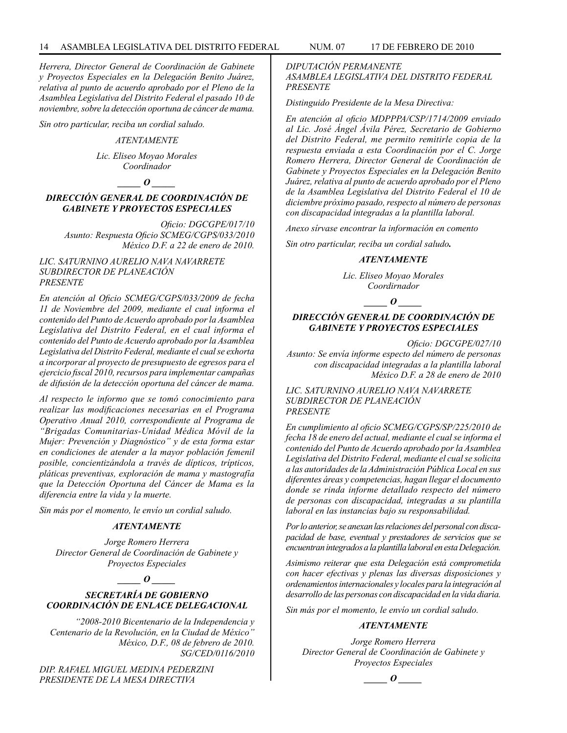*Herrera, Director General de Coordinación de Gabinete y Proyectos Especiales en la Delegación Benito Juárez, relativa al punto de acuerdo aprobado por el Pleno de la Asamblea Legislativa del Distrito Federal el pasado 10 de noviembre, sobre la detección oportuna de cáncer de mama.*

*Sin otro particular, reciba un cordial saludo.*

*ATENTAMENTE*

*Lic. Eliseo Moyao Morales*
*Coordinador*

***_____ O _____***

***DIRECCIÓN GENERAL DE COORDINACIÓN DE GABINETE Y PROYECTOS ESPECIALES***

*Oficio: DGCGPE/017/10*
*Asunto: Respuesta Oficio SCMEG/CGPS/033/2010*
*México D.F. a 22 de enero de 2010.*

*LIC. SATURNINO AURELIO NAVA NAVARRETE*
*SUBDIRECTOR DE PLANEACIÓN*
*PRESENTE*

*En atención al Oficio SCMEG/CGPS/033/2009 de fecha 11 de Noviembre del 2009, mediante el cual informa el contenido del Punto de Acuerdo aprobado por la Asamblea Legislativa del Distrito Federal, en el cual informa el contenido del Punto de Acuerdo aprobado por la Asamblea Legislativa del Distrito Federal, mediante el cual se exhorta a incorporar al proyecto de presupuesto de egresos para el ejercicio fiscal 2010, recursos para implementar campañas de difusión de la detección oportuna del cáncer de mama.*

*Al respecto le informo que se tomó conocimiento para realizar las modificaciones necesarias en el Programa Operativo Anual 2010, correspondiente al Programa de "Brigadas Comunitarias-Unidad Médica Móvil de la Mujer: Prevención y Diagnóstico" y de esta forma estar en condiciones de atender a la mayor población femenil posible, concientizándola a través de dípticos, trípticos, pláticas preventivas, exploración de mama y mastografía que la Detección Oportuna del Cáncer de Mama es la diferencia entre la vida y la muerte.*

*Sin más por el momento, le envío un cordial saludo.*

***ATENTAMENTE***

*Jorge Romero Herrera*
*Director General de Coordinación de Gabinete y Proyectos Especiales*

***_____ O _____***

***SECRETARÍA DE GOBIERNO***
***COORDINACIÓN DE ENLACE DELEGACIONAL***

*"2008-2010 Bicentenario de la Independencia y Centenario de la Revolución, en la Ciudad de México"*
*México, D.F., 08 de febrero de 2010.*
*SG/CED/0116/2010*

*DIP. RAFAEL MIGUEL MEDINA PEDERZINI*
*PRESIDENTE DE LA MESA DIRECTIVA*
*DIPUTACIÓN PERMANENTE*
*ASAMBLEA LEGISLATIVA DEL DISTRITO FEDERAL*
*PRESENTE*

*Distinguido Presidente de la Mesa Directiva:*

*En atención al oficio MDPPPA/CSP/1714/2009 enviado al Lic. José Ángel Ávila Pérez, Secretario de Gobierno del Distrito Federal, me permito remitirle copia de la respuesta enviada a esta Coordinación por el C. Jorge Romero Herrera, Director General de Coordinación de Gabinete y Proyectos Especiales en la Delegación Benito Juárez, relativa al punto de acuerdo aprobado por el Pleno de la Asamblea Legislativa del Distrito Federal el 10 de diciembre próximo pasado, respecto al número de personas con discapacidad integradas a la plantilla laboral.*

*Anexo sírvase encontrar la información en comento*

*Sin otro particular, reciba un cordial saludo.*

***ATENTAMENTE***

*Lic. Eliseo Moyao Morales*
*Coordirnador*

***_____ O _____***

***DIRECCIÓN GENERAL DE COORDINACIÓN DE GABINETE Y PROYECTOS ESPECIALES***

*Oficio: DGCGPE/027/10*
*Asunto: Se envía informe especto del número de personas con discapacidad integradas a la plantilla laboral*
*México D.F. a 28 de enero de 2010*

*LIC. SATURNINO AURELIO NAVA NAVARRETE*
*SUBDIRECTOR DE PLANEACIÓN*
*PRESENTE*

*En cumplimiento al oficio SCMEG/CGPS/SP/225/2010 de fecha 18 de enero del actual, mediante el cual se informa el contenido del Punto de Acuerdo aprobado por la Asamblea Legislativa del Distrito Federal, mediante el cual se solicita a las autoridades de la Administración Pública Local en sus diferentes áreas y competencias, hagan llegar el documento donde se rinda informe detallado respecto del número de personas con discapacidad, integradas a su plantilla laboral en las instancias bajo su responsabilidad.*

*Por lo anterior, se anexan las relaciones del personal con discapacidad de base, eventual y prestadores de servicios que se encuentran integrados a la plantilla laboral en esta Delegación.*

*Asimismo reiterar que esta Delegación está comprometida con hacer efectivas y plenas las diversas disposiciones y ordenamientos internacionales y locales para la integración al desarrollo de las personas con discapacidad en la vida diaria.*

*Sin más por el momento, le envío un cordial saludo.*

***ATENTAMENTE***

*Jorge Romero Herrera*
*Director General de Coordinación de Gabinete y Proyectos Especiales*

***_____ O _____***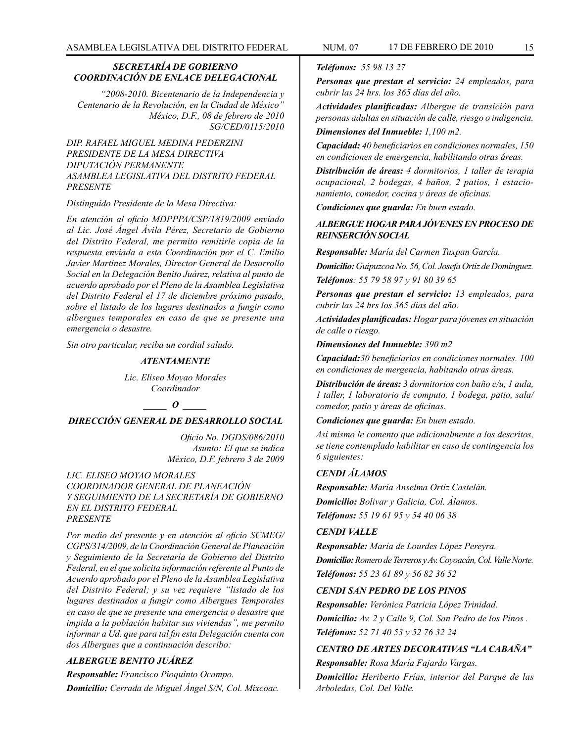### *SECRETARÍA DE GOBIERNO*
### *COORDINACIÓN DE ENLACE DELEGACIONAL*

*"2008-2010. Bicentenario de la Independencia y Centenario de la Revolución, en la Ciudad de México"*
*México, D.F., 08 de febrero de 2010*
*SG/CED/0115/2010*

*DIP. RAFAEL MIGUEL MEDINA PEDERZINI*
*PRESIDENTE DE LA MESA DIRECTIVA*
*DIPUTACIÓN PERMANENTE*
*ASAMBLEA LEGISLATIVA DEL DISTRITO FEDERAL*
*PRESENTE*

*Distinguido Presidente de la Mesa Directiva:*

*En atención al oficio MDPPPA/CSP/1819/2009 enviado al Lic. José Ángel Ávila Pérez, Secretario de Gobierno del Distrito Federal, me permito remitirle copia de la respuesta enviada a esta Coordinación por el C. Emilio Javier Martínez Morales, Director General de Desarrollo Social en la Delegación Benito Juárez, relativa al punto de acuerdo aprobado por el Pleno de la Asamblea Legislativa del Distrito Federal el 17 de diciembre próximo pasado, sobre el listado de los lugares destinados a fungir como albergues temporales en caso de que se presente una emergencia o desastre.*

*Sin otro particular, reciba un cordial saludo.*

***ATENTAMENTE***

*Lic. Eliseo Moyao Morales*
*Coordinador*

***_____ O _____***

### *DIRECCIÓN GENERAL DE DESARROLLO SOCIAL*

*Oficio No. DGDS/086/2010*
*Asunto: El que se indica*
*México, D.F. febrero 3 de 2009*

*LIC. ELISEO MOYAO MORALES*
*COORDINADOR GENERAL DE PLANEACIÓN Y SEGUIMIENTO DE LA SECRETARÍA DE GOBIERNO EN EL DISTRITO FEDERAL*
*PRESENTE*

*Por medio del presente y en atención al oficio SCMEG/CGPS/314/2009, de la Coordinación General de Planeación y Seguimiento de la Secretaría de Gobierno del Distrito Federal, en el que solicita información referente al Punto de Acuerdo aprobado por el Pleno de la Asamblea Legislativa del Distrito Federal; y su vez requiere "listado de los lugares destinados a fungir como Albergues Temporales en caso de que se presente una emergencia o desastre que impida a la población habitar sus viviendas", me permito informar a Ud. que para tal fin esta Delegación cuenta con dos Albergues que a continuación describo:*

### *ALBERGUE BENITO JUÁREZ*

***Responsable:*** *Francisco Pioquinto Ocampo.*

***Domicilio:*** *Cerrada de Miguel Ángel S/N, Col. Mixcoac.*

***Teléfonos:*** *55 98 13 27*

***Personas que prestan el servicio:*** *24 empleados, para cubrir las 24 hrs. los 365 días del año.*

***Actividades planificadas:*** *Albergue de transición para personas adultas en situación de calle, riesgo o indigencia.*

***Dimensiones del Inmueble:*** *1,100 m2.*

***Capacidad:*** *40 beneficiarios en condiciones normales, 150 en condiciones de emergencia, habilitando otras áreas.*

***Distribución de áreas:*** *4 dormitorios, 1 taller de terapia ocupacional, 2 bodegas, 4 baños, 2 patios, 1 estacionamiento, comedor, cocina y áreas de oficinas.*

***Condiciones que guarda:*** *En buen estado.*

### *ALBERGUE HOGAR PARA JÓVENES EN PROCESO DE REINSERCIÓN SOCIAL*

***Responsable:*** *María del Carmen Tuxpan García.*

***Domicilio:*** *Guipuzcoa No. 56, Col. Josefa Ortiz de Domínguez.*

***Teléfonos****: 55 79 58 97 y 91 80 39 65*

***Personas que prestan el servicio:*** *13 empleados, para cubrir las 24 hrs los 365 días del año.*

***Actividades planificadas:*** *Hogar para jóvenes en situación de calle o riesgo.*

***Dimensiones del Inmueble:*** *390 m2*

***Capacidad:****30 beneficiarios en condiciones normales. 100 en condiciones de mergencia, habitando otras áreas.*

***Distribución de áreas:*** *3 dormitorios con baño c/u, 1 aula, 1 taller, 1 laboratorio de computo, 1 bodega, patio, sala/comedor, patio y áreas de oficinas.*

***Condiciones que guarda:*** *En buen estado.*

*Así mismo le comento que adicionalmente a los descritos, se tiene contemplado habilitar en caso de contingencia los 6 siguientes:*

### *CENDI ÁLAMOS*

***Responsable:*** *Maria Anselma Ortiz Castelán.*

***Domicilio:*** *Bolivar y Galicia, Col. Álamos.*

***Teléfonos:*** *55 19 61 95 y 54 40 06 38*

### *CENDI VALLE*

***Responsable:*** *María de Lourdes López Pereyra.*

***Domicilio:*** *Romero de Terreros y Av. Coyoacán, Col. Valle Norte.*

***Teléfonos:*** *55 23 61 89 y 56 82 36 52*

### *CENDI SAN PEDRO DE LOS PINOS*

***Responsable:*** *Verónica Patricia López Trinidad.*

***Domicilio:*** *Av. 2 y Calle 9, Col. San Pedro de los Pinos .*

***Teléfonos:*** *52 71 40 53 y 52 76 32 24*

### *CENTRO DE ARTES DECORATIVAS "LA CABAÑA"*

***Responsable:*** *Rosa María Fajardo Vargas.*

***Domicilio:*** *Heriberto Frías, interior del Parque de las Arboledas, Col. Del Valle.*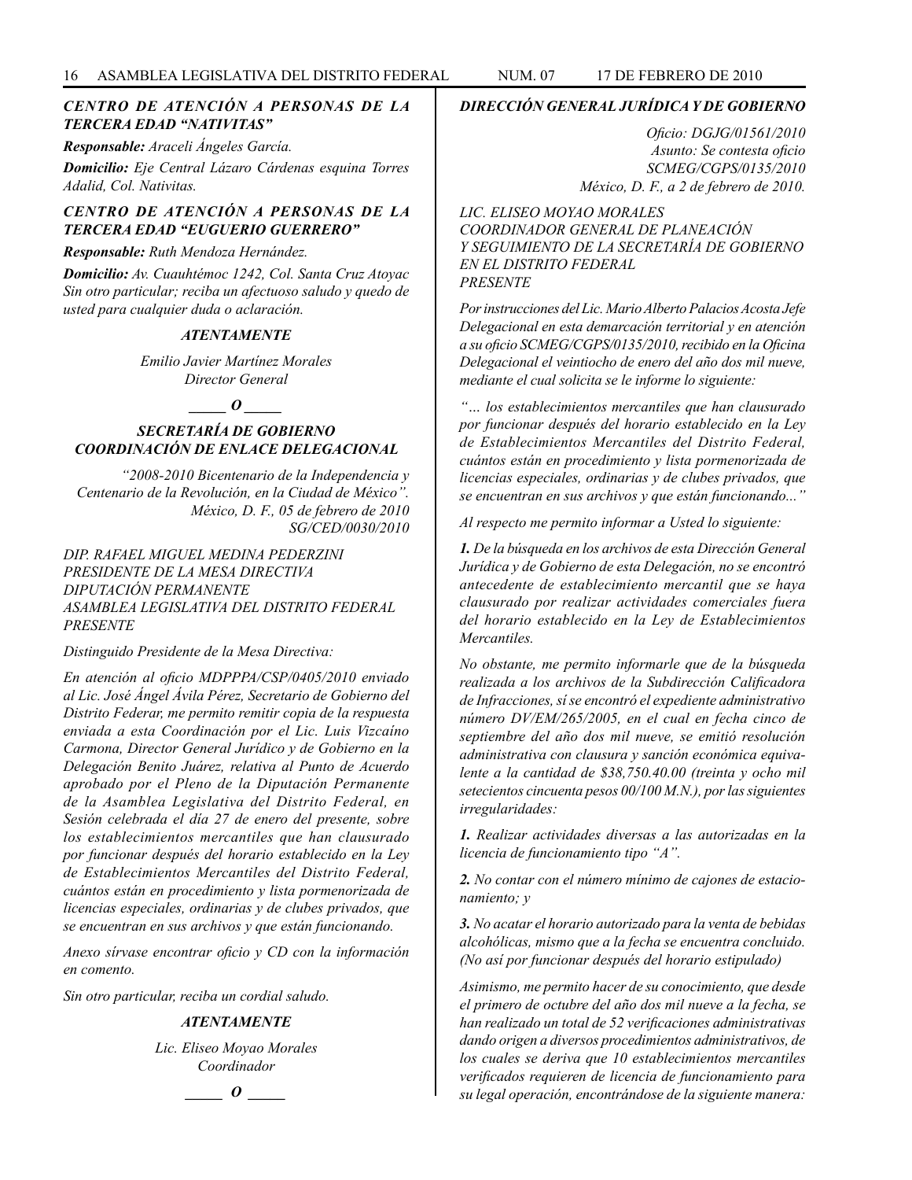***CENTRO DE ATENCIÓN A PERSONAS DE LA TERCERA EDAD "NATIVITAS"***

***Responsable:*** *Araceli Ángeles García.*

***Domicilio:*** *Eje Central Lázaro Cárdenas esquina Torres Adalid, Col. Nativitas.*

***CENTRO DE ATENCIÓN A PERSONAS DE LA TERCERA EDAD "EUGUERIO GUERRERO"***

***Responsable:*** *Ruth Mendoza Hernández.*

***Domicilio:*** *Av. Cuauhtémoc 1242, Col. Santa Cruz Atoyac Sin otro particular; reciba un afectuoso saludo y quedo de usted para cualquier duda o aclaración.*

***ATENTAMENTE***

*Emilio Javier Martínez Morales*
*Director General*

**_____ O _____**

***SECRETARÍA DE GOBIERNO***
***COORDINACIÓN DE ENLACE DELEGACIONAL***

*"2008-2010 Bicentenario de la Independencia y Centenario de la Revolución, en la Ciudad de México".*
*México, D. F., 05 de febrero de 2010*
*SG/CED/0030/2010*

*DIP. RAFAEL MIGUEL MEDINA PEDERZINI*
*PRESIDENTE DE LA MESA DIRECTIVA*
*DIPUTACIÓN PERMANENTE*
*ASAMBLEA LEGISLATIVA DEL DISTRITO FEDERAL*
*PRESENTE*

*Distinguido Presidente de la Mesa Directiva:*

*En atención al oficio MDPPPA/CSP/0405/2010 enviado al Lic. José Ángel Ávila Pérez, Secretario de Gobierno del Distrito Federar, me permito remitir copia de la respuesta enviada a esta Coordinación por el Lic. Luis Vizcaíno Carmona, Director General Jurídico y de Gobierno en la Delegación Benito Juárez, relativa al Punto de Acuerdo aprobado por el Pleno de la Diputación Permanente de la Asamblea Legislativa del Distrito Federal, en Sesión celebrada el día 27 de enero del presente, sobre los establecimientos mercantiles que han clausurado por funcionar después del horario establecido en la Ley de Establecimientos Mercantiles del Distrito Federal, cuántos están en procedimiento y lista pormenorizada de licencias especiales, ordinarias y de clubes privados, que se encuentran en sus archivos y que están funcionando.*

*Anexo sírvase encontrar oficio y CD con la información en comento.*

*Sin otro particular, reciba un cordial saludo.*

***ATENTAMENTE***

*Lic. Eliseo Moyao Morales*
*Coordinador*

**_____ O _____**

***DIRECCIÓN GENERAL JURÍDICA Y DE GOBIERNO***

*Oficio: DGJG/01561/2010*
*Asunto: Se contesta oficio*
*SCMEG/CGPS/0135/2010*
*México, D. F., a 2 de febrero de 2010.*

*LIC. ELISEO MOYAO MORALES*
*COORDINADOR GENERAL DE PLANEACIÓN*
*Y SEGUIMIENTO DE LA SECRETARÍA DE GOBIERNO*
*EN EL DISTRITO FEDERAL*
*PRESENTE*

*Por instrucciones del Lic. Mario Alberto Palacios Acosta Jefe Delegacional en esta demarcación territorial y en atención a su oficio SCMEG/CGPS/0135/2010, recibido en la Oficina Delegacional el veintiocho de enero del año dos mil nueve, mediante el cual solicita se le informe lo siguiente:*

*"… los establecimientos mercantiles que han clausurado por funcionar después del horario establecido en la Ley de Establecimientos Mercantiles del Distrito Federal, cuántos están en procedimiento y lista pormenorizada de licencias especiales, ordinarias y de clubes privados, que se encuentran en sus archivos y que están funcionando..."*

*Al respecto me permito informar a Usted lo siguiente:*

***1.*** *De la búsqueda en los archivos de esta Dirección General Jurídica y de Gobierno de esta Delegación, no se encontró antecedente de establecimiento mercantil que se haya clausurado por realizar actividades comerciales fuera del horario establecido en la Ley de Establecimientos Mercantiles.*

*No obstante, me permito informarle que de la búsqueda realizada a los archivos de la Subdirección Calificadora de Infracciones, sí se encontró el expediente administrativo número DV/EM/265/2005, en el cual en fecha cinco de septiembre del año dos mil nueve, se emitió resolución administrativa con clausura y sanción económica equivalente a la cantidad de $38,750.40.00 (treinta y ocho mil setecientos cincuenta pesos 00/100 M.N.), por las siguientes irregularidades:*

***1.*** *Realizar actividades diversas a las autorizadas en la licencia de funcionamiento tipo "A".*

***2.*** *No contar con el número mínimo de cajones de estacionamiento; y*

***3.*** *No acatar el horario autorizado para la venta de bebidas alcohólicas, mismo que a la fecha se encuentra concluido. (No así por funcionar después del horario estipulado)*

*Asimismo, me permito hacer de su conocimiento, que desde el primero de octubre del año dos mil nueve a la fecha, se han realizado un total de 52 verificaciones administrativas dando origen a diversos procedimientos administrativos, de los cuales se deriva que 10 establecimientos mercantiles verificados requieren de licencia de funcionamiento para su legal operación, encontrándose de la siguiente manera:*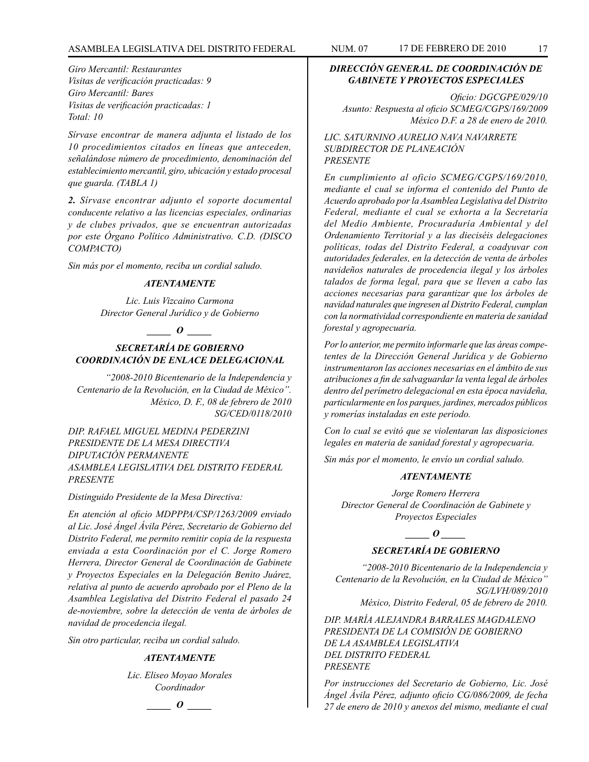*Giro Mercantil: Restaurantes*
*Visitas de verificación practicadas: 9*
*Giro Mercantil: Bares*
*Visitas de verificación practicadas: 1*
*Total: 10*

*Sírvase encontrar de manera adjunta el listado de los 10 procedimientos citados en líneas que anteceden, señalándose número de procedimiento, denominación del establecimiento mercantil, giro, ubicación y estado procesal que guarda. (TABLA 1)*

***2.** Sírvase encontrar adjunto el soporte documental conducente relativo a las licencias especiales, ordinarias y de clubes privados, que se encuentran autorizadas por este Órgano Político Administrativo. C.D. (DISCO COMPACTO)*

*Sin más por el momento, reciba un cordial saludo.*

***ATENTAMENTE***

*Lic. Luis Vizcaino Carmona*
*Director General Jurídico y de Gobierno*

**_____ O _____**

### *SECRETARÍA DE GOBIERNO*
### *COORDINACIÓN DE ENLACE DELEGACIONAL*

*"2008-2010 Bicentenario de la Independencia y Centenario de la Revolución, en la Ciudad de México".*
*México, D. F., 08 de febrero de 2010*
*SG/CED/0118/2010*

*DIP. RAFAEL MIGUEL MEDINA PEDERZINI*
*PRESIDENTE DE LA MESA DIRECTIVA*
*DIPUTACIÓN PERMANENTE*
*ASAMBLEA LEGISLATIVA DEL DISTRITO FEDERAL*
*PRESENTE*

*Distinguido Presidente de la Mesa Directiva:*

*En atención al oficio MDPPPA/CSP/1263/2009 enviado al Lic. José Ángel Ávila Pérez, Secretario de Gobierno del Distrito Federal, me permito remitir copia de la respuesta enviada a esta Coordinación por el C. Jorge Romero Herrera, Director General de Coordinación de Gabinete y Proyectos Especiales en la Delegación Benito Juárez, relativa al punto de acuerdo aprobado por el Pleno de la Asamblea Legislativa del Distrito Federal el pasado 24 de-noviembre, sobre la detección de venta de árboles de navidad de procedencia ilegal.*

*Sin otro particular, reciba un cordial saludo.*

***ATENTAMENTE***

*Lic. Eliseo Moyao Morales*
*Coordinador*

**_____ O _____**

### *DIRECCIÓN GENERAL. DE COORDINACIÓN DE GABINETE Y PROYECTOS ESPECIALES*

*Oficio: DGCGPE/029/10*
*Asunto: Respuesta al oficio SCMEG/CGPS/169/2009*
*México D.F. a 28 de enero de 2010.*

*LIC. SATURNINO AURELIO NAVA NAVARRETE*
*SUBDIRECTOR DE PLANEACIÓN*
*PRESENTE*

*En cumplimiento al oficio SCMEG/CGPS/169/2010, mediante el cual se informa el contenido del Punto de Acuerdo aprobado por la Asamblea Legislativa del Distrito Federal, mediante el cual se exhorta a la Secretaría del Medio Ambiente, Procuraduría Ambiental y del Ordenamiento Territorial y a las dieciséis delegaciones políticas, todas del Distrito Federal, a coadyuvar con autoridades federales, en la detección de venta de árboles navideños naturales de procedencia ilegal y los árboles talados de forma legal, para que se lleven a cabo las acciones necesarias para garantizar que los árboles de navidad naturales que ingresen al Distrito Federal, cumplan con la normatividad correspondiente en materia de sanidad forestal y agropecuaria.*

*Por lo anterior, me permito informarle que las áreas competentes de la Dirección General Jurídica y de Gobierno instrumentaron las acciones necesarias en el ámbito de sus atribuciones a fin de salvaguardar la venta legal de árboles dentro del perímetro delegacional en esta época navideña, particularmente en los parques, jardines, mercados públicos y romerías instaladas en este periodo.*

*Con lo cual se evitó que se violentaran las disposiciones legales en materia de sanidad forestal y agropecuaria.*

*Sin más por el momento, le envío un cordial saludo.*

***ATENTAMENTE***

*Jorge Romero Herrera*
*Director General de Coordinación de Gabinete y Proyectos Especiales*

**_____ O _____**

### *SECRETARÍA DE GOBIERNO*

*"2008-2010 Bicentenario de la Independencia y Centenario de la Revolución, en la Ciudad de México"*
*SG/LVH/089/2010*
*México, Distrito Federal, 05 de febrero de 2010.*

*DIP. MARÍA ALEJANDRA BARRALES MAGDALENO*
*PRESIDENTA DE LA COMISIÓN DE GOBIERNO*
*DE LA ASAMBLEA LEGISLATIVA*
*DEL DISTRITO FEDERAL*
*PRESENTE*

*Por instrucciones del Secretario de Gobierno, Lic. José Ángel Ávila Pérez, adjunto oficio CG/086/2009, de fecha 27 de enero de 2010 y anexos del mismo, mediante el cual*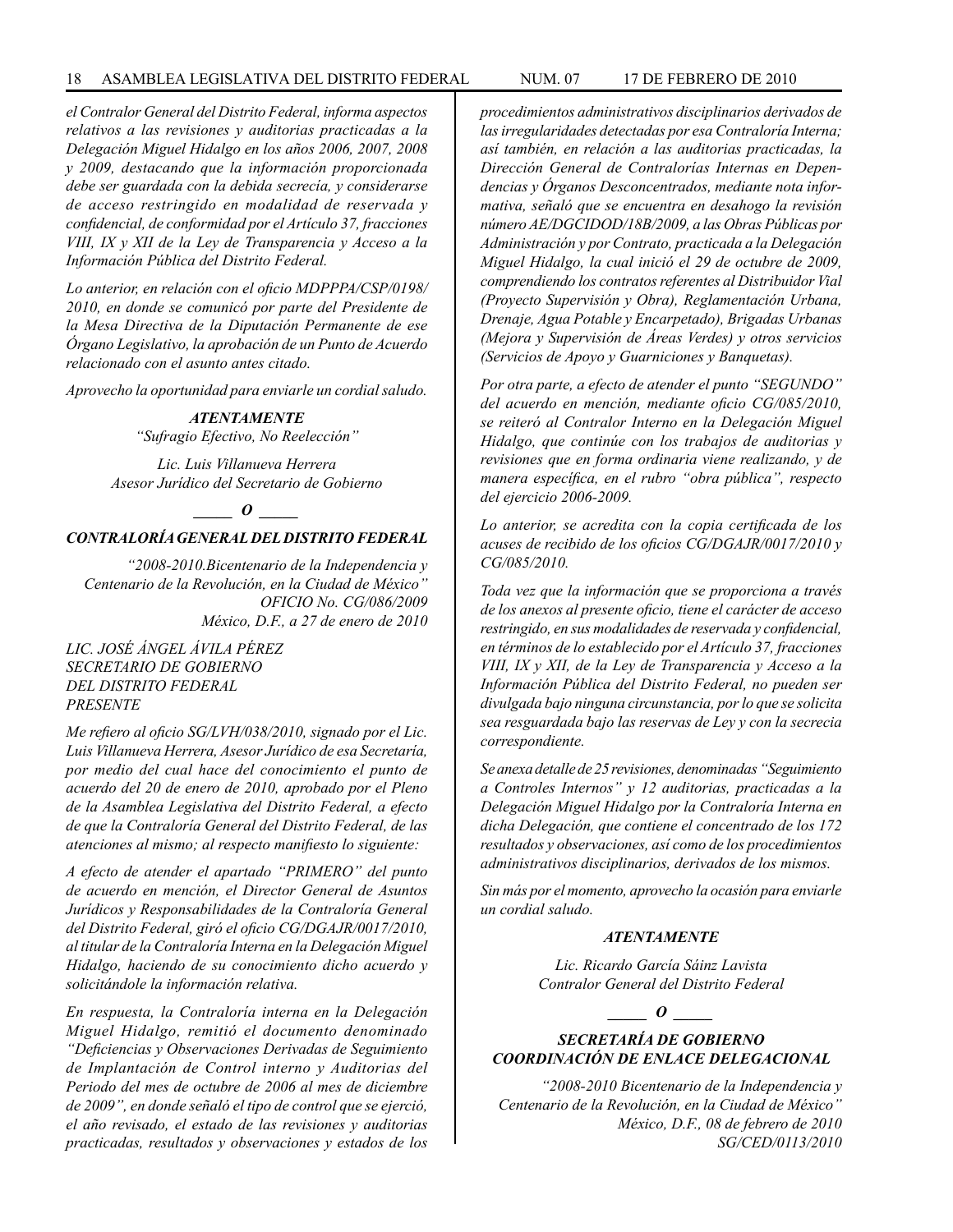*el Contralor General del Distrito Federal, informa aspectos relativos a las revisiones y auditorias practicadas a la Delegación Miguel Hidalgo en los años 2006, 2007, 2008 y 2009, destacando que la información proporcionada debe ser guardada con la debida secrecía, y considerarse de acceso restringido en modalidad de reservada y confidencial, de conformidad por el Artículo 37, fracciones VIII, IX y XII de la Ley de Transparencia y Acceso a la Información Pública del Distrito Federal.*

*Lo anterior, en relación con el oficio MDPPPA/CSP/0198/ 2010, en donde se comunicó por parte del Presidente de la Mesa Directiva de la Diputación Permanente de ese Órgano Legislativo, la aprobación de un Punto de Acuerdo relacionado con el asunto antes citado.*

*Aprovecho la oportunidad para enviarle un cordial saludo.*

***ATENTAMENTE***

*"Sufragio Efectivo, No Reelección"*

*Lic. Luis Villanueva Herrera*
*Asesor Jurídico del Secretario de Gobierno*

**_____ *O* _____**

### *CONTRALORÍA GENERAL DEL DISTRITO FEDERAL*

*"2008-2010.Bicentenario de la Independencia y Centenario de la Revolución, en la Ciudad de México"*
*OFICIO No. CG/086/2009*
*México, D.F., a 27 de enero de 2010*

*LIC. JOSÉ ÁNGEL ÁVILA PÉREZ*
*SECRETARIO DE GOBIERNO*
*DEL DISTRITO FEDERAL*
*PRESENTE*

*Me refiero al oficio SG/LVH/038/2010, signado por el Lic. Luis Villanueva Herrera, Asesor Jurídico de esa Secretaría, por medio del cual hace del conocimiento el punto de acuerdo del 20 de enero de 2010, aprobado por el Pleno de la Asamblea Legislativa del Distrito Federal, a efecto de que la Contraloría General del Distrito Federal, de las atenciones al mismo; al respecto manifiesto lo siguiente:*

*A efecto de atender el apartado "PRIMERO" del punto de acuerdo en mención, el Director General de Asuntos Jurídicos y Responsabilidades de la Contraloría General del Distrito Federal, giró el oficio CG/DGAJR/0017/2010, al titular de la Contraloría Interna en la Delegación Miguel Hidalgo, haciendo de su conocimiento dicho acuerdo y solicitándole la información relativa.*

*En respuesta, la Contraloría interna en la Delegación Miguel Hidalgo, remitió el documento denominado "Deficiencias y Observaciones Derivadas de Seguimiento de Implantación de Control interno y Auditorias del Periodo del mes de octubre de 2006 al mes de diciembre de 2009", en donde señaló el tipo de control que se ejerció, el año revisado, el estado de las revisiones y auditorias practicadas, resultados y observaciones y estados de los procedimientos administrativos disciplinarios derivados de las irregularidades detectadas por esa Contraloría Interna; así también, en relación a las auditorias practicadas, la Dirección General de Contralorías Internas en Dependencias y Órganos Desconcentrados, mediante nota informativa, señaló que se encuentra en desahogo la revisión número AE/DGCIDOD/18B/2009, a las Obras Públicas por Administración y por Contrato, practicada a la Delegación Miguel Hidalgo, la cual inició el 29 de octubre de 2009, comprendiendo los contratos referentes al Distribuidor Vial (Proyecto Supervisión y Obra), Reglamentación Urbana, Drenaje, Agua Potable y Encarpetado), Brigadas Urbanas (Mejora y Supervisión de Áreas Verdes) y otros servicios (Servicios de Apoyo y Guarniciones y Banquetas).*

*Por otra parte, a efecto de atender el punto "SEGUNDO" del acuerdo en mención, mediante oficio CG/085/2010, se reiteró al Contralor Interno en la Delegación Miguel Hidalgo, que continúe con los trabajos de auditorias y revisiones que en forma ordinaria viene realizando, y de manera específica, en el rubro "obra pública", respecto del ejercicio 2006-2009.*

*Lo anterior, se acredita con la copia certificada de los acuses de recibido de los oficios CG/DGAJR/0017/2010 y CG/085/2010.*

*Toda vez que la información que se proporciona a través de los anexos al presente oficio, tiene el carácter de acceso restringido, en sus modalidades de reservada y confidencial, en términos de lo establecido por el Artículo 37, fracciones VIII, IX y XII, de la Ley de Transparencia y Acceso a la Información Pública del Distrito Federal, no pueden ser divulgada bajo ninguna circunstancia, por lo que se solicita sea resguardada bajo las reservas de Ley y con la secrecia correspondiente.*

*Se anexa detalle de 25 revisiones, denominadas "Seguimiento a Controles Internos" y 12 auditorias, practicadas a la Delegación Miguel Hidalgo por la Contraloría Interna en dicha Delegación, que contiene el concentrado de los 172 resultados y observaciones, así como de los procedimientos administrativos disciplinarios, derivados de los mismos.*

*Sin más por el momento, aprovecho la ocasión para enviarle un cordial saludo.*

***ATENTAMENTE***

*Lic. Ricardo García Sáinz Lavista*
*Contralor General del Distrito Federal*

**_____ *O* _____**

### *SECRETARÍA DE GOBIERNO*
### *COORDINACIÓN DE ENLACE DELEGACIONAL*

*"2008-2010 Bicentenario de la Independencia y Centenario de la Revolución, en la Ciudad de México"*
*México, D.F., 08 de febrero de 2010*
*SG/CED/0113/2010*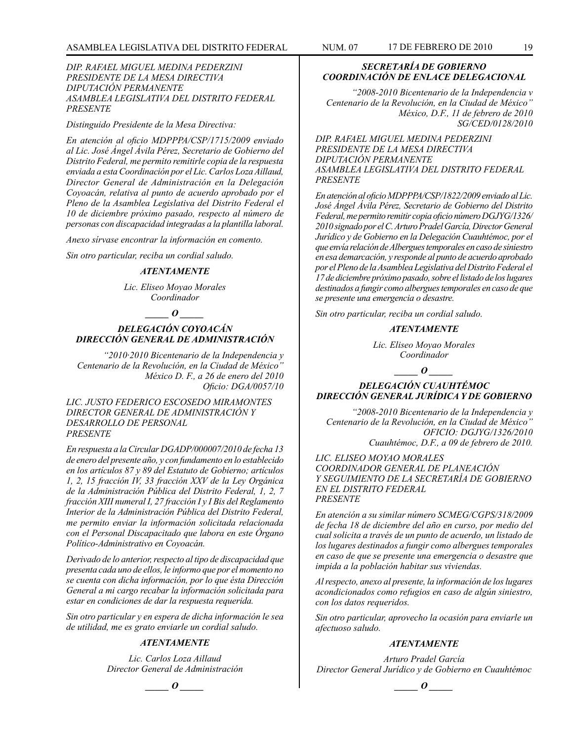*DIP. RAFAEL MIGUEL MEDINA PEDERZINI*
*PRESIDENTE DE LA MESA DIRECTIVA*
*DIPUTACIÓN PERMANENTE*
*ASAMBLEA LEGISLATIVA DEL DISTRITO FEDERAL*
*PRESENTE*

*Distinguido Presidente de la Mesa Directiva:*

*En atención al oficio MDPPPA/CSP/1715/2009 enviado al Lic. José Ángel Ávila Pérez, Secretario de Gobierno del Distrito Federal, me permito remitirle copia de la respuesta enviada a esta Coordinación por el Lic. Carlos Loza Aillaud, Director General de Administración en la Delegación Coyoacán, relativa al punto de acuerdo aprobado por el Pleno de la Asamblea Legislativa del Distrito Federal el 10 de diciembre próximo pasado, respecto al número de personas con discapacidad integradas a la plantilla laboral.*

*Anexo sírvase encontrar la información en comento.*

*Sin otro particular, reciba un cordial saludo.*

***ATENTAMENTE***

*Lic. Eliseo Moyao Morales*
*Coordinador*

***_____ O _____***

***DELEGACIÓN COYOACÁN***
***DIRECCIÓN GENERAL DE ADMINISTRACIÓN***

*"2010·2010 Bicentenario de la Independencia y Centenario de la Revolución, en la Ciudad de México"*
*México D. F., a 26 de enero del 2010*
*Oficio: DGA/0057/10*

*LIC. JUSTO FEDERICO ESCOSEDO MIRAMONTES*
*DIRECTOR GENERAL DE ADMINISTRACIÓN Y DESARROLLO DE PERSONAL*
*PRESENTE*

*En respuesta a la Circular DGADP/000007/2010 de fecha 13 de enero del presente año, y con fundamento en lo establecido en los artículos 87 y 89 del Estatuto de Gobierno; artículos 1, 2, 15 fracción IV, 33 fracción XXV de la Ley Orgánica de la Administración Pública del Distrito Federal, 1, 2, 7 fracción XIII numeral I, 27 fracción I y I Bis del Reglamento Interior de la Administración Pública del Distrito Federal, me permito enviar la información solicitada relacionada con el Personal Discapacitado que labora en este Órgano Político-Administrativo en Coyoacán.*

*Derivado de lo anterior, respecto al tipo de discapacidad que presenta cada uno de ellos, le informo que por el momento no se cuenta con dicha información, por lo que ésta Dirección General a mi cargo recabar la información solicitada para estar en condiciones de dar la respuesta requerida.*

*Sin otro particular y en espera de dicha información le sea de utilidad, me es grato enviarle un cordial saludo.*

***ATENTAMENTE***

*Lic. Carlos Loza Aillaud*
*Director General de Administración*

***_____ O _____***

***SECRETARÍA DE GOBIERNO***
***COORDINACIÓN DE ENLACE DELEGACIONAL***

*"2008-2010 Bicentenario de la Independencia v Centenario de la Revolución, en la Ciudad de México"*
*México, D.F., 11 de febrero de 2010*
*SG/CED/0128/2010*

*DIP. RAFAEL MIGUEL MEDINA PEDERZINI*
*PRESIDENTE DE LA MESA DIRECTIVA*
*DIPUTACIÓN PERMANENTE*
*ASAMBLEA LEGISLATIVA DEL DISTRITO FEDERAL*
*PRESENTE*

*En atención al oficio MDPPPA/CSP/1822/2009 enviado al Lic. José Ángel Ávila Pérez, Secretario de Gobierno del Distrito Federal, me permito remitir copia oficio número DGJYG/1326/2010 signado por el C. Arturo Pradel García, Director General Jurídico y de Gobierno en la Delegación Cuauhtémoc, por el que envía relación de Albergues temporales en caso de siniestro en esa demarcación, y responde al punto de acuerdo aprobado por el Pleno de la Asamblea Legislativa del Distrito Federal el 17 de diciembre próximo pasado, sobre el listado de los lugares destinados a fungir como albergues temporales en caso de que se presente una emergencia o desastre.*

*Sin otro particular, reciba un cordial saludo.*

***ATENTAMENTE***

*Lic. Eliseo Moyao Morales*
*Coordinador*

***_____ O _____***

***DELEGACIÓN CUAUHTÉMOC***
***DIRECCIÓN GENERAL JURÍDICA Y DE GOBIERNO***

*"2008-2010 Bicentenario de la Independencia y Centenario de la Revolución, en la Ciudad de México"*
*OFICIO: DGJYG/1326/2010*
*Cuauhtémoc, D.F., a 09 de febrero de 2010.*

*LIC. ELISEO MOYAO MORALES*
*COORDINADOR GENERAL DE PLANEACIÓN Y SEGUIMIENTO DE LA SECRETARÍA DE GOBIERNO EN EL DISTRITO FEDERAL*
*PRESENTE*

*En atención a su similar número SCMEG/CGPS/318/2009 de fecha 18 de diciembre del año en curso, por medio del cual solicita a través de un punto de acuerdo, un listado de los lugares destinados a fungir como albergues temporales en caso de que se presente una emergencia o desastre que impida a la población habitar sus viviendas.*

*Al respecto, anexo al presente, la información de los lugares acondicionados como refugios en caso de algún siniestro, con los datos requeridos.*

*Sin otro particular, aprovecho la ocasión para enviarle un afectuoso saludo.*

***ATENTAMENTE***

*Arturo Pradel García*
*Director General Jurídico y de Gobierno en Cuauhtémoc*

***_____ O _____***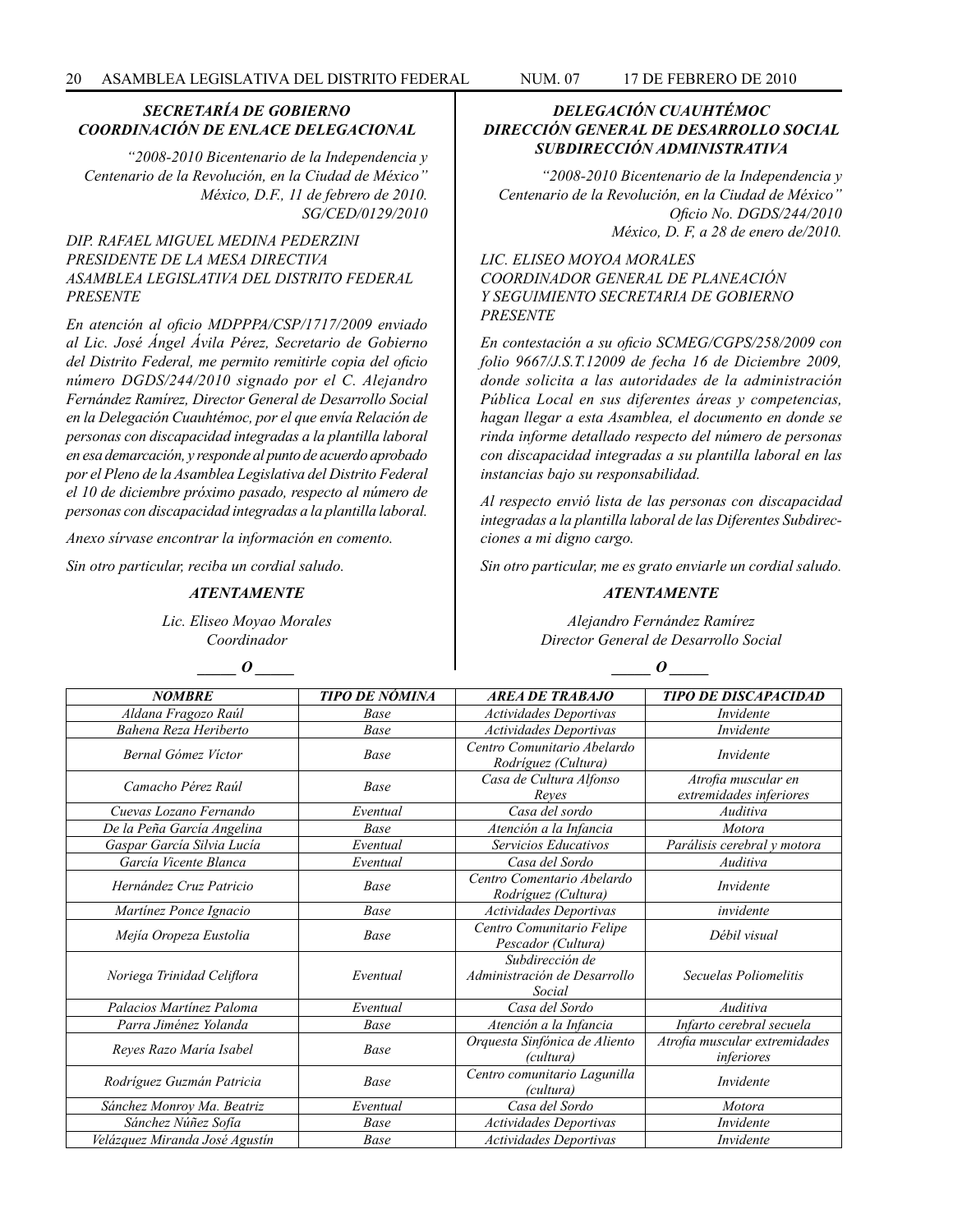### *SECRETARÍA DE GOBIERNO*
### *COORDINACIÓN DE ENLACE DELEGACIONAL*

*"2008-2010 Bicentenario de la Independencia y Centenario de la Revolución, en la Ciudad de México"*
*México, D.F., 11 de febrero de 2010.*
*SG/CED/0129/2010*

*DIP. RAFAEL MIGUEL MEDINA PEDERZINI*
*PRESIDENTE DE LA MESA DIRECTIVA*
*ASAMBLEA LEGISLATIVA DEL DISTRITO FEDERAL*
*PRESENTE*

*En atención al oficio MDPPPA/CSP/1717/2009 enviado al Lic. José Ángel Ávila Pérez, Secretario de Gobierno del Distrito Federal, me permito remitirle copia del oficio número DGDS/244/2010 signado por el C. Alejandro Fernández Ramírez, Director General de Desarrollo Social en la Delegación Cuauhtémoc, por el que envía Relación de personas con discapacidad integradas a la plantilla laboral en esa demarcación, y responde al punto de acuerdo aprobado por el Pleno de la Asamblea Legislativa del Distrito Federal el 10 de diciembre próximo pasado, respecto al número de personas con discapacidad integradas a la plantilla laboral.*

*Anexo sírvase encontrar la información en comento.*

*Sin otro particular, reciba un cordial saludo.*

***ATENTAMENTE***

*Lic. Eliseo Moyao Morales*
*Coordinador*

***_____ O _____***

### *DELEGACIÓN CUAUHTÉMOC*
### *DIRECCIÓN GENERAL DE DESARROLLO SOCIAL*
### *SUBDIRECCIÓN ADMINISTRATIVA*

*"2008-2010 Bicentenario de la Independencia y Centenario de la Revolución, en la Ciudad de México"*
*Oficio No. DGDS/244/2010*
*México, D. F, a 28 de enero de/2010.*

*LIC. ELISEO MOYOA MORALES*
*COORDINADOR GENERAL DE PLANEACIÓN Y SEGUIMIENTO SECRETARIA DE GOBIERNO*
*PRESENTE*

*En contestación a su oficio SCMEG/CGPS/258/2009 con folio 9667/J.S.T.12009 de fecha 16 de Diciembre 2009, donde solicita a las autoridades de la administración Pública Local en sus diferentes áreas y competencias, hagan llegar a esta Asamblea, el documento en donde se rinda informe detallado respecto del número de personas con discapacidad integradas a su plantilla laboral en las instancias bajo su responsabilidad.*

*Al respecto envió lista de las personas con discapacidad integradas a la plantilla laboral de las Diferentes Subdirecciones a mi digno cargo.*

*Sin otro particular, me es grato enviarle un cordial saludo.*

***ATENTAMENTE***

*Alejandro Fernández Ramírez*
*Director General de Desarrollo Social*

***_____ O _____***

| *NOMBRE* | *TIPO DE NÓMINA* | *AREA DE TRABAJO* | *TIPO DE DISCAPACIDAD* |
|---|---|---|---|
| Aldana Fragozo Raúl | Base | Actividades Deportivas | Invidente |
| Bahena Reza Heriberto | Base | Actividades Deportivas | Invidente |
| Bernal Gómez Víctor | Base | Centro Comunitario Abelardo Rodríguez (Cultura) | Invidente |
| Camacho Pérez Raúl | Base | Casa de Cultura Alfonso Reyes | Atrofia muscular en extremidades inferiores |
| Cuevas Lozano Fernando | Eventual | Casa del sordo | Auditiva |
| De la Peña García Angelina | Base | Atención a la Infancia | Motora |
| Gaspar García Silvia Lucía | Eventual | Servicios Educativos | Parálisis cerebral y motora |
| García Vicente Blanca | Eventual | Casa del Sordo | Auditiva |
| Hernández Cruz Patricio | Base | Centro Comentario Abelardo Rodríguez (Cultura) | Invidente |
| Martínez Ponce Ignacio | Base | Actividades Deportivas | invidente |
| Mejía Oropeza Eustolia | Base | Centro Comunitario Felipe Pescador (Cultura) | Débil visual |
| Noriega Trinidad Celiflora | Eventual | Subdirección de Administración de Desarrollo Social | Secuelas Poliomelitis |
| Palacios Martínez Paloma | Eventual | Casa del Sordo | Auditiva |
| Parra Jiménez Yolanda | Base | Atención a la Infancia | Infarto cerebral secuela |
| Reyes Razo María Isabel | Base | Orquesta Sinfónica de Aliento (cultura) | Atrofia muscular extremidades inferiores |
| Rodríguez Guzmán Patricia | Base | Centro comunitario Lagunilla (cultura) | Invidente |
| Sánchez Monroy Ma. Beatriz | Eventual | Casa del Sordo | Motora |
| Sánchez Núñez Sofía | Base | Actividades Deportivas | Invidente |
| Velázquez Miranda José Agustín | Base | Actividades Deportivas | Invidente |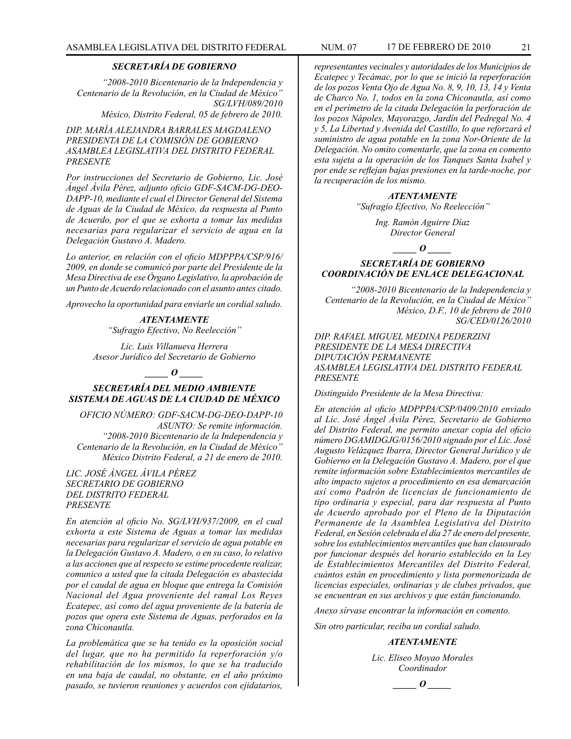### *SECRETARÍA DE GOBIERNO*

*"2008-2010 Bicentenario de la Independencia y Centenario de la Revolución, en la Ciudad de México"*
*SG/LVH/089/2010*
*México, Distrito Federal, 05 de febrero de 2010.*

*DIP. MARÍA ALEJANDRA BARRALES MAGDALENO*
*PRESIDENTA DE LA COMISIÓN DE GOBIERNO*
*ASAMBLEA LEGISLATIVA DEL DISTRITO FEDERAL*
*PRESENTE*

*Por instrucciones del Secretario de Gobierno, Lic. José Ángel Ávila Pérez, adjunto oficio GDF-SACM-DG-DEO-DAPP-10, mediante el cual el Director General del Sistema de Aguas de la Ciudad de México, da respuesta al Punto de Acuerdo, por el que se exhorta a tomar las medidas necesarias para regularizar el servicio de agua en la Delegación Gustavo A. Madero.*

*Lo anterior, en relación con el oficio MDPPPA/CSP/916/2009, en donde se comunicó por parte del Presidente de la Mesa Directiva de ese Órgano Legislativo, la aprobación de un Punto de Acuerdo relacionado con el asunto antes citado.*

*Aprovecho la oportunidad para enviarle un cordial saludo.*

***ATENTAMENTE***
*"Sufragio Efectivo, No Reelección"*

*Lic. Luis Villanueva Herrera*
*Asesor Jurídico del Secretario de Gobierno*

**_____ O _____**

### *SECRETARÍA DEL MEDIO AMBIENTE*
### *SISTEMA DE AGUAS DE LA CIUDAD DE MÉXICO*

*OFICIO NÚMERO: GDF-SACM-DG-DEO-DAPP-10*
*ASUNTO: Se remite información.*
*"2008-2010 Bicentenario de la Independencia y Centenario de la Revolución, en la Ciudad de México"*
*México Distrito Federal, a 21 de enero de 2010.*

*LIC. JOSÉ ÁNGEL ÁVILA PÉREZ*
*SECRETARIO DE GOBIERNO*
*DEL DISTRITO FEDERAL*
*PRESENTE*

*En atención al oficio No. SG/LVH/937/2009, en el cual exhorta a este Sistema de Aguas a tomar las medidas necesarias para regularizar el servicio de agua potable en la Delegación Gustavo A. Madero, o en su caso, lo relativo a las acciones que al respecto se estime procedente realizar, comunico a usted que la citada Delegación es abastecida por el caudal de agua en bloque que entrega la Comisión Nacional del Agua proveniente del ramal Los Reyes Ecatepec, así como del agua proveniente de la batería de pozos que opera este Sistema de Aguas, perforados en la zona Chiconautla.*

*La problemática que se ha tenido es la oposición social del lugar, que no ha permitido la reperforación y/o rehabilitación de los mismos, lo que se ha traducido en una baja de caudal, no obstante, en el año próximo pasado, se tuvieron reuniones y acuerdos con ejidatarios, representantes vecinales y autoridades de los Municipios de Ecatepec y Tecámac, por lo que se inició la reperforación de los pozos Venta Ojo de Agua No. 8, 9, 10, 13, 14 y Venta de Charco No. 1, todos en la zona Chiconautla, así como en el perímetro de la citada Delegación la perforación de los pozos Nápoles, Mayorazgo, Jardín del Pedregal No. 4 y 5, La Libertad y Avenida del Castillo, lo que reforzará el suministro de agua potable en la zona Nor-Oriente de la Delegación. No omito comentarle, que la zona en comento esta sujeta a la operación de los Tanques Santa Isabel y por ende se reflejan bajas presiones en la tarde-noche, por la recuperación de los mismo.*

***ATENTAMENTE***
*"Sufragio Efectivo, No Reelección"*

*Ing. Ramón Aguirre Díaz*
*Director General*

**_____ O _____**

### *SECRETARÍA DE GOBIERNO*
### *COORDINACIÓN DE ENLACE DELEGACIONAL*

*"2008-2010 Bicentenario de la Independencia y Centenario de la Revolución, en la Ciudad de México"*
*México, D.F., 10 de febrero de 2010*
*SG/CED/0126/2010*

*DIP. RAFAEL MIGUEL MEDINA PEDERZINI*
*PRESIDENTE DE LA MESA DIRECTIVA*
*DIPUTACIÓN PERMANENTE*
*ASAMBLEA LEGISLATIVA DEL DISTRITO FEDERAL*
*PRESENTE*

*Distinguido Presidente de la Mesa Directiva:*

*En atención al oficio MDPPPA/CSP/0409/2010 enviado al Lic. José Ángel Ávila Pérez, Secretario de Gobierno del Distrito Federal, me permito anexar copia del oficio número DGAMIDGJG/0156/2010 signado por el Lic. José Augusto Velázquez Ibarra, Director General Jurídico y de Gobierno en la Delegación Gustavo A. Madero, por el que remite información sobre Establecimientos mercantiles de alto impacto sujetos a procedimiento en esa demarcación así como Padrón de licencias de funcionamiento de tipo ordinaria y especial, para dar respuesta al Punto de Acuerdo aprobado por el Pleno de la Diputación Permanente de la Asamblea Legislativa del Distrito Federal, en Sesión celebrada el día 27 de enero del presente, sobre los establecimientos mercantiles que han clausurado por funcionar después del horario establecido en la Ley de Establecimientos Mercantiles del Distrito Federal, cuántos están en procedimiento y lista pormenorizada de licencias especiales, ordinarias y de clubes privados, que se encuentran en sus archivos y que están funcionando.*

*Anexo sírvase encontrar la información en comento.*

*Sin otro particular, reciba un cordial saludo.*

***ATENTAMENTE***

*Lic. Eliseo Moyao Morales*
*Coordinador*

**_____ O _____**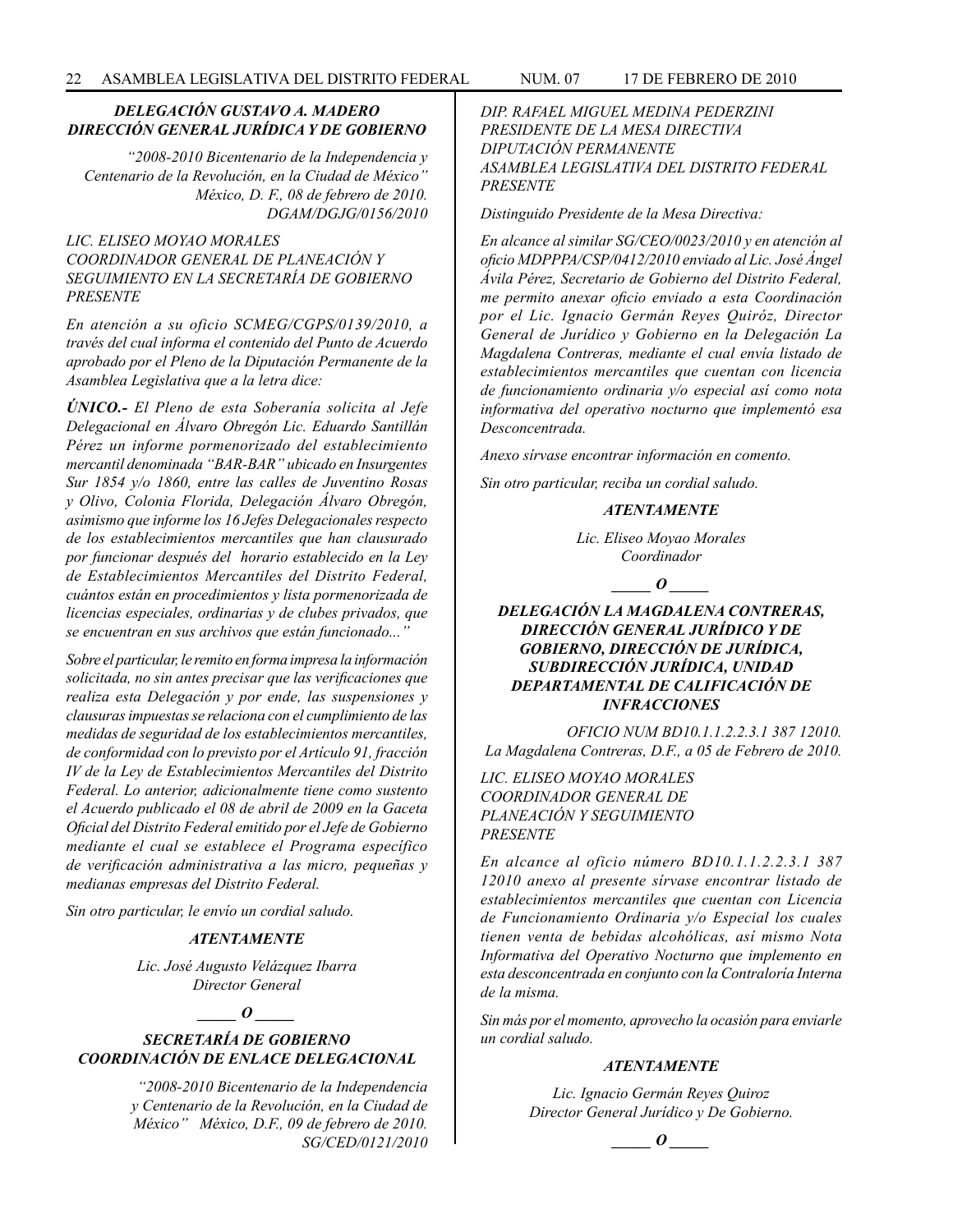***DELEGACIÓN GUSTAVO A. MADERO***
***DIRECCIÓN GENERAL JURÍDICA Y DE GOBIERNO***

*"2008-2010 Bicentenario de la Independencia y Centenario de la Revolución, en la Ciudad de México"*
*México, D. F., 08 de febrero de 2010.*
*DGAM/DGJG/0156/2010*

*LIC. ELISEO MOYAO MORALES*
*COORDINADOR GENERAL DE PLANEACIÓN Y SEGUIMIENTO EN LA SECRETARÍA DE GOBIERNO*
*PRESENTE*

*En atención a su oficio SCMEG/CGPS/0139/2010, a través del cual informa el contenido del Punto de Acuerdo aprobado por el Pleno de la Diputación Permanente de la Asamblea Legislativa que a la letra dice:*

***ÚNICO.- El Pleno de esta Soberanía solicita al Jefe Delegacional en Álvaro Obregón Lic. Eduardo Santillán Pérez un informe pormenorizado del establecimiento mercantil denominada "BAR-BAR" ubicado en Insurgentes Sur 1854 y/o 1860, entre las calles de Juventino Rosas y Olivo, Colonia Florida, Delegación Álvaro Obregón, asimismo que informe los 16 Jefes Delegacionales respecto de los establecimientos mercantiles que han clausurado por funcionar después del horario establecido en la Ley de Establecimientos Mercantiles del Distrito Federal, cuántos están en procedimientos y lista pormenorizada de licencias especiales, ordinarias y de clubes privados, que se encuentran en sus archivos que están funcionado..."***

*Sobre el particular, le remito en forma impresa la información solicitada, no sin antes precisar que las verificaciones que realiza esta Delegación y por ende, las suspensiones y clausuras impuestas se relaciona con el cumplimiento de las medidas de seguridad de los establecimientos mercantiles, de conformidad con lo previsto por el Artículo 91, fracción IV de la Ley de Establecimientos Mercantiles del Distrito Federal. Lo anterior, adicionalmente tiene como sustento el Acuerdo publicado el 08 de abril de 2009 en la Gaceta Oficial del Distrito Federal emitido por el Jefe de Gobierno mediante el cual se establece el Programa específico de verificación administrativa a las micro, pequeñas y medianas empresas del Distrito Federal.*

*Sin otro particular, le envío un cordial saludo.*

***ATENTAMENTE***

*Lic. José Augusto Velázquez Ibarra*
*Director General*

***\_\_\_\_\_ O \_\_\_\_\_***

***SECRETARÍA DE GOBIERNO***
***COORDINACIÓN DE ENLACE DELEGACIONAL***

*"2008-2010 Bicentenario de la Independencia y Centenario de la Revolución, en la Ciudad de México" México, D.F., 09 de febrero de 2010.*
*SG/CED/0121/2010*

*DIP. RAFAEL MIGUEL MEDINA PEDERZINI*
*PRESIDENTE DE LA MESA DIRECTIVA*
*DIPUTACIÓN PERMANENTE*
*ASAMBLEA LEGISLATIVA DEL DISTRITO FEDERAL*
*PRESENTE*

*Distinguido Presidente de la Mesa Directiva:*

*En alcance al similar SG/CEO/0023/2010 y en atención al oficio MDPPPA/CSP/0412/2010 enviado al Lic. José Ángel Ávila Pérez, Secretario de Gobierno del Distrito Federal, me permito anexar oficio enviado a esta Coordinación por el Lic. Ignacio Germán Reyes Quiróz, Director General de Jurídico y Gobierno en la Delegación La Magdalena Contreras, mediante el cual envía listado de establecimientos mercantiles que cuentan con licencia de funcionamiento ordinaria y/o especial así como nota informativa del operativo nocturno que implementó esa Desconcentrada.*

*Anexo sírvase encontrar información en comento.*

*Sin otro particular, reciba un cordial saludo.*

***ATENTAMENTE***

*Lic. Eliseo Moyao Morales*
*Coordinador*

***\_\_\_\_\_ O \_\_\_\_\_***

***DELEGACIÓN LA MAGDALENA CONTRERAS, DIRECCIÓN GENERAL JURÍDICO Y DE GOBIERNO, DIRECCIÓN DE JURÍDICA, SUBDIRECCIÓN JURÍDICA, UNIDAD DEPARTAMENTAL DE CALIFICACIÓN DE INFRACCIONES***

*OFICIO NUM BD10.1.1.2.2.3.1 387 12010.*
*La Magdalena Contreras, D.F., a 05 de Febrero de 2010.*

*LIC. ELISEO MOYAO MORALES*
*COORDINADOR GENERAL DE PLANEACIÓN Y SEGUIMIENTO*
*PRESENTE*

*En alcance al oficio número BD10.1.1.2.2.3.1 387 12010 anexo al presente sírvase encontrar listado de establecimientos mercantiles que cuentan con Licencia de Funcionamiento Ordinaria y/o Especial los cuales tienen venta de bebidas alcohólicas, así mismo Nota Informativa del Operativo Nocturno que implemento en esta desconcentrada en conjunto con la Contraloría Interna de la misma.*

*Sin más por el momento, aprovecho la ocasión para enviarle un cordial saludo.*

***ATENTAMENTE***

*Lic. Ignacio Germán Reyes Quiroz*
*Director General Jurídico y De Gobierno.*

***\_\_\_\_\_ O \_\_\_\_\_***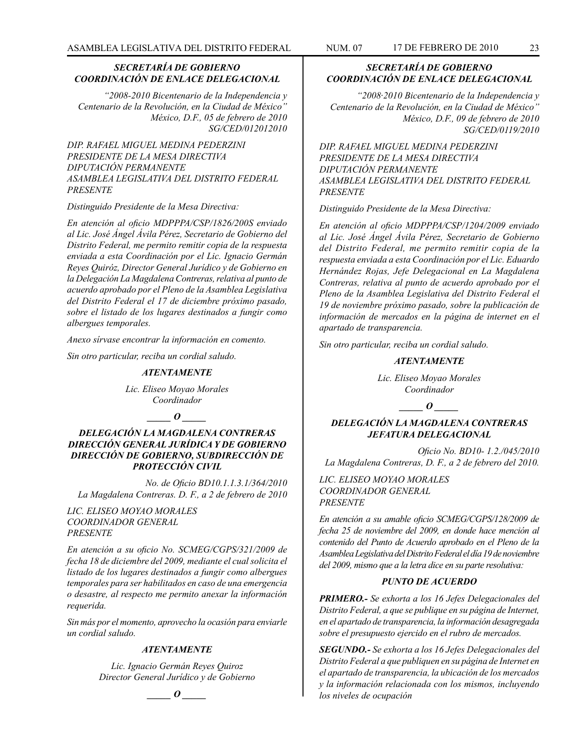*SECRETARÍA DE GOBIERNO*
*COORDINACIÓN DE ENLACE DELEGACIONAL*

*"2008-2010 Bicentenario de la Independencia y Centenario de la Revolución, en la Ciudad de México"*
*México, D.F., 05 de febrero de 2010*
*SG/CED/012012010*

*DIP. RAFAEL MIGUEL MEDINA PEDERZINI*
*PRESIDENTE DE LA MESA DIRECTIVA*
*DIPUTACIÓN PERMANENTE*
*ASAMBLEA LEGISLATIVA DEL DISTRITO FEDERAL*
*PRESENTE*

*Distinguido Presidente de la Mesa Directiva:*

*En atención al oficio MDPPPA/CSP/1826/200S enviado al Lic. José Ángel Ávila Pérez, Secretario de Gobierno del Distrito Federal, me permito remitir copia de la respuesta enviada a esta Coordinación por el Lic. Ignacio Germán Reyes Quiróz, Director General Jurídico y de Gobierno en la Delegación La Magdalena Contreras, relativa al punto de acuerdo aprobado por el Pleno de la Asamblea Legislativa del Distrito Federal el 17 de diciembre próximo pasado, sobre el listado de los lugares destinados a fungir como albergues temporales.*

*Anexo sírvase encontrar la información en comento.*

*Sin otro particular, reciba un cordial saludo.*

***ATENTAMENTE***

*Lic. Eliseo Moyao Morales*
*Coordinador*

***_____ O _____***

***DELEGACIÓN LA MAGDALENA CONTRERAS***
***DIRECCIÓN GENERAL JURÍDICA Y DE GOBIERNO***
***DIRECCIÓN DE GOBIERNO, SUBDIRECCIÓN DE PROTECCIÓN CIVIL***

*No. de Oficio BD10.1.1.3.1/364/2010*
*La Magdalena Contreras. D. F., a 2 de febrero de 2010*

*LIC. ELISEO MOYAO MORALES*
*COORDINADOR GENERAL*
*PRESENTE*

*En atención a su oficio No. SCMEG/CGPS/321/2009 de fecha 18 de diciembre del 2009, mediante el cual solicita el listado de los lugares destinados a fungir como albergues temporales para ser habilitados en caso de una emergencia o desastre, al respecto me permito anexar la información requerida.*

*Sin más por el momento, aprovecho la ocasión para enviarle un cordial saludo.*

***ATENTAMENTE***

*Lic. Ignacio Germán Reyes Quiroz*
*Director General Jurídico y de Gobierno*

***_____ O _____***

*SECRETARÍA DE GOBIERNO*
*COORDINACIÓN DE ENLACE DELEGACIONAL*

*"2008·2010 Bicentenario de la Independencia y Centenario de la Revolución, en la Ciudad de México"*
*México, D.F., 09 de febrero de 2010*
*SG/CED/0119/2010*

*DIP. RAFAEL MIGUEL MEDINA PEDERZINI*
*PRESIDENTE DE LA MESA DIRECTIVA*
*DIPUTACIÓN PERMANENTE*
*ASAMBLEA LEGISLATIVA DEL DISTRITO FEDERAL*
*PRESENTE*

*Distinguido Presidente de la Mesa Directiva:*

*En atención al oficio MDPPPA/CSP/1204/2009 enviado al Lic. José Ángel Ávila Pérez, Secretario de Gobierno del Distrito Federal, me permito remitir copia de la respuesta enviada a esta Coordinación por el Lic. Eduardo Hernández Rojas, Jefe Delegacional en La Magdalena Contreras, relativa al punto de acuerdo aprobado por el Pleno de la Asamblea Legislativa del Distrito Federal el 19 de noviembre próximo pasado, sobre la publicación de información de mercados en la página de internet en el apartado de transparencia.*

*Sin otro particular, reciba un cordial saludo.*

***ATENTAMENTE***

*Lic. Eliseo Moyao Morales*
*Coordinador*

***_____ O _____***

***DELEGACIÓN LA MAGDALENA CONTRERAS***
***JEFATURA DELEGACIONAL***

*Oficio No. BD10- 1.2./045/2010*
*La Magdalena Contreras, D. F., a 2 de febrero del 2010.*

*LIC. ELISEO MOYAO MORALES*
*COORDINADOR GENERAL*
*PRESENTE*

*En atención a su amable oficio SCMEG/CGPS/128/2009 de fecha 25 de noviembre del 2009, en donde hace mención al contenido del Punto de Acuerdo aprobado en el Pleno de la Asamblea Legislativa del Distrito Federal el día 19 de noviembre del 2009, mismo que a la letra dice en su parte resolutiva:*

***PUNTO DE ACUERDO***

***PRIMERO.-*** *Se exhorta a los 16 Jefes Delegacionales del Distrito Federal, a que se publique en su página de Internet, en el apartado de transparencia, la información desagregada sobre el presupuesto ejercido en el rubro de mercados.*

***SEGUNDO.-*** *Se exhorta a los 16 Jefes Delegacionales del Distrito Federal a que publiquen en su página de Internet en el apartado de transparencia, la ubicación de los mercados y la información relacionada con los mismos, incluyendo los niveles de ocupación*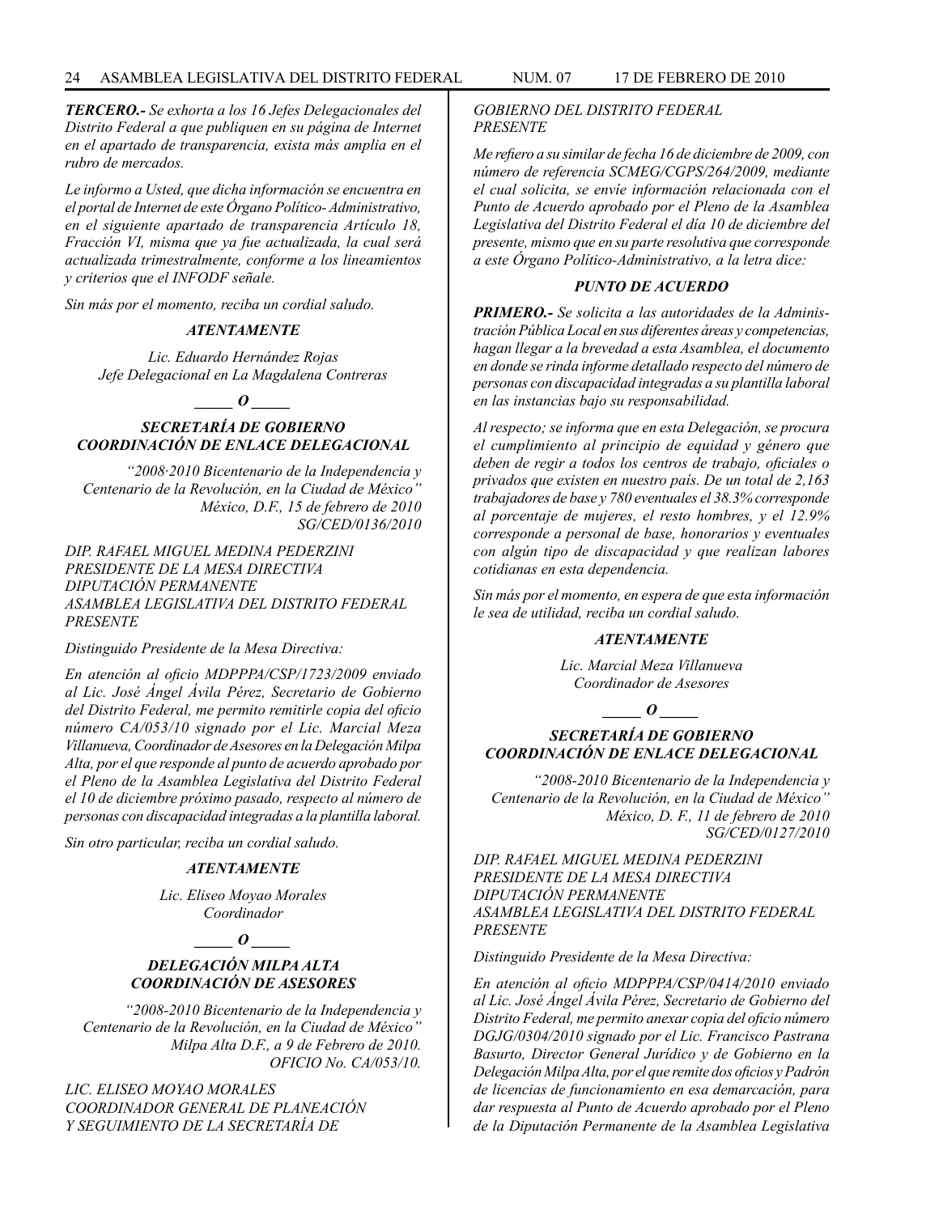***TERCERO.-*** *Se exhorta a los 16 Jefes Delegacionales del Distrito Federal a que publiquen en su página de Internet en el apartado de transparencia, exista más amplia en el rubro de mercados.*

*Le informo a Usted, que dicha información se encuentra en el portal de Internet de este Órgano Político- Administrativo, en el siguiente apartado de transparencia Artículo 18, Fracción VI, misma que ya fue actualizada, la cual será actualizada trimestralmente, conforme a los lineamientos y criterios que el INFODF señale.*

*Sin más por el momento, reciba un cordial saludo.*

***ATENTAMENTE***

*Lic. Eduardo Hernández Rojas*
*Jefe Delegacional en La Magdalena Contreras*

***_____ O _____***

***SECRETARÍA DE GOBIERNO***
***COORDINACIÓN DE ENLACE DELEGACIONAL***

*"2008·2010 Bicentenario de la Independencia y Centenario de la Revolución, en la Ciudad de México"*
*México, D.F., 15 de febrero de 2010*
*SG/CED/0136/2010*

*DIP. RAFAEL MIGUEL MEDINA PEDERZINI*
*PRESIDENTE DE LA MESA DIRECTIVA*
*DIPUTACIÓN PERMANENTE*
*ASAMBLEA LEGISLATIVA DEL DISTRITO FEDERAL*
*PRESENTE*

*Distinguido Presidente de la Mesa Directiva:*

*En atención al oficio MDPPPA/CSP/1723/2009 enviado al Lic. José Ángel Ávila Pérez, Secretario de Gobierno del Distrito Federal, me permito remitirle copia del oficio número CA/053/10 signado por el Lic. Marcial Meza Villanueva, Coordinador de Asesores en la Delegación Milpa Alta, por el que responde al punto de acuerdo aprobado por el Pleno de la Asamblea Legislativa del Distrito Federal el 10 de diciembre próximo pasado, respecto al número de personas con discapacidad integradas a la plantilla laboral.*

*Sin otro particular, reciba un cordial saludo.*

***ATENTAMENTE***

*Lic. Eliseo Moyao Morales*
*Coordinador*

***_____ O _____***

***DELEGACIÓN MILPA ALTA***
***COORDINACIÓN DE ASESORES***

*"2008-2010 Bicentenario de la Independencia y Centenario de la Revolución, en la Ciudad de México"*
*Milpa Alta D.F., a 9 de Febrero de 2010.*
*OFICIO No. CA/053/10.*

*LIC. ELISEO MOYAO MORALES*
*COORDINADOR GENERAL DE PLANEACIÓN Y SEGUIMIENTO DE LA SECRETARÍA DE GOBIERNO DEL DISTRITO FEDERAL*
*PRESENTE*

*Me refiero a su similar de fecha 16 de diciembre de 2009, con número de referencia SCMEG/CGPS/264/2009, mediante el cual solicita, se envíe información relacionada con el Punto de Acuerdo aprobado por el Pleno de la Asamblea Legislativa del Distrito Federal el día 10 de diciembre del presente, mismo que en su parte resolutiva que corresponde a este Órgano Político-Administrativo, a la letra dice:*

***PUNTO DE ACUERDO***

***PRIMERO.-*** *Se solicita a las autoridades de la Administración Pública Local en sus diferentes áreas y competencias, hagan llegar a la brevedad a esta Asamblea, el documento en donde se rinda informe detallado respecto del número de personas con discapacidad integradas a su plantilla laboral en las instancias bajo su responsabilidad.*

*Al respecto; se informa que en esta Delegación, se procura el cumplimiento al principio de equidad y género que deben de regir a todos los centros de trabajo, oficiales o privados que existen en nuestro país. De un total de 2,163 trabajadores de base y 780 eventuales el 38.3% corresponde al porcentaje de mujeres, el resto hombres, y el 12.9% corresponde a personal de base, honorarios y eventuales con algún tipo de discapacidad y que realizan labores cotidianas en esta dependencia.*

*Sin más por el momento, en espera de que esta información le sea de utilidad, reciba un cordial saludo.*

***ATENTAMENTE***

*Lic. Marcial Meza Villanueva*
*Coordinador de Asesores*

***_____ O _____***

***SECRETARÍA DE GOBIERNO***
***COORDINACIÓN DE ENLACE DELEGACIONAL***

*"2008-2010 Bicentenario de la Independencia y Centenario de la Revolución, en la Ciudad de México"*
*México, D. F., 11 de febrero de 2010*
*SG/CED/0127/2010*

*DIP. RAFAEL MIGUEL MEDINA PEDERZINI*
*PRESIDENTE DE LA MESA DIRECTIVA*
*DIPUTACIÓN PERMANENTE*
*ASAMBLEA LEGISLATIVA DEL DISTRITO FEDERAL*
*PRESENTE*

*Distinguido Presidente de la Mesa Directiva:*

*En atención al oficio MDPPPA/CSP/0414/2010 enviado al Lic. José Ángel Ávila Pérez, Secretario de Gobierno del Distrito Federal, me permito anexar copia del oficio número DGJG/0304/2010 signado por el Lic. Francisco Pastrana Basurto, Director General Jurídico y de Gobierno en la Delegación Milpa Alta, por el que remite dos oficios y Padrón de licencias de funcionamiento en esa demarcación, para dar respuesta al Punto de Acuerdo aprobado por el Pleno de la Diputación Permanente de la Asamblea Legislativa*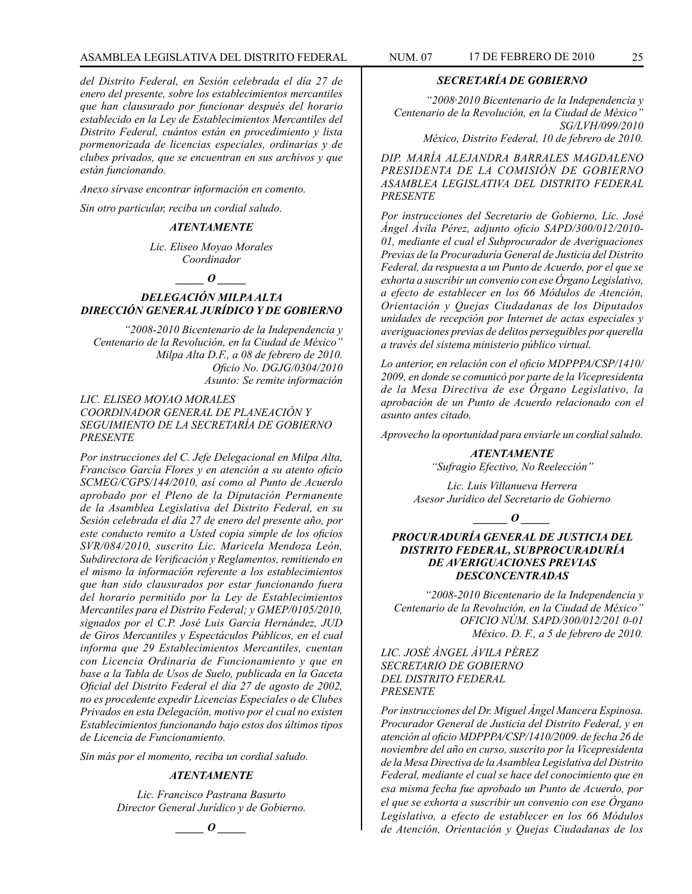*del Distrito Federal, en Sesión celebrada el día 27 de enero del presente, sobre los establecimientos mercantiles que han clausurado por funcionar después del horario establecido en la Ley de Establecimientos Mercantiles del Distrito Federal, cuántos están en procedimiento y lista pormenorizada de licencias especiales, ordinarias y de clubes privados, que se encuentran en sus archivos y que están funcionando.*

*Anexo sírvase encontrar información en comento.*

*Sin otro particular, reciba un cordial saludo.*

***ATENTAMENTE***

*Lic. Eliseo Moyao Morales*
*Coordinador*

***_____ O _____***

### *DELEGACIÓN MILPA ALTA*
### *DIRECCIÓN GENERAL JURÍDICO Y DE GOBIERNO*

*"2008-2010 Bicentenario de la Independencia y Centenario de la Revolución, en la Ciudad de México"*
*Milpa Alta D.F., a 08 de febrero de 2010.*
*Oficio No. DGJG/0304/2010*
*Asunto: Se remite información*

*LIC. ELISEO MOYAO MORALES*
*COORDINADOR GENERAL DE PLANEACIÓN Y SEGUIMIENTO DE LA SECRETARÍA DE GOBIERNO*
*PRESENTE*

*Por instrucciones del C. Jefe Delegacional en Milpa Alta, Francisco García Flores y en atención a su atento oficio SCMEG/CGPS/144/2010, así como al Punto de Acuerdo aprobado por el Pleno de la Diputación Permanente de la Asamblea Legislativa del Distrito Federal, en su Sesión celebrada el día 27 de enero del presente año, por este conducto remito a Usted copia simple de los oficios SVR/084/2010, suscrito Lic. Maricela Mendoza León, Subdirectora de Verificación y Reglamentos, remitiendo en el mismo la información referente a los establecimientos que han sido clausurados por estar funcionando fuera del horario permitido por la Ley de Establecimientos Mercantiles para el Distrito Federal; y GMEP/0105/2010, signados por el C.P. José Luis García Hernández, JUD de Giros Mercantiles y Espectáculos Públicos, en el cual informa que 29 Establecimientos Mercantiles, cuentan con Licencia Ordinaria de Funcionamiento y que en base a la Tabla de Usos de Suelo, publicada en la Gaceta Oficial del Distrito Federal el día 27 de agosto de 2002, no es procedente expedir Licencias Especiales o de Clubes Privados en esta Delegación, motivo por el cual no existen Establecimientos funcionando bajo estos dos últimos tipos de Licencia de Funcionamiento.*

*Sin más por el momento, reciba un cordial saludo.*

***ATENTAMENTE***

*Lic. Francisco Pastrana Basurto*
*Director General Jurídico y de Gobierno.*

***_____ O _____***

### *SECRETARÍA DE GOBIERNO*

*"2008·2010 Bicentenario de la Independencia y Centenario de la Revolución, en la Ciudad de México"*
*SG/LVH/099/2010*
*México, Distrito Federal, 10 de febrero de 2010.*

*DIP. MARÍA ALEJANDRA BARRALES MAGDALENO*
*PRESIDENTA DE LA COMISIÓN DE GOBIERNO*
*ASAMBLEA LEGISLATIVA DEL DISTRITO FEDERAL*
*PRESENTE*

*Por instrucciones del Secretario de Gobierno, Lic. José Ángel Ávila Pérez, adjunto oficio SAPD/300/012/2010-01, mediante el cual el Subprocurador de Averiguaciones Previas de la Procuraduría General de Justicia del Distrito Federal, da respuesta a un Punto de Acuerdo, por el que se exhorta a suscribir un convenio con ese Órgano Legislativo, a efecto de establecer en los 66 Módulos de Atención, Orientación y Quejas Ciudadanas de los Diputados unidades de recepción por Internet de actas especiales y averiguaciones previas de delitos perseguibles por querella a través del sistema ministerio público virtual.*

*Lo anterior, en relación con el oficio MDPPPA/CSP/1410/2009, en donde se comunicó por parte de la Vicepresidenta de la Mesa Directiva de ese Órgano Legislativo, la aprobación de un Punto de Acuerdo relacionado con el asunto antes citado.*

*Aprovecho la oportunidad para enviarle un cordial saludo.*

***ATENTAMENTE***
*"Sufragio Efectivo, No Reelección"*

*Lic. Luis Villanueva Herrera*
*Asesor Jurídico del Secretario de Gobierno*

***_____ O _____***

### *PROCURADURÍA GENERAL DE JUSTICIA DEL DISTRITO FEDERAL, SUBPROCURADURÍA DE AVERIGUACIONES PREVIAS DESCONCENTRADAS*

*"2008-2010 Bicentenario de la Independencia y Centenario de la Revolución, en la Ciudad de México"*
*OFICIO NÚM. SAPD/300/012/201 0-01*
*México. D. F., a 5 de febrero de 2010.*

*LIC. JOSÉ ÁNGEL ÁVILA PÉREZ*
*SECRETARIO DE GOBIERNO*
*DEL DISTRITO FEDERAL*
*PRESENTE*

*Por instrucciones del Dr. Miguel Ángel Mancera Espinosa. Procurador General de Justicia del Distrito Federal, y en atención al oficio MDPPPA/CSP/1410/2009. de fecha 26 de noviembre del año en curso, suscrito por la Vicepresidenta de la Mesa Directiva de la Asamblea Legislativa del Distrito Federal, mediante el cual se hace del conocimiento que en esa misma fecha fue aprobado un Punto de Acuerdo, por el que se exhorta a suscribir un convenio con ese Órgano Legislativo, a efecto de establecer en los 66 Módulos de Atención, Orientación y Quejas Ciudadanas de los*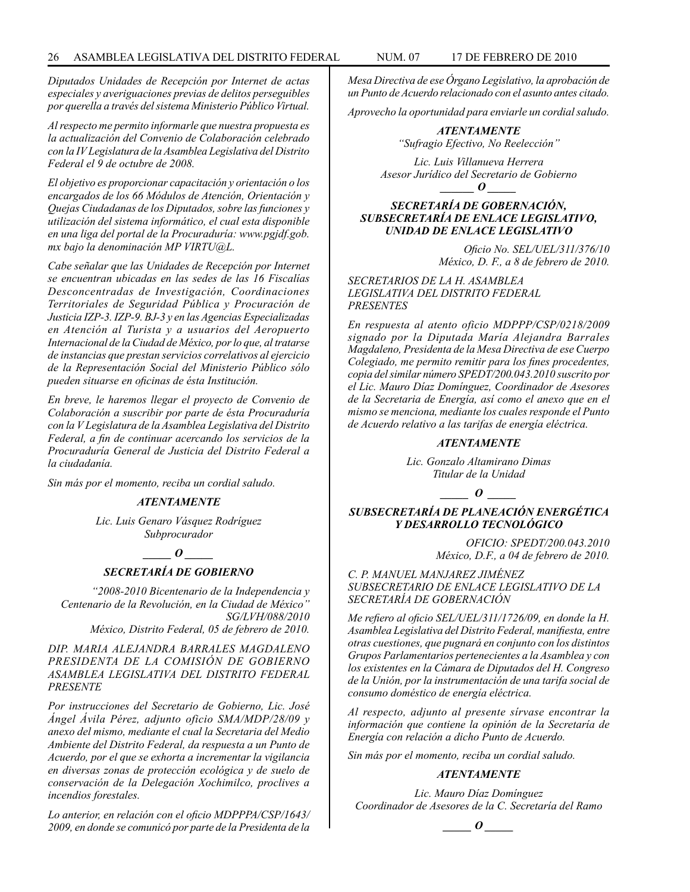*Diputados Unidades de Recepción por Internet de actas especiales y averiguaciones previas de delitos perseguibles por querella a través del sistema Ministerio Público Virtual.*

*Al respecto me permito informarle que nuestra propuesta es la actualización del Convenio de Colaboración celebrado con la IV Legislatura de la Asamblea Legislativa del Distrito Federal el 9 de octubre de 2008.*

*El objetivo es proporcionar capacitación y orientación o los encargados de los 66 Módulos de Atención, Orientación y Quejas Ciudadanas de los Diputados, sobre las funciones y utilización del sistema informático, el cual esta disponible en una liga del portal de la Procuraduría: www.pgjdf.gob.mx bajo la denominación MP VIRTU@L.*

*Cabe señalar que las Unidades de Recepción por Internet se encuentran ubicadas en las sedes de las 16 Fiscalías Desconcentradas de Investigación, Coordinaciones Territoriales de Seguridad Pública y Procuración de Justicia IZP-3. IZP-9. BJ-3 y en las Agencias Especializadas en Atención al Turista y a usuarios del Aeropuerto Internacional de la Ciudad de México, por lo que, al tratarse de instancias que prestan servicios correlativos al ejercicio de la Representación Social del Ministerio Público sólo pueden situarse en oficinas de ésta Institución.*

*En breve, le haremos llegar el proyecto de Convenio de Colaboración a suscribir por parte de ésta Procuraduría con la V Legislatura de la Asamblea Legislativa del Distrito Federal, a fin de continuar acercando los servicios de la Procuraduría General de Justicia del Distrito Federal a la ciudadanía.*

*Sin más por el momento, reciba un cordial saludo.*

***ATENTAMENTE***

*Lic. Luis Genaro Vásquez Rodríguez*
*Subprocurador*

***_____ O _____***

### *SECRETARÍA DE GOBIERNO*

*"2008-2010 Bicentenario de la Independencia y Centenario de la Revolución, en la Ciudad de México"*
*SG/LVH/088/2010*
*México, Distrito Federal, 05 de febrero de 2010.*

*DIP. MARIA ALEJANDRA BARRALES MAGDALENO*
*PRESIDENTA DE LA COMISIÓN DE GOBIERNO*
*ASAMBLEA LEGISLATIVA DEL DISTRITO FEDERAL*
*PRESENTE*

*Por instrucciones del Secretario de Gobierno, Lic. José Ángel Ávila Pérez, adjunto oficio SMA/MDP/28/09 y anexo del mismo, mediante el cual la Secretaria del Medio Ambiente del Distrito Federal, da respuesta a un Punto de Acuerdo, por el que se exhorta a incrementar la vigilancia en diversas zonas de protección ecológica y de suelo de conservación de la Delegación Xochimilco, proclives a incendios forestales.*

*Lo anterior, en relación con el oficio MDPPPA/CSP/1643/2009, en donde se comunicó por parte de la Presidenta de la Mesa Directiva de ese Órgano Legislativo, la aprobación de un Punto de Acuerdo relacionado con el asunto antes citado.*

*Aprovecho la oportunidad para enviarle un cordial saludo.*

***ATENTAMENTE***
*"Sufragio Efectivo, No Reelección"*

*Lic. Luis Villanueva Herrera*
*Asesor Jurídico del Secretario de Gobierno*

***_____ O _____***

### *SECRETARÍA DE GOBERNACIÓN, SUBSECRETARÍA DE ENLACE LEGISLATIVO, UNIDAD DE ENLACE LEGISLATIVO*

*Oficio No. SEL/UEL/311/376/10*
*México, D. F., a 8 de febrero de 2010.*

*SECRETARIOS DE LA H. ASAMBLEA LEGISLATIVA DEL DISTRITO FEDERAL*
*PRESENTES*

*En respuesta al atento oficio MDPPP/CSP/0218/2009 signado por la Diputada María Alejandra Barrales Magdaleno, Presidenta de la Mesa Directiva de ese Cuerpo Colegiado, me permito remitir para los fines procedentes, copia del similar número SPEDT/200.043.2010 suscrito por el Lic. Mauro Díaz Domínguez, Coordinador de Asesores de la Secretaria de Energía, así como el anexo que en el mismo se menciona, mediante los cuales responde el Punto de Acuerdo relativo a las tarifas de energía eléctrica.*

***ATENTAMENTE***

*Lic. Gonzalo Altamirano Dimas*
*Titular de la Unidad*

***_____ O _____***

### *SUBSECRETARÍA DE PLANEACIÓN ENERGÉTICA Y DESARROLLO TECNOLÓGICO*

*OFICIO: SPEDT/200.043.2010*
*México, D.F., a 04 de febrero de 2010.*

*C. P. MANUEL MANJAREZ JIMÉNEZ*
*SUBSECRETARIO DE ENLACE LEGISLATIVO DE LA SECRETARÍA DE GOBERNACIÓN*

*Me refiero al oficio SEL/UEL/311/1726/09, en donde la H. Asamblea Legislativa del Distrito Federal, manifiesta, entre otras cuestiones, que pugnará en conjunto con los distintos Grupos Parlamentarios pertenecientes a la Asamblea y con los existentes en la Cámara de Diputados del H. Congreso de la Unión, por la instrumentación de una tarifa social de consumo doméstico de energía eléctrica.*

*Al respecto, adjunto al presente sírvase encontrar la información que contiene la opinión de la Secretaría de Energía con relación a dicho Punto de Acuerdo.*

*Sin más por el momento, reciba un cordial saludo.*

***ATENTAMENTE***

*Lic. Mauro Díaz Domínguez*
*Coordinador de Asesores de la C. Secretaría del Ramo*

***_____ O _____***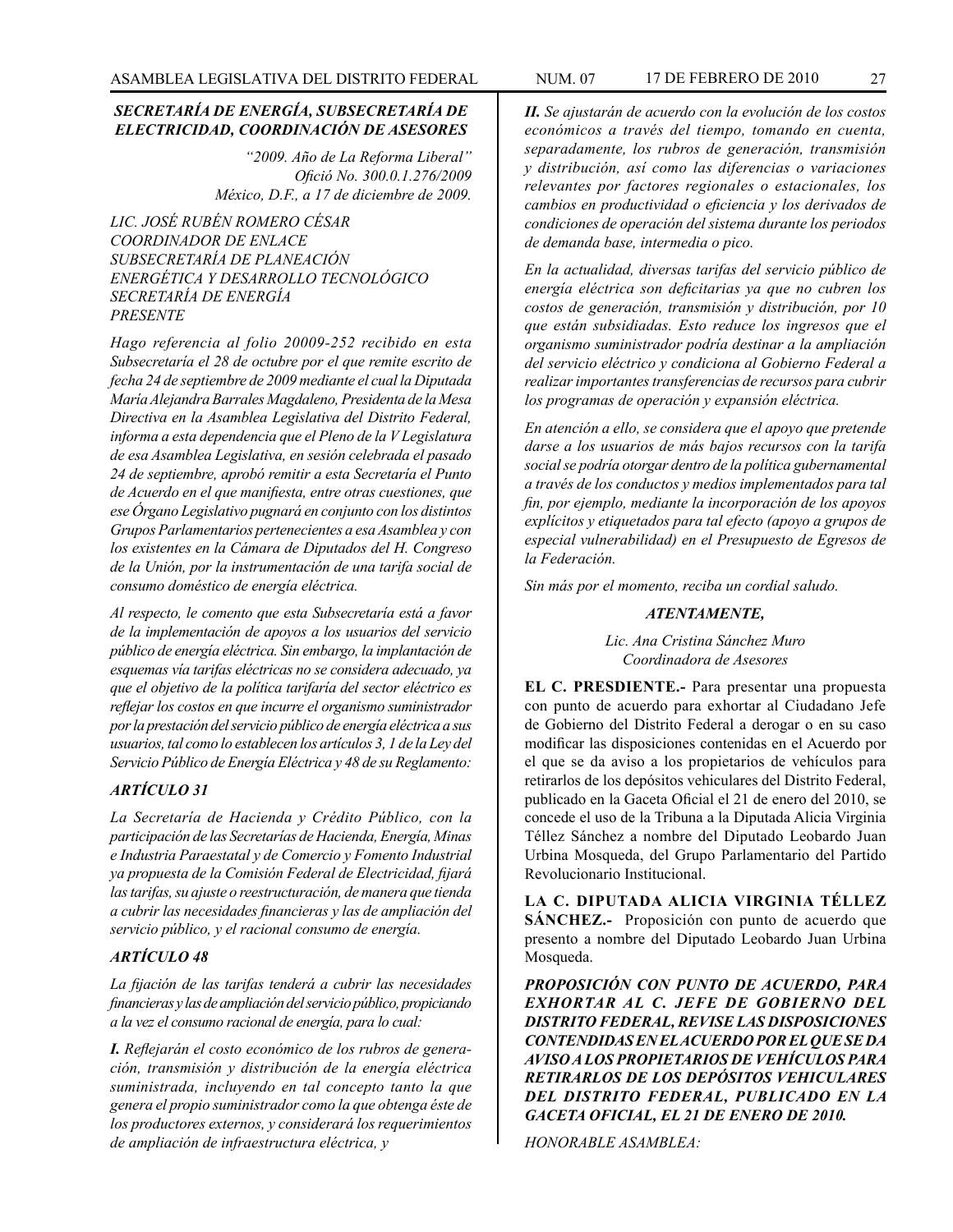***SECRETARÍA DE ENERGÍA, SUBSECRETARÍA DE ELECTRICIDAD, COORDINACIÓN DE ASESORES***

*"2009. Año de La Reforma Liberal"*
*Ofició No. 300.0.1.276/2009*
*México, D.F., a 17 de diciembre de 2009.*

*LIC. JOSÉ RUBÉN ROMERO CÉSAR*
*COORDINADOR DE ENLACE*
*SUBSECRETARÍA DE PLANEACIÓN ENERGÉTICA Y DESARROLLO TECNOLÓGICO*
*SECRETARÍA DE ENERGÍA*
*PRESENTE*

*Hago referencia al folio 20009-252 recibido en esta Subsecretaría el 28 de octubre por el que remite escrito de fecha 24 de septiembre de 2009 mediante el cual la Diputada María Alejandra Barrales Magdaleno, Presidenta de la Mesa Directiva en la Asamblea Legislativa del Distrito Federal, informa a esta dependencia que el Pleno de la V Legislatura de esa Asamblea Legislativa, en sesión celebrada el pasado 24 de septiembre, aprobó remitir a esta Secretaría el Punto de Acuerdo en el que manifiesta, entre otras cuestiones, que ese Órgano Legislativo pugnará en conjunto con los distintos Grupos Parlamentarios pertenecientes a esa Asamblea y con los existentes en la Cámara de Diputados del H. Congreso de la Unión, por la instrumentación de una tarifa social de consumo doméstico de energía eléctrica.*

*Al respecto, le comento que esta Subsecretaría está a favor de la implementación de apoyos a los usuarios del servicio público de energía eléctrica. Sin embargo, la implantación de esquemas vía tarifas eléctricas no se considera adecuado, ya que el objetivo de la política tarifaría del sector eléctrico es reflejar los costos en que incurre el organismo suministrador por la prestación del servicio público de energía eléctrica a sus usuarios, tal como lo establecen los artículos 3, 1 de la Ley del Servicio Público de Energía Eléctrica y 48 de su Reglamento:*

***ARTÍCULO 31***

*La Secretaría de Hacienda y Crédito Público, con la participación de las Secretarías de Hacienda, Energía, Minas e Industria Paraestatal y de Comercio y Fomento Industrial ya propuesta de la Comisión Federal de Electricidad, fijará las tarifas, su ajuste o reestructuración, de manera que tienda a cubrir las necesidades financieras y las de ampliación del servicio público, y el racional consumo de energía.*

***ARTÍCULO 48***

*La fijación de las tarifas tenderá a cubrir las necesidades financieras y las de ampliación del servicio público, propiciando a la vez el consumo racional de energía, para lo cual:*

***I.*** *Reflejarán el costo económico de los rubros de generación, transmisión y distribución de la energía eléctrica suministrada, incluyendo en tal concepto tanto la que genera el propio suministrador como la que obtenga éste de los productores externos, y considerará los requerimientos de ampliación de infraestructura eléctrica, y*

***II.*** *Se ajustarán de acuerdo con la evolución de los costos económicos a través del tiempo, tomando en cuenta, separadamente, los rubros de generación, transmisión y distribución, así como las diferencias o variaciones relevantes por factores regionales o estacionales, los cambios en productividad o eficiencia y los derivados de condiciones de operación del sistema durante los periodos de demanda base, intermedia o pico.*

*En la actualidad, diversas tarifas del servicio público de energía eléctrica son deficitarias ya que no cubren los costos de generación, transmisión y distribución, por 10 que están subsidiadas. Esto reduce los ingresos que el organismo suministrador podría destinar a la ampliación del servicio eléctrico y condiciona al Gobierno Federal a realizar importantes transferencias de recursos para cubrir los programas de operación y expansión eléctrica.*

*En atención a ello, se considera que el apoyo que pretende darse a los usuarios de más bajos recursos con la tarifa social se podría otorgar dentro de la política gubernamental a través de los conductos y medios implementados para tal fin, por ejemplo, mediante la incorporación de los apoyos explícitos y etiquetados para tal efecto (apoyo a grupos de especial vulnerabilidad) en el Presupuesto de Egresos de la Federación.*

*Sin más por el momento, reciba un cordial saludo.*

***ATENTAMENTE,***

*Lic. Ana Cristina Sánchez Muro*
*Coordinadora de Asesores*

**EL C. PRESDIENTE.-** Para presentar una propuesta con punto de acuerdo para exhortar al Ciudadano Jefe de Gobierno del Distrito Federal a derogar o en su caso modificar las disposiciones contenidas en el Acuerdo por el que se da aviso a los propietarios de vehículos para retirarlos de los depósitos vehiculares del Distrito Federal, publicado en la Gaceta Oficial el 21 de enero del 2010, se concede el uso de la Tribuna a la Diputada Alicia Virginia Téllez Sánchez a nombre del Diputado Leobardo Juan Urbina Mosqueda, del Grupo Parlamentario del Partido Revolucionario Institucional.

**LA C. DIPUTADA ALICIA VIRGINIA TÉLLEZ SÁNCHEZ.-** Proposición con punto de acuerdo que presento a nombre del Diputado Leobardo Juan Urbina Mosqueda.

***PROPOSICIÓN CON PUNTO DE ACUERDO, PARA EXHORTAR AL C. JEFE DE GOBIERNO DEL DISTRITO FEDERAL, REVISE LAS DISPOSICIONES CONTENIDAS EN EL ACUERDO POR EL QUE SE DA AVISO A LOS PROPIETARIOS DE VEHÍCULOS PARA RETIRARLOS DE LOS DEPÓSITOS VEHICULARES DEL DISTRITO FEDERAL, PUBLICADO EN LA GACETA OFICIAL, EL 21 DE ENERO DE 2010.***

*HONORABLE ASAMBLEA:*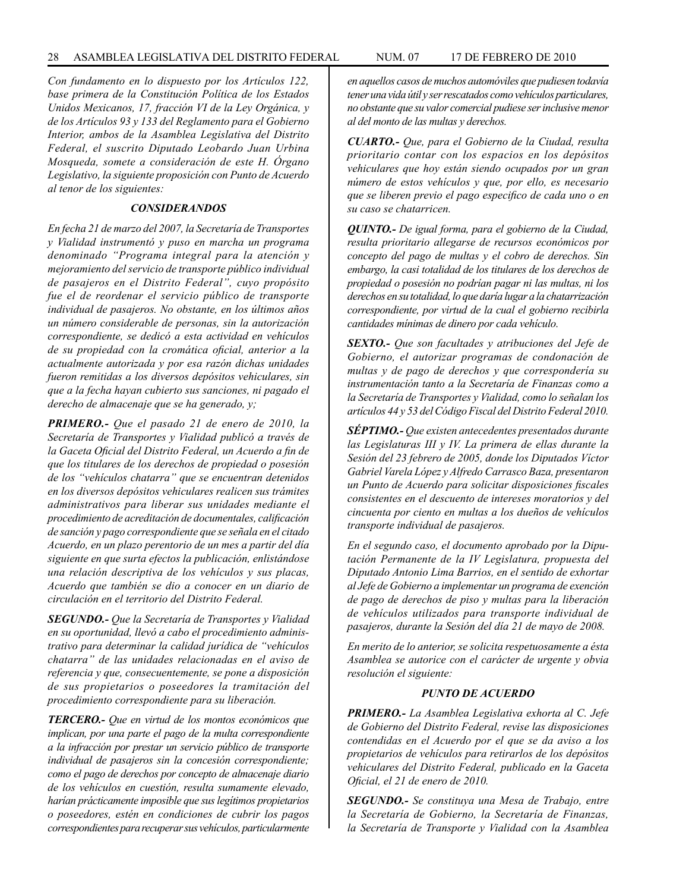*Con fundamento en lo dispuesto por los Artículos 122, base primera de la Constitución Política de los Estados Unidos Mexicanos, 17, fracción VI de la Ley Orgánica, y de los Artículos 93 y 133 del Reglamento para el Gobierno Interior, ambos de la Asamblea Legislativa del Distrito Federal, el suscrito Diputado Leobardo Juan Urbina Mosqueda, somete a consideración de este H. Órgano Legislativo, la siguiente proposición con Punto de Acuerdo al tenor de los siguientes:*

### *CONSIDERANDOS*

*En fecha 21 de marzo del 2007, la Secretaría de Transportes y Vialidad instrumentó y puso en marcha un programa denominado "Programa integral para la atención y mejoramiento del servicio de transporte público individual de pasajeros en el Distrito Federal", cuyo propósito fue el de reordenar el servicio público de transporte individual de pasajeros. No obstante, en los últimos años un número considerable de personas, sin la autorización correspondiente, se dedicó a esta actividad en vehículos de su propiedad con la cromática oficial, anterior a la actualmente autorizada y por esa razón dichas unidades fueron remitidas a los diversos depósitos vehiculares, sin que a la fecha hayan cubierto sus sanciones, ni pagado el derecho de almacenaje que se ha generado, y;*

***PRIMERO.-*** *Que el pasado 21 de enero de 2010, la Secretaría de Transportes y Vialidad publicó a través de la Gaceta Oficial del Distrito Federal, un Acuerdo a fin de que los titulares de los derechos de propiedad o posesión de los "vehículos chatarra" que se encuentran detenidos en los diversos depósitos vehiculares realicen sus trámites administrativos para liberar sus unidades mediante el procedimiento de acreditación de documentales, calificación de sanción y pago correspondiente que se señala en el citado Acuerdo, en un plazo perentorio de un mes a partir del día siguiente en que surta efectos la publicación, enlistándose una relación descriptiva de los vehículos y sus placas, Acuerdo que también se dio a conocer en un diario de circulación en el territorio del Distrito Federal.*

***SEGUNDO.-*** *Que la Secretaría de Transportes y Vialidad en su oportunidad, llevó a cabo el procedimiento administrativo para determinar la calidad jurídica de "vehículos chatarra" de las unidades relacionadas en el aviso de referencia y que, consecuentemente, se pone a disposición de sus propietarios o poseedores la tramitación del procedimiento correspondiente para su liberación.*

***TERCERO.-*** *Que en virtud de los montos económicos que implican, por una parte el pago de la multa correspondiente a la infracción por prestar un servicio público de transporte individual de pasajeros sin la concesión correspondiente; como el pago de derechos por concepto de almacenaje diario de los vehículos en cuestión, resulta sumamente elevado, harían prácticamente imposible que sus legítimos propietarios o poseedores, estén en condiciones de cubrir los pagos correspondientes para recuperar sus vehículos, particularmente en aquellos casos de muchos automóviles que pudiesen todavía tener una vida útil y ser rescatados como vehículos particulares, no obstante que su valor comercial pudiese ser inclusive menor al del monto de las multas y derechos.*

***CUARTO.-*** *Que, para el Gobierno de la Ciudad, resulta prioritario contar con los espacios en los depósitos vehiculares que hoy están siendo ocupados por un gran número de estos vehículos y que, por ello, es necesario que se liberen previo el pago especifico de cada uno o en su caso se chatarricen.*

***QUINTO.-*** *De igual forma, para el gobierno de la Ciudad, resulta prioritario allegarse de recursos económicos por concepto del pago de multas y el cobro de derechos. Sin embargo, la casi totalidad de los titulares de los derechos de propiedad o posesión no podrían pagar ni las multas, ni los derechos en su totalidad, lo que daría lugar a la chatarrización correspondiente, por virtud de la cual el gobierno recibirla cantidades mínimas de dinero por cada vehículo.*

***SEXTO.-*** *Que son facultades y atribuciones del Jefe de Gobierno, el autorizar programas de condonación de multas y de pago de derechos y que correspondería su instrumentación tanto a la Secretaría de Finanzas como a la Secretaría de Transportes y Vialidad, como lo señalan los artículos 44 y 53 del Código Fiscal del Distrito Federal 2010.*

***SÉPTIMO.-*** *Que existen antecedentes presentados durante las Legislaturas III y IV. La primera de ellas durante la Sesión del 23 febrero de 2005, donde los Diputados Víctor Gabriel Varela López y Alfredo Carrasco Baza, presentaron un Punto de Acuerdo para solicitar disposiciones fiscales consistentes en el descuento de intereses moratorios y del cincuenta por ciento en multas a los dueños de vehículos transporte individual de pasajeros.*

*En el segundo caso, el documento aprobado por la Diputación Permanente de la IV Legislatura, propuesta del Diputado Antonio Lima Barrios, en el sentido de exhortar al Jefe de Gobierno a implementar un programa de exención de pago de derechos de piso y multas para la liberación de vehículos utilizados para transporte individual de pasajeros, durante la Sesión del día 21 de mayo de 2008.*

*En merito de lo anterior, se solicita respetuosamente a ésta Asamblea se autorice con el carácter de urgente y obvia resolución el siguiente:*

### *PUNTO DE ACUERDO*

***PRIMERO.-*** *La Asamblea Legislativa exhorta al C. Jefe de Gobierno del Distrito Federal, revise las disposiciones contendidas en el Acuerdo por el que se da aviso a los propietarios de vehículos para retirarlos de los depósitos vehiculares del Distrito Federal, publicado en la Gaceta Oficial, el 21 de enero de 2010.*

***SEGUNDO.-*** *Se constituya una Mesa de Trabajo, entre la Secretaría de Gobierno, la Secretaría de Finanzas, la Secretaría de Transporte y Vialidad con la Asamblea*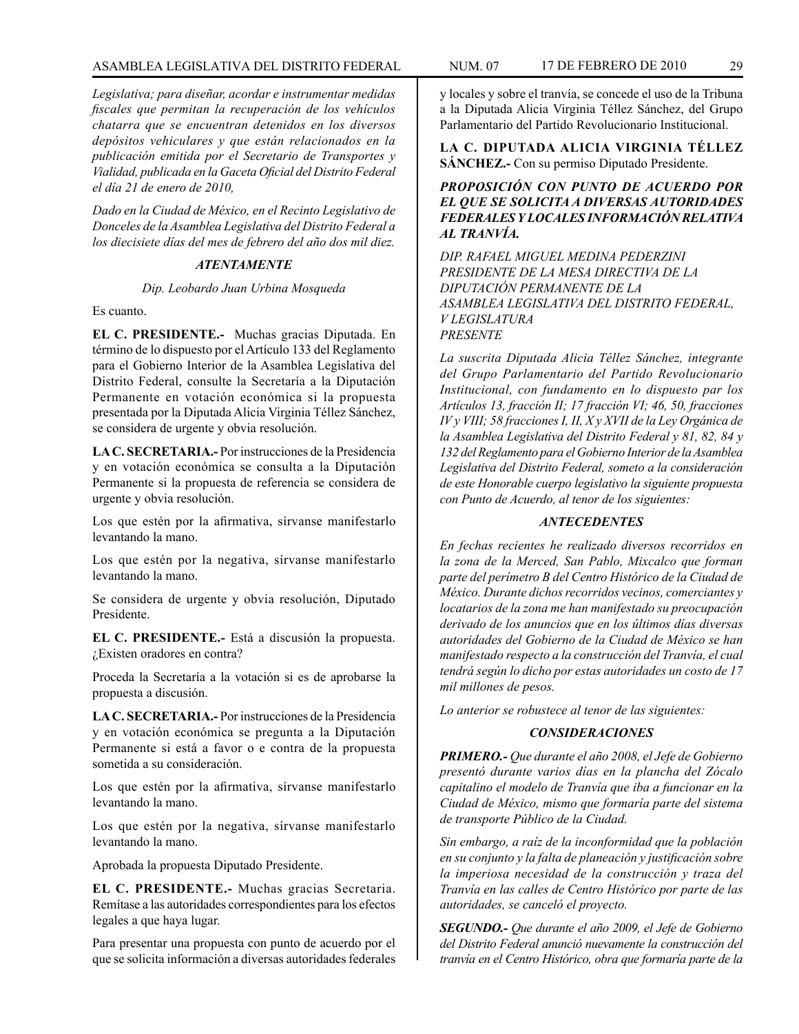*Legislativa; para diseñar, acordar e instrumentar medidas fiscales que permitan la recuperación de los vehículos chatarra que se encuentran detenidos en los diversos depósitos vehiculares y que están relacionados en la publicación emitida por el Secretario de Transportes y Vialidad, publicada en la Gaceta Oficial del Distrito Federal el día 21 de enero de 2010,*

*Dado en la Ciudad de México, en el Recinto Legislativo de Donceles de la Asamblea Legislativa del Distrito Federal a los diecisiete días del mes de febrero del año dos mil diez.*

***ATENTAMENTE***

*Dip. Leobardo Juan Urbina Mosqueda*

Es cuanto.

**EL C. PRESIDENTE.-** Muchas gracias Diputada. En término de lo dispuesto por el Artículo 133 del Reglamento para el Gobierno Interior de la Asamblea Legislativa del Distrito Federal, consulte la Secretaría a la Diputación Permanente en votación económica si la propuesta presentada por la Diputada Alicia Virginia Téllez Sánchez, se considera de urgente y obvia resolución.

**LA C. SECRETARIA.-** Por instrucciones de la Presidencia y en votación económica se consulta a la Diputación Permanente si la propuesta de referencia se considera de urgente y obvia resolución.

Los que estén por la afirmativa, sírvanse manifestarlo levantando la mano.

Los que estén por la negativa, sírvanse manifestarlo levantando la mano.

Se considera de urgente y obvia resolución, Diputado Presidente.

**EL C. PRESIDENTE.-** Está a discusión la propuesta. ¿Existen oradores en contra?

Proceda la Secretaría a la votación si es de aprobarse la propuesta a discusión.

**LA C. SECRETARIA.-** Por instrucciones de la Presidencia y en votación económica se pregunta a la Diputación Permanente si está a favor o e contra de la propuesta sometida a su consideración.

Los que estén por la afirmativa, sírvanse manifestarlo levantando la mano.

Los que estén por la negativa, sírvanse manifestarlo levantando la mano.

Aprobada la propuesta Diputado Presidente.

**EL C. PRESIDENTE.-** Muchas gracias Secretaria. Remítase a las autoridades correspondientes para los efectos legales a que haya lugar.

Para presentar una propuesta con punto de acuerdo por el que se solicita información a diversas autoridades federales y locales y sobre el tranvía, se concede el uso de la Tribuna a la Diputada Alicia Virginia Téllez Sánchez, del Grupo Parlamentario del Partido Revolucionario Institucional.

**LA C. DIPUTADA ALICIA VIRGINIA TÉLLEZ SÁNCHEZ.-** Con su permiso Diputado Presidente.

***PROPOSICIÓN CON PUNTO DE ACUERDO POR EL QUE SE SOLICITA A DIVERSAS AUTORIDADES FEDERALES Y LOCALES INFORMACIÓN RELATIVA AL TRANVÍA.***

*DIP. RAFAEL MIGUEL MEDINA PEDERZINI*
*PRESIDENTE DE LA MESA DIRECTIVA DE LA DIPUTACIÓN PERMANENTE DE LA ASAMBLEA LEGISLATIVA DEL DISTRITO FEDERAL, V LEGISLATURA*
*PRESENTE*

*La suscrita Diputada Alicia Téllez Sánchez, integrante del Grupo Parlamentario del Partido Revolucionario Institucional, con fundamento en lo dispuesto par los Artículos 13, fracción II; 17 fracción VI; 46, 50, fracciones IV y VIII; 58 fracciones I, II, X y XVII de la Ley Orgánica de la Asamblea Legislativa del Distrito Federal y 81, 82, 84 y 132 del Reglamento para el Gobierno Interior de la Asamblea Legislativa del Distrito Federal, someto a la consideración de este Honorable cuerpo legislativo la siguiente propuesta con Punto de Acuerdo, al tenor de los siguientes:*

***ANTECEDENTES***

*En fechas recientes he realizado diversos recorridos en la zona de la Merced, San Pablo, Mixcalco que forman parte del perímetro B del Centro Histórico de la Ciudad de México. Durante dichos recorridos vecinos, comerciantes y locatarios de la zona me han manifestado su preocupación derivado de los anuncios que en los últimos días diversas autoridades del Gobierno de la Ciudad de México se han manifestado respecto a la construcción del Tranvía, el cual tendrá según lo dicho por estas autoridades un costo de 17 mil millones de pesos.*

*Lo anterior se robustece al tenor de las siguientes:*

***CONSIDERACIONES***

***PRIMERO.-*** *Que durante el año 2008, el Jefe de Gobierno presentó durante varios días en la plancha del Zócalo capitalino el modelo de Tranvía que iba a funcionar en la Ciudad de México, mismo que formaría parte del sistema de transporte Público de la Ciudad.*

*Sin embargo, a raíz de la inconformidad que la población en su conjunto y la falta de planeación y justificación sobre la imperiosa necesidad de la construcción y traza del Tranvía en las calles de Centro Histórico por parte de las autoridades, se canceló el proyecto.*

***SEGUNDO.-*** *Que durante el año 2009, el Jefe de Gobierno del Distrito Federal anunció nuevamente la construcción del tranvía en el Centro Histórico, obra que formaría parte de la*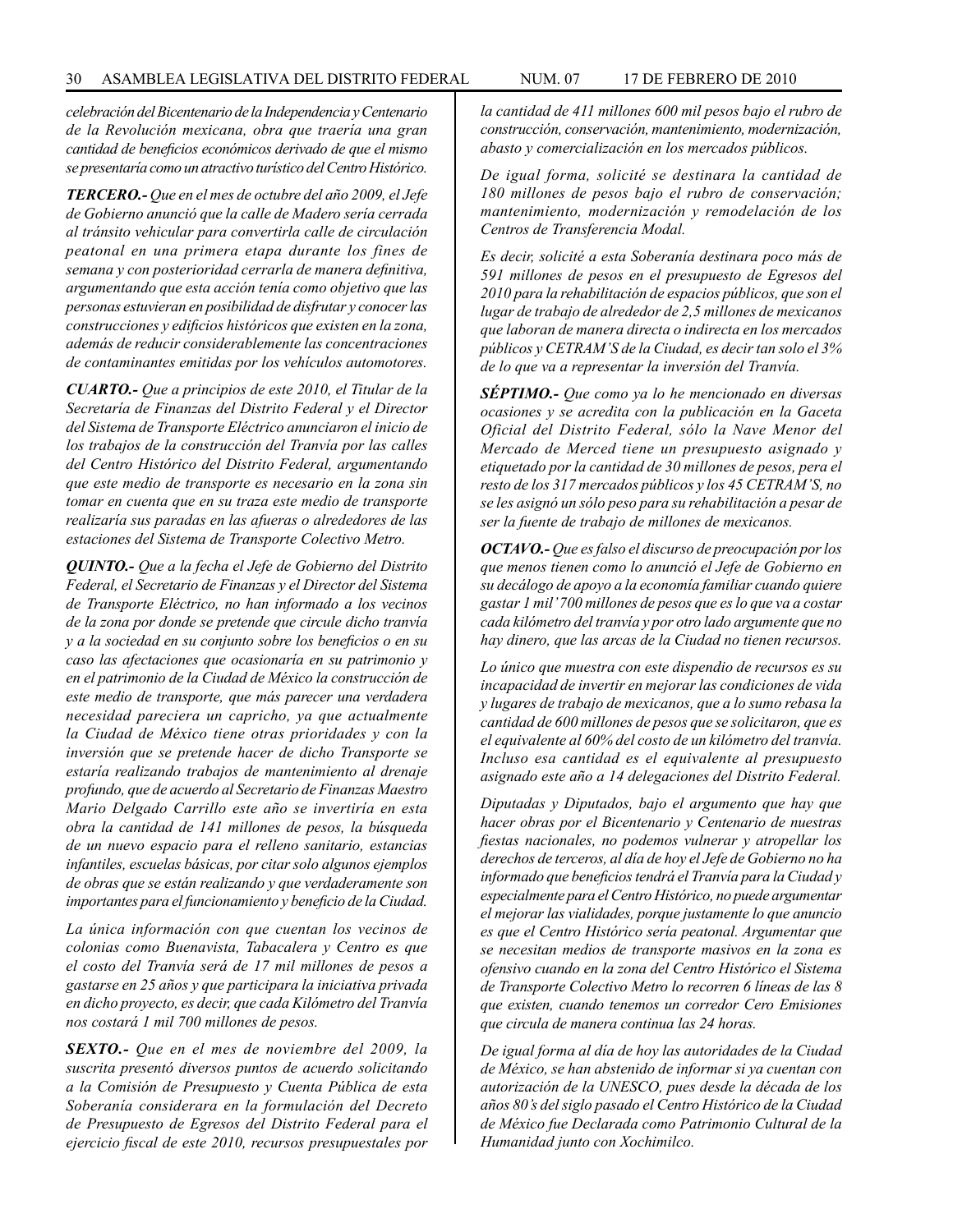*celebración del Bicentenario de la Independencia y Centenario de la Revolución mexicana, obra que traería una gran cantidad de beneficios económicos derivado de que el mismo se presentaría como un atractivo turístico del Centro Histórico.*

***TERCERO.-*** *Que en el mes de octubre del año 2009, el Jefe de Gobierno anunció que la calle de Madero sería cerrada al tránsito vehicular para convertirla calle de circulación peatonal en una primera etapa durante los fines de semana y con posterioridad cerrarla de manera definitiva, argumentando que esta acción tenía como objetivo que las personas estuvieran en posibilidad de disfrutar y conocer las construcciones y edificios históricos que existen en la zona, además de reducir considerablemente las concentraciones de contaminantes emitidas por los vehículos automotores.*

***CUARTO.-*** *Que a principios de este 2010, el Titular de la Secretaría de Finanzas del Distrito Federal y el Director del Sistema de Transporte Eléctrico anunciaron el inicio de los trabajos de la construcción del Tranvía por las calles del Centro Histórico del Distrito Federal, argumentando que este medio de transporte es necesario en la zona sin tomar en cuenta que en su traza este medio de transporte realizaría sus paradas en las afueras o alrededores de las estaciones del Sistema de Transporte Colectivo Metro.*

***QUINTO.-*** *Que a la fecha el Jefe de Gobierno del Distrito Federal, el Secretario de Finanzas y el Director del Sistema de Transporte Eléctrico, no han informado a los vecinos de la zona por donde se pretende que circule dicho tranvía y a la sociedad en su conjunto sobre los beneficios o en su caso las afectaciones que ocasionaría en su patrimonio y en el patrimonio de la Ciudad de México la construcción de este medio de transporte, que más parecer una verdadera necesidad pareciera un capricho, ya que actualmente la Ciudad de México tiene otras prioridades y con la inversión que se pretende hacer de dicho Transporte se estaría realizando trabajos de mantenimiento al drenaje profundo, que de acuerdo al Secretario de Finanzas Maestro Mario Delgado Carrillo este año se invertiría en esta obra la cantidad de 141 millones de pesos, la búsqueda de un nuevo espacio para el relleno sanitario, estancias infantiles, escuelas básicas, por citar solo algunos ejemplos de obras que se están realizando y que verdaderamente son importantes para el funcionamiento y beneficio de la Ciudad.*

*La única información con que cuentan los vecinos de colonias como Buenavista, Tabacalera y Centro es que el costo del Tranvía será de 17 mil millones de pesos a gastarse en 25 años y que participara la iniciativa privada en dicho proyecto, es decir, que cada Kilómetro del Tranvía nos costará 1 mil 700 millones de pesos.*

***SEXTO.-*** *Que en el mes de noviembre del 2009, la suscrita presentó diversos puntos de acuerdo solicitando a la Comisión de Presupuesto y Cuenta Pública de esta Soberanía considerara en la formulación del Decreto de Presupuesto de Egresos del Distrito Federal para el ejercicio fiscal de este 2010, recursos presupuestales por la cantidad de 411 millones 600 mil pesos bajo el rubro de construcción, conservación, mantenimiento, modernización, abasto y comercialización en los mercados públicos.*

*De igual forma, solicité se destinara la cantidad de 180 millones de pesos bajo el rubro de conservación; mantenimiento, modernización y remodelación de los Centros de Transferencia Modal.*

*Es decir, solicité a esta Soberanía destinara poco más de 591 millones de pesos en el presupuesto de Egresos del 2010 para la rehabilitación de espacios públicos, que son el lugar de trabajo de alrededor de 2,5 millones de mexicanos que laboran de manera directa o indirecta en los mercados públicos y CETRAM'S de la Ciudad, es decir tan solo el 3% de lo que va a representar la inversión del Tranvía.*

***SÉPTIMO.-*** *Que como ya lo he mencionado en diversas ocasiones y se acredita con la publicación en la Gaceta Oficial del Distrito Federal, sólo la Nave Menor del Mercado de Merced tiene un presupuesto asignado y etiquetado por la cantidad de 30 millones de pesos, pera el resto de los 317 mercados públicos y los 45 CETRAM'S, no se les asignó un sólo peso para su rehabilitación a pesar de ser la fuente de trabajo de millones de mexicanos.*

***OCTAVO.-*** *Que es falso el discurso de preocupación por los que menos tienen como lo anunció el Jefe de Gobierno en su decálogo de apoyo a la economía familiar cuando quiere gastar 1 mil' 700 millones de pesos que es lo que va a costar cada kilómetro del tranvía y por otro lado argumente que no hay dinero, que las arcas de la Ciudad no tienen recursos.*

*Lo único que muestra con este dispendio de recursos es su incapacidad de invertir en mejorar las condiciones de vida y lugares de trabajo de mexicanos, que a lo sumo rebasa la cantidad de 600 millones de pesos que se solicitaron, que es el equivalente al 60% del costo de un kilómetro del tranvía. Incluso esa cantidad es el equivalente al presupuesto asignado este año a 14 delegaciones del Distrito Federal.*

*Diputadas y Diputados, bajo el argumento que hay que hacer obras por el Bicentenario y Centenario de nuestras fiestas nacionales, no podemos vulnerar y atropellar los derechos de terceros, al día de hoy el Jefe de Gobierno no ha informado que beneficios tendrá el Tranvía para la Ciudad y especialmente para el Centro Histórico, no puede argumentar el mejorar las vialidades, porque justamente lo que anuncio es que el Centro Histórico sería peatonal. Argumentar que se necesitan medios de transporte masivos en la zona es ofensivo cuando en la zona del Centro Histórico el Sistema de Transporte Colectivo Metro lo recorren 6 líneas de las 8 que existen, cuando tenemos un corredor Cero Emisiones que circula de manera continua las 24 horas.*

*De igual forma al día de hoy las autoridades de la Ciudad de México, se han abstenido de informar si ya cuentan con autorización de la UNESCO, pues desde la década de los años 80's del siglo pasado el Centro Histórico de la Ciudad de México fue Declarada como Patrimonio Cultural de la Humanidad junto con Xochimilco.*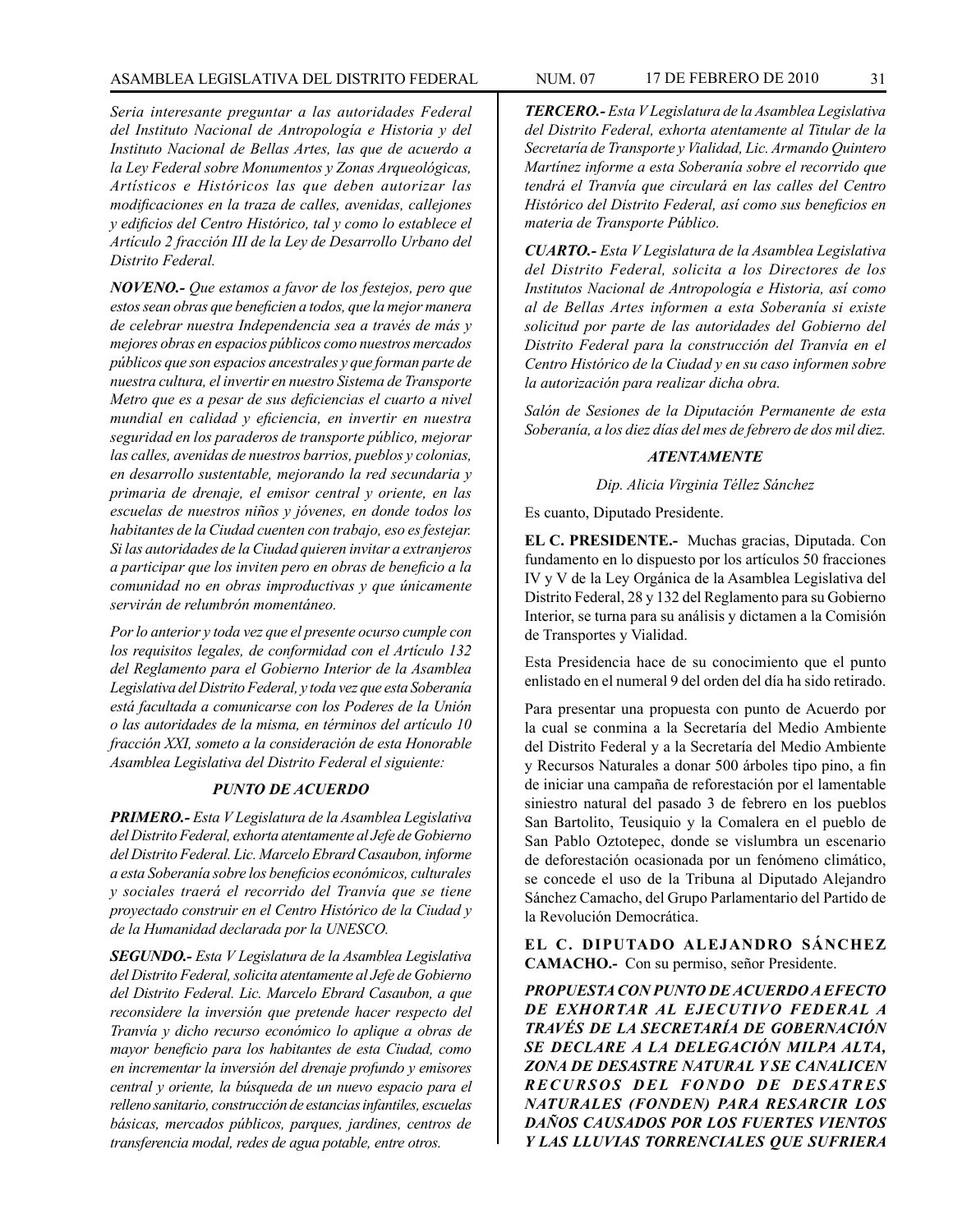*Seria interesante preguntar a las autoridades Federal del Instituto Nacional de Antropología e Historia y del Instituto Nacional de Bellas Artes, las que de acuerdo a la Ley Federal sobre Monumentos y Zonas Arqueológicas, Artísticos e Históricos las que deben autorizar las modificaciones en la traza de calles, avenidas, callejones y edificios del Centro Histórico, tal y como lo establece el Artículo 2 fracción III de la Ley de Desarrollo Urbano del Distrito Federal.*

***NOVENO.-*** *Que estamos a favor de los festejos, pero que estos sean obras que beneficien a todos, que la mejor manera de celebrar nuestra Independencia sea a través de más y mejores obras en espacios públicos como nuestros mercados públicos que son espacios ancestrales y que forman parte de nuestra cultura, el invertir en nuestro Sistema de Transporte Metro que es a pesar de sus deficiencias el cuarto a nivel mundial en calidad y eficiencia, en invertir en nuestra seguridad en los paraderos de transporte público, mejorar las calles, avenidas de nuestros barrios, pueblos y colonias, en desarrollo sustentable, mejorando la red secundaria y primaria de drenaje, el emisor central y oriente, en las escuelas de nuestros niños y jóvenes, en donde todos los habitantes de la Ciudad cuenten con trabajo, eso es festejar. Si las autoridades de la Ciudad quieren invitar a extranjeros a participar que los inviten pero en obras de beneficio a la comunidad no en obras improductivas y que únicamente servirán de relumbrón momentáneo.*

*Por lo anterior y toda vez que el presente ocurso cumple con los requisitos legales, de conformidad con el Artículo 132 del Reglamento para el Gobierno Interior de la Asamblea Legislativa del Distrito Federal, y toda vez que esta Soberanía está facultada a comunicarse con los Poderes de la Unión o las autoridades de la misma, en términos del artículo 10 fracción XXI, someto a la consideración de esta Honorable Asamblea Legislativa del Distrito Federal el siguiente:*

***PUNTO DE ACUERDO***

***PRIMERO.-*** *Esta V Legislatura de la Asamblea Legislativa del Distrito Federal, exhorta atentamente al Jefe de Gobierno del Distrito Federal. Lic. Marcelo Ebrard Casaubon, informe a esta Soberanía sobre los beneficios económicos, culturales y sociales traerá el recorrido del Tranvía que se tiene proyectado construir en el Centro Histórico de la Ciudad y de la Humanidad declarada por la UNESCO.*

***SEGUNDO.-*** *Esta V Legislatura de la Asamblea Legislativa del Distrito Federal, solicita atentamente al Jefe de Gobierno del Distrito Federal. Lic. Marcelo Ebrard Casaubon, a que reconsidere la inversión que pretende hacer respecto del Tranvía y dicho recurso económico lo aplique a obras de mayor beneficio para los habitantes de esta Ciudad, como en incrementar la inversión del drenaje profundo y emisores central y oriente, la búsqueda de un nuevo espacio para el relleno sanitario, construcción de estancias infantiles, escuelas básicas, mercados públicos, parques, jardines, centros de transferencia modal, redes de agua potable, entre otros.*

***TERCERO.-*** *Esta V Legislatura de la Asamblea Legislativa del Distrito Federal, exhorta atentamente al Titular de la Secretaría de Transporte y Vialidad, Lic. Armando Quintero Martínez informe a esta Soberanía sobre el recorrido que tendrá el Tranvía que circulará en las calles del Centro Histórico del Distrito Federal, así como sus beneficios en materia de Transporte Público.*

***CUARTO.-*** *Esta V Legislatura de la Asamblea Legislativa del Distrito Federal, solicita a los Directores de los Institutos Nacional de Antropología e Historia, así como al de Bellas Artes informen a esta Soberanía si existe solicitud por parte de las autoridades del Gobierno del Distrito Federal para la construcción del Tranvía en el Centro Histórico de la Ciudad y en su caso informen sobre la autorización para realizar dicha obra.*

*Salón de Sesiones de la Diputación Permanente de esta Soberanía, a los diez días del mes de febrero de dos mil diez.*

***ATENTAMENTE***

*Dip. Alicia Virginia Téllez Sánchez*

Es cuanto, Diputado Presidente.

**EL C. PRESIDENTE.-** Muchas gracias, Diputada. Con fundamento en lo dispuesto por los artículos 50 fracciones IV y V de la Ley Orgánica de la Asamblea Legislativa del Distrito Federal, 28 y 132 del Reglamento para su Gobierno Interior, se turna para su análisis y dictamen a la Comisión de Transportes y Vialidad.

Esta Presidencia hace de su conocimiento que el punto enlistado en el numeral 9 del orden del día ha sido retirado.

Para presentar una propuesta con punto de Acuerdo por la cual se conmina a la Secretaría del Medio Ambiente del Distrito Federal y a la Secretaría del Medio Ambiente y Recursos Naturales a donar 500 árboles tipo pino, a fin de iniciar una campaña de reforestación por el lamentable siniestro natural del pasado 3 de febrero en los pueblos San Bartolito, Teusiquio y la Comalera en el pueblo de San Pablo Oztotepec, donde se vislumbra un escenario de deforestación ocasionada por un fenómeno climático, se concede el uso de la Tribuna al Diputado Alejandro Sánchez Camacho, del Grupo Parlamentario del Partido de la Revolución Democrática.

**EL C. DIPUTADO ALEJANDRO SÁNCHEZ CAMACHO.-** Con su permiso, señor Presidente.

***PROPUESTA CON PUNTO DE ACUERDO A EFECTO DE EXHORTAR AL EJECUTIVO FEDERAL A TRAVÉS DE LA SECRETARÍA DE GOBERNACIÓN SE DECLARE A LA DELEGACIÓN MILPA ALTA, ZONA DE DESASTRE NATURAL Y SE CANALICEN RECURSOS DEL FONDO DE DESASTRES NATURALES (FONDEN) PARA RESARCIR LOS DAÑOS CAUSADOS POR LOS FUERTES VIENTOS Y LAS LLUVIAS TORRENCIALES QUE SUFRIERA***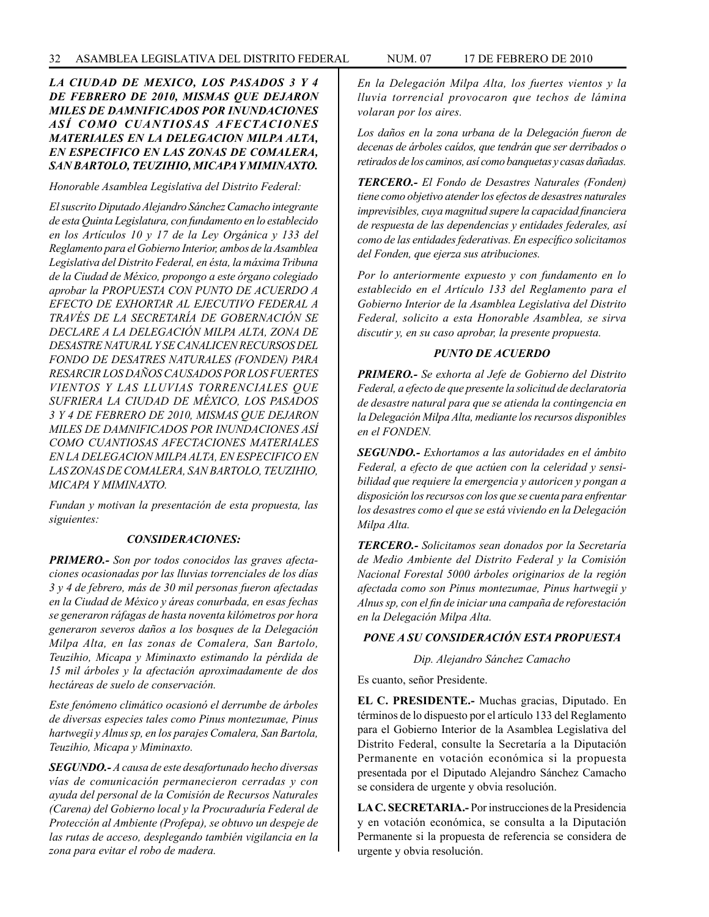***LA CIUDAD DE MEXICO, LOS PASADOS 3 Y 4 DE FEBRERO DE 2010, MISMAS QUE DEJARON MILES DE DAMNIFICADOS POR INUNDACIONES ASÍ COMO CUANTIOSAS AFECTACIONES MATERIALES EN LA DELEGACION MILPA ALTA, EN ESPECIFICO EN LAS ZONAS DE COMALERA, SAN BARTOLO, TEUZIHIO, MICAPA Y MIMINAXTO.***

*Honorable Asamblea Legislativa del Distrito Federal:*

*El suscrito Diputado Alejandro Sánchez Camacho integrante de esta Quinta Legislatura, con fundamento en lo establecido en los Artículos 10 y 17 de la Ley Orgánica y 133 del Reglamento para el Gobierno Interior, ambos de la Asamblea Legislativa del Distrito Federal, en ésta, la máxima Tribuna de la Ciudad de México, propongo a este órgano colegiado aprobar la PROPUESTA CON PUNTO DE ACUERDO A EFECTO DE EXHORTAR AL EJECUTIVO FEDERAL A TRAVÉS DE LA SECRETARÍA DE GOBERNACIÓN SE DECLARE A LA DELEGACIÓN MILPA ALTA, ZONA DE DESASTRE NATURAL Y SE CANALICEN RECURSOS DEL FONDO DE DESATRES NATURALES (FONDEN) PARA RESARCIR LOS DAÑOS CAUSADOS POR LOS FUERTES VIENTOS Y LAS LLUVIAS TORRENCIALES QUE SUFRIERA LA CIUDAD DE MÉXICO, LOS PASADOS 3 Y 4 DE FEBRERO DE 2010, MISMAS QUE DEJARON MILES DE DAMNIFICADOS POR INUNDACIONES ASÍ COMO CUANTIOSAS AFECTACIONES MATERIALES EN LA DELEGACION MILPA ALTA, EN ESPECIFICO EN LAS ZONAS DE COMALERA, SAN BARTOLO, TEUZIHIO, MICAPA Y MIMINAXTO.*

*Fundan y motivan la presentación de esta propuesta, las siguientes:*

***CONSIDERACIONES:***

***PRIMERO.-*** *Son por todos conocidos las graves afectaciones ocasionadas por las lluvias torrenciales de los días 3 y 4 de febrero, más de 30 mil personas fueron afectadas en la Ciudad de México y áreas conurbada, en esas fechas se generaron ráfagas de hasta noventa kilómetros por hora generaron severos daños a los bosques de la Delegación Milpa Alta, en las zonas de Comalera, San Bartolo, Teuzihio, Micapa y Miminaxto estimando la pérdida de 15 mil árboles y la afectación aproximadamente de dos hectáreas de suelo de conservación.*

*Este fenómeno climático ocasionó el derrumbe de árboles de diversas especies tales como Pinus montezumae, Pinus hartwegii y Alnus sp, en los parajes Comalera, San Bartola, Teuzihio, Micapa y Miminaxto.*

***SEGUNDO.-*** *A causa de este desafortunado hecho diversas vías de comunicación permanecieron cerradas y con ayuda del personal de la Comisión de Recursos Naturales (Carena) del Gobierno local y la Procuraduría Federal de Protección al Ambiente (Profepa), se obtuvo un despeje de las rutas de acceso, desplegando también vigilancia en la zona para evitar el robo de madera.*

*En la Delegación Milpa Alta, los fuertes vientos y la lluvia torrencial provocaron que techos de lámina volaran por los aires.*

*Los daños en la zona urbana de la Delegación fueron de decenas de árboles caídos, que tendrán que ser derribados o retirados de los caminos, así como banquetas y casas dañadas.*

***TERCERO.-*** *El Fondo de Desastres Naturales (Fonden) tiene como objetivo atender los efectos de desastres naturales imprevisibles, cuya magnitud supere la capacidad financiera de respuesta de las dependencias y entidades federales, así como de las entidades federativas. En específico solicitamos del Fonden, que ejerza sus atribuciones.*

*Por lo anteriormente expuesto y con fundamento en lo establecido en el Artículo 133 del Reglamento para el Gobierno Interior de la Asamblea Legislativa del Distrito Federal, solicito a esta Honorable Asamblea, se sirva discutir y, en su caso aprobar, la presente propuesta.*

***PUNTO DE ACUERDO***

***PRIMERO.-*** *Se exhorta al Jefe de Gobierno del Distrito Federal, a efecto de que presente la solicitud de declaratoria de desastre natural para que se atienda la contingencia en la Delegación Milpa Alta, mediante los recursos disponibles en el FONDEN.*

***SEGUNDO.-*** *Exhortamos a las autoridades en el ámbito Federal, a efecto de que actúen con la celeridad y sensibilidad que requiere la emergencia y autoricen y pongan a disposición los recursos con los que se cuenta para enfrentar los desastres como el que se está viviendo en la Delegación Milpa Alta.*

***TERCERO.-*** *Solicitamos sean donados por la Secretaría de Medio Ambiente del Distrito Federal y la Comisión Nacional Forestal 5000 árboles originarios de la región afectada como son Pinus montezumae, Pinus hartwegii y Alnus sp, con el fin de iniciar una campaña de reforestación en la Delegación Milpa Alta.*

***PONE A SU CONSIDERACIÓN ESTA PROPUESTA***

*Dip. Alejandro Sánchez Camacho*

Es cuanto, señor Presidente.

**EL C. PRESIDENTE.-** Muchas gracias, Diputado. En términos de lo dispuesto por el artículo 133 del Reglamento para el Gobierno Interior de la Asamblea Legislativa del Distrito Federal, consulte la Secretaría a la Diputación Permanente en votación económica si la propuesta presentada por el Diputado Alejandro Sánchez Camacho se considera de urgente y obvia resolución.

**LA C. SECRETARIA.-** Por instrucciones de la Presidencia y en votación económica, se consulta a la Diputación Permanente si la propuesta de referencia se considera de urgente y obvia resolución.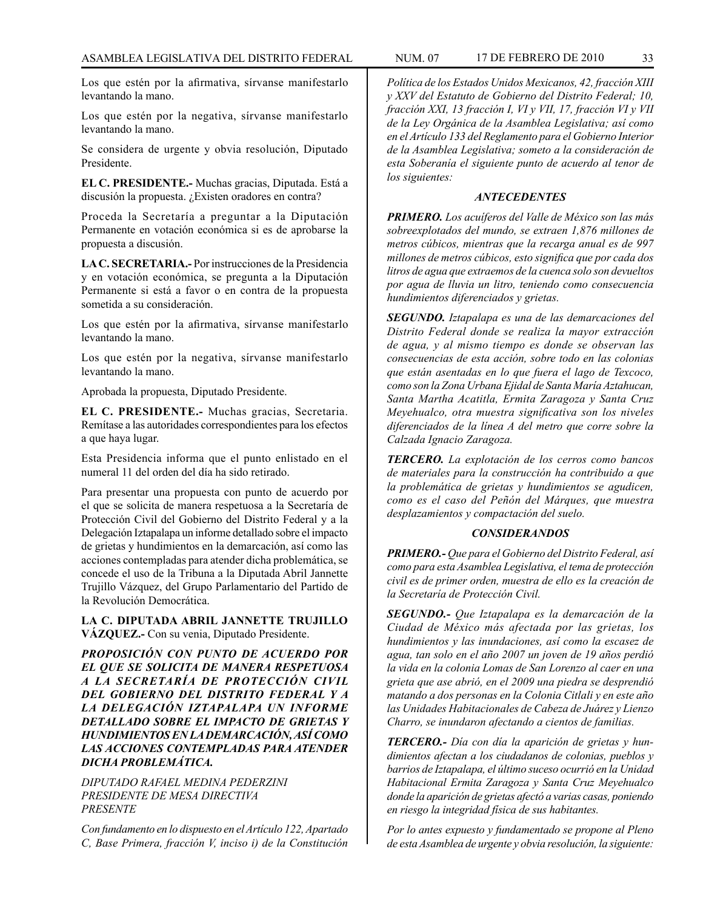Los que estén por la afirmativa, sírvanse manifestarlo levantando la mano.

Los que estén por la negativa, sírvanse manifestarlo levantando la mano.

Se considera de urgente y obvia resolución, Diputado Presidente.

**EL C. PRESIDENTE.-** Muchas gracias, Diputada. Está a discusión la propuesta. ¿Existen oradores en contra?

Proceda la Secretaría a preguntar a la Diputación Permanente en votación económica si es de aprobarse la propuesta a discusión.

**LA C. SECRETARIA.-** Por instrucciones de la Presidencia y en votación económica, se pregunta a la Diputación Permanente si está a favor o en contra de la propuesta sometida a su consideración.

Los que estén por la afirmativa, sírvanse manifestarlo levantando la mano.

Los que estén por la negativa, sírvanse manifestarlo levantando la mano.

Aprobada la propuesta, Diputado Presidente.

**EL C. PRESIDENTE.-** Muchas gracias, Secretaria. Remítase a las autoridades correspondientes para los efectos a que haya lugar.

Esta Presidencia informa que el punto enlistado en el numeral 11 del orden del día ha sido retirado.

Para presentar una propuesta con punto de acuerdo por el que se solicita de manera respetuosa a la Secretaría de Protección Civil del Gobierno del Distrito Federal y a la Delegación Iztapalapa un informe detallado sobre el impacto de grietas y hundimientos en la demarcación, así como las acciones contempladas para atender dicha problemática, se concede el uso de la Tribuna a la Diputada Abril Jannette Trujillo Vázquez, del Grupo Parlamentario del Partido de la Revolución Democrática.

**LA C. DIPUTADA ABRIL JANNETTE TRUJILLO VÁZQUEZ.-** Con su venia, Diputado Presidente.

***PROPOSICIÓN CON PUNTO DE ACUERDO POR EL QUE SE SOLICITA DE MANERA RESPETUOSA A LA SECRETARÍA DE PROTECCIÓN CIVIL DEL GOBIERNO DEL DISTRITO FEDERAL Y A LA DELEGACIÓN IZTAPALAPA UN INFORME DETALLADO SOBRE EL IMPACTO DE GRIETAS Y HUNDIMIENTOS EN LA DEMARCACIÓN, ASÍ COMO LAS ACCIONES CONTEMPLADAS PARA ATENDER DICHA PROBLEMÁTICA.***

*DIPUTADO RAFAEL MEDINA PEDERZINI*
*PRESIDENTE DE MESA DIRECTIVA*
*PRESENTE*

*Con fundamento en lo dispuesto en el Artículo 122, Apartado C, Base Primera, fracción V, inciso i) de la Constitución Política de los Estados Unidos Mexicanos, 42, fracción XIII y XXV del Estatuto de Gobierno del Distrito Federal; 10, fracción XXI, 13 fracción I, VI y VII, 17, fracción VI y VII de la Ley Orgánica de la Asamblea Legislativa; así como en el Artículo 133 del Reglamento para el Gobierno Interior de la Asamblea Legislativa; someto a la consideración de esta Soberanía el siguiente punto de acuerdo al tenor de los siguientes:*

***ANTECEDENTES***

***PRIMERO.*** *Los acuíferos del Valle de México son las más sobreexplotados del mundo, se extraen 1,876 millones de metros cúbicos, mientras que la recarga anual es de 997 millones de metros cúbicos, esto significa que por cada dos litros de agua que extraemos de la cuenca solo son devueltos por agua de lluvia un litro, teniendo como consecuencia hundimientos diferenciados y grietas.*

***SEGUNDO.*** *Iztapalapa es una de las demarcaciones del Distrito Federal donde se realiza la mayor extracción de agua, y al mismo tiempo es donde se observan las consecuencias de esta acción, sobre todo en las colonias que están asentadas en lo que fuera el lago de Texcoco, como son la Zona Urbana Ejidal de Santa María Aztahucan, Santa Martha Acatitla, Ermita Zaragoza y Santa Cruz Meyehualco, otra muestra significativa son los niveles diferenciados de la línea A del metro que corre sobre la Calzada Ignacio Zaragoza.*

***TERCERO.*** *La explotación de los cerros como bancos de materiales para la construcción ha contribuido a que la problemática de grietas y hundimientos se agudicen, como es el caso del Peñón del Márques, que muestra desplazamientos y compactación del suelo.*

***CONSIDERANDOS***

***PRIMERO.-*** *Que para el Gobierno del Distrito Federal, así como para esta Asamblea Legislativa, el tema de protección civil es de primer orden, muestra de ello es la creación de la Secretaría de Protección Civil.*

***SEGUNDO.-*** *Que Iztapalapa es la demarcación de la Ciudad de México más afectada por las grietas, los hundimientos y las inundaciones, así como la escasez de agua, tan solo en el año 2007 un joven de 19 años perdió la vida en la colonia Lomas de San Lorenzo al caer en una grieta que ase abrió, en el 2009 una piedra se desprendió matando a dos personas en la Colonia Citlali y en este año las Unidades Habitacionales de Cabeza de Juárez y Lienzo Charro, se inundaron afectando a cientos de familias.*

***TERCERO.-*** *Día con día la aparición de grietas y hundimientos afectan a los ciudadanos de colonias, pueblos y barrios de Iztapalapa, el último suceso ocurrió en la Unidad Habitacional Ermita Zaragoza y Santa Cruz Meyehualco donde la aparición de grietas afectó a varias casas, poniendo en riesgo la integridad física de sus habitantes.*

*Por lo antes expuesto y fundamentado se propone al Pleno de esta Asamblea de urgente y obvia resolución, la siguiente:*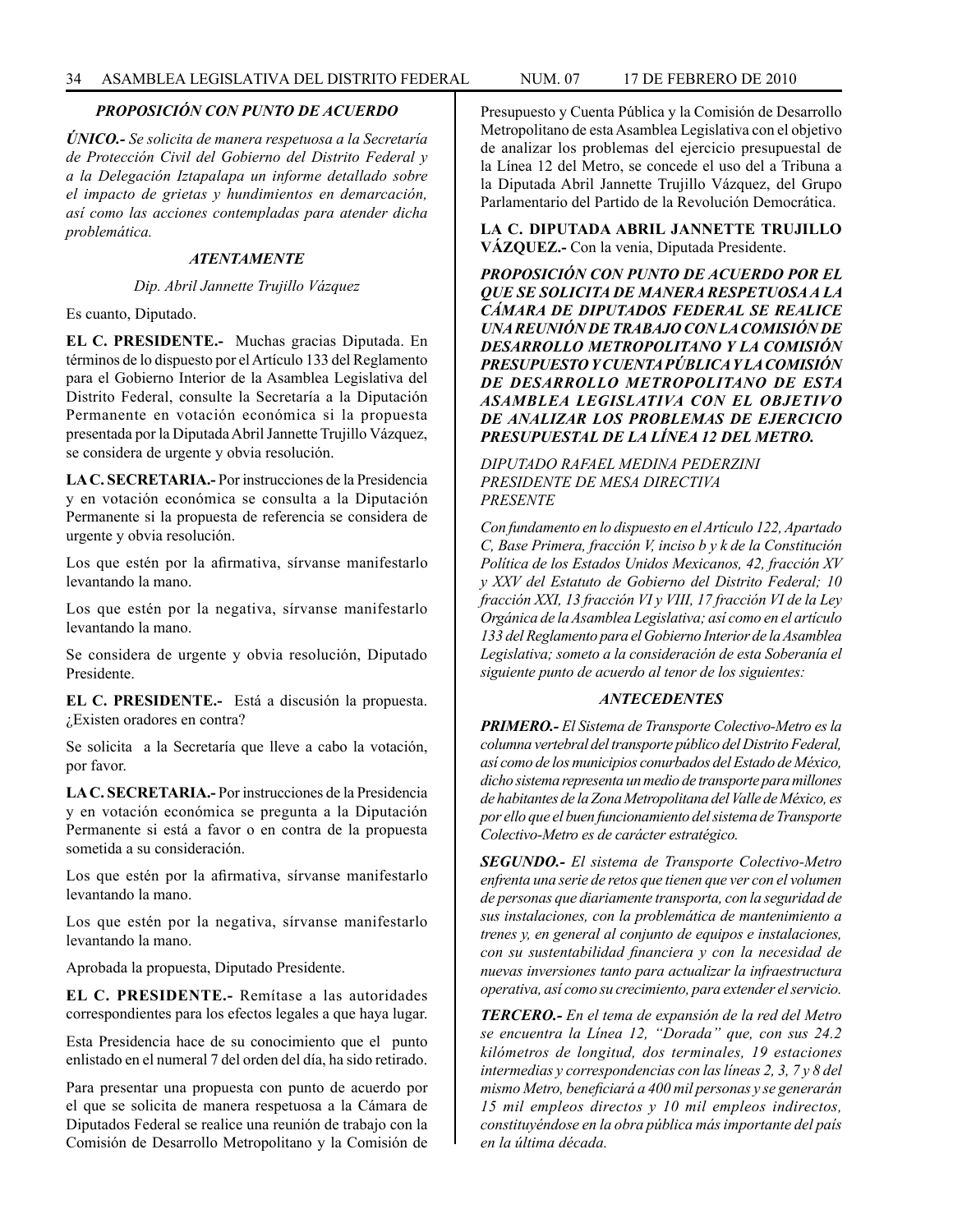### *PROPOSICIÓN CON PUNTO DE ACUERDO*

***ÚNICO.-*** *Se solicita de manera respetuosa a la Secretaría de Protección Civil del Gobierno del Distrito Federal y a la Delegación Iztapalapa un informe detallado sobre el impacto de grietas y hundimientos en demarcación, así como las acciones contempladas para atender dicha problemática.*

***ATENTAMENTE***

*Dip. Abril Jannette Trujillo Vázquez*

Es cuanto, Diputado.

**EL C. PRESIDENTE.-** Muchas gracias Diputada. En términos de lo dispuesto por el Artículo 133 del Reglamento para el Gobierno Interior de la Asamblea Legislativa del Distrito Federal, consulte la Secretaría a la Diputación Permanente en votación económica si la propuesta presentada por la Diputada Abril Jannette Trujillo Vázquez, se considera de urgente y obvia resolución.

**LA C. SECRETARIA.-** Por instrucciones de la Presidencia y en votación económica se consulta a la Diputación Permanente si la propuesta de referencia se considera de urgente y obvia resolución.

Los que estén por la afirmativa, sírvanse manifestarlo levantando la mano.

Los que estén por la negativa, sírvanse manifestarlo levantando la mano.

Se considera de urgente y obvia resolución, Diputado Presidente.

**EL C. PRESIDENTE.-** Está a discusión la propuesta. ¿Existen oradores en contra?

Se solicita a la Secretaría que lleve a cabo la votación, por favor.

**LA C. SECRETARIA.-** Por instrucciones de la Presidencia y en votación económica se pregunta a la Diputación Permanente si está a favor o en contra de la propuesta sometida a su consideración.

Los que estén por la afirmativa, sírvanse manifestarlo levantando la mano.

Los que estén por la negativa, sírvanse manifestarlo levantando la mano.

Aprobada la propuesta, Diputado Presidente.

**EL C. PRESIDENTE.-** Remítase a las autoridades correspondientes para los efectos legales a que haya lugar.

Esta Presidencia hace de su conocimiento que el punto enlistado en el numeral 7 del orden del día, ha sido retirado.

Para presentar una propuesta con punto de acuerdo por el que se solicita de manera respetuosa a la Cámara de Diputados Federal se realice una reunión de trabajo con la Comisión de Desarrollo Metropolitano y la Comisión de Presupuesto y Cuenta Pública y la Comisión de Desarrollo Metropolitano de esta Asamblea Legislativa con el objetivo de analizar los problemas del ejercicio presupuestal de la Línea 12 del Metro, se concede el uso del la Tribuna a la Diputada Abril Jannette Trujillo Vázquez, del Grupo Parlamentario del Partido de la Revolución Democrática.

**LA C. DIPUTADA ABRIL JANNETTE TRUJILLO VÁZQUEZ.-** Con la venia, Diputada Presidente.

***PROPOSICIÓN CON PUNTO DE ACUERDO POR EL QUE SE SOLICITA DE MANERA RESPETUOSA A LA CÁMARA DE DIPUTADOS FEDERAL SE REALICE UNA REUNIÓN DE TRABAJO CON LA COMISIÓN DE DESARROLLO METROPOLITANO Y LA COMISIÓN PRESUPUESTO Y CUENTA PÚBLICA Y LA COMISIÓN DE DESARROLLO METROPOLITANO DE ESTA ASAMBLEA LEGISLATIVA CON EL OBJETIVO DE ANALIZAR LOS PROBLEMAS DE EJERCICIO PRESUPUESTAL DE LA LÍNEA 12 DEL METRO.***

*DIPUTADO RAFAEL MEDINA PEDERZINI*
*PRESIDENTE DE MESA DIRECTIVA*
*PRESENTE*

*Con fundamento en lo dispuesto en el Artículo 122, Apartado C, Base Primera, fracción V, inciso b y k de la Constitución Política de los Estados Unidos Mexicanos, 42, fracción XV y XXV del Estatuto de Gobierno del Distrito Federal; 10 fracción XXI, 13 fracción VI y VIII, 17 fracción VI de la Ley Orgánica de la Asamblea Legislativa; así como en el artículo 133 del Reglamento para el Gobierno Interior de la Asamblea Legislativa; someto a la consideración de esta Soberanía el siguiente punto de acuerdo al tenor de los siguientes:*

***ANTECEDENTES***

***PRIMERO.-*** *El Sistema de Transporte Colectivo-Metro es la columna vertebral del transporte público del Distrito Federal, así como de los municipios conurbados del Estado de México, dicho sistema representa un medio de transporte para millones de habitantes de la Zona Metropolitana del Valle de México, es por ello que el buen funcionamiento del sistema de Transporte Colectivo-Metro es de carácter estratégico.*

***SEGUNDO.-*** *El sistema de Transporte Colectivo-Metro enfrenta una serie de retos que tienen que ver con el volumen de personas que diariamente transporta, con la seguridad de sus instalaciones, con la problemática de mantenimiento a trenes y, en general al conjunto de equipos e instalaciones, con su sustentabilidad financiera y con la necesidad de nuevas inversiones tanto para actualizar la infraestructura operativa, así como su crecimiento, para extender el servicio.*

***TERCERO.-*** *En el tema de expansión de la red del Metro se encuentra la Línea 12, "Dorada" que, con sus 24.2 kilómetros de longitud, dos terminales, 19 estaciones intermedias y correspondencias con las líneas 2, 3, 7 y 8 del mismo Metro, beneficiará a 400 mil personas y se generarán 15 mil empleos directos y 10 mil empleos indirectos, constituyéndose en la obra pública más importante del país en la última década.*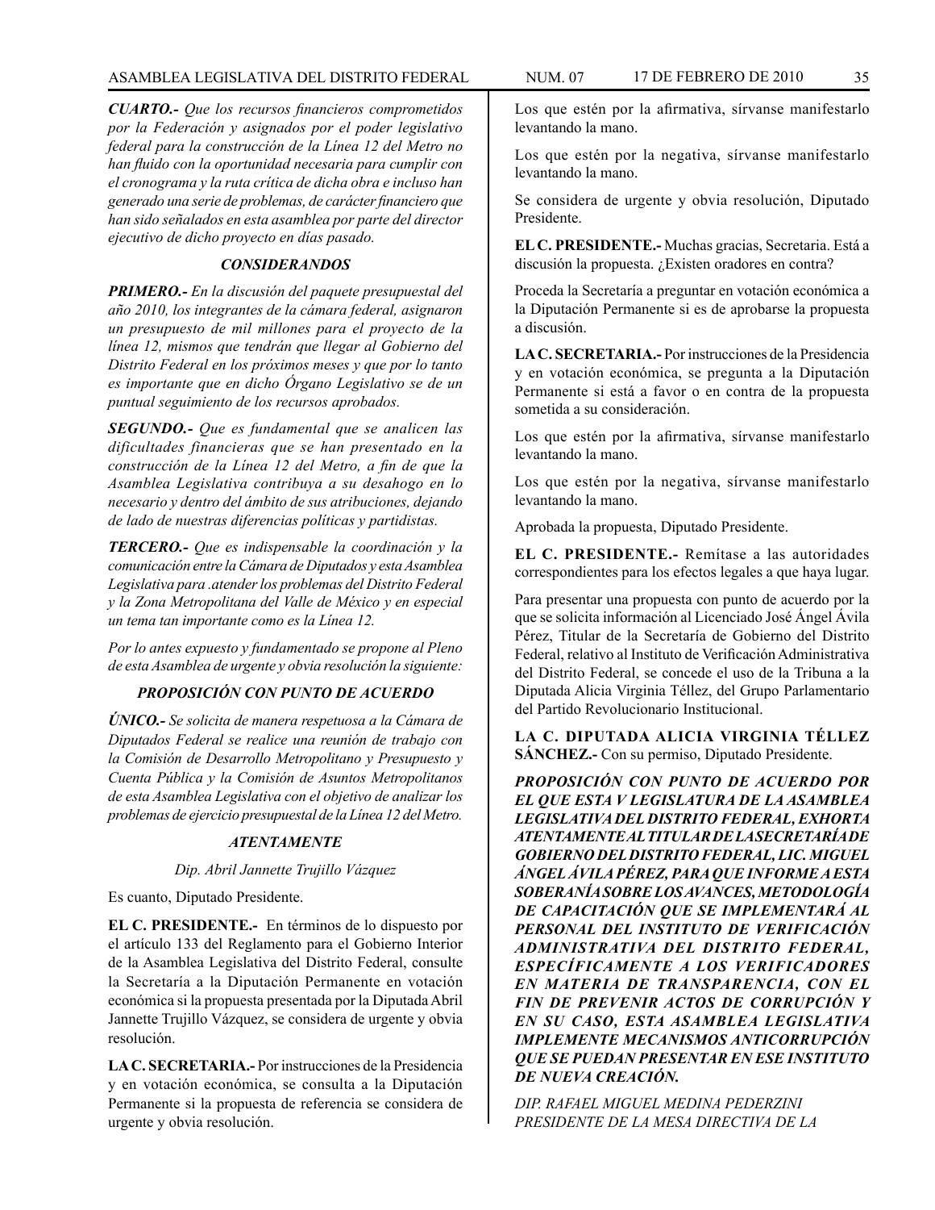***CUARTO.-*** *Que los recursos financieros comprometidos por la Federación y asignados por el poder legislativo federal para la construcción de la Línea 12 del Metro no han fluido con la oportunidad necesaria para cumplir con el cronograma y la ruta crítica de dicha obra e incluso han generado una serie de problemas, de carácter financiero que han sido señalados en esta asamblea por parte del director ejecutivo de dicho proyecto en días pasado.*

***CONSIDERANDOS***

***PRIMERO.-*** *En la discusión del paquete presupuestal del año 2010, los integrantes de la cámara federal, asignaron un presupuesto de mil millones para el proyecto de la línea 12, mismos que tendrán que llegar al Gobierno del Distrito Federal en los próximos meses y que por lo tanto es importante que en dicho Órgano Legislativo se de un puntual seguimiento de los recursos aprobados.*

***SEGUNDO.-*** *Que es fundamental que se analicen las dificultades financieras que se han presentado en la construcción de la Línea 12 del Metro, a fin de que la Asamblea Legislativa contribuya a su desahogo en lo necesario y dentro del ámbito de sus atribuciones, dejando de lado de nuestras diferencias políticas y partidistas.*

***TERCERO.-*** *Que es indispensable la coordinación y la comunicación entre la Cámara de Diputados y esta Asamblea Legislativa para .atender los problemas del Distrito Federal y la Zona Metropolitana del Valle de México y en especial un tema tan importante como es la Línea 12.*

*Por lo antes expuesto y fundamentado se propone al Pleno de esta Asamblea de urgente y obvia resolución la siguiente:*

***PROPOSICIÓN CON PUNTO DE ACUERDO***

***ÚNICO.-*** *Se solicita de manera respetuosa a la Cámara de Diputados Federal se realice una reunión de trabajo con la Comisión de Desarrollo Metropolitano y Presupuesto y Cuenta Pública y la Comisión de Asuntos Metropolitanos de esta Asamblea Legislativa con el objetivo de analizar los problemas de ejercicio presupuestal de la Línea 12 del Metro.*

***ATENTAMENTE***

*Dip. Abril Jannette Trujillo Vázquez*

Es cuanto, Diputado Presidente.

**EL C. PRESIDENTE.-** En términos de lo dispuesto por el artículo 133 del Reglamento para el Gobierno Interior de la Asamblea Legislativa del Distrito Federal, consulte la Secretaría a la Diputación Permanente en votación económica si la propuesta presentada por la Diputada Abril Jannette Trujillo Vázquez, se considera de urgente y obvia resolución.

**LA C. SECRETARIA.-** Por instrucciones de la Presidencia y en votación económica, se consulta a la Diputación Permanente si la propuesta de referencia se considera de urgente y obvia resolución.

Los que estén por la afirmativa, sírvanse manifestarlo levantando la mano.

Los que estén por la negativa, sírvanse manifestarlo levantando la mano.

Se considera de urgente y obvia resolución, Diputado Presidente.

**EL C. PRESIDENTE.-** Muchas gracias, Secretaria. Está a discusión la propuesta. ¿Existen oradores en contra?

Proceda la Secretaría a preguntar en votación económica a la Diputación Permanente si es de aprobarse la propuesta a discusión.

**LA C. SECRETARIA.-** Por instrucciones de la Presidencia y en votación económica, se pregunta a la Diputación Permanente si está a favor o en contra de la propuesta sometida a su consideración.

Los que estén por la afirmativa, sírvanse manifestarlo levantando la mano.

Los que estén por la negativa, sírvanse manifestarlo levantando la mano.

Aprobada la propuesta, Diputado Presidente.

**EL C. PRESIDENTE.-** Remítase a las autoridades correspondientes para los efectos legales a que haya lugar.

Para presentar una propuesta con punto de acuerdo por la que se solicita información al Licenciado José Ángel Ávila Pérez, Titular de la Secretaría de Gobierno del Distrito Federal, relativo al Instituto de Verificación Administrativa del Distrito Federal, se concede el uso de la Tribuna a la Diputada Alicia Virginia Téllez, del Grupo Parlamentario del Partido Revolucionario Institucional.

**LA C. DIPUTADA ALICIA VIRGINIA TÉLLEZ SÁNCHEZ.-** Con su permiso, Diputado Presidente.

***PROPOSICIÓN CON PUNTO DE ACUERDO POR EL QUE ESTA V LEGISLATURA DE LA ASAMBLEA LEGISLATIVA DEL DISTRITO FEDERAL, EXHORTA ATENTAMENTE AL TITULAR DE LA SECRETARÍA DE GOBIERNO DEL DISTRITO FEDERAL, LIC. MIGUEL ÁNGEL ÁVILA PÉREZ, PARA QUE INFORME A ESTA SOBERANÍA SOBRE LOS AVANCES, METODOLOGÍA DE CAPACITACIÓN QUE SE IMPLEMENTARÁ AL PERSONAL DEL INSTITUTO DE VERIFICACIÓN ADMINISTRATIVA DEL DISTRITO FEDERAL, ESPECÍFICAMENTE A LOS VERIFICADORES EN MATERIA DE TRANSPARENCIA, CON EL FIN DE PREVENIR ACTOS DE CORRUPCIÓN Y EN SU CASO, ESTA ASAMBLEA LEGISLATIVA IMPLEMENTE MECANISMOS ANTICORRUPCIÓN QUE SE PUEDAN PRESENTAR EN ESE INSTITUTO DE NUEVA CREACIÓN.***

*DIP. RAFAEL MIGUEL MEDINA PEDERZINI*
*PRESIDENTE DE LA MESA DIRECTIVA DE LA*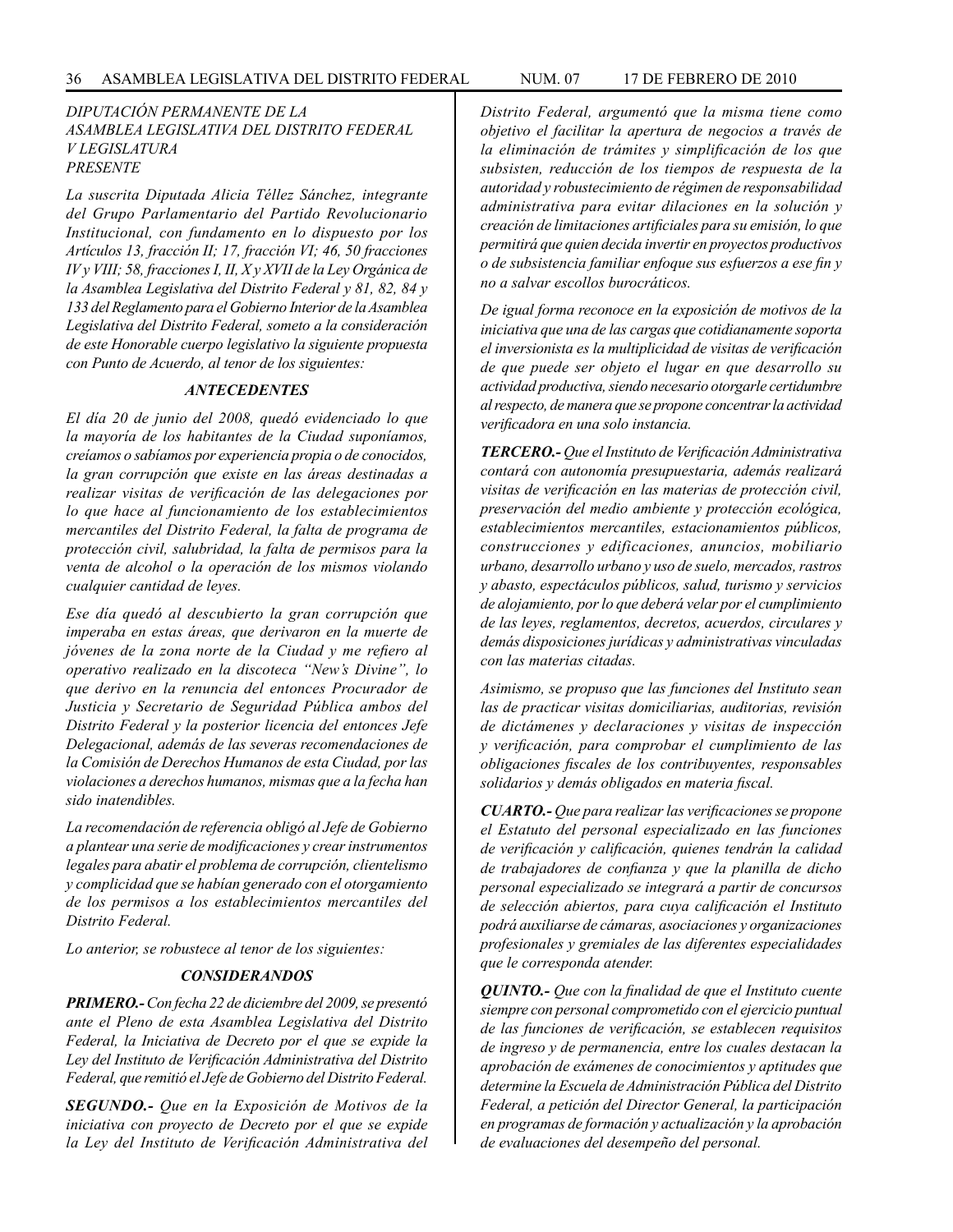*DIPUTACIÓN PERMANENTE DE LA ASAMBLEA LEGISLATIVA DEL DISTRITO FEDERAL V LEGISLATURA PRESENTE*

*La suscrita Diputada Alicia Téllez Sánchez, integrante del Grupo Parlamentario del Partido Revolucionario Institucional, con fundamento en lo dispuesto por los Artículos 13, fracción II; 17, fracción VI; 46, 50 fracciones IV y VIII; 58, fracciones I, II, X y XVII de la Ley Orgánica de la Asamblea Legislativa del Distrito Federal y 81, 82, 84 y 133 del Reglamento para el Gobierno Interior de la Asamblea Legislativa del Distrito Federal, someto a la consideración de este Honorable cuerpo legislativo la siguiente propuesta con Punto de Acuerdo, al tenor de los siguientes:*

## *ANTECEDENTES*

*El día 20 de junio del 2008, quedó evidenciado lo que la mayoría de los habitantes de la Ciudad suponíamos, creíamos o sabíamos por experiencia propia o de conocidos, la gran corrupción que existe en las áreas destinadas a realizar visitas de verificación de las delegaciones por lo que hace al funcionamiento de los establecimientos mercantiles del Distrito Federal, la falta de programa de protección civil, salubridad, la falta de permisos para la venta de alcohol o la operación de los mismos violando cualquier cantidad de leyes.*

*Ese día quedó al descubierto la gran corrupción que imperaba en estas áreas, que derivaron en la muerte de jóvenes de la zona norte de la Ciudad y me refiero al operativo realizado en la discoteca "New's Divine", lo que derivo en la renuncia del entonces Procurador de Justicia y Secretario de Seguridad Pública ambos del Distrito Federal y la posterior licencia del entonces Jefe Delegacional, además de las severas recomendaciones de la Comisión de Derechos Humanos de esta Ciudad, por las violaciones a derechos humanos, mismas que a la fecha han sido inatendibles.*

*La recomendación de referencia obligó al Jefe de Gobierno a plantear una serie de modificaciones y crear instrumentos legales para abatir el problema de corrupción, clientelismo y complicidad que se habían generado con el otorgamiento de los permisos a los establecimientos mercantiles del Distrito Federal.*

*Lo anterior, se robustece al tenor de los siguientes:*

## *CONSIDERANDOS*

***PRIMERO.-*** *Con fecha 22 de diciembre del 2009, se presentó ante el Pleno de esta Asamblea Legislativa del Distrito Federal, la Iniciativa de Decreto por el que se expide la Ley del Instituto de Verificación Administrativa del Distrito Federal, que remitió el Jefe de Gobierno del Distrito Federal.*

***SEGUNDO.-*** *Que en la Exposición de Motivos de la iniciativa con proyecto de Decreto por el que se expide la Ley del Instituto de Verificación Administrativa del Distrito Federal, argumentó que la misma tiene como objetivo el facilitar la apertura de negocios a través de la eliminación de trámites y simplificación de los que subsisten, reducción de los tiempos de respuesta de la autoridad y robustecimiento de régimen de responsabilidad administrativa para evitar dilaciones en la solución y creación de limitaciones artificiales para su emisión, lo que permitirá que quien decida invertir en proyectos productivos o de subsistencia familiar enfoque sus esfuerzos a ese fin y no a salvar escollos burocráticos.*

*De igual forma reconoce en la exposición de motivos de la iniciativa que una de las cargas que cotidianamente soporta el inversionista es la multiplicidad de visitas de verificación de que puede ser objeto el lugar en que desarrollo su actividad productiva, siendo necesario otorgarle certidumbre al respecto, de manera que se propone concentrar la actividad verificadora en una solo instancia.*

***TERCERO.-*** *Que el Instituto de Verificación Administrativa contará con autonomía presupuestaria, además realizará visitas de verificación en las materias de protección civil, preservación del medio ambiente y protección ecológica, establecimientos mercantiles, estacionamientos públicos, construcciones y edificaciones, anuncios, mobiliario urbano, desarrollo urbano y uso de suelo, mercados, rastros y abasto, espectáculos públicos, salud, turismo y servicios de alojamiento, por lo que deberá velar por el cumplimiento de las leyes, reglamentos, decretos, acuerdos, circulares y demás disposiciones jurídicas y administrativas vinculadas con las materias citadas.*

*Asimismo, se propuso que las funciones del Instituto sean las de practicar visitas domiciliarias, auditorias, revisión de dictámenes y declaraciones y visitas de inspección y verificación, para comprobar el cumplimiento de las obligaciones fiscales de los contribuyentes, responsables solidarios y demás obligados en materia fiscal.*

***CUARTO.-*** *Que para realizar las verificaciones se propone el Estatuto del personal especializado en las funciones de verificación y calificación, quienes tendrán la calidad de trabajadores de confianza y que la planilla de dicho personal especializado se integrará a partir de concursos de selección abiertos, para cuya calificación el Instituto podrá auxiliarse de cámaras, asociaciones y organizaciones profesionales y gremiales de las diferentes especialidades que le corresponda atender.*

***QUINTO.-*** *Que con la finalidad de que el Instituto cuente siempre con personal comprometido con el ejercicio puntual de las funciones de verificación, se establecen requisitos de ingreso y de permanencia, entre los cuales destacan la aprobación de exámenes de conocimientos y aptitudes que determine la Escuela de Administración Pública del Distrito Federal, a petición del Director General, la participación en programas de formación y actualización y la aprobación de evaluaciones del desempeño del personal.*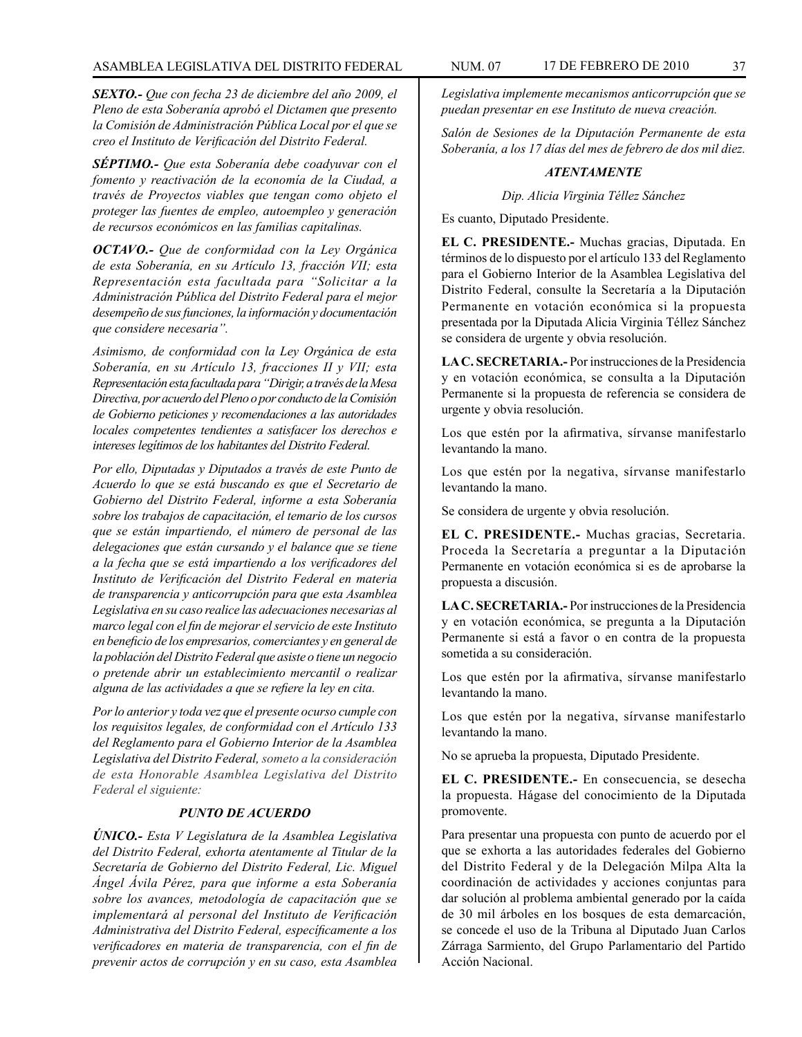***SEXTO.-*** *Que con fecha 23 de diciembre del año 2009, el Pleno de esta Soberanía aprobó el Dictamen que presento la Comisión de Administración Pública Local por el que se creo el Instituto de Verificación del Distrito Federal.*

***SÉPTIMO.-*** *Que esta Soberanía debe coadyuvar con el fomento y reactivación de la economía de la Ciudad, a través de Proyectos viables que tengan como objeto el proteger las fuentes de empleo, autoempleo y generación de recursos económicos en las familias capitalinas.*

***OCTAVO.-*** *Que de conformidad con la Ley Orgánica de esta Soberanía, en su Artículo 13, fracción VII; esta Representación esta facultada para "Solicitar a la Administración Pública del Distrito Federal para el mejor desempeño de sus funciones, la información y documentación que considere necesaria".*

*Asimismo, de conformidad con la Ley Orgánica de esta Soberanía, en su Artículo 13, fracciones II y VII; esta Representación esta facultada para "Dirigir, a través de la Mesa Directiva, por acuerdo del Pleno o por conducto de la Comisión de Gobierno peticiones y recomendaciones a las autoridades locales competentes tendientes a satisfacer los derechos e intereses legítimos de los habitantes del Distrito Federal.*

*Por ello, Diputadas y Diputados a través de este Punto de Acuerdo lo que se está buscando es que el Secretario de Gobierno del Distrito Federal, informe a esta Soberanía sobre los trabajos de capacitación, el temario de los cursos que se están impartiendo, el número de personal de las delegaciones que están cursando y el balance que se tiene a la fecha que se está impartiendo a los verificadores del Instituto de Verificación del Distrito Federal en materia de transparencia y anticorrupción para que esta Asamblea Legislativa en su caso realice las adecuaciones necesarias al marco legal con el fin de mejorar el servicio de este Instituto en beneficio de los empresarios, comerciantes y en general de la población del Distrito Federal que asiste o tiene un negocio o pretende abrir un establecimiento mercantil o realizar alguna de las actividades a que se refiere la ley en cita.*

*Por lo anterior y toda vez que el presente ocurso cumple con los requisitos legales, de conformidad con el Artículo 133 del Reglamento para el Gobierno Interior de la Asamblea Legislativa del Distrito Federal, someto a la consideración de esta Honorable Asamblea Legislativa del Distrito Federal el siguiente:*

### *PUNTO DE ACUERDO*

***ÚNICO.-*** *Esta V Legislatura de la Asamblea Legislativa del Distrito Federal, exhorta atentamente al Titular de la Secretaría de Gobierno del Distrito Federal, Lic. Miguel Ángel Ávila Pérez, para que informe a esta Soberanía sobre los avances, metodología de capacitación que se implementará al personal del Instituto de Verificación Administrativa del Distrito Federal, específicamente a los verificadores en materia de transparencia, con el fin de prevenir actos de corrupción y en su caso, esta Asamblea Legislativa implemente mecanismos anticorrupción que se puedan presentar en ese Instituto de nueva creación.*

*Salón de Sesiones de la Diputación Permanente de esta Soberanía, a los 17 días del mes de febrero de dos mil diez.*

***ATENTAMENTE***

*Dip. Alicia Virginia Téllez Sánchez*

Es cuanto, Diputado Presidente.

**EL C. PRESIDENTE.-** Muchas gracias, Diputada. En términos de lo dispuesto por el artículo 133 del Reglamento para el Gobierno Interior de la Asamblea Legislativa del Distrito Federal, consulte la Secretaría a la Diputación Permanente en votación económica si la propuesta presentada por la Diputada Alicia Virginia Téllez Sánchez se considera de urgente y obvia resolución.

**LA C. SECRETARIA.-** Por instrucciones de la Presidencia y en votación económica, se consulta a la Diputación Permanente si la propuesta de referencia se considera de urgente y obvia resolución.

Los que estén por la afirmativa, sírvanse manifestarlo levantando la mano.

Los que estén por la negativa, sírvanse manifestarlo levantando la mano.

Se considera de urgente y obvia resolución.

**EL C. PRESIDENTE.-** Muchas gracias, Secretaria. Proceda la Secretaría a preguntar a la Diputación Permanente en votación económica si es de aprobarse la propuesta a discusión.

**LA C. SECRETARIA.-** Por instrucciones de la Presidencia y en votación económica, se pregunta a la Diputación Permanente si está a favor o en contra de la propuesta sometida a su consideración.

Los que estén por la afirmativa, sírvanse manifestarlo levantando la mano.

Los que estén por la negativa, sírvanse manifestarlo levantando la mano.

No se aprueba la propuesta, Diputado Presidente.

**EL C. PRESIDENTE.-** En consecuencia, se desecha la propuesta. Hágase del conocimiento de la Diputada promovente.

Para presentar una propuesta con punto de acuerdo por el que se exhorta a las autoridades federales del Gobierno del Distrito Federal y de la Delegación Milpa Alta la coordinación de actividades y acciones conjuntas para dar solución al problema ambiental generado por la caída de 30 mil árboles en los bosques de esta demarcación, se concede el uso de la Tribuna al Diputado Juan Carlos Zárraga Sarmiento, del Grupo Parlamentario del Partido Acción Nacional.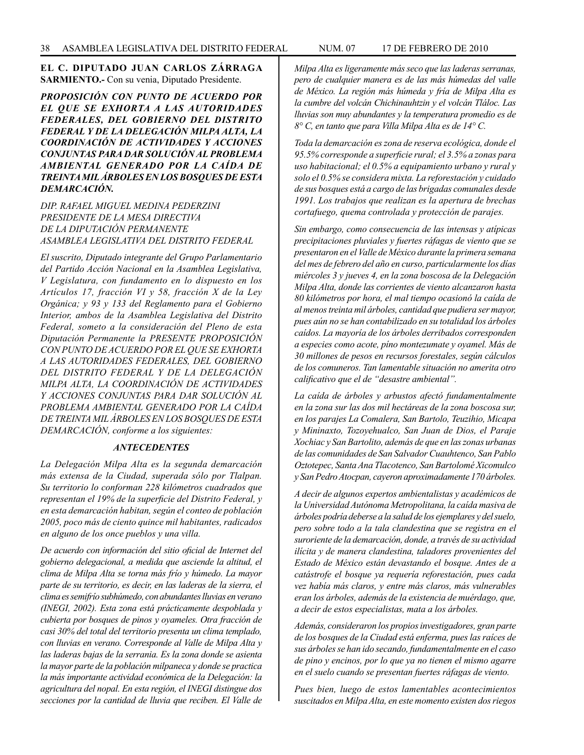**EL C. DIPUTADO JUAN CARLOS ZÁRRAGA SARMIENTO.-** Con su venia, Diputado Presidente.

***PROPOSICIÓN CON PUNTO DE ACUERDO POR EL QUE SE EXHORTA A LAS AUTORIDADES FEDERALES, DEL GOBIERNO DEL DISTRITO FEDERAL Y DE LA DELEGACIÓN MILPA ALTA, LA COORDINACIÓN DE ACTIVIDADES Y ACCIONES CONJUNTAS PARA DAR SOLUCIÓN AL PROBLEMA AMBIENTAL GENERADO POR LA CAÍDA DE TREINTA MIL ÁRBOLES EN LOS BOSQUES DE ESTA DEMARCACIÓN.***

*DIP. RAFAEL MIGUEL MEDINA PEDERZINI*
*PRESIDENTE DE LA MESA DIRECTIVA*
*DE LA DIPUTACIÓN PERMANENTE*
*ASAMBLEA LEGISLATIVA DEL DISTRITO FEDERAL*

*El suscrito, Diputado integrante del Grupo Parlamentario del Partido Acción Nacional en la Asamblea Legislativa, V Legislatura, con fundamento en lo dispuesto en los Artículos 17, fracción VI y 58, fracción X de la Ley Orgánica; y 93 y 133 del Reglamento para el Gobierno Interior, ambos de la Asamblea Legislativa del Distrito Federal, someto a la consideración del Pleno de esta Diputación Permanente la PRESENTE PROPOSICIÓN CON PUNTO DE ACUERDO POR EL QUE SE EXHORTA A LAS AUTORIDADES FEDERALES, DEL GOBIERNO DEL DISTRITO FEDERAL Y DE LA DELEGACIÓN MILPA ALTA, LA COORDINACIÓN DE ACTIVIDADES Y ACCIONES CONJUNTAS PARA DAR SOLUCIÓN AL PROBLEMA AMBIENTAL GENERADO POR LA CAÍDA DE TREINTA MIL ÁRBOLES EN LOS BOSQUES DE ESTA DEMARCACIÓN, conforme a los siguientes:*

***ANTECEDENTES***

*La Delegación Milpa Alta es la segunda demarcación más extensa de la Ciudad, superada sólo por Tlalpan. Su territorio lo conforman 228 kilómetros cuadrados que representan el 19% de la superficie del Distrito Federal, y en esta demarcación habitan, según el conteo de población 2005, poco más de ciento quince mil habitantes, radicados en alguno de los once pueblos y una villa.*

*De acuerdo con información del sitio oficial de Internet del gobierno delegacional, a medida que asciende la altitud, el clima de Milpa Alta se torna más frío y húmedo. La mayor parte de su territorio, es decir, en las laderas de la sierra, el clima es semifrío subhúmedo, con abundantes lluvias en verano (INEGI, 2002). Esta zona está prácticamente despoblada y cubierta por bosques de pinos y oyameles. Otra fracción de casi 30% del total del territorio presenta un clima templado, con lluvias en verano. Corresponde al Valle de Milpa Alta y las laderas bajas de la serrania. Es la zona donde se asienta la mayor parte de la población milpaneca y donde se practica la más importante actividad económica de la Delegación: la agricultura del nopal. En esta región, el INEGI distingue dos secciones por la cantidad de lluvia que reciben. El Valle de Milpa Alta es ligeramente más seco que las laderas serranas, pero de cualquier manera es de las más húmedas del valle de México. La región más húmeda y fría de Milpa Alta es la cumbre del volcán Chichinauhtzin y el volcán Tláloc. Las lluvias son muy abundantes y la temperatura promedio es de 8° C, en tanto que para Villa Milpa Alta es de 14° C.*

*Toda la demarcación es zona de reserva ecológica, donde el 95.5% corresponde a superficie rural; el 3.5% a zonas para uso habitacional; el 0.5% a equipamiento urbano y rural y solo el 0.5% se considera mixta. La reforestación y cuidado de sus bosques está a cargo de las brigadas comunales desde 1991. Los trabajos que realizan es la apertura de brechas cortafuego, quema controlada y protección de parajes.*

*Sin embargo, como consecuencia de las intensas y atípicas precipitaciones pluviales y fuertes ráfagas de viento que se presentaron en el Valle de México durante la primera semana del mes de febrero del año en curso, particularmente los días miércoles 3 y jueves 4, en la zona boscosa de la Delegación Milpa Alta, donde las corrientes de viento alcanzaron hasta 80 kilómetros por hora, el mal tiempo ocasionó la caída de al menos treinta mil árboles, cantidad que pudiera ser mayor, pues aún no se han contabilizado en su totalidad los árboles caídos. La mayoría de los árboles derribados corresponden a especies como acote, pino montezumate y oyamel. Más de 30 millones de pesos en recursos forestales, según cálculos de los comuneros. Tan lamentable situación no amerita otro calificativo que el de "desastre ambiental".*

*La caída de árboles y arbustos afectó fundamentalmente en la zona sur las dos mil hectáreas de la zona boscosa sur, en los parajes La Comalera, San Bartolo, Teuzihio, Micapa y Mininaxto, Tozoyehualco, San Juan de Dios, el Paraje Xochiac y San Bartolito, además de que en las zonas urbanas de las comunidades de San Salvador Cuauhtenco, San Pablo Oztotepec, Santa Ana Tlacotenco, San Bartolomé Xicomulco y San Pedro Atocpan, cayeron aproximadamente 170 árboles.*

*A decir de algunos expertos ambientalistas y académicos de la Universidad Autónoma Metropolitana, la caída masiva de árboles podría deberse a la salud de los ejemplares y del suelo, pero sobre todo a la tala clandestina que se registra en el suroriente de la demarcación, donde, a través de su actividad ilícita y de manera clandestina, taladores provenientes del Estado de México están devastando el bosque. Antes de a catástrofe el bosque ya requería reforestación, pues cada vez había más claros, y entre más claros, más vulnerables eran los árboles, además de la existencia de muérdago, que, a decir de estos especialistas, mata a los árboles.*

*Además, consideraron los propios investigadores, gran parte de los bosques de la Ciudad está enferma, pues las raíces de sus árboles se han ido secando, fundamentalmente en el caso de pino y encinos, por lo que ya no tienen el mismo agarre en el suelo cuando se presentan fuertes ráfagas de viento.*

*Pues bien, luego de estos lamentables acontecimientos suscitados en Milpa Alta, en este momento existen dos riegos*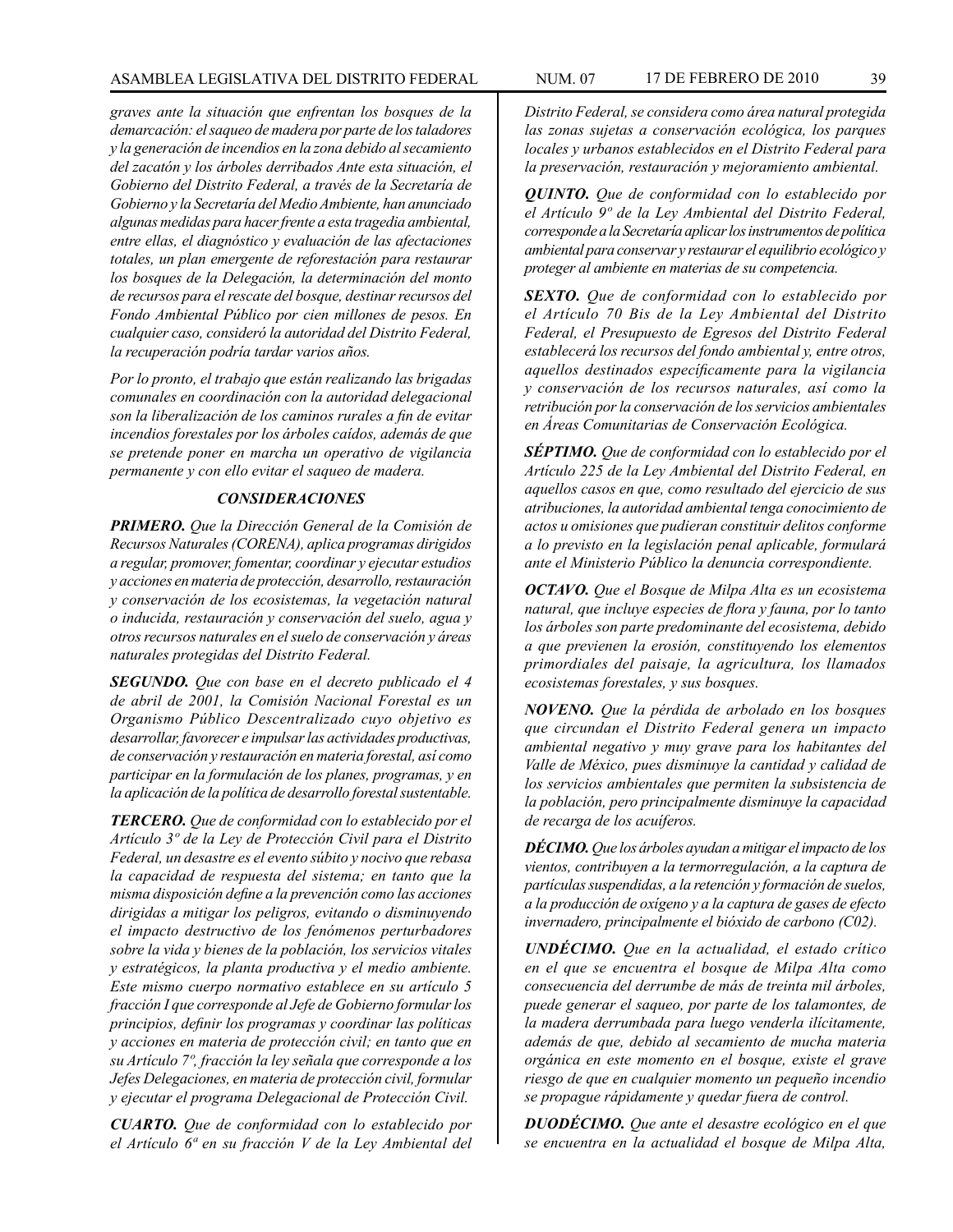*graves ante la situación que enfrentan los bosques de la demarcación: el saqueo de madera por parte de los taladores y la generación de incendios en la zona debido al secamiento del zacatón y los árboles derribados Ante esta situación, el Gobierno del Distrito Federal, a través de la Secretaría de Gobierno y la Secretaría del Medio Ambiente, han anunciado algunas medidas para hacer frente a esta tragedia ambiental, entre ellas, el diagnóstico y evaluación de las afectaciones totales, un plan emergente de reforestación para restaurar los bosques de la Delegación, la determinación del monto de recursos para el rescate del bosque, destinar recursos del Fondo Ambiental Público por cien millones de pesos. En cualquier caso, consideró la autoridad del Distrito Federal, la recuperación podría tardar varios años.*

*Por lo pronto, el trabajo que están realizando las brigadas comunales en coordinación con la autoridad delegacional son la liberalización de los caminos rurales a fin de evitar incendios forestales por los árboles caídos, además de que se pretende poner en marcha un operativo de vigilancia permanente y con ello evitar el saqueo de madera.*

### *CONSIDERACIONES*

***PRIMERO.*** *Que la Dirección General de la Comisión de Recursos Naturales (CORENA), aplica programas dirigidos a regular, promover, fomentar, coordinar y ejecutar estudios y acciones en materia de protección, desarrollo, restauración y conservación de los ecosistemas, la vegetación natural o inducida, restauración y conservación del suelo, agua y otros recursos naturales en el suelo de conservación y áreas naturales protegidas del Distrito Federal.*

***SEGUNDO.*** *Que con base en el decreto publicado el 4 de abril de 2001, la Comisión Nacional Forestal es un Organismo Público Descentralizado cuyo objetivo es desarrollar, favorecer e impulsar las actividades productivas, de conservación y restauración en materia forestal, así como participar en la formulación de los planes, programas, y en la aplicación de la política de desarrollo forestal sustentable.*

***TERCERO.*** *Que de conformidad con lo establecido por el Artículo 3º de la Ley de Protección Civil para el Distrito Federal, un desastre es el evento súbito y nocivo que rebasa la capacidad de respuesta del sistema; en tanto que la misma disposición define a la prevención como las acciones dirigidas a mitigar los peligros, evitando o disminuyendo el impacto destructivo de los fenómenos perturbadores sobre la vida y bienes de la población, los servicios vitales y estratégicos, la planta productiva y el medio ambiente. Este mismo cuerpo normativo establece en su artículo 5 fracción I que corresponde al Jefe de Gobierno formular los principios, definir los programas y coordinar las políticas y acciones en materia de protección civil; en tanto que en su Artículo 7º, fracción la ley señala que corresponde a los Jefes Delegaciones, en materia de protección civil, formular y ejecutar el programa Delegacional de Protección Civil.*

***CUARTO.*** *Que de conformidad con lo establecido por el Artículo 6ª en su fracción V de la Ley Ambiental del Distrito Federal, se considera como área natural protegida las zonas sujetas a conservación ecológica, los parques locales y urbanos establecidos en el Distrito Federal para la preservación, restauración y mejoramiento ambiental.*

***QUINTO.*** *Que de conformidad con lo establecido por el Artículo 9º de la Ley Ambiental del Distrito Federal, corresponde a la Secretaría aplicar los instrumentos de política ambiental para conservar y restaurar el equilibrio ecológico y proteger al ambiente en materias de su competencia.*

***SEXTO.*** *Que de conformidad con lo establecido por el Artículo 70 Bis de la Ley Ambiental del Distrito Federal, el Presupuesto de Egresos del Distrito Federal establecerá los recursos del fondo ambiental y, entre otros, aquellos destinados específicamente para la vigilancia y conservación de los recursos naturales, así como la retribución por la conservación de los servicios ambientales en Áreas Comunitarias de Conservación Ecológica.*

***SÉPTIMO.*** *Que de conformidad con lo establecido por el Artículo 225 de la Ley Ambiental del Distrito Federal, en aquellos casos en que, como resultado del ejercicio de sus atribuciones, la autoridad ambiental tenga conocimiento de actos u omisiones que pudieran constituir delitos conforme a lo previsto en la legislación penal aplicable, formulará ante el Ministerio Público la denuncia correspondiente.*

***OCTAVO.*** *Que el Bosque de Milpa Alta es un ecosistema natural, que incluye especies de flora y fauna, por lo tanto los árboles son parte predominante del ecosistema, debido a que previenen la erosión, constituyendo los elementos primordiales del paisaje, la agricultura, los llamados ecosistemas forestales, y sus bosques.*

***NOVENO.*** *Que la pérdida de arbolado en los bosques que circundan el Distrito Federal genera un impacto ambiental negativo y muy grave para los habitantes del Valle de México, pues disminuye la cantidad y calidad de los servicios ambientales que permiten la subsistencia de la población, pero principalmente disminuye la capacidad de recarga de los acuíferos.*

***DÉCIMO.*** *Que los árboles ayudan a mitigar el impacto de los vientos, contribuyen a la termorregulación, a la captura de partículas suspendidas, a la retención y formación de suelos, a la producción de oxígeno y a la captura de gases de efecto invernadero, principalmente el bióxido de carbono (C02).*

***UNDÉCIMO.*** *Que en la actualidad, el estado crítico en el que se encuentra el bosque de Milpa Alta como consecuencia del derrumbe de más de treinta mil árboles, puede generar el saqueo, por parte de los talamontes, de la madera derrumbada para luego venderla ilícitamente, además de que, debido al secamiento de mucha materia orgánica en este momento en el bosque, existe el grave riesgo de que en cualquier momento un pequeño incendio se propague rápidamente y quedar fuera de control.*

***DUODÉCIMO.*** *Que ante el desastre ecológico en el que se encuentra en la actualidad el bosque de Milpa Alta,*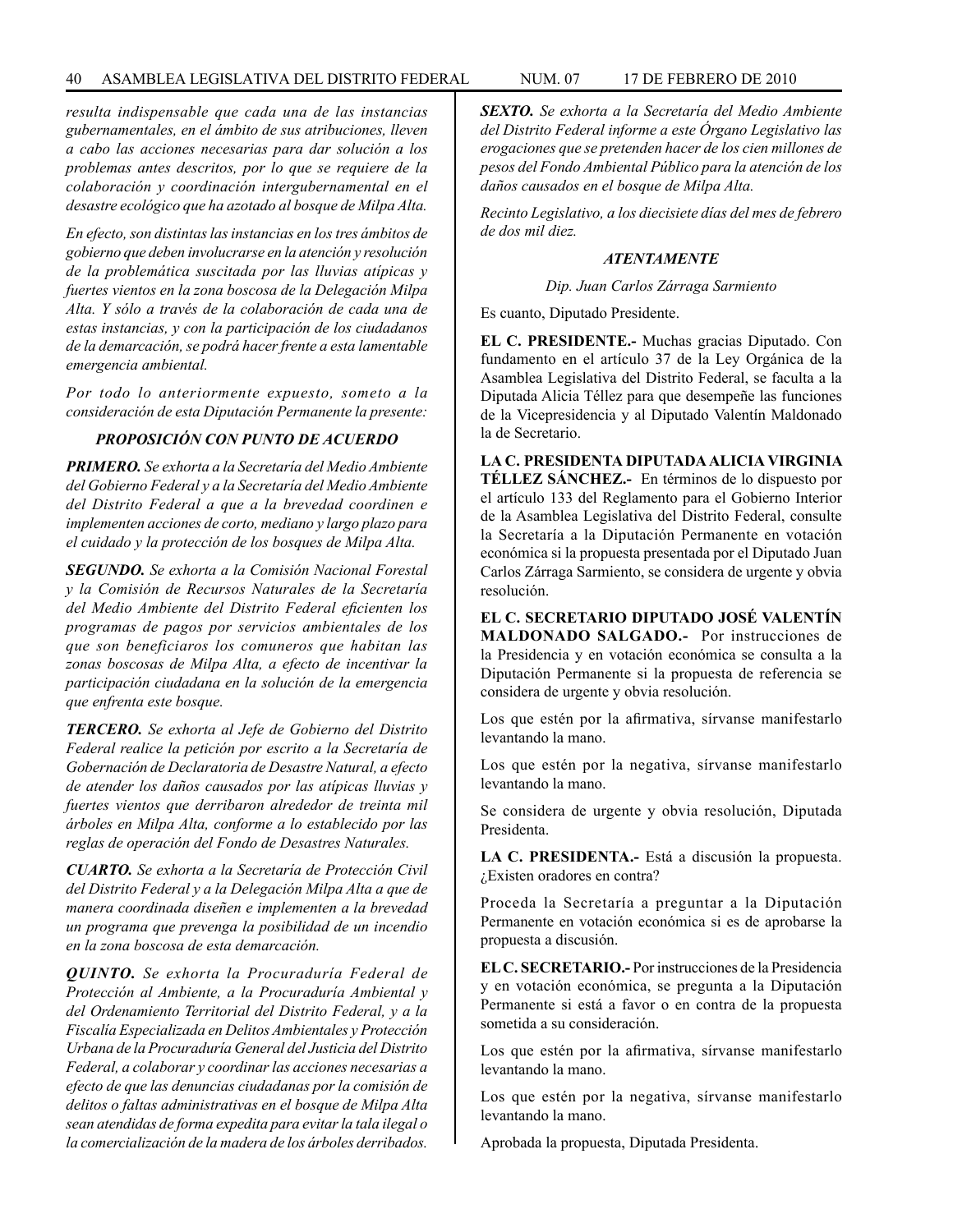*resulta indispensable que cada una de las instancias gubernamentales, en el ámbito de sus atribuciones, lleven a cabo las acciones necesarias para dar solución a los problemas antes descritos, por lo que se requiere de la colaboración y coordinación intergubernamental en el desastre ecológico que ha azotado al bosque de Milpa Alta.*

*En efecto, son distintas las instancias en los tres ámbitos de gobierno que deben involucrarse en la atención y resolución de la problemática suscitada por las lluvias atípicas y fuertes vientos en la zona boscosa de la Delegación Milpa Alta. Y sólo a través de la colaboración de cada una de estas instancias, y con la participación de los ciudadanos de la demarcación, se podrá hacer frente a esta lamentable emergencia ambiental.*

*Por todo lo anteriormente expuesto, someto a la consideración de esta Diputación Permanente la presente:*

***PROPOSICIÓN CON PUNTO DE ACUERDO***

***PRIMERO.*** *Se exhorta a la Secretaría del Medio Ambiente del Gobierno Federal y a la Secretaría del Medio Ambiente del Distrito Federal a que a la brevedad coordinen e implementen acciones de corto, mediano y largo plazo para el cuidado y la protección de los bosques de Milpa Alta.*

***SEGUNDO.*** *Se exhorta a la Comisión Nacional Forestal y la Comisión de Recursos Naturales de la Secretaría del Medio Ambiente del Distrito Federal eficienten los programas de pagos por servicios ambientales de los que son beneficiaros los comuneros que habitan las zonas boscosas de Milpa Alta, a efecto de incentivar la participación ciudadana en la solución de la emergencia que enfrenta este bosque.*

***TERCERO.*** *Se exhorta al Jefe de Gobierno del Distrito Federal realice la petición por escrito a la Secretaría de Gobernación de Declaratoria de Desastre Natural, a efecto de atender los daños causados por las atípicas lluvias y fuertes vientos que derribaron alrededor de treinta mil árboles en Milpa Alta, conforme a lo establecido por las reglas de operación del Fondo de Desastres Naturales.*

***CUARTO.*** *Se exhorta a la Secretaría de Protección Civil del Distrito Federal y a la Delegación Milpa Alta a que de manera coordinada diseñen e implementen a la brevedad un programa que prevenga la posibilidad de un incendio en la zona boscosa de esta demarcación.*

***QUINTO.*** *Se exhorta la Procuraduría Federal de Protección al Ambiente, a la Procuraduría Ambiental y del Ordenamiento Territorial del Distrito Federal, y a la Fiscalía Especializada en Delitos Ambientales y Protección Urbana de la Procuraduría General del Justicia del Distrito Federal, a colaborar y coordinar las acciones necesarias a efecto de que las denuncias ciudadanas por la comisión de delitos o faltas administrativas en el bosque de Milpa Alta sean atendidas de forma expedita para evitar la tala ilegal o la comercialización de la madera de los árboles derribados.*

***SEXTO.*** *Se exhorta a la Secretaría del Medio Ambiente del Distrito Federal informe a este Órgano Legislativo las erogaciones que se pretenden hacer de los cien millones de pesos del Fondo Ambiental Público para la atención de los daños causados en el bosque de Milpa Alta.*

*Recinto Legislativo, a los diecisiete días del mes de febrero de dos mil diez.*

***ATENTAMENTE***

*Dip. Juan Carlos Zárraga Sarmiento*

Es cuanto, Diputado Presidente.

**EL C. PRESIDENTE.-** Muchas gracias Diputado. Con fundamento en el artículo 37 de la Ley Orgánica de la Asamblea Legislativa del Distrito Federal, se faculta a la Diputada Alicia Téllez para que desempeñe las funciones de la Vicepresidencia y al Diputado Valentín Maldonado la de Secretario.

**LA C. PRESIDENTA DIPUTADA ALICIA VIRGINIA TÉLLEZ SÁNCHEZ.-** En términos de lo dispuesto por el artículo 133 del Reglamento para el Gobierno Interior de la Asamblea Legislativa del Distrito Federal, consulte la Secretaría a la Diputación Permanente en votación económica si la propuesta presentada por el Diputado Juan Carlos Zárraga Sarmiento, se considera de urgente y obvia resolución.

**EL C. SECRETARIO DIPUTADO JOSÉ VALENTÍN MALDONADO SALGADO.-** Por instrucciones de la Presidencia y en votación económica se consulta a la Diputación Permanente si la propuesta de referencia se considera de urgente y obvia resolución.

Los que estén por la afirmativa, sírvanse manifestarlo levantando la mano.

Los que estén por la negativa, sírvanse manifestarlo levantando la mano.

Se considera de urgente y obvia resolución, Diputada Presidenta.

**LA C. PRESIDENTA.-** Está a discusión la propuesta. ¿Existen oradores en contra?

Proceda la Secretaría a preguntar a la Diputación Permanente en votación económica si es de aprobarse la propuesta a discusión.

**EL C. SECRETARIO.-** Por instrucciones de la Presidencia y en votación económica, se pregunta a la Diputación Permanente si está a favor o en contra de la propuesta sometida a su consideración.

Los que estén por la afirmativa, sírvanse manifestarlo levantando la mano.

Los que estén por la negativa, sírvanse manifestarlo levantando la mano.

Aprobada la propuesta, Diputada Presidenta.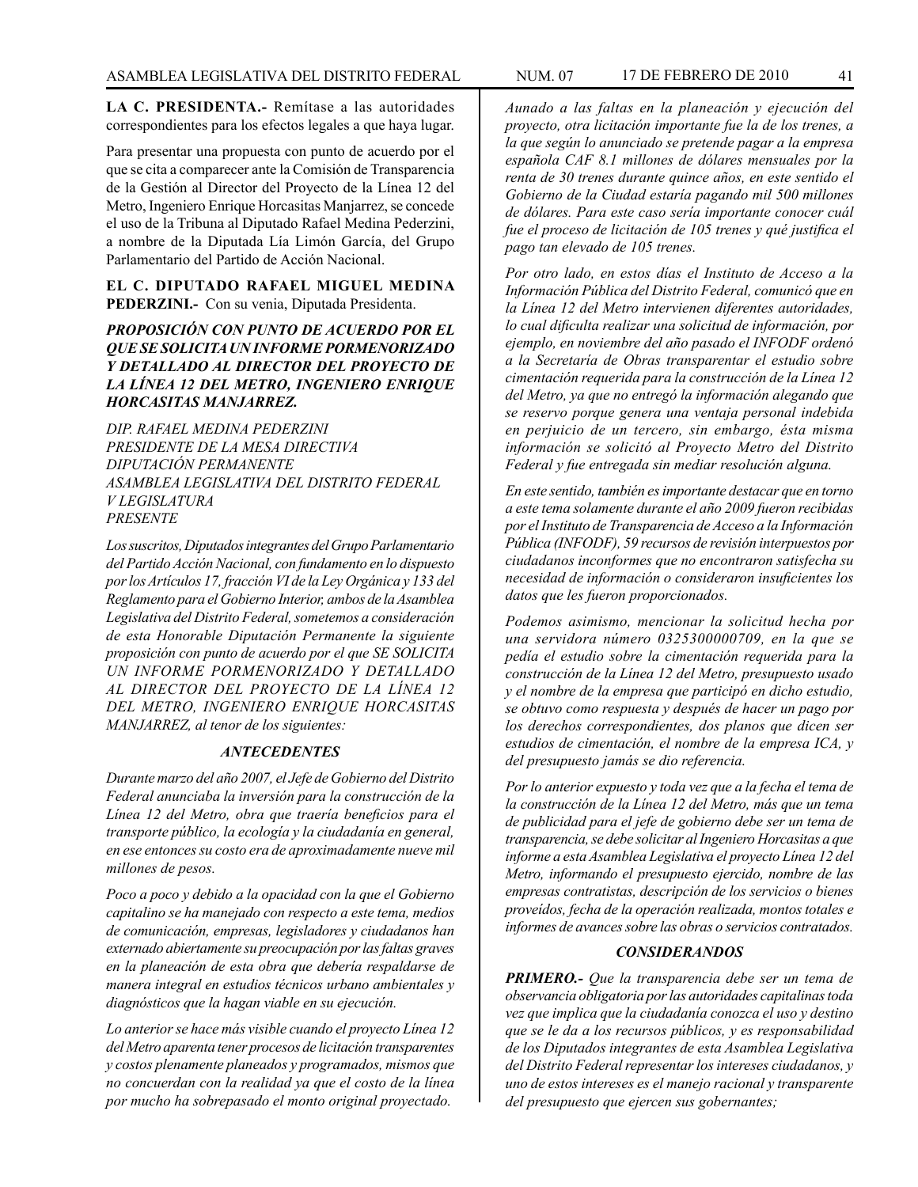**LA C. PRESIDENTA.-** Remítase a las autoridades correspondientes para los efectos legales a que haya lugar.

Para presentar una propuesta con punto de acuerdo por el que se cita a comparecer ante la Comisión de Transparencia de la Gestión al Director del Proyecto de la Línea 12 del Metro, Ingeniero Enrique Horcasitas Manjarrez, se concede el uso de la Tribuna al Diputado Rafael Medina Pederzini, a nombre de la Diputada Lía Limón García, del Grupo Parlamentario del Partido de Acción Nacional.

**EL C. DIPUTADO RAFAEL MIGUEL MEDINA PEDERZINI.-** Con su venia, Diputada Presidenta.

***PROPOSICIÓN CON PUNTO DE ACUERDO POR EL QUE SE SOLICITA UN INFORME PORMENORIZADO Y DETALLADO AL DIRECTOR DEL PROYECTO DE LA LÍNEA 12 DEL METRO, INGENIERO ENRIQUE HORCASITAS MANJARREZ.***

*DIP. RAFAEL MEDINA PEDERZINI*
*PRESIDENTE DE LA MESA DIRECTIVA*
*DIPUTACIÓN PERMANENTE*
*ASAMBLEA LEGISLATIVA DEL DISTRITO FEDERAL*
*V LEGISLATURA*
*PRESENTE*

*Los suscritos, Diputados integrantes del Grupo Parlamentario del Partido Acción Nacional, con fundamento en lo dispuesto por los Artículos 17, fracción VI de la Ley Orgánica y 133 del Reglamento para el Gobierno Interior, ambos de la Asamblea Legislativa del Distrito Federal, sometemos a consideración de esta Honorable Diputación Permanente la siguiente proposición con punto de acuerdo por el que SE SOLICITA UN INFORME PORMENORIZADO Y DETALLADO AL DIRECTOR DEL PROYECTO DE LA LÍNEA 12 DEL METRO, INGENIERO ENRIQUE HORCASITAS MANJARREZ, al tenor de los siguientes:*

***ANTECEDENTES***

*Durante marzo del año 2007, el Jefe de Gobierno del Distrito Federal anunciaba la inversión para la construcción de la Línea 12 del Metro, obra que traería beneficios para el transporte público, la ecología y la ciudadanía en general, en ese entonces su costo era de aproximadamente nueve mil millones de pesos.*

*Poco a poco y debido a la opacidad con la que el Gobierno capitalino se ha manejado con respecto a este tema, medios de comunicación, empresas, legisladores y ciudadanos han externado abiertamente su preocupación por las faltas graves en la planeación de esta obra que debería respaldarse de manera integral en estudios técnicos urbano ambientales y diagnósticos que la hagan viable en su ejecución.*

*Lo anterior se hace más visible cuando el proyecto Línea 12 del Metro aparenta tener procesos de licitación transparentes y costos plenamente planeados y programados, mismos que no concuerdan con la realidad ya que el costo de la línea por mucho ha sobrepasado el monto original proyectado.*

*Aunado a las faltas en la planeación y ejecución del proyecto, otra licitación importante fue la de los trenes, a la que según lo anunciado se pretende pagar a la empresa española CAF 8.1 millones de dólares mensuales por la renta de 30 trenes durante quince años, en este sentido el Gobierno de la Ciudad estaría pagando mil 500 millones de dólares. Para este caso sería importante conocer cuál fue el proceso de licitación de 105 trenes y qué justifica el pago tan elevado de 105 trenes.*

*Por otro lado, en estos días el Instituto de Acceso a la Información Pública del Distrito Federal, comunicó que en la Línea 12 del Metro intervienen diferentes autoridades, lo cual dificulta realizar una solicitud de información, por ejemplo, en noviembre del año pasado el INFODF ordenó a la Secretaría de Obras transparentar el estudio sobre cimentación requerida para la construcción de la Línea 12 del Metro, ya que no entregó la información alegando que se reservo porque genera una ventaja personal indebida en perjuicio de un tercero, sin embargo, ésta misma información se solicitó al Proyecto Metro del Distrito Federal y fue entregada sin mediar resolución alguna.*

*En este sentido, también es importante destacar que en torno a este tema solamente durante el año 2009 fueron recibidas por el Instituto de Transparencia de Acceso a la Información Pública (INFODF), 59 recursos de revisión interpuestos por ciudadanos inconformes que no encontraron satisfecha su necesidad de información o consideraron insuficientes los datos que les fueron proporcionados.*

*Podemos asimismo, mencionar la solicitud hecha por una servidora número 0325300000709, en la que se pedía el estudio sobre la cimentación requerida para la construcción de la Línea 12 del Metro, presupuesto usado y el nombre de la empresa que participó en dicho estudio, se obtuvo como respuesta y después de hacer un pago por los derechos correspondientes, dos planos que dicen ser estudios de cimentación, el nombre de la empresa ICA, y del presupuesto jamás se dio referencia.*

*Por lo anterior expuesto y toda vez que a la fecha el tema de la construcción de la Línea 12 del Metro, más que un tema de publicidad para el jefe de gobierno debe ser un tema de transparencia, se debe solicitar al Ingeniero Horcasitas a que informe a esta Asamblea Legislativa el proyecto Línea 12 del Metro, informando el presupuesto ejercido, nombre de las empresas contratistas, descripción de los servicios o bienes proveídos, fecha de la operación realizada, montos totales e informes de avances sobre las obras o servicios contratados.*

***CONSIDERANDOS***

***PRIMERO.-*** *Que la transparencia debe ser un tema de observancia obligatoria por las autoridades capitalinas toda vez que implica que la ciudadanía conozca el uso y destino que se le da a los recursos públicos, y es responsabilidad de los Diputados integrantes de esta Asamblea Legislativa del Distrito Federal representar los intereses ciudadanos, y uno de estos intereses es el manejo racional y transparente del presupuesto que ejercen sus gobernantes;*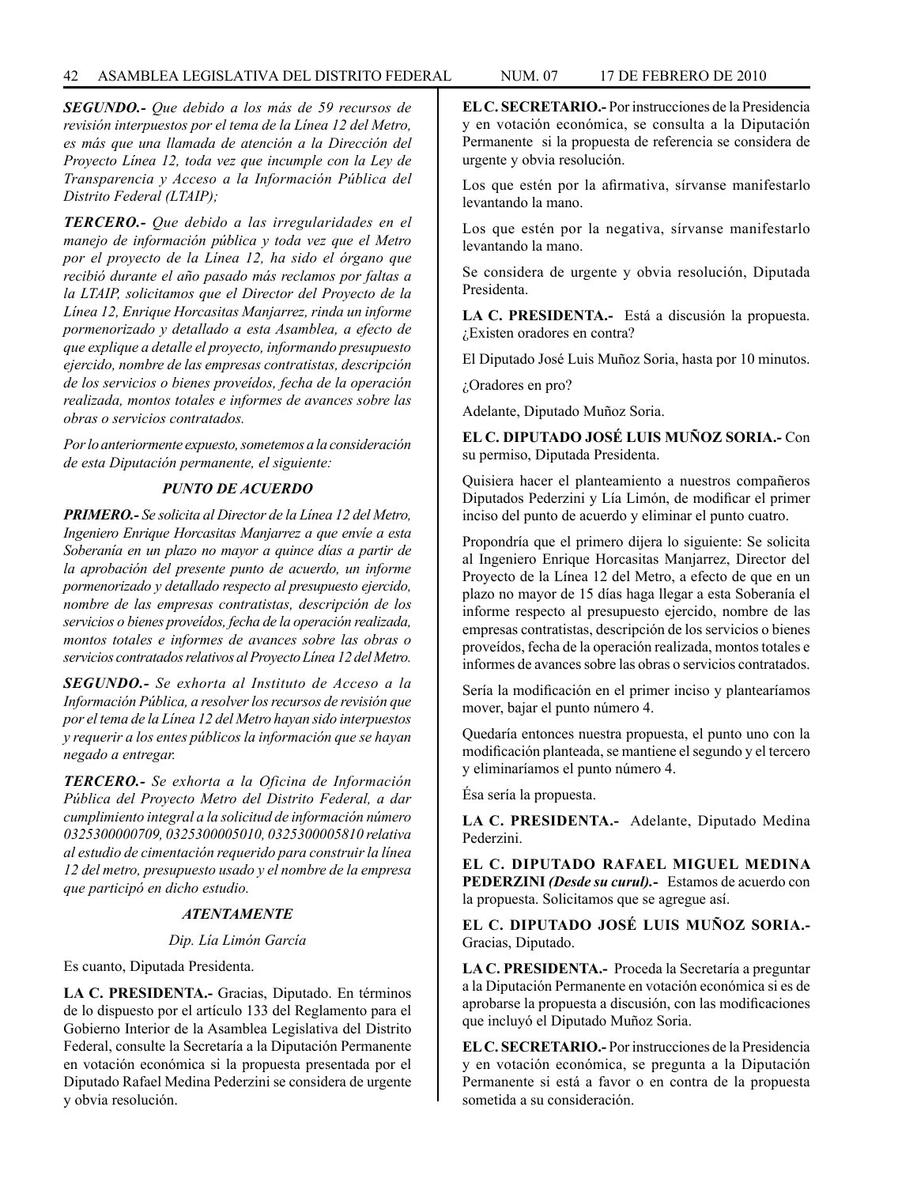***SEGUNDO.-*** *Que debido a los más de 59 recursos de revisión interpuestos por el tema de la Línea 12 del Metro, es más que una llamada de atención a la Dirección del Proyecto Línea 12, toda vez que incumple con la Ley de Transparencia y Acceso a la Información Pública del Distrito Federal (LTAIP);*

***TERCERO.-*** *Que debido a las irregularidades en el manejo de información pública y toda vez que el Metro por el proyecto de la Línea 12, ha sido el órgano que recibió durante el año pasado más reclamos por faltas a la LTAIP, solicitamos que el Director del Proyecto de la Línea 12, Enrique Horcasitas Manjarrez, rinda un informe pormenorizado y detallado a esta Asamblea, a efecto de que explique a detalle el proyecto, informando presupuesto ejercido, nombre de las empresas contratistas, descripción de los servicios o bienes proveídos, fecha de la operación realizada, montos totales e informes de avances sobre las obras o servicios contratados.*

*Por lo anteriormente expuesto, sometemos a la consideración de esta Diputación permanente, el siguiente:*

***PUNTO DE ACUERDO***

***PRIMERO.-*** *Se solicita al Director de la Línea 12 del Metro, Ingeniero Enrique Horcasitas Manjarrez a que envíe a esta Soberanía en un plazo no mayor a quince días a partir de la aprobación del presente punto de acuerdo, un informe pormenorizado y detallado respecto al presupuesto ejercido, nombre de las empresas contratistas, descripción de los servicios o bienes proveídos, fecha de la operación realizada, montos totales e informes de avances sobre las obras o servicios contratados relativos al Proyecto Línea 12 del Metro.*

***SEGUNDO.-*** *Se exhorta al Instituto de Acceso a la Información Pública, a resolver los recursos de revisión que por el tema de la Línea 12 del Metro hayan sido interpuestos y requerir a los entes públicos la información que se hayan negado a entregar.*

***TERCERO.-*** *Se exhorta a la Oficina de Información Pública del Proyecto Metro del Distrito Federal, a dar cumplimiento integral a la solicitud de información número 0325300000709, 0325300005010, 0325300005810 relativa al estudio de cimentación requerido para construir la línea 12 del metro, presupuesto usado y el nombre de la empresa que participó en dicho estudio.*

***ATENTAMENTE***

*Dip. Lía Limón García*

Es cuanto, Diputada Presidenta.

**LA C. PRESIDENTA.-** Gracias, Diputado. En términos de lo dispuesto por el artículo 133 del Reglamento para el Gobierno Interior de la Asamblea Legislativa del Distrito Federal, consulte la Secretaría a la Diputación Permanente en votación económica si la propuesta presentada por el Diputado Rafael Medina Pederzini se considera de urgente y obvia resolución.

**EL C. SECRETARIO.-** Por instrucciones de la Presidencia y en votación económica, se consulta a la Diputación Permanente si la propuesta de referencia se considera de urgente y obvia resolución.

Los que estén por la afirmativa, sírvanse manifestarlo levantando la mano.

Los que estén por la negativa, sírvanse manifestarlo levantando la mano.

Se considera de urgente y obvia resolución, Diputada Presidenta.

**LA C. PRESIDENTA.-** Está a discusión la propuesta. ¿Existen oradores en contra?

El Diputado José Luis Muñoz Soria, hasta por 10 minutos.

¿Oradores en pro?

Adelante, Diputado Muñoz Soria.

**EL C. DIPUTADO JOSÉ LUIS MUÑOZ SORIA.-** Con su permiso, Diputada Presidenta.

Quisiera hacer el planteamiento a nuestros compañeros Diputados Pederzini y Lía Limón, de modificar el primer inciso del punto de acuerdo y eliminar el punto cuatro.

Propondría que el primero dijera lo siguiente: Se solicita al Ingeniero Enrique Horcasitas Manjarrez, Director del Proyecto de la Línea 12 del Metro, a efecto de que en un plazo no mayor de 15 días haga llegar a esta Soberanía el informe respecto al presupuesto ejercido, nombre de las empresas contratistas, descripción de los servicios o bienes proveídos, fecha de la operación realizada, montos totales e informes de avances sobre las obras o servicios contratados.

Sería la modificación en el primer inciso y plantearíamos mover, bajar el punto número 4.

Quedaría entonces nuestra propuesta, el punto uno con la modificación planteada, se mantiene el segundo y el tercero y eliminaríamos el punto número 4.

Ésa sería la propuesta.

**LA C. PRESIDENTA.-** Adelante, Diputado Medina Pederzini.

**EL C. DIPUTADO RAFAEL MIGUEL MEDINA PEDERZINI** ***(Desde su curul).-*** Estamos de acuerdo con la propuesta. Solicitamos que se agregue así.

**EL C. DIPUTADO JOSÉ LUIS MUÑOZ SORIA.-** Gracias, Diputado.

**LA C. PRESIDENTA.-** Proceda la Secretaría a preguntar a la Diputación Permanente en votación económica si es de aprobarse la propuesta a discusión, con las modificaciones que incluyó el Diputado Muñoz Soria.

**EL C. SECRETARIO.-** Por instrucciones de la Presidencia y en votación económica, se pregunta a la Diputación Permanente si está a favor o en contra de la propuesta sometida a su consideración.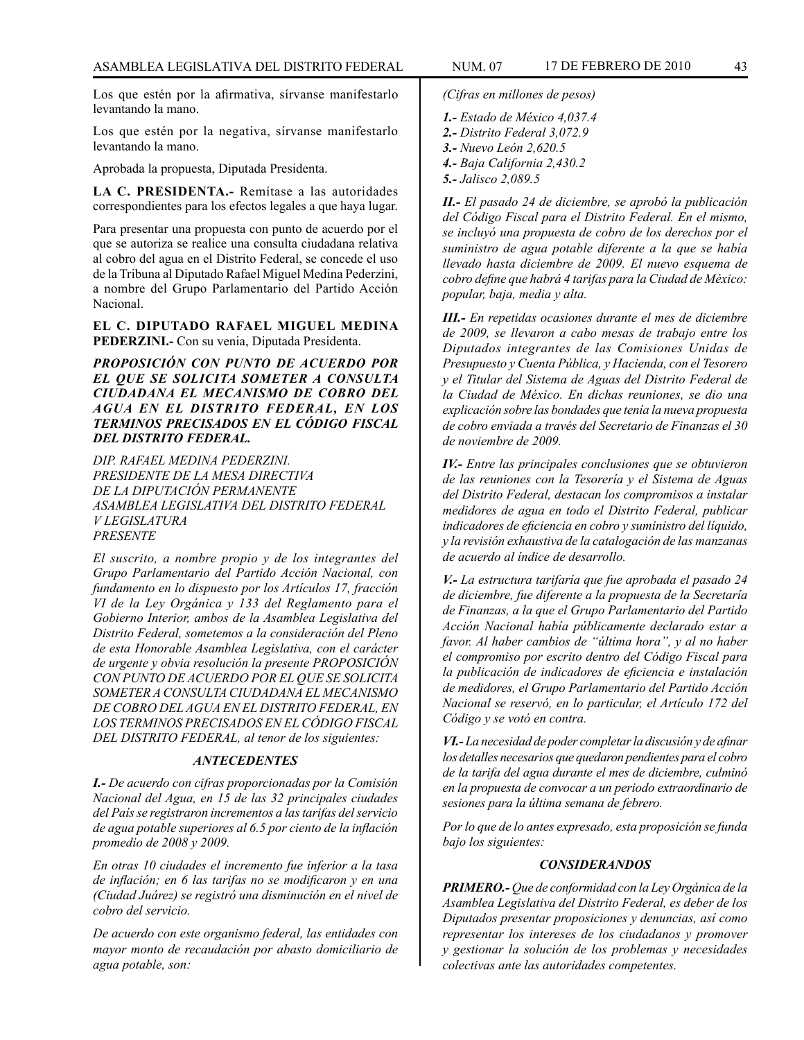Los que estén por la afirmativa, sírvanse manifestarlo levantando la mano.

Los que estén por la negativa, sírvanse manifestarlo levantando la mano.

Aprobada la propuesta, Diputada Presidenta.

**LA C. PRESIDENTA.-** Remítase a las autoridades correspondientes para los efectos legales a que haya lugar.

Para presentar una propuesta con punto de acuerdo por el que se autoriza se realice una consulta ciudadana relativa al cobro del agua en el Distrito Federal, se concede el uso de la Tribuna al Diputado Rafael Miguel Medina Pederzini, a nombre del Grupo Parlamentario del Partido Acción Nacional.

**EL C. DIPUTADO RAFAEL MIGUEL MEDINA PEDERZINI.-** Con su venia, Diputada Presidenta.

***PROPOSICIÓN CON PUNTO DE ACUERDO POR EL QUE SE SOLICITA SOMETER A CONSULTA CIUDADANA EL MECANISMO DE COBRO DEL AGUA EN EL DISTRITO FEDERAL, EN LOS TERMINOS PRECISADOS EN EL CÓDIGO FISCAL DEL DISTRITO FEDERAL.***

*DIP. RAFAEL MEDINA PEDERZINI.*
*PRESIDENTE DE LA MESA DIRECTIVA*
*DE LA DIPUTACIÓN PERMANENTE*
*ASAMBLEA LEGISLATIVA DEL DISTRITO FEDERAL*
*V LEGISLATURA*
*PRESENTE*

*El suscrito, a nombre propio y de los integrantes del Grupo Parlamentario del Partido Acción Nacional, con fundamento en lo dispuesto por los Artículos 17, fracción VI de la Ley Orgánica y 133 del Reglamento para el Gobierno Interior, ambos de la Asamblea Legislativa del Distrito Federal, sometemos a la consideración del Pleno de esta Honorable Asamblea Legislativa, con el carácter de urgente y obvia resolución la presente PROPOSICIÓN CON PUNTO DE ACUERDO POR EL QUE SE SOLICITA SOMETER A CONSULTA CIUDADANA EL MECANISMO DE COBRO DEL AGUA EN EL DISTRITO FEDERAL, EN LOS TERMINOS PRECISADOS EN EL CÓDIGO FISCAL DEL DISTRITO FEDERAL, al tenor de los siguientes:*

### *ANTECEDENTES*

***I.-*** *De acuerdo con cifras proporcionadas por la Comisión Nacional del Agua, en 15 de las 32 principales ciudades del País se registraron incrementos a las tarifas del servicio de agua potable superiores al 6.5 por ciento de la inflación promedio de 2008 y 2009.*

*En otras 10 ciudades el incremento fue inferior a la tasa de inflación; en 6 las tarifas no se modificaron y en una (Ciudad Juárez) se registró una disminución en el nivel de cobro del servicio.*

*De acuerdo con este organismo federal, las entidades con mayor monto de recaudación por abasto domiciliario de agua potable, son:*

*(Cifras en millones de pesos)*

***1.-*** *Estado de México 4,037.4*
***2.-*** *Distrito Federal 3,072.9*
***3.-*** *Nuevo León 2,620.5*
***4.-*** *Baja California 2,430.2*
***5.-*** *Jalisco 2,089.5*

***II.-*** *El pasado 24 de diciembre, se aprobó la publicación del Código Fiscal para el Distrito Federal. En el mismo, se incluyó una propuesta de cobro de los derechos por el suministro de agua potable diferente a la que se había llevado hasta diciembre de 2009. El nuevo esquema de cobro define que habrá 4 tarifas para la Ciudad de México: popular, baja, media y alta.*

***III.-*** *En repetidas ocasiones durante el mes de diciembre de 2009, se llevaron a cabo mesas de trabajo entre los Diputados integrantes de las Comisiones Unidas de Presupuesto y Cuenta Pública, y Hacienda, con el Tesorero y el Titular del Sistema de Aguas del Distrito Federal de la Ciudad de México. En dichas reuniones, se dio una explicación sobre las bondades que tenía la nueva propuesta de cobro enviada a través del Secretario de Finanzas el 30 de noviembre de 2009.*

***IV.-*** *Entre las principales conclusiones que se obtuvieron de las reuniones con la Tesorería y el Sistema de Aguas del Distrito Federal, destacan los compromisos a instalar medidores de agua en todo el Distrito Federal, publicar indicadores de eficiencia en cobro y suministro del líquido, y la revisión exhaustiva de la catalogación de las manzanas de acuerdo al índice de desarrollo.*

***V.-*** *La estructura tarifaria que fue aprobada el pasado 24 de diciembre, fue diferente a la propuesta de la Secretaría de Finanzas, a la que el Grupo Parlamentario del Partido Acción Nacional había públicamente declarado estar a favor. Al haber cambios de "última hora", y al no haber el compromiso por escrito dentro del Código Fiscal para la publicación de indicadores de eficiencia e instalación de medidores, el Grupo Parlamentario del Partido Acción Nacional se reservó, en lo particular, el Artículo 172 del Código y se votó en contra.*

***VI.-*** *La necesidad de poder completar la discusión y de afinar los detalles necesarios que quedaron pendientes para el cobro de la tarifa del agua durante el mes de diciembre, culminó en la propuesta de convocar a un periodo extraordinario de sesiones para la última semana de febrero.*

*Por lo que de lo antes expresado, esta proposición se funda bajo los siguientes:*

### *CONSIDERANDOS*

***PRIMERO.-*** *Que de conformidad con la Ley Orgánica de la Asamblea Legislativa del Distrito Federal, es deber de los Diputados presentar proposiciones y denuncias, así como representar los intereses de los ciudadanos y promover y gestionar la solución de los problemas y necesidades colectivas ante las autoridades competentes.*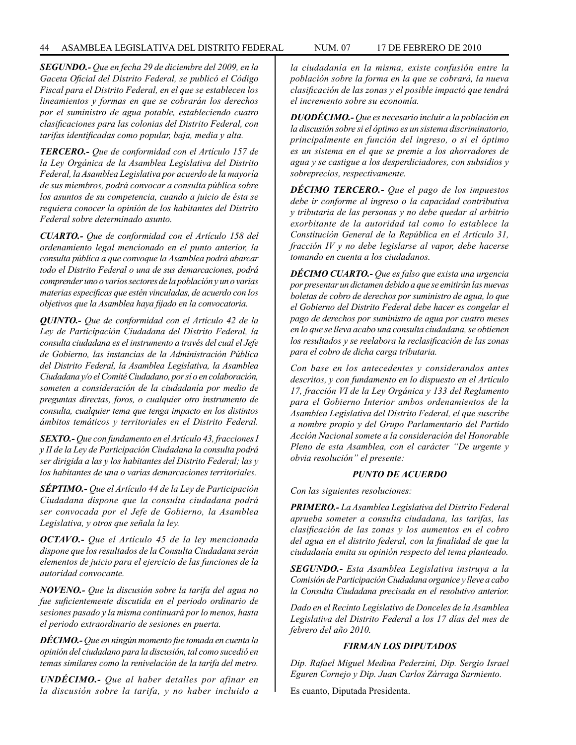***SEGUNDO.-*** *Que en fecha 29 de diciembre del 2009, en la Gaceta Oficial del Distrito Federal, se publicó el Código Fiscal para el Distrito Federal, en el que se establecen los lineamientos y formas en que se cobrarán los derechos por el suministro de agua potable, estableciendo cuatro clasificaciones para las colonias del Distrito Federal, con tarifas identificadas como popular, baja, media y alta.*

***TERCERO.-*** *Que de conformidad con el Artículo 157 de la Ley Orgánica de la Asamblea Legislativa del Distrito Federal, la Asamblea Legislativa por acuerdo de la mayoría de sus miembros, podrá convocar a consulta pública sobre los asuntos de su competencia, cuando a juicio de ésta se requiera conocer la opinión de los habitantes del Distrito Federal sobre determinado asunto.*

***CUARTO.-*** *Que de conformidad con el Artículo 158 del ordenamiento legal mencionado en el punto anterior, la consulta pública a que convoque la Asamblea podrá abarcar todo el Distrito Federal o una de sus demarcaciones, podrá comprender uno o varios sectores de la población y un o varias materias especificas que estén vinculadas, de acuerdo con los objetivos que la Asamblea haya fijado en la convocatoria.*

***QUINTO.-*** *Que de conformidad con el Artículo 42 de la Ley de Participación Ciudadana del Distrito Federal, la consulta ciudadana es el instrumento a través del cual el Jefe de Gobierno, las instancias de la Administración Pública del Distrito Federal, la Asamblea Legislativa, la Asamblea Ciudadana y/o el Comité Ciudadano, por sí o en colaboración, someten a consideración de la ciudadanía por medio de preguntas directas, foros, o cualquier otro instrumento de consulta, cualquier tema que tenga impacto en los distintos ámbitos temáticos y territoriales en el Distrito Federal.*

***SEXTO.-*** *Que con fundamento en el Artículo 43, fracciones I y II de la Ley de Participación Ciudadana la consulta podrá ser dirigida a las y los habitantes del Distrito Federal; las y los habitantes de una o varias demarcaciones territoriales.*

***SÉPTIMO.-*** *Que el Artículo 44 de la Ley de Participación Ciudadana dispone que la consulta ciudadana podrá ser convocada por el Jefe de Gobierno, la Asamblea Legislativa, y otros que señala la ley.*

***OCTAVO.-*** *Que el Artículo 45 de la ley mencionada dispone que los resultados de la Consulta Ciudadana serán elementos de juicio para el ejercicio de las funciones de la autoridad convocante.*

***NOVENO.-*** *Que la discusión sobre la tarifa del agua no fue suficientemente discutida en el periodo ordinario de sesiones pasado y la misma continuará por lo menos, hasta el periodo extraordinario de sesiones en puerta.*

***DÉCIMO.-*** *Que en ningún momento fue tomada en cuenta la opinión del ciudadano para la discusión, tal como sucedió en temas similares como la renivelación de la tarifa del metro.*

***UNDÉCIMO.-*** *Que al haber detalles por afinar en la discusión sobre la tarifa, y no haber incluido a la ciudadanía en la misma, existe confusión entre la población sobre la forma en la que se cobrará, la nueva clasificación de las zonas y el posible impactó que tendrá el incremento sobre su economía.*

***DUODÉCIMO.-*** *Que es necesario incluir a la población en la discusión sobre si el óptimo es un sistema discriminatorio, principalmente en función del ingreso, o si el óptimo es un sistema en el que se premie a los ahorradores de agua y se castigue a los desperdiciadores, con subsidios y sobreprecios, respectivamente.*

***DÉCIMO TERCERO.-*** *Que el pago de los impuestos debe ir conforme al ingreso o la capacidad contributiva y tributaria de las personas y no debe quedar al arbitrio exorbitante de la autoridad tal como lo establece la Constitución General de la República en el Artículo 31, fracción IV y no debe legislarse al vapor, debe hacerse tomando en cuenta a los ciudadanos.*

***DÉCIMO CUARTO.-*** *Que es falso que exista una urgencia por presentar un dictamen debido a que se emitirán las nuevas boletas de cobro de derechos por suministro de agua, lo que el Gobierno del Distrito Federal debe hacer es congelar el pago de derechos por suministro de agua por cuatro meses en lo que se lleva acabo una consulta ciudadana, se obtienen los resultados y se reelabora la reclasificación de las zonas para el cobro de dicha carga tributaria.*

*Con base en los antecedentes y considerandos antes descritos, y con fundamento en lo dispuesto en el Artículo 17, fracción VI de la Ley Orgánica y 133 del Reglamento para el Gobierno Interior ambos ordenamientos de la Asamblea Legislativa del Distrito Federal, el que suscribe a nombre propio y del Grupo Parlamentario del Partido Acción Nacional somete a la consideración del Honorable Pleno de esta Asamblea, con el carácter "De urgente y obvia resolución" el presente:*

***PUNTO DE ACUERDO***

*Con las siguientes resoluciones:*

***PRIMERO.-*** *La Asamblea Legislativa del Distrito Federal aprueba someter a consulta ciudadana, las tarifas, las clasificación de las zonas y los aumentos en el cobro del agua en el distrito federal, con la finalidad de que la ciudadanía emita su opinión respecto del tema planteado.*

***SEGUNDO.-*** *Esta Asamblea Legislativa instruya a la Comisión de Participación Ciudadana organice y lleve a cabo la Consulta Ciudadana precisada en el resolutivo anterior.*

*Dado en el Recinto Legislativo de Donceles de la Asamblea Legislativa del Distrito Federal a los 17 días del mes de febrero del año 2010.*

***FIRMAN LOS DIPUTADOS***

*Dip. Rafael Miguel Medina Pederzini, Dip. Sergio Israel Eguren Cornejo y Dip. Juan Carlos Zárraga Sarmiento.*

Es cuanto, Diputada Presidenta.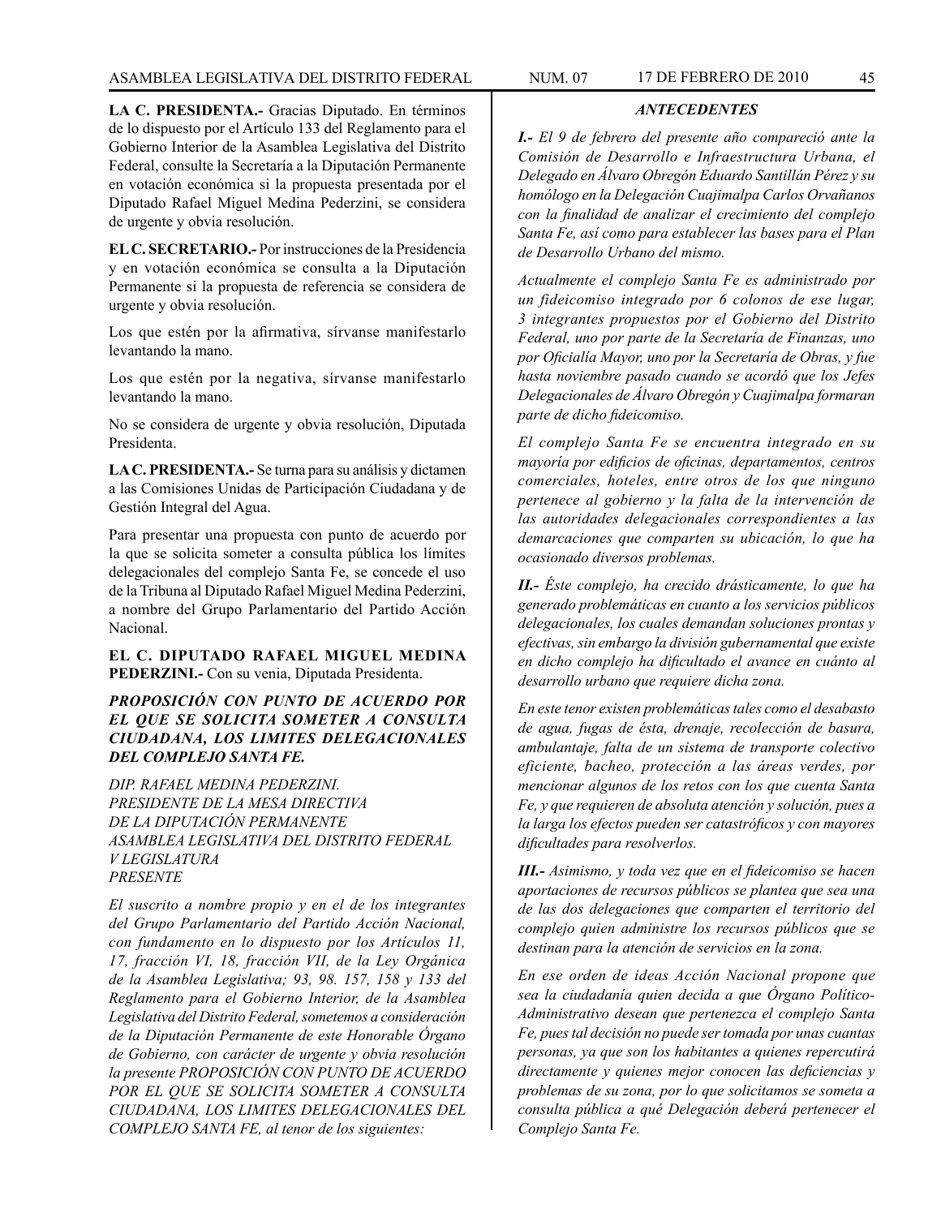**LA C. PRESIDENTA.-** Gracias Diputado. En términos de lo dispuesto por el Artículo 133 del Reglamento para el Gobierno Interior de la Asamblea Legislativa del Distrito Federal, consulte la Secretaría a la Diputación Permanente en votación económica si la propuesta presentada por el Diputado Rafael Miguel Medina Pederzini, se considera de urgente y obvia resolución.

**EL C. SECRETARIO.-** Por instrucciones de la Presidencia y en votación económica se consulta a la Diputación Permanente si la propuesta de referencia se considera de urgente y obvia resolución.

Los que estén por la afirmativa, sírvanse manifestarlo levantando la mano.

Los que estén por la negativa, sírvanse manifestarlo levantando la mano.

No se considera de urgente y obvia resolución, Diputada Presidenta.

**LA C. PRESIDENTA.-** Se turna para su análisis y dictamen a las Comisiones Unidas de Participación Ciudadana y de Gestión Integral del Agua.

Para presentar una propuesta con punto de acuerdo por la que se solicita someter a consulta pública los límites delegacionales del complejo Santa Fe, se concede el uso de la Tribuna al Diputado Rafael Miguel Medina Pederzini, a nombre del Grupo Parlamentario del Partido Acción Nacional.

**EL C. DIPUTADO RAFAEL MIGUEL MEDINA PEDERZINI.-** Con su venia, Diputada Presidenta.

***PROPOSICIÓN CON PUNTO DE ACUERDO POR EL QUE SE SOLICITA SOMETER A CONSULTA CIUDADANA, LOS LIMITES DELEGACIONALES DEL COMPLEJO SANTA FE.***

*DIP. RAFAEL MEDINA PEDERZINI.*
*PRESIDENTE DE LA MESA DIRECTIVA*
*DE LA DIPUTACIÓN PERMANENTE*
*ASAMBLEA LEGISLATIVA DEL DISTRITO FEDERAL*
*V LEGISLATURA*
*PRESENTE*

*El suscrito a nombre propio y en el de los integrantes del Grupo Parlamentario del Partido Acción Nacional, con fundamento en lo dispuesto por los Artículos 11, 17, fracción VI, 18, fracción VII, de la Ley Orgánica de la Asamblea Legislativa; 93, 98. 157, 158 y 133 del Reglamento para el Gobierno Interior, de la Asamblea Legislativa del Distrito Federal, sometemos a consideración de la Diputación Permanente de este Honorable Órgano de Gobierno, con carácter de urgente y obvia resolución la presente PROPOSICIÓN CON PUNTO DE ACUERDO POR EL QUE SE SOLICITA SOMETER A CONSULTA CIUDADANA, LOS LIMITES DELEGACIONALES DEL COMPLEJO SANTA FE, al tenor de los siguientes:*

***ANTECEDENTES***

***I.-*** *El 9 de febrero del presente año compareció ante la Comisión de Desarrollo e Infraestructura Urbana, el Delegado en Álvaro Obregón Eduardo Santillán Pérez y su homólogo en la Delegación Cuajimalpa Carlos Orvañanos con la finalidad de analizar el crecimiento del complejo Santa Fe, así como para establecer las bases para el Plan de Desarrollo Urbano del mismo.*

*Actualmente el complejo Santa Fe es administrado por un fideicomiso integrado por 6 colonos de ese lugar, 3 integrantes propuestos por el Gobierno del Distrito Federal, uno por parte de la Secretaría de Finanzas, uno por Oficialía Mayor, uno por la Secretaría de Obras, y fue hasta noviembre pasado cuando se acordó que los Jefes Delegacionales de Álvaro Obregón y Cuajimalpa formaran parte de dicho fideicomiso.*

*El complejo Santa Fe se encuentra integrado en su mayoría por edificios de oficinas, departamentos, centros comerciales, hoteles, entre otros de los que ninguno pertenece al gobierno y la falta de la intervención de las autoridades delegacionales correspondientes a las demarcaciones que comparten su ubicación, lo que ha ocasionado diversos problemas.*

***II.-*** *Éste complejo, ha crecido drásticamente, lo que ha generado problemáticas en cuanto a los servicios públicos delegacionales, los cuales demandan soluciones prontas y efectivas, sin embargo la división gubernamental que existe en dicho complejo ha dificultado el avance en cuánto al desarrollo urbano que requiere dicha zona.*

*En este tenor existen problemáticas tales como el desabasto de agua, fugas de ésta, drenaje, recolección de basura, ambulantaje, falta de un sistema de transporte colectivo eficiente, bacheo, protección a las áreas verdes, por mencionar algunos de los retos con los que cuenta Santa Fe, y que requieren de absoluta atención y solución, pues a la larga los efectos pueden ser catastróficos y con mayores dificultades para resolverlos.*

***III.-*** *Asimismo, y toda vez que en el fideicomiso se hacen aportaciones de recursos públicos se plantea que sea una de las dos delegaciones que comparten el territorio del complejo quien administre los recursos públicos que se destinan para la atención de servicios en la zona.*

*En ese orden de ideas Acción Nacional propone que sea la ciudadanía quien decida a que Órgano Político-Administrativo desean que pertenezca el complejo Santa Fe, pues tal decisión no puede ser tomada por unas cuantas personas, ya que son los habitantes a quienes repercutirá directamente y quienes mejor conocen las deficiencias y problemas de su zona, por lo que solicitamos se someta a consulta pública a qué Delegación deberá pertenecer el Complejo Santa Fe.*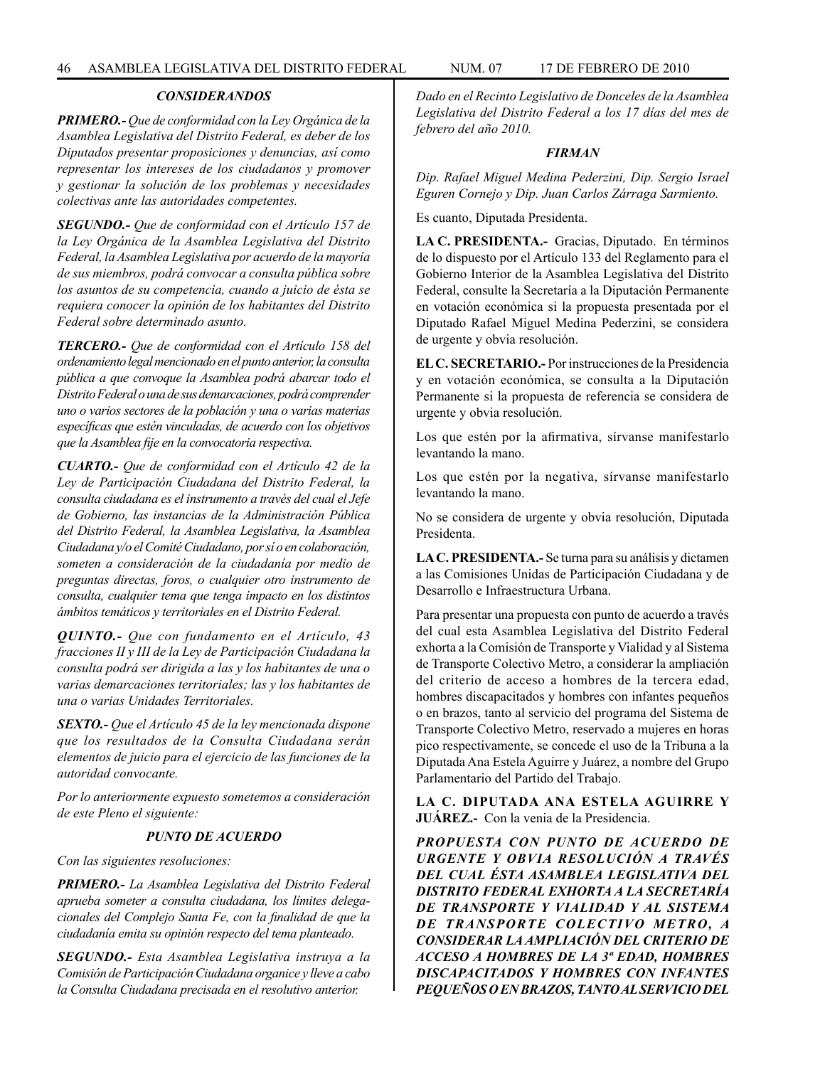### *CONSIDERANDOS*

***PRIMERO.-*** *Que de conformidad con la Ley Orgánica de la Asamblea Legislativa del Distrito Federal, es deber de los Diputados presentar proposiciones y denuncias, así como representar los intereses de los ciudadanos y promover y gestionar la solución de los problemas y necesidades colectivas ante las autoridades competentes.*

***SEGUNDO.-*** *Que de conformidad con el Artículo 157 de la Ley Orgánica de la Asamblea Legislativa del Distrito Federal, la Asamblea Legislativa por acuerdo de la mayoría de sus miembros, podrá convocar a consulta pública sobre los asuntos de su competencia, cuando a juicio de ésta se requiera conocer la opinión de los habitantes del Distrito Federal sobre determinado asunto.*

***TERCERO.-*** *Que de conformidad con el Artículo 158 del ordenamiento legal mencionado en el punto anterior, la consulta pública a que convoque la Asamblea podrá abarcar todo el Distrito Federal o una de sus demarcaciones, podrá comprender uno o varios sectores de la población y una o varias materias específicas que estén vinculadas, de acuerdo con los objetivos que la Asamblea fije en la convocatoria respectiva.*

***CUARTO.-*** *Que de conformidad con el Artículo 42 de la Ley de Participación Ciudadana del Distrito Federal, la consulta ciudadana es el instrumento a través del cual el Jefe de Gobierno, las instancias de la Administración Pública del Distrito Federal, la Asamblea Legislativa, la Asamblea Ciudadana y/o el Comité Ciudadano, por sí o en colaboración, someten a consideración de la ciudadanía por medio de preguntas directas, foros, o cualquier otro instrumento de consulta, cualquier tema que tenga impacto en los distintos ámbitos temáticos y territoriales en el Distrito Federal.*

***QUINTO.-*** *Que con fundamento en el Artículo, 43 fracciones II y III de la Ley de Participación Ciudadana la consulta podrá ser dirigida a las y los habitantes de una o varias demarcaciones territoriales; las y los habitantes de una o varias Unidades Territoriales.*

***SEXTO.-*** *Que el Artículo 45 de la ley mencionada dispone que los resultados de la Consulta Ciudadana serán elementos de juicio para el ejercicio de las funciones de la autoridad convocante.*

*Por lo anteriormente expuesto sometemos a consideración de este Pleno el siguiente:*

### *PUNTO DE ACUERDO*

*Con las siguientes resoluciones:*

***PRIMERO.-*** *La Asamblea Legislativa del Distrito Federal aprueba someter a consulta ciudadana, los límites delegacionales del Complejo Santa Fe, con la finalidad de que la ciudadanía emita su opinión respecto del tema planteado.*

***SEGUNDO.-*** *Esta Asamblea Legislativa instruya a la Comisión de Participación Ciudadana organice y lleve a cabo la Consulta Ciudadana precisada en el resolutivo anterior.*

*Dado en el Recinto Legislativo de Donceles de la Asamblea Legislativa del Distrito Federal a los 17 días del mes de febrero del año 2010.*

### *FIRMAN*

*Dip. Rafael Miguel Medina Pederzini, Dip. Sergio Israel Eguren Cornejo y Dip. Juan Carlos Zárraga Sarmiento.*

Es cuanto, Diputada Presidenta.

**LA C. PRESIDENTA.-** Gracias, Diputado. En términos de lo dispuesto por el Artículo 133 del Reglamento para el Gobierno Interior de la Asamblea Legislativa del Distrito Federal, consulte la Secretaría a la Diputación Permanente en votación económica si la propuesta presentada por el Diputado Rafael Miguel Medina Pederzini, se considera de urgente y obvia resolución.

**EL C. SECRETARIO.-** Por instrucciones de la Presidencia y en votación económica, se consulta a la Diputación Permanente si la propuesta de referencia se considera de urgente y obvia resolución.

Los que estén por la afirmativa, sírvanse manifestarlo levantando la mano.

Los que estén por la negativa, sírvanse manifestarlo levantando la mano.

No se considera de urgente y obvia resolución, Diputada Presidenta.

**LA C. PRESIDENTA.-** Se turna para su análisis y dictamen a las Comisiones Unidas de Participación Ciudadana y de Desarrollo e Infraestructura Urbana.

Para presentar una propuesta con punto de acuerdo a través del cual esta Asamblea Legislativa del Distrito Federal exhorta a la Comisión de Transporte y Vialidad y al Sistema de Transporte Colectivo Metro, a considerar la ampliación del criterio de acceso a hombres de la tercera edad, hombres discapacitados y hombres con infantes pequeños o en brazos, tanto al servicio del programa del Sistema de Transporte Colectivo Metro, reservado a mujeres en horas pico respectivamente, se concede el uso de la Tribuna a la Diputada Ana Estela Aguirre y Juárez, a nombre del Grupo Parlamentario del Partido del Trabajo.

**LA C. DIPUTADA ANA ESTELA AGUIRRE Y JUÁREZ.-** Con la venia de la Presidencia.

***PROPUESTA CON PUNTO DE ACUERDO DE URGENTE Y OBVIA RESOLUCIÓN A TRAVÉS DEL CUAL ÉSTA ASAMBLEA LEGISLATIVA DEL DISTRITO FEDERAL EXHORTA A LA SECRETARÍA DE TRANSPORTE Y VIALIDAD Y AL SISTEMA DE TRANSPORTE COLECTIVO METRO, A CONSIDERAR LA AMPLIACIÓN DEL CRITERIO DE ACCESO A HOMBRES DE LA 3ª EDAD, HOMBRES DISCAPACITADOS Y HOMBRES CON INFANTES PEQUEÑOS O EN BRAZOS, TANTO AL SERVICIO DEL***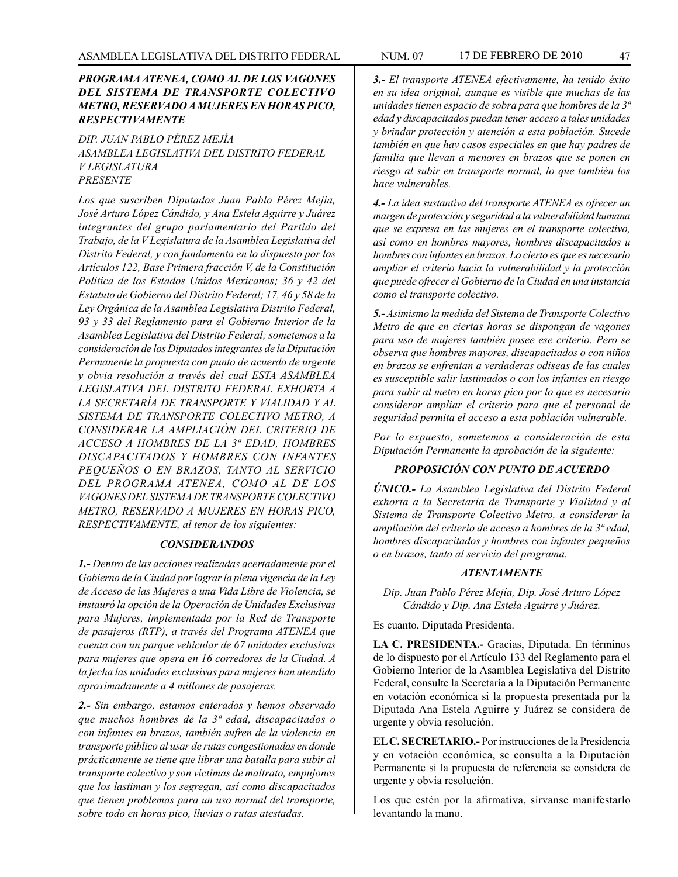***PROGRAMA ATENEA, COMO AL DE LOS VAGONES DEL SISTEMA DE TRANSPORTE COLECTIVO METRO, RESERVADO A MUJERES EN HORAS PICO, RESPECTIVAMENTE***

*DIP. JUAN PABLO PÉREZ MEJÍA*
*ASAMBLEA LEGISLATIVA DEL DISTRITO FEDERAL*
*V LEGISLATURA*
*PRESENTE*

*Los que suscriben Diputados Juan Pablo Pérez Mejía, José Arturo López Cándido, y Ana Estela Aguirre y Juárez integrantes del grupo parlamentario del Partido del Trabajo, de la V Legislatura de la Asamblea Legislativa del Distrito Federal, y con fundamento en lo dispuesto por los Artículos 122, Base Primera fracción V, de la Constitución Política de los Estados Unidos Mexicanos; 36 y 42 del Estatuto de Gobierno del Distrito Federal; 17, 46 y 58 de la Ley Orgánica de la Asamblea Legislativa Distrito Federal, 93 y 33 del Reglamento para el Gobierno Interior de la Asamblea Legislativa del Distrito Federal; sometemos a la consideración de los Diputados integrantes de la Diputación Permanente la propuesta con punto de acuerdo de urgente y obvia resolución a través del cual ESTA ASAMBLEA LEGISLATIVA DEL DISTRITO FEDERAL EXHORTA A LA SECRETARÍA DE TRANSPORTE Y VIALIDAD Y AL SISTEMA DE TRANSPORTE COLECTIVO METRO, A CONSIDERAR LA AMPLIACIÓN DEL CRITERIO DE ACCESO A HOMBRES DE LA 3ª EDAD, HOMBRES DISCAPACITADOS Y HOMBRES CON INFANTES PEQUEÑOS O EN BRAZOS, TANTO AL SERVICIO DEL PROGRAMA ATENEA, COMO AL DE LOS VAGONES DEL SISTEMA DE TRANSPORTE COLECTIVO METRO, RESERVADO A MUJERES EN HORAS PICO, RESPECTIVAMENTE, al tenor de los siguientes:*

***CONSIDERANDOS***

***1.-*** *Dentro de las acciones realizadas acertadamente por el Gobierno de la Ciudad por lograr la plena vigencia de la Ley de Acceso de las Mujeres a una Vida Libre de Violencia, se instauró la opción de la Operación de Unidades Exclusivas para Mujeres, implementada por la Red de Transporte de pasajeros (RTP), a través del Programa ATENEA que cuenta con un parque vehicular de 67 unidades exclusivas para mujeres que opera en 16 corredores de la Ciudad. A la fecha las unidades exclusivas para mujeres han atendido aproximadamente a 4 millones de pasajeras.*

***2.-*** *Sin embargo, estamos enterados y hemos observado que muchos hombres de la 3ª edad, discapacitados o con infantes en brazos, también sufren de la violencia en transporte público al usar de rutas congestionadas en donde prácticamente se tiene que librar una batalla para subir al transporte colectivo y son víctimas de maltrato, empujones que los lastiman y los segregan, así como discapacitados que tienen problemas para un uso normal del transporte, sobre todo en horas pico, lluvias o rutas atestadas.*

***3.-*** *El transporte ATENEA efectivamente, ha tenido éxito en su idea original, aunque es visible que muchas de las unidades tienen espacio de sobra para que hombres de la 3ª edad y discapacitados puedan tener acceso a tales unidades y brindar protección y atención a esta población. Sucede también en que hay casos especiales en que hay padres de familia que llevan a menores en brazos que se ponen en riesgo al subir en transporte normal, lo que también los hace vulnerables.*

***4.-*** *La idea sustantiva del transporte ATENEA es ofrecer un margen de protección y seguridad a la vulnerabilidad humana que se expresa en las mujeres en el transporte colectivo, así como en hombres mayores, hombres discapacitados u hombres con infantes en brazos. Lo cierto es que es necesario ampliar el criterio hacia la vulnerabilidad y la protección que puede ofrecer el Gobierno de la Ciudad en una instancia como el transporte colectivo.*

***5.-*** *Asimismo la medida del Sistema de Transporte Colectivo Metro de que en ciertas horas se dispongan de vagones para uso de mujeres también posee ese criterio. Pero se observa que hombres mayores, discapacitados o con niños en brazos se enfrentan a verdaderas odiseas de las cuales es susceptible salir lastimados o con los infantes en riesgo para subir al metro en horas pico por lo que es necesario considerar ampliar el criterio para que el personal de seguridad permita el acceso a esta población vulnerable.*

*Por lo expuesto, sometemos a consideración de esta Diputación Permanente la aprobación de la siguiente:*

***PROPOSICIÓN CON PUNTO DE ACUERDO***

***ÚNICO.-*** *La Asamblea Legislativa del Distrito Federal exhorta a la Secretaría de Transporte y Vialidad y al Sistema de Transporte Colectivo Metro, a considerar la ampliación del criterio de acceso a hombres de la 3ª edad, hombres discapacitados y hombres con infantes pequeños o en brazos, tanto al servicio del programa.*

***ATENTAMENTE***

*Dip. Juan Pablo Pérez Mejía, Dip. José Arturo López Cándido y Dip. Ana Estela Aguirre y Juárez.*

Es cuanto, Diputada Presidenta.

**LA C. PRESIDENTA.-** Gracias, Diputada. En términos de lo dispuesto por el Artículo 133 del Reglamento para el Gobierno Interior de la Asamblea Legislativa del Distrito Federal, consulte la Secretaría a la Diputación Permanente en votación económica si la propuesta presentada por la Diputada Ana Estela Aguirre y Juárez se considera de urgente y obvia resolución.

**EL C. SECRETARIO.-** Por instrucciones de la Presidencia y en votación económica, se consulta a la Diputación Permanente si la propuesta de referencia se considera de urgente y obvia resolución.

Los que estén por la afirmativa, sírvanse manifestarlo levantando la mano.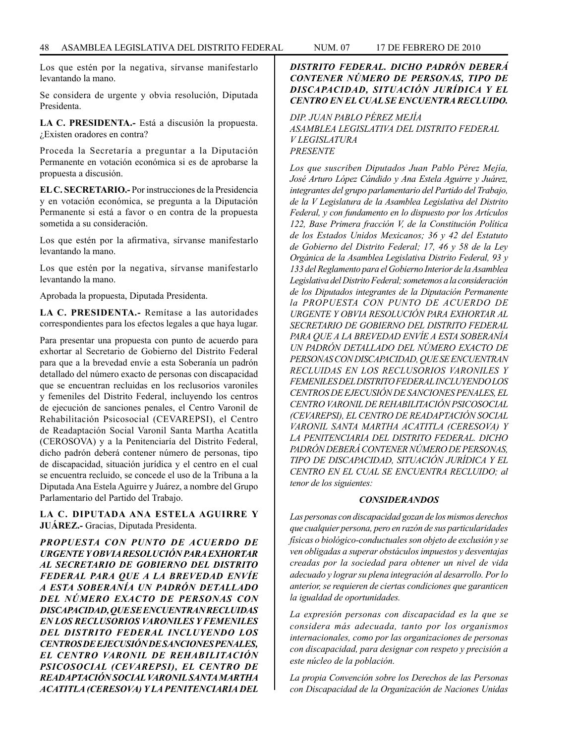Los que estén por la negativa, sírvanse manifestarlo levantando la mano.

Se considera de urgente y obvia resolución, Diputada Presidenta.

**LA C. PRESIDENTA.-** Está a discusión la propuesta. ¿Existen oradores en contra?

Proceda la Secretaría a preguntar a la Diputación Permanente en votación económica si es de aprobarse la propuesta a discusión.

**EL C. SECRETARIO.-** Por instrucciones de la Presidencia y en votación económica, se pregunta a la Diputación Permanente si está a favor o en contra de la propuesta sometida a su consideración.

Los que estén por la afirmativa, sírvanse manifestarlo levantando la mano.

Los que estén por la negativa, sírvanse manifestarlo levantando la mano.

Aprobada la propuesta, Diputada Presidenta.

**LA C. PRESIDENTA.-** Remítase a las autoridades correspondientes para los efectos legales a que haya lugar.

Para presentar una propuesta con punto de acuerdo para exhortar al Secretario de Gobierno del Distrito Federal para que a la brevedad envíe a esta Soberanía un padrón detallado del número exacto de personas con discapacidad que se encuentran recluidas en los reclusorios varoniles y femeniles del Distrito Federal, incluyendo los centros de ejecución de sanciones penales, el Centro Varonil de Rehabilitación Psicosocial (CEVAREPSI), el Centro de Readaptación Social Varonil Santa Martha Acatitla (CEROSOVA) y a la Penitenciaría del Distrito Federal, dicho padrón deberá contener número de personas, tipo de discapacidad, situación jurídica y el centro en el cual se encuentra recluido, se concede el uso de la Tribuna a la Diputada Ana Estela Aguirre y Juárez, a nombre del Grupo Parlamentario del Partido del Trabajo.

**LA C. DIPUTADA ANA ESTELA AGUIRRE Y JUÁREZ.-** Gracias, Diputada Presidenta.

***PROPUESTA CON PUNTO DE ACUERDO DE URGENTE Y OBVIA RESOLUCIÓN PARA EXHORTAR AL SECRETARIO DE GOBIERNO DEL DISTRITO FEDERAL PARA QUE A LA BREVEDAD ENVÍE A ESTA SOBERANÍA UN PADRÓN DETALLADO DEL NÚMERO EXACTO DE PERSONAS CON DISCAPACIDAD, QUE SE ENCUENTRAN RECLUIDAS EN LOS RECLUSORIOS VARONILES Y FEMENILES DEL DISTRITO FEDERAL INCLUYENDO LOS CENTROS DE EJECUSIÓN DE SANCIONES PENALES, EL CENTRO VARONIL DE REHABILITACIÓN PSICOSOCIAL (CEVAREPSI), EL CENTRO DE READAPTACIÓN SOCIAL VARONIL SANTA MARTHA ACATITLA (CERESOVA) Y LA PENITENCIARIA DEL DISTRITO FEDERAL. DICHO PADRÓN DEBERÁ CONTENER NÚMERO DE PERSONAS, TIPO DE DISCAPACIDAD, SITUACIÓN JURÍDICA Y EL CENTRO EN EL CUAL SE ENCUENTRA RECLUIDO.***

*DIP. JUAN PABLO PÉREZ MEJÍA*
*ASAMBLEA LEGISLATIVA DEL DISTRITO FEDERAL*
*V LEGISLATURA*
*PRESENTE*

*Los que suscriben Diputados Juan Pablo Pérez Mejía, José Arturo López Cándido y Ana Estela Aguirre y Juárez, integrantes del grupo parlamentario del Partido del Trabajo, de la V Legislatura de la Asamblea Legislativa del Distrito Federal, y con fundamento en lo dispuesto por los Artículos 122, Base Primera fracción V, de la Constitución Política de los Estados Unidos Mexicanos; 36 y 42 del Estatuto de Gobierno del Distrito Federal; 17, 46 y 58 de la Ley Orgánica de la Asamblea Legislativa Distrito Federal, 93 y 133 del Reglamento para el Gobierno Interior de la Asamblea Legislativa del Distrito Federal; sometemos a la consideración de los Diputados integrantes de la Diputación Permanente la PROPUESTA CON PUNTO DE ACUERDO DE URGENTE Y OBVIA RESOLUCIÓN PARA EXHORTAR AL SECRETARIO DE GOBIERNO DEL DISTRITO FEDERAL PARA QUE A LA BREVEDAD ENVÍE A ESTA SOBERANÍA UN PADRÓN DETALLADO DEL NÚMERO EXACTO DE PERSONAS CON DISCAPACIDAD, QUE SE ENCUENTRAN RECLUIDAS EN LOS RECLUSORIOS VARONILES Y FEMENILES DEL DISTRITO FEDERAL INCLUYENDO LOS CENTROS DE EJECUSIÓN DE SANCIONES PENALES, EL CENTRO VARONIL DE REHABILITACIÓN PSICOSOCIAL (CEVAREPSI), EL CENTRO DE READAPTACIÓN SOCIAL VARONIL SANTA MARTHA ACATITLA (CERESOVA) Y LA PENITENCIARIA DEL DISTRITO FEDERAL. DICHO PADRÓN DEBERÁ CONTENER NÚMERO DE PERSONAS, TIPO DE DISCAPACIDAD, SITUACIÓN JURÍDICA Y EL CENTRO EN EL CUAL SE ENCUENTRA RECLUIDO; al tenor de los siguientes:*

***CONSIDERANDOS***

*Las personas con discapacidad gozan de los mismos derechos que cualquier persona, pero en razón de sus particularidades físicas o biológico-conductuales son objeto de exclusión y se ven obligadas a superar obstáculos impuestos y desventajas creadas por la sociedad para obtener un nivel de vida adecuado y lograr su plena integración al desarrollo. Por lo anterior, se requieren de ciertas condiciones que garanticen la igualdad de oportunidades.*

*La expresión personas con discapacidad es la que se considera más adecuada, tanto por los organismos internacionales, como por las organizaciones de personas con discapacidad, para designar con respeto y precisión a este núcleo de la población.*

*La propia Convención sobre los Derechos de las Personas con Discapacidad de la Organización de Naciones Unidas*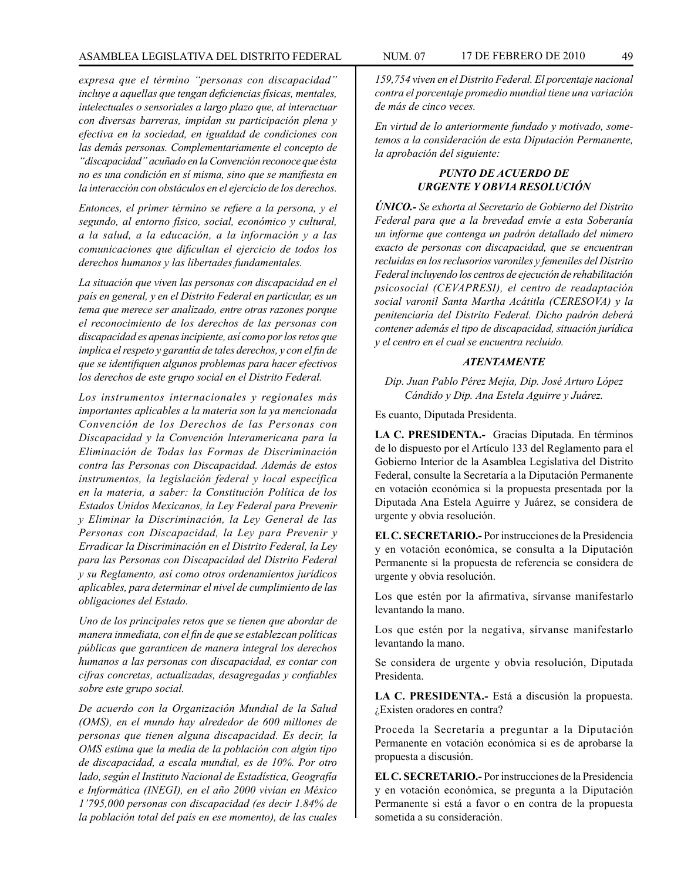*expresa que el término "personas con discapacidad" incluye a aquellas que tengan deficiencias físicas, mentales, intelectuales o sensoriales a largo plazo que, al interactuar con diversas barreras, impidan su participación plena y efectiva en la sociedad, en igualdad de condiciones con las demás personas. Complementariamente el concepto de "discapacidad" acuñado en la Convención reconoce que ésta no es una condición en sí misma, sino que se manifiesta en la interacción con obstáculos en el ejercicio de los derechos.*

*Entonces, el primer término se refiere a la persona, y el segundo, al entorno físico, social, económico y cultural, a la salud, a la educación, a la información y a las comunicaciones que dificultan el ejercicio de todos los derechos humanos y las libertades fundamentales.*

*La situación que viven las personas con discapacidad en el país en general, y en el Distrito Federal en particular, es un tema que merece ser analizado, entre otras razones porque el reconocimiento de los derechos de las personas con discapacidad es apenas incipiente, así como por los retos que implica el respeto y garantía de tales derechos, y con el fin de que se identifiquen algunos problemas para hacer efectivos los derechos de este grupo social en el Distrito Federal.*

*Los instrumentos internacionales y regionales más importantes aplicables a la materia son la ya mencionada Convención de los Derechos de las Personas con Discapacidad y la Convención Interamericana para la Eliminación de Todas las Formas de Discriminación contra las Personas con Discapacidad. Además de estos instrumentos, la legislación federal y local específica en la materia, a saber: la Constitución Política de los Estados Unidos Mexicanos, la Ley Federal para Prevenir y Eliminar la Discriminación, la Ley General de las Personas con Discapacidad, la Ley para Prevenir y Erradicar la Discriminación en el Distrito Federal, la Ley para las Personas con Discapacidad del Distrito Federal y su Reglamento, así como otros ordenamientos jurídicos aplicables, para determinar el nivel de cumplimiento de las obligaciones del Estado.*

*Uno de los principales retos que se tienen que abordar de manera inmediata, con el fin de que se establezcan políticas públicas que garanticen de manera integral los derechos humanos a las personas con discapacidad, es contar con cifras concretas, actualizadas, desagregadas y confiables sobre este grupo social.*

*De acuerdo con la Organización Mundial de la Salud (OMS), en el mundo hay alrededor de 600 millones de personas que tienen alguna discapacidad. Es decir, la OMS estima que la media de la población con algún tipo de discapacidad, a escala mundial, es de 10%. Por otro lado, según el Instituto Nacional de Estadística, Geografía e Informática (INEGI), en el año 2000 vivían en México 1'795,000 personas con discapacidad (es decir 1.84% de la población total del país en ese momento), de las cuales 159,754 viven en el Distrito Federal. El porcentaje nacional contra el porcentaje promedio mundial tiene una variación de más de cinco veces.*

*En virtud de lo anteriormente fundado y motivado, sometemos a la consideración de esta Diputación Permanente, la aprobación del siguiente:*

***PUNTO DE ACUERDO DE URGENTE Y OBVIA RESOLUCIÓN***

***ÚNICO.-** Se exhorta al Secretario de Gobierno del Distrito Federal para que a la brevedad envíe a esta Soberanía un informe que contenga un padrón detallado del número exacto de personas con discapacidad, que se encuentran recluidas en los reclusorios varoniles y femeniles del Distrito Federal incluyendo los centros de ejecución de rehabilitación psicosocial (CEVAPRESI), el centro de readaptación social varonil Santa Martha Acátitla (CERESOVA) y la penitenciaría del Distrito Federal. Dicho padrón deberá contener además el tipo de discapacidad, situación jurídica y el centro en el cual se encuentra recluido.*

***ATENTAMENTE***

*Dip. Juan Pablo Pérez Mejía, Dip. José Arturo López Cándido y Dip. Ana Estela Aguirre y Juárez.*

Es cuanto, Diputada Presidenta.

**LA C. PRESIDENTA.-** Gracias Diputada. En términos de lo dispuesto por el Artículo 133 del Reglamento para el Gobierno Interior de la Asamblea Legislativa del Distrito Federal, consulte la Secretaría a la Diputación Permanente en votación económica si la propuesta presentada por la Diputada Ana Estela Aguirre y Juárez, se considera de urgente y obvia resolución.

**EL C. SECRETARIO.-** Por instrucciones de la Presidencia y en votación económica, se consulta a la Diputación Permanente si la propuesta de referencia se considera de urgente y obvia resolución.

Los que estén por la afirmativa, sírvanse manifestarlo levantando la mano.

Los que estén por la negativa, sírvanse manifestarlo levantando la mano.

Se considera de urgente y obvia resolución, Diputada Presidenta.

**LA C. PRESIDENTA.-** Está a discusión la propuesta. ¿Existen oradores en contra?

Proceda la Secretaría a preguntar a la Diputación Permanente en votación económica si es de aprobarse la propuesta a discusión.

**EL C. SECRETARIO.-** Por instrucciones de la Presidencia y en votación económica, se pregunta a la Diputación Permanente si está a favor o en contra de la propuesta sometida a su consideración.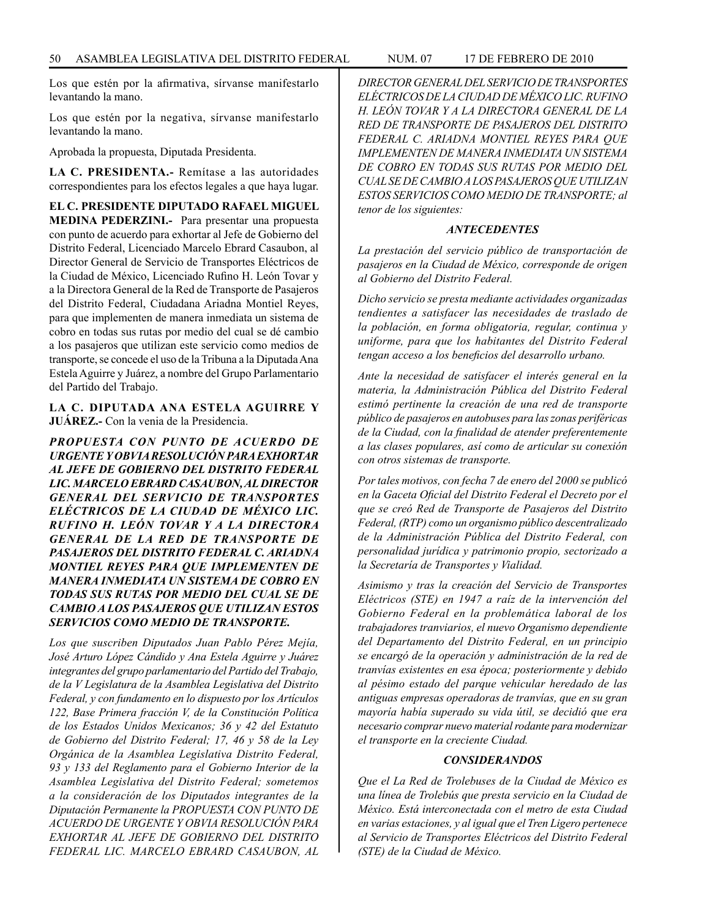Los que estén por la afirmativa, sírvanse manifestarlo levantando la mano.

Los que estén por la negativa, sírvanse manifestarlo levantando la mano.

Aprobada la propuesta, Diputada Presidenta.

**LA C. PRESIDENTA.-** Remítase a las autoridades correspondientes para los efectos legales a que haya lugar.

**EL C. PRESIDENTE DIPUTADO RAFAEL MIGUEL MEDINA PEDERZINI.-** Para presentar una propuesta con punto de acuerdo para exhortar al Jefe de Gobierno del Distrito Federal, Licenciado Marcelo Ebrard Casaubon, al Director General de Servicio de Transportes Eléctricos de la Ciudad de México, Licenciado Rufino H. León Tovar y a la Directora General de la Red de Transporte de Pasajeros del Distrito Federal, Ciudadana Ariadna Montiel Reyes, para que implementen de manera inmediata un sistema de cobro en todas sus rutas por medio del cual se dé cambio a los pasajeros que utilizan este servicio como medios de transporte, se concede el uso de la Tribuna a la Diputada Ana Estela Aguirre y Juárez, a nombre del Grupo Parlamentario del Partido del Trabajo.

**LA C. DIPUTADA ANA ESTELA AGUIRRE Y JUÁREZ.-** Con la venia de la Presidencia.

***PROPUESTA CON PUNTO DE ACUERDO DE URGENTE Y OBVIA RESOLUCIÓN PARA EXHORTAR AL JEFE DE GOBIERNO DEL DISTRITO FEDERAL LIC. MARCELO EBRARD CASAUBON, AL DIRECTOR GENERAL DEL SERVICIO DE TRANSPORTES ELÉCTRICOS DE LA CIUDAD DE MÉXICO LIC. RUFINO H. LEÓN TOVAR Y A LA DIRECTORA GENERAL DE LA RED DE TRANSPORTE DE PASAJEROS DEL DISTRITO FEDERAL C. ARIADNA MONTIEL REYES PARA QUE IMPLEMENTEN DE MANERA INMEDIATA UN SISTEMA DE COBRO EN TODAS SUS RUTAS POR MEDIO DEL CUAL SE DE CAMBIO A LOS PASAJEROS QUE UTILIZAN ESTOS SERVICIOS COMO MEDIO DE TRANSPORTE.***

*Los que suscriben Diputados Juan Pablo Pérez Mejía, José Arturo López Cándido y Ana Estela Aguirre y Juárez integrantes del grupo parlamentario del Partido del Trabajo, de la V Legislatura de la Asamblea Legislativa del Distrito Federal, y con fundamento en lo dispuesto por los Artículos 122, Base Primera fracción V, de la Constitución Política de los Estados Unidos Mexicanos; 36 y 42 del Estatuto de Gobierno del Distrito Federal; 17, 46 y 58 de la Ley Orgánica de la Asamblea Legislativa Distrito Federal, 93 y 133 del Reglamento para el Gobierno Interior de la Asamblea Legislativa del Distrito Federal; sometemos a la consideración de los Diputados integrantes de la Diputación Permanente la PROPUESTA CON PUNTO DE ACUERDO DE URGENTE Y OBVIA RESOLUCIÓN PARA EXHORTAR AL JEFE DE GOBIERNO DEL DISTRITO FEDERAL LIC. MARCELO EBRARD CASAUBON, AL DIRECTOR GENERAL DEL SERVICIO DE TRANSPORTES ELÉCTRICOS DE LA CIUDAD DE MÉXICO LIC. RUFINO H. LEÓN TOVAR Y A LA DIRECTORA GENERAL DE LA RED DE TRANSPORTE DE PASAJEROS DEL DISTRITO FEDERAL C. ARIADNA MONTIEL REYES PARA QUE IMPLEMENTEN DE MANERA INMEDIATA UN SISTEMA DE COBRO EN TODAS SUS RUTAS POR MEDIO DEL CUAL SE DE CAMBIO A LOS PASAJEROS QUE UTILIZAN ESTOS SERVICIOS COMO MEDIO DE TRANSPORTE; al tenor de los siguientes:*

***ANTECEDENTES***

*La prestación del servicio público de transportación de pasajeros en la Ciudad de México, corresponde de origen al Gobierno del Distrito Federal.*

*Dicho servicio se presta mediante actividades organizadas tendientes a satisfacer las necesidades de traslado de la población, en forma obligatoria, regular, continua y uniforme, para que los habitantes del Distrito Federal tengan acceso a los beneficios del desarrollo urbano.*

*Ante la necesidad de satisfacer el interés general en la materia, la Administración Pública del Distrito Federal estimó pertinente la creación de una red de transporte público de pasajeros en autobuses para las zonas periféricas de la Ciudad, con la finalidad de atender preferentemente a las clases populares, así como de articular su conexión con otros sistemas de transporte.*

*Por tales motivos, con fecha 7 de enero del 2000 se publicó en la Gaceta Oficial del Distrito Federal el Decreto por el que se creó Red de Transporte de Pasajeros del Distrito Federal, (RTP) como un organismo público descentralizado de la Administración Pública del Distrito Federal, con personalidad jurídica y patrimonio propio, sectorizado a la Secretaría de Transportes y Vialidad.*

*Asimismo y tras la creación del Servicio de Transportes Eléctricos (STE) en 1947 a raíz de la intervención del Gobierno Federal en la problemática laboral de los trabajadores tranviarios, el nuevo Organismo dependiente del Departamento del Distrito Federal, en un principio se encargó de la operación y administración de la red de tranvías existentes en esa época; posteriormente y debido al pésimo estado del parque vehicular heredado de las antiguas empresas operadoras de tranvías, que en su gran mayoría había superado su vida útil, se decidió que era necesario comprar nuevo material rodante para modernizar el transporte en la creciente Ciudad.*

***CONSIDERANDOS***

*Que el La Red de Trolebuses de la Ciudad de México es una línea de Trolebús que presta servicio en la Ciudad de México. Está interconectada con el metro de esta Ciudad en varias estaciones, y al igual que el Tren Ligero pertenece al Servicio de Transportes Eléctricos del Distrito Federal (STE) de la Ciudad de México.*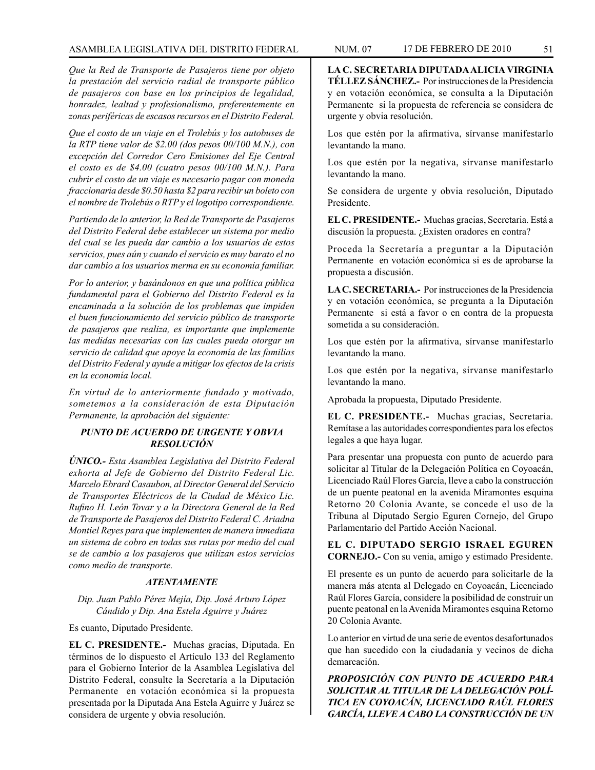*Que la Red de Transporte de Pasajeros tiene por objeto la prestación del servicio radial de transporte público de pasajeros con base en los principios de legalidad, honradez, lealtad y profesionalismo, preferentemente en zonas periféricas de escasos recursos en el Distrito Federal.*

*Que el costo de un viaje en el Trolebús y los autobuses de la RTP tiene valor de $2.00 (dos pesos 00/100 M.N.), con excepción del Corredor Cero Emisiones del Eje Central el costo es de $4.00 (cuatro pesos 00/100 M.N.). Para cubrir el costo de un viaje es necesario pagar con moneda fraccionaria desde $0.50 hasta $2 para recibir un boleto con el nombre de Trolebús o RTP y el logotipo correspondiente.*

*Partiendo de lo anterior, la Red de Transporte de Pasajeros del Distrito Federal debe establecer un sistema por medio del cual se les pueda dar cambio a los usuarios de estos servicios, pues aún y cuando el servicio es muy barato el no dar cambio a los usuarios merma en su economía familiar.*

*Por lo anterior, y basándonos en que una política pública fundamental para el Gobierno del Distrito Federal es la encaminada a la solución de los problemas que impiden el buen funcionamiento del servicio público de transporte de pasajeros que realiza, es importante que implemente las medidas necesarias con las cuales pueda otorgar un servicio de calidad que apoye la economía de las familias del Distrito Federal y ayude a mitigar los efectos de la crisis en la economía local.*

*En virtud de lo anteriormente fundado y motivado, sometemos a la consideración de esta Diputación Permanente, la aprobación del siguiente:*

***PUNTO DE ACUERDO DE URGENTE Y OBVIA RESOLUCIÓN***

***ÚNICO.-*** *Esta Asamblea Legislativa del Distrito Federal exhorta al Jefe de Gobierno del Distrito Federal Lic. Marcelo Ebrard Casaubon, al Director General del Servicio de Transportes Eléctricos de la Ciudad de México Lic. Rufino H. León Tovar y a la Directora General de la Red de Transporte de Pasajeros del Distrito Federal C. Ariadna Montiel Reyes para que implementen de manera inmediata un sistema de cobro en todas sus rutas por medio del cual se de cambio a los pasajeros que utilizan estos servicios como medio de transporte.*

***ATENTAMENTE***

*Dip. Juan Pablo Pérez Mejía, Dip. José Arturo López Cándido y Dip. Ana Estela Aguirre y Juárez*

Es cuanto, Diputado Presidente.

**EL C. PRESIDENTE.-** Muchas gracias, Diputada. En términos de lo dispuesto el Artículo 133 del Reglamento para el Gobierno Interior de la Asamblea Legislativa del Distrito Federal, consulte la Secretaría a la Diputación Permanente en votación económica si la propuesta presentada por la Diputada Ana Estela Aguirre y Juárez se considera de urgente y obvia resolución.

**LA C. SECRETARIA DIPUTADA ALICIA VIRGINIA TÉLLEZ SÁNCHEZ.-** Por instrucciones de la Presidencia y en votación económica, se consulta a la Diputación Permanente si la propuesta de referencia se considera de urgente y obvia resolución.

Los que estén por la afirmativa, sírvanse manifestarlo levantando la mano.

Los que estén por la negativa, sírvanse manifestarlo levantando la mano.

Se considera de urgente y obvia resolución, Diputado Presidente.

**EL C. PRESIDENTE.-** Muchas gracias, Secretaria. Está a discusión la propuesta. ¿Existen oradores en contra?

Proceda la Secretaría a preguntar a la Diputación Permanente en votación económica si es de aprobarse la propuesta a discusión.

**LA C. SECRETARIA.-** Por instrucciones de la Presidencia y en votación económica, se pregunta a la Diputación Permanente si está a favor o en contra de la propuesta sometida a su consideración.

Los que estén por la afirmativa, sírvanse manifestarlo levantando la mano.

Los que estén por la negativa, sírvanse manifestarlo levantando la mano.

Aprobada la propuesta, Diputado Presidente.

**EL C. PRESIDENTE.-** Muchas gracias, Secretaria. Remítase a las autoridades correspondientes para los efectos legales a que haya lugar.

Para presentar una propuesta con punto de acuerdo para solicitar al Titular de la Delegación Política en Coyoacán, Licenciado Raúl Flores García, lleve a cabo la construcción de un puente peatonal en la avenida Miramontes esquina Retorno 20 Colonia Avante, se concede el uso de la Tribuna al Diputado Sergio Eguren Cornejo, del Grupo Parlamentario del Partido Acción Nacional.

**EL C. DIPUTADO SERGIO ISRAEL EGUREN CORNEJO.-** Con su venia, amigo y estimado Presidente.

El presente es un punto de acuerdo para solicitarle de la manera más atenta al Delegado en Coyoacán, Licenciado Raúl Flores García, considere la posibilidad de construir un puente peatonal en la Avenida Miramontes esquina Retorno 20 Colonia Avante.

Lo anterior en virtud de una serie de eventos desafortunados que han sucedido con la ciudadanía y vecinos de dicha demarcación.

***PROPOSICIÓN CON PUNTO DE ACUERDO PARA SOLICITAR AL TITULAR DE LA DELEGACIÓN POLÍTICA EN COYOACÁN, LICENCIADO RAÚL FLORES GARCÍA, LLEVE A CABO LA CONSTRUCCIÓN DE UN***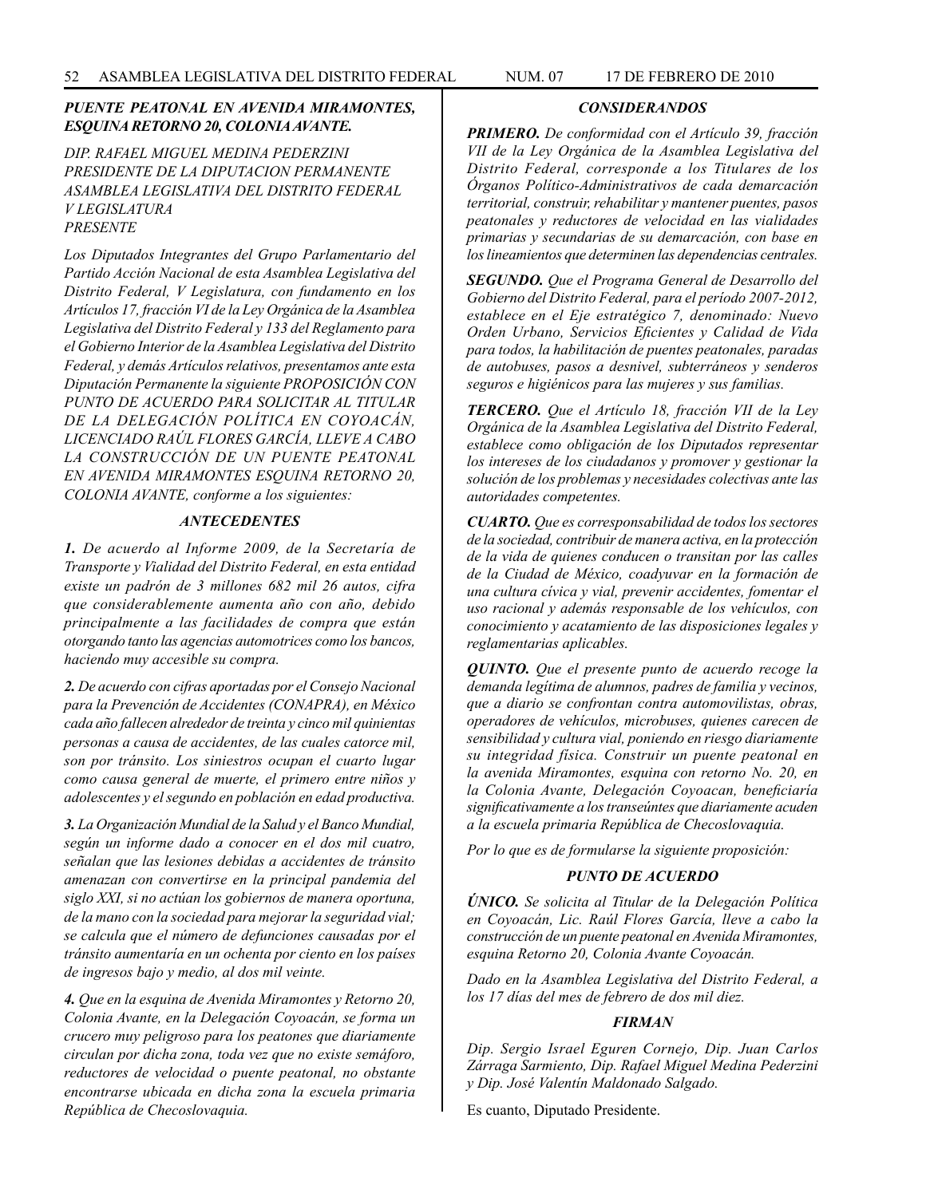***PUENTE PEATONAL EN AVENIDA MIRAMONTES, ESQUINA RETORNO 20, COLONIA AVANTE.***

*DIP. RAFAEL MIGUEL MEDINA PEDERZINI*
*PRESIDENTE DE LA DIPUTACION PERMANENTE*
*ASAMBLEA LEGISLATIVA DEL DISTRITO FEDERAL*
*V LEGISLATURA*
*PRESENTE*

*Los Diputados Integrantes del Grupo Parlamentario del Partido Acción Nacional de esta Asamblea Legislativa del Distrito Federal, V Legislatura, con fundamento en los Artículos 17, fracción VI de la Ley Orgánica de la Asamblea Legislativa del Distrito Federal y 133 del Reglamento para el Gobierno Interior de la Asamblea Legislativa del Distrito Federal, y demás Artículos relativos, presentamos ante esta Diputación Permanente la siguiente PROPOSICIÓN CON PUNTO DE ACUERDO PARA SOLICITAR AL TITULAR DE LA DELEGACIÓN POLÍTICA EN COYOACÁN, LICENCIADO RAÚL FLORES GARCÍA, LLEVE A CABO LA CONSTRUCCIÓN DE UN PUENTE PEATONAL EN AVENIDA MIRAMONTES ESQUINA RETORNO 20, COLONIA AVANTE, conforme a los siguientes:*

***ANTECEDENTES***

***1.*** *De acuerdo al Informe 2009, de la Secretaría de Transporte y Vialidad del Distrito Federal, en esta entidad existe un padrón de 3 millones 682 mil 26 autos, cifra que considerablemente aumenta año con año, debido principalmente a las facilidades de compra que están otorgando tanto las agencias automotrices como los bancos, haciendo muy accesible su compra.*

***2.*** *De acuerdo con cifras aportadas por el Consejo Nacional para la Prevención de Accidentes (CONAPRA), en México cada año fallecen alrededor de treinta y cinco mil quinientas personas a causa de accidentes, de las cuales catorce mil, son por tránsito. Los siniestros ocupan el cuarto lugar como causa general de muerte, el primero entre niños y adolescentes y el segundo en población en edad productiva.*

***3.*** *La Organización Mundial de la Salud y el Banco Mundial, según un informe dado a conocer en el dos mil cuatro, señalan que las lesiones debidas a accidentes de tránsito amenazan con convertirse en la principal pandemia del siglo XXI, si no actúan los gobiernos de manera oportuna, de la mano con la sociedad para mejorar la seguridad vial; se calcula que el número de defunciones causadas por el tránsito aumentaría en un ochenta por ciento en los países de ingresos bajo y medio, al dos mil veinte.*

***4.*** *Que en la esquina de Avenida Miramontes y Retorno 20, Colonia Avante, en la Delegación Coyoacán, se forma un crucero muy peligroso para los peatones que diariamente circulan por dicha zona, toda vez que no existe semáforo, reductores de velocidad o puente peatonal, no obstante encontrarse ubicada en dicha zona la escuela primaria República de Checoslovaquia.*

***CONSIDERANDOS***

***PRIMERO.*** *De conformidad con el Artículo 39, fracción VII de la Ley Orgánica de la Asamblea Legislativa del Distrito Federal, corresponde a los Titulares de los Órganos Político-Administrativos de cada demarcación territorial, construir, rehabilitar y mantener puentes, pasos peatonales y reductores de velocidad en las vialidades primarias y secundarias de su demarcación, con base en los lineamientos que determinen las dependencias centrales.*

***SEGUNDO.*** *Que el Programa General de Desarrollo del Gobierno del Distrito Federal, para el período 2007-2012, establece en el Eje estratégico 7, denominado: Nuevo Orden Urbano, Servicios Eficientes y Calidad de Vida para todos, la habilitación de puentes peatonales, paradas de autobuses, pasos a desnivel, subterráneos y senderos seguros e higiénicos para las mujeres y sus familias.*

***TERCERO.*** *Que el Artículo 18, fracción VII de la Ley Orgánica de la Asamblea Legislativa del Distrito Federal, establece como obligación de los Diputados representar los intereses de los ciudadanos y promover y gestionar la solución de los problemas y necesidades colectivas ante las autoridades competentes.*

***CUARTO.*** *Que es corresponsabilidad de todos los sectores de la sociedad, contribuir de manera activa, en la protección de la vida de quienes conducen o transitan por las calles de la Ciudad de México, coadyuvar en la formación de una cultura cívica y vial, prevenir accidentes, fomentar el uso racional y además responsable de los vehículos, con conocimiento y acatamiento de las disposiciones legales y reglamentarias aplicables.*

***QUINTO.*** *Que el presente punto de acuerdo recoge la demanda legítima de alumnos, padres de familia y vecinos, que a diario se confrontan contra automovilistas, obras, operadores de vehículos, microbuses, quienes carecen de sensibilidad y cultura vial, poniendo en riesgo diariamente su integridad física. Construir un puente peatonal en la avenida Miramontes, esquina con retorno No. 20, en la Colonia Avante, Delegación Coyoacan, beneficiaría significativamente a los transeúntes que diariamente acuden a la escuela primaria República de Checoslovaquia.*

*Por lo que es de formularse la siguiente proposición:*

***PUNTO DE ACUERDO***

***ÚNICO.*** *Se solicita al Titular de la Delegación Política en Coyoacán, Lic. Raúl Flores García, lleve a cabo la construcción de un puente peatonal en Avenida Miramontes, esquina Retorno 20, Colonia Avante Coyoacán.*

*Dado en la Asamblea Legislativa del Distrito Federal, a los 17 días del mes de febrero de dos mil diez.*

***FIRMAN***

*Dip. Sergio Israel Eguren Cornejo, Dip. Juan Carlos Zárraga Sarmiento, Dip. Rafael Miguel Medina Pederzini y Dip. José Valentín Maldonado Salgado.*

Es cuanto, Diputado Presidente.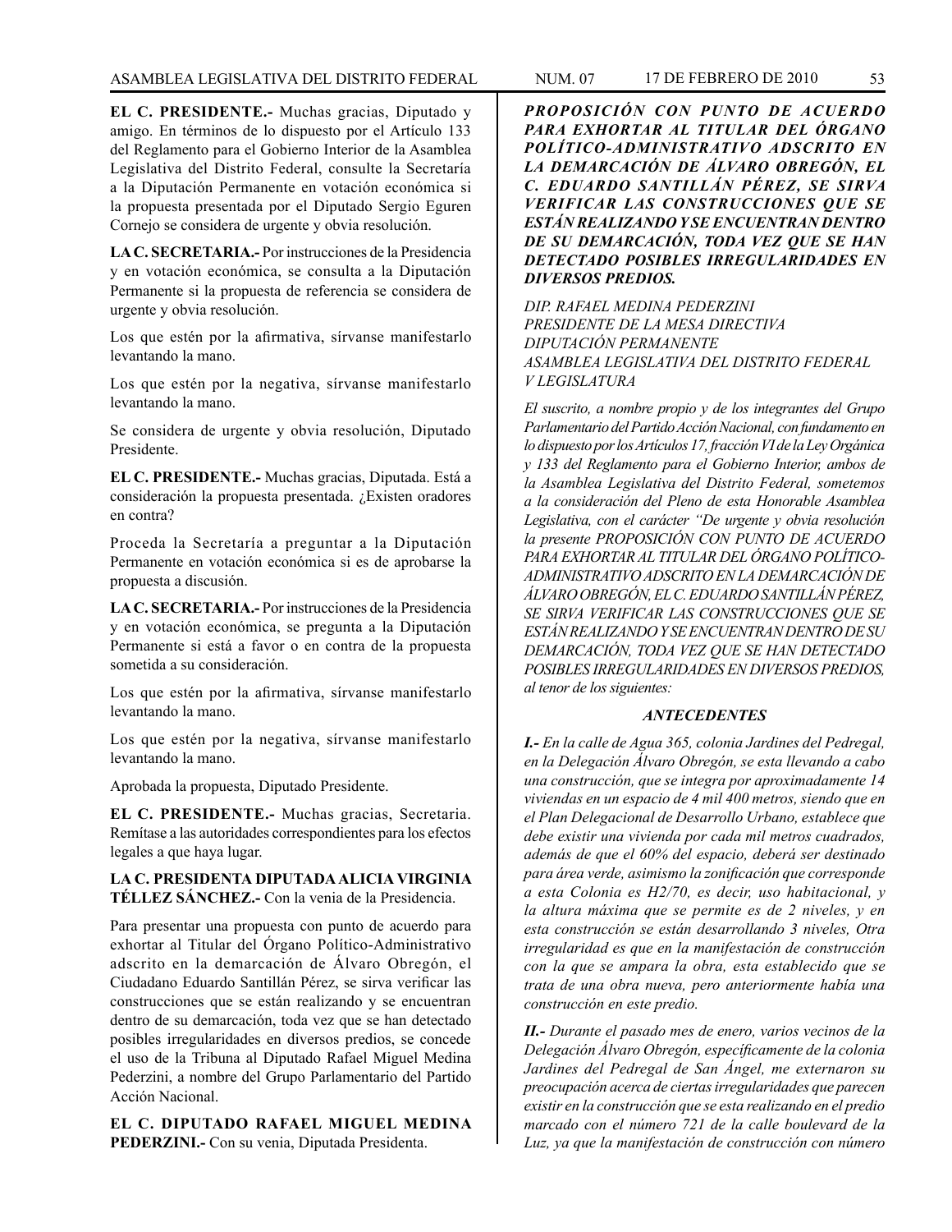**EL C. PRESIDENTE.-** Muchas gracias, Diputado y amigo. En términos de lo dispuesto por el Artículo 133 del Reglamento para el Gobierno Interior de la Asamblea Legislativa del Distrito Federal, consulte la Secretaría a la Diputación Permanente en votación económica si la propuesta presentada por el Diputado Sergio Eguren Cornejo se considera de urgente y obvia resolución.

**LA C. SECRETARIA.-** Por instrucciones de la Presidencia y en votación económica, se consulta a la Diputación Permanente si la propuesta de referencia se considera de urgente y obvia resolución.

Los que estén por la afirmativa, sírvanse manifestarlo levantando la mano.

Los que estén por la negativa, sírvanse manifestarlo levantando la mano.

Se considera de urgente y obvia resolución, Diputado Presidente.

**EL C. PRESIDENTE.-** Muchas gracias, Diputada. Está a consideración la propuesta presentada. ¿Existen oradores en contra?

Proceda la Secretaría a preguntar a la Diputación Permanente en votación económica si es de aprobarse la propuesta a discusión.

**LA C. SECRETARIA.-** Por instrucciones de la Presidencia y en votación económica, se pregunta a la Diputación Permanente si está a favor o en contra de la propuesta sometida a su consideración.

Los que estén por la afirmativa, sírvanse manifestarlo levantando la mano.

Los que estén por la negativa, sírvanse manifestarlo levantando la mano.

Aprobada la propuesta, Diputado Presidente.

**EL C. PRESIDENTE.-** Muchas gracias, Secretaria. Remítase a las autoridades correspondientes para los efectos legales a que haya lugar.

**LA C. PRESIDENTA DIPUTADA ALICIA VIRGINIA TÉLLEZ SÁNCHEZ.-** Con la venia de la Presidencia.

Para presentar una propuesta con punto de acuerdo para exhortar al Titular del Órgano Político-Administrativo adscrito en la demarcación de Álvaro Obregón, el Ciudadano Eduardo Santillán Pérez, se sirva verificar las construcciones que se están realizando y se encuentran dentro de su demarcación, toda vez que se han detectado posibles irregularidades en diversos predios, se concede el uso de la Tribuna al Diputado Rafael Miguel Medina Pederzini, a nombre del Grupo Parlamentario del Partido Acción Nacional.

**EL C. DIPUTADO RAFAEL MIGUEL MEDINA PEDERZINI.-** Con su venia, Diputada Presidenta.

***PROPOSICIÓN CON PUNTO DE ACUERDO PARA EXHORTAR AL TITULAR DEL ÓRGANO POLÍTICO-ADMINISTRATIVO ADSCRITO EN LA DEMARCACIÓN DE ÁLVARO OBREGÓN, EL C. EDUARDO SANTILLÁN PÉREZ, SE SIRVA VERIFICAR LAS CONSTRUCCIONES QUE SE ESTÁN REALIZANDO Y SE ENCUENTRAN DENTRO DE SU DEMARCACIÓN, TODA VEZ QUE SE HAN DETECTADO POSIBLES IRREGULARIDADES EN DIVERSOS PREDIOS.***

*DIP. RAFAEL MEDINA PEDERZINI*
*PRESIDENTE DE LA MESA DIRECTIVA*
*DIPUTACIÓN PERMANENTE*
*ASAMBLEA LEGISLATIVA DEL DISTRITO FEDERAL*
*V LEGISLATURA*

*El suscrito, a nombre propio y de los integrantes del Grupo Parlamentario del Partido Acción Nacional, con fundamento en lo dispuesto por los Artículos 17, fracción VI de la Ley Orgánica y 133 del Reglamento para el Gobierno Interior, ambos de la Asamblea Legislativa del Distrito Federal, sometemos a la consideración del Pleno de esta Honorable Asamblea Legislativa, con el carácter "De urgente y obvia resolución la presente PROPOSICIÓN CON PUNTO DE ACUERDO PARA EXHORTAR AL TITULAR DEL ÓRGANO POLÍTICO-ADMINISTRATIVO ADSCRITO EN LA DEMARCACIÓN DE ÁLVARO OBREGÓN, EL C. EDUARDO SANTILLÁN PÉREZ, SE SIRVA VERIFICAR LAS CONSTRUCCIONES QUE SE ESTÁN REALIZANDO Y SE ENCUENTRAN DENTRO DE SU DEMARCACIÓN, TODA VEZ QUE SE HAN DETECTADO POSIBLES IRREGULARIDADES EN DIVERSOS PREDIOS, al tenor de los siguientes:*

***ANTECEDENTES***

***I.-*** *En la calle de Agua 365, colonia Jardines del Pedregal, en la Delegación Álvaro Obregón, se esta llevando a cabo una construcción, que se integra por aproximadamente 14 viviendas en un espacio de 4 mil 400 metros, siendo que en el Plan Delegacional de Desarrollo Urbano, establece que debe existir una vivienda por cada mil metros cuadrados, además de que el 60% del espacio, deberá ser destinado para área verde, asimismo la zonificación que corresponde a esta Colonia es H2/70, es decir, uso habitacional, y la altura máxima que se permite es de 2 niveles, y en esta construcción se están desarrollando 3 niveles, Otra irregularidad es que en la manifestación de construcción con la que se ampara la obra, esta establecido que se trata de una obra nueva, pero anteriormente había una construcción en este predio.*

***II.-*** *Durante el pasado mes de enero, varios vecinos de la Delegación Álvaro Obregón, específicamente de la colonia Jardines del Pedregal de San Ángel, me externaron su preocupación acerca de ciertas irregularidades que parecen existir en la construcción que se esta realizando en el predio marcado con el número 721 de la calle boulevard de la Luz, ya que la manifestación de construcción con número*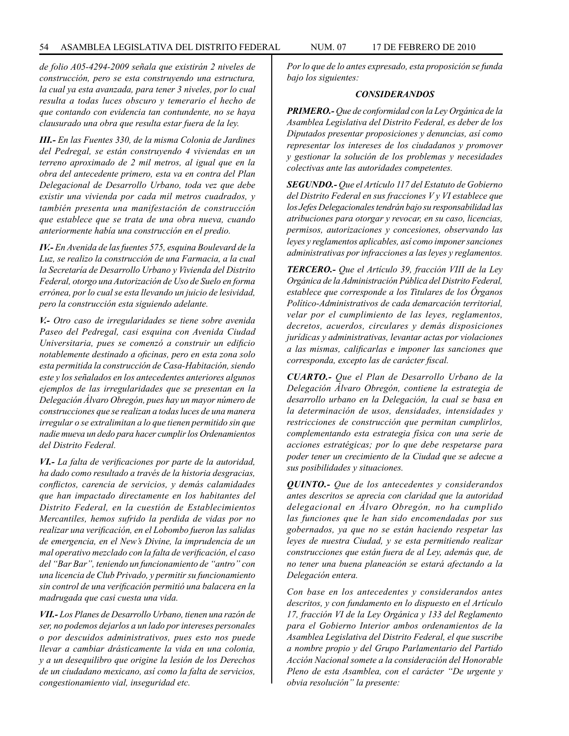*de folio A05-4294-2009 señala que existirán 2 niveles de construcción, pero se esta construyendo una estructura, la cual ya esta avanzada, para tener 3 niveles, por lo cual resulta a todas luces obscuro y temerario el hecho de que contando con evidencia tan contundente, no se haya clausurado una obra que resulta estar fuera de la ley.*

***III.-*** *En las Fuentes 330, de la misma Colonia de Jardines del Pedregal, se están construyendo 4 viviendas en un terreno aproximado de 2 mil metros, al igual que en la obra del antecedente primero, esta va en contra del Plan Delegacional de Desarrollo Urbano, toda vez que debe existir una vivienda por cada mil metros cuadrados, y también presenta una manifestación de construcción que establece que se trata de una obra nueva, cuando anteriormente había una construcción en el predio.*

***IV.-*** *En Avenida de las fuentes 575, esquina Boulevard de la Luz, se realizo la construcción de una Farmacia, a la cual la Secretaría de Desarrollo Urbano y Vivienda del Distrito Federal, otorgo una Autorización de Uso de Suelo en forma errónea, por lo cual se esta llevando un juicio de lesividad, pero la construcción esta siguiendo adelante.*

***V.-*** *Otro caso de irregularidades se tiene sobre avenida Paseo del Pedregal, casi esquina con Avenida Ciudad Universitaria, pues se comenzó a construir un edificio notablemente destinado a oficinas, pero en esta zona solo esta permitida la construcción de Casa-Habitación, siendo este y los señalados en los antecedentes anteriores algunos ejemplos de las irregularidades que se presentan en la Delegación Álvaro Obregón, pues hay un mayor número de construcciones que se realizan a todas luces de una manera irregular o se extralimitan a lo que tienen permitido sin que nadie mueva un dedo para hacer cumplir los Ordenamientos del Distrito Federal.*

***VI.-*** *La falta de verificaciones por parte de la autoridad, ha dado como resultado a través de la historia desgracias, conflictos, carencia de servicios, y demás calamidades que han impactado directamente en los habitantes del Distrito Federal, en la cuestión de Establecimientos Mercantiles, hemos sufrido la perdida de vidas por no realizar una verificación, en el Lobombo fueron las salidas de emergencia, en el New's Divine, la imprudencia de un mal operativo mezclado con la falta de verificación, el caso del "Bar Bar", teniendo un funcionamiento de "antro" con una licencia de Club Privado, y permitir su funcionamiento sin control de una verificación permitió una balacera en la madrugada que casi cuesta una vida.*

***VII.-*** *Los Planes de Desarrollo Urbano, tienen una razón de ser, no podemos dejarlos a un lado por intereses personales o por descuidos administrativos, pues esto nos puede llevar a cambiar drásticamente la vida en una colonia, y a un desequilibrio que origine la lesión de los Derechos de un ciudadano mexicano, así como la falta de servicios, congestionamiento vial, inseguridad etc.*

*Por lo que de lo antes expresado, esta proposición se funda bajo los siguientes:*

***CONSIDERANDOS***

***PRIMERO.-*** *Que de conformidad con la Ley Orgánica de la Asamblea Legislativa del Distrito Federal, es deber de los Diputados presentar proposiciones y denuncias, así como representar los intereses de los ciudadanos y promover y gestionar la solución de los problemas y necesidades colectivas ante las autoridades competentes.*

***SEGUNDO.-*** *Que el Artículo 117 del Estatuto de Gobierno del Distrito Federal en sus fracciones V y VI establece que los Jefes Delegacionales tendrán bajo su responsabilidad las atribuciones para otorgar y revocar, en su caso, licencias, permisos, autorizaciones y concesiones, observando las leyes y reglamentos aplicables, así como imponer sanciones administrativas por infracciones a las leyes y reglamentos.*

***TERCERO.-*** *Que el Artículo 39, fracción VIII de la Ley Orgánica de la Administración Pública del Distrito Federal, establece que corresponde a los Titulares de los Órganos Político-Administrativos de cada demarcación territorial, velar por el cumplimiento de las leyes, reglamentos, decretos, acuerdos, circulares y demás disposiciones jurídicas y administrativas, levantar actas por violaciones a las mismas, calificarlas e imponer las sanciones que corresponda, excepto las de carácter fiscal.*

***CUARTO.-*** *Que el Plan de Desarrollo Urbano de la Delegación Álvaro Obregón, contiene la estrategia de desarrollo urbano en la Delegación, la cual se basa en la determinación de usos, densidades, intensidades y restricciones de construcción que permitan cumplirlos, complementando esta estrategia física con una serie de acciones estratégicas; por lo que debe respetarse para poder tener un crecimiento de la Ciudad que se adecue a sus posibilidades y situaciones.*

***QUINTO.-*** *Que de los antecedentes y considerandos antes descritos se aprecia con claridad que la autoridad delegacional en Álvaro Obregón, no ha cumplido las funciones que le han sido encomendadas por sus gobernados, ya que no se están haciendo respetar las leyes de nuestra Ciudad, y se esta permitiendo realizar construcciones que están fuera de al Ley, además que, de no tener una buena planeación se estará afectando a la Delegación entera.*

*Con base en los antecedentes y considerandos antes descritos, y con fundamento en lo dispuesto en el Artículo 17, fracción VI de la Ley Orgánica y 133 del Reglamento para el Gobierno Interior ambos ordenamientos de la Asamblea Legislativa del Distrito Federal, el que suscribe a nombre propio y del Grupo Parlamentario del Partido Acción Nacional somete a la consideración del Honorable Pleno de esta Asamblea, con el carácter "De urgente y obvia resolución" la presente:*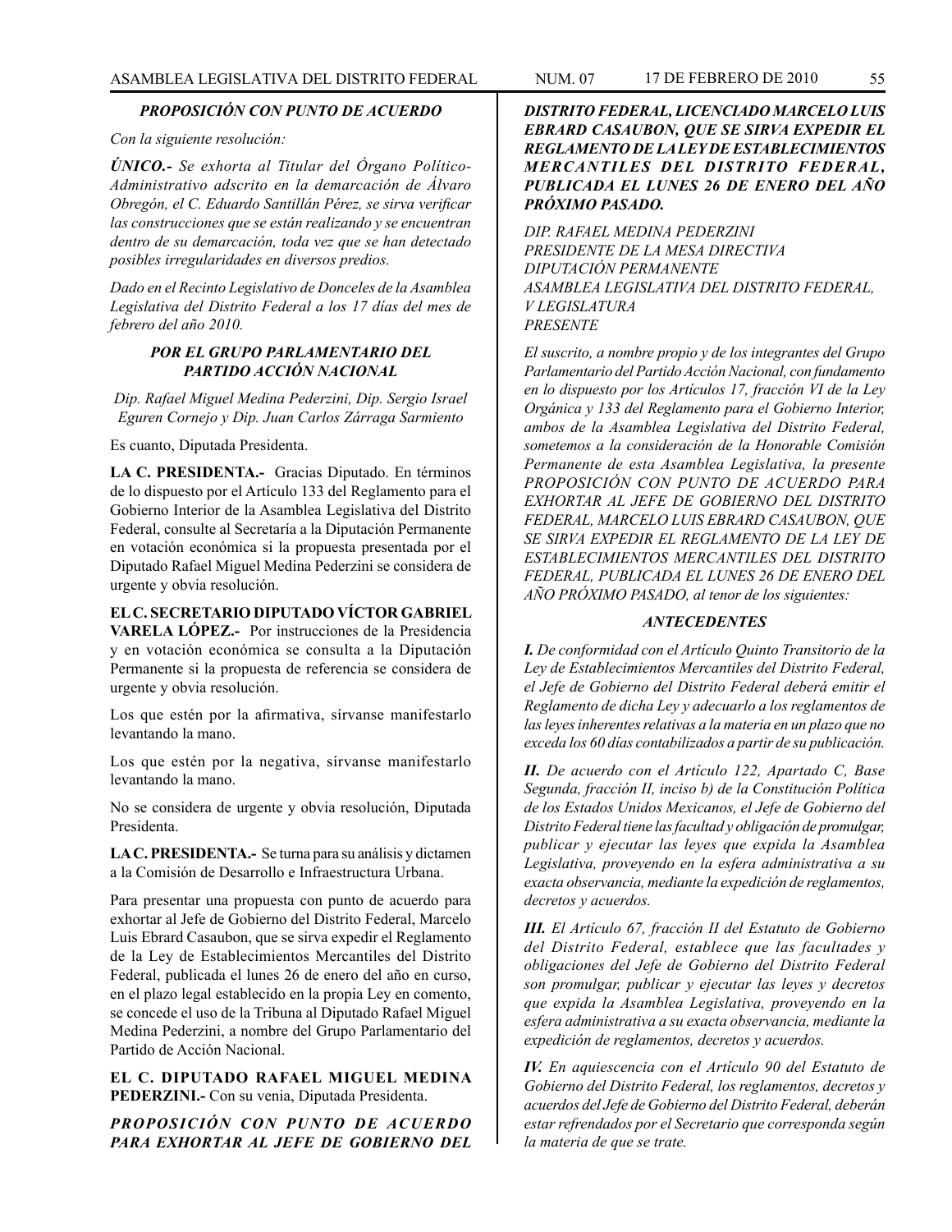***PROPOSICIÓN CON PUNTO DE ACUERDO***

*Con la siguiente resolución:*

***ÚNICO.-*** *Se exhorta al Titular del Órgano Político-Administrativo adscrito en la demarcación de Álvaro Obregón, el C. Eduardo Santillán Pérez, se sirva verificar las construcciones que se están realizando y se encuentran dentro de su demarcación, toda vez que se han detectado posibles irregularidades en diversos predios.*

*Dado en el Recinto Legislativo de Donceles de la Asamblea Legislativa del Distrito Federal a los 17 días del mes de febrero del año 2010.*

***POR EL GRUPO PARLAMENTARIO DEL PARTIDO ACCIÓN NACIONAL***

*Dip. Rafael Miguel Medina Pederzini, Dip. Sergio Israel Eguren Cornejo y Dip. Juan Carlos Zárraga Sarmiento*

Es cuanto, Diputada Presidenta.

**LA C. PRESIDENTA.-** Gracias Diputado. En términos de lo dispuesto por el Artículo 133 del Reglamento para el Gobierno Interior de la Asamblea Legislativa del Distrito Federal, consulte al Secretaría a la Diputación Permanente en votación económica si la propuesta presentada por el Diputado Rafael Miguel Medina Pederzini se considera de urgente y obvia resolución.

**EL C. SECRETARIO DIPUTADO VÍCTOR GABRIEL VARELA LÓPEZ.-** Por instrucciones de la Presidencia y en votación económica se consulta a la Diputación Permanente si la propuesta de referencia se considera de urgente y obvia resolución.

Los que estén por la afirmativa, sírvanse manifestarlo levantando la mano.

Los que estén por la negativa, sírvanse manifestarlo levantando la mano.

No se considera de urgente y obvia resolución, Diputada Presidenta.

**LA C. PRESIDENTA.-** Se turna para su análisis y dictamen a la Comisión de Desarrollo e Infraestructura Urbana.

Para presentar una propuesta con punto de acuerdo para exhortar al Jefe de Gobierno del Distrito Federal, Marcelo Luis Ebrard Casaubon, que se sirva expedir el Reglamento de la Ley de Establecimientos Mercantiles del Distrito Federal, publicada el lunes 26 de enero del año en curso, en el plazo legal establecido en la propia Ley en comento, se concede el uso de la Tribuna al Diputado Rafael Miguel Medina Pederzini, a nombre del Grupo Parlamentario del Partido de Acción Nacional.

**EL C. DIPUTADO RAFAEL MIGUEL MEDINA PEDERZINI.-** Con su venia, Diputada Presidenta.

***PROPOSICIÓN CON PUNTO DE ACUERDO PARA EXHORTAR AL JEFE DE GOBIERNO DEL DISTRITO FEDERAL, LICENCIADO MARCELO LUIS EBRARD CASAUBON, QUE SE SIRVA EXPEDIR EL REGLAMENTO DE LA LEY DE ESTABLECIMIENTOS MERCANTILES DEL DISTRITO FEDERAL, PUBLICADA EL LUNES 26 DE ENERO DEL AÑO PRÓXIMO PASADO.***

*DIP. RAFAEL MEDINA PEDERZINI*
*PRESIDENTE DE LA MESA DIRECTIVA*
*DIPUTACIÓN PERMANENTE*
*ASAMBLEA LEGISLATIVA DEL DISTRITO FEDERAL,*
*V LEGISLATURA*
*PRESENTE*

*El suscrito, a nombre propio y de los integrantes del Grupo Parlamentario del Partido Acción Nacional, con fundamento en lo dispuesto por los Artículos 17, fracción VI de la Ley Orgánica y 133 del Reglamento para el Gobierno Interior, ambos de la Asamblea Legislativa del Distrito Federal, sometemos a la consideración de la Honorable Comisión Permanente de esta Asamblea Legislativa, la presente PROPOSICIÓN CON PUNTO DE ACUERDO PARA EXHORTAR AL JEFE DE GOBIERNO DEL DISTRITO FEDERAL, MARCELO LUIS EBRARD CASAUBON, QUE SE SIRVA EXPEDIR EL REGLAMENTO DE LA LEY DE ESTABLECIMIENTOS MERCANTILES DEL DISTRITO FEDERAL, PUBLICADA EL LUNES 26 DE ENERO DEL AÑO PRÓXIMO PASADO, al tenor de los siguientes:*

***ANTECEDENTES***

***I.*** *De conformidad con el Artículo Quinto Transitorio de la Ley de Establecimientos Mercantiles del Distrito Federal, el Jefe de Gobierno del Distrito Federal deberá emitir el Reglamento de dicha Ley y adecuarlo a los reglamentos de las leyes inherentes relativas a la materia en un plazo que no exceda los 60 días contabilizados a partir de su publicación.*

***II.*** *De acuerdo con el Artículo 122, Apartado C, Base Segunda, fracción II, inciso b) de la Constitución Política de los Estados Unidos Mexicanos, el Jefe de Gobierno del Distrito Federal tiene las facultad y obligación de promulgar, publicar y ejecutar las leyes que expida la Asamblea Legislativa, proveyendo en la esfera administrativa a su exacta observancia, mediante la expedición de reglamentos, decretos y acuerdos.*

***III.*** *El Artículo 67, fracción II del Estatuto de Gobierno del Distrito Federal, establece que las facultades y obligaciones del Jefe de Gobierno del Distrito Federal son promulgar, publicar y ejecutar las leyes y decretos que expida la Asamblea Legislativa, proveyendo en la esfera administrativa a su exacta observancia, mediante la expedición de reglamentos, decretos y acuerdos.*

***IV.*** *En aquiescencia con el Artículo 90 del Estatuto de Gobierno del Distrito Federal, los reglamentos, decretos y acuerdos del Jefe de Gobierno del Distrito Federal, deberán estar refrendados por el Secretario que corresponda según la materia de que se trate.*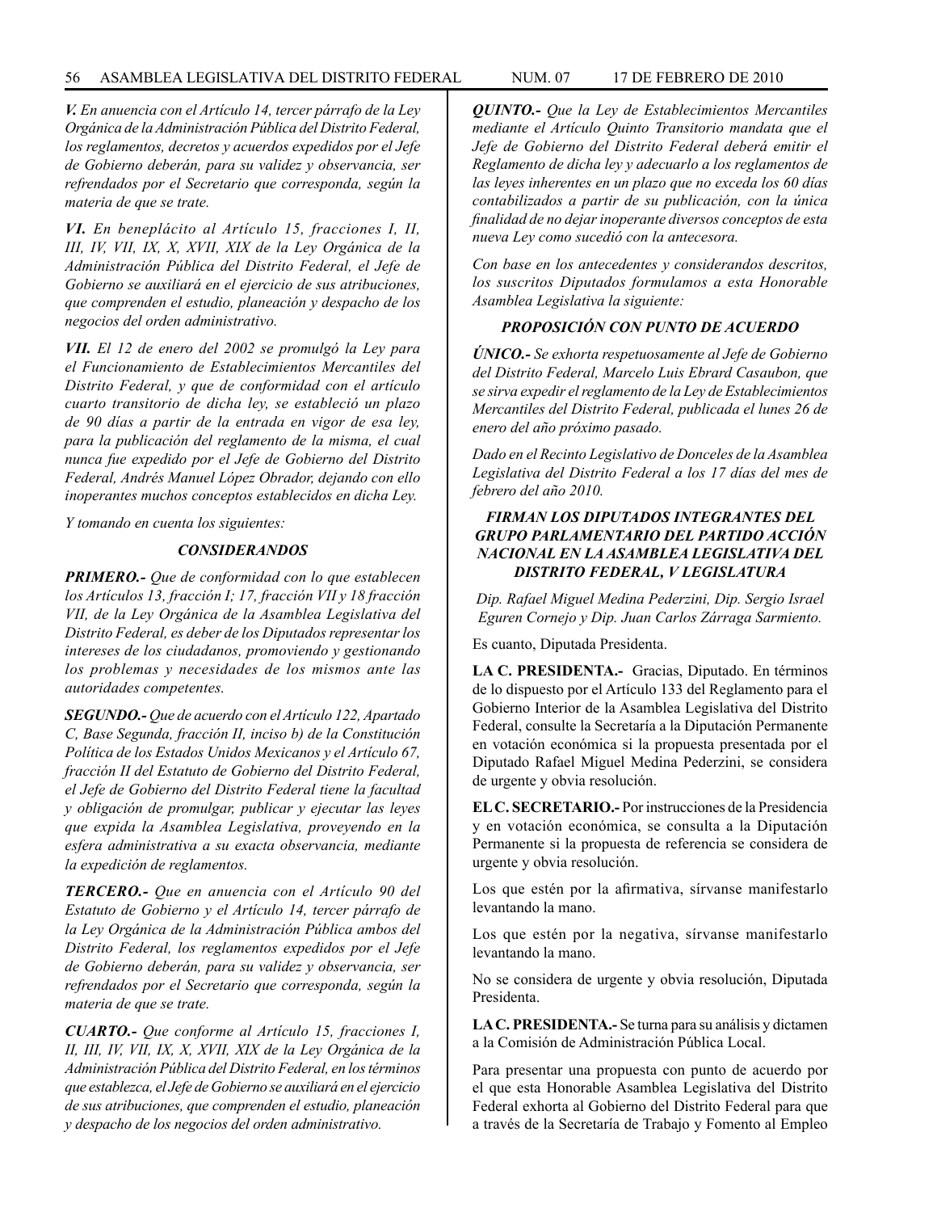***V.** En anuencia con el Artículo 14, tercer párrafo de la Ley Orgánica de la Administración Pública del Distrito Federal, los reglamentos, decretos y acuerdos expedidos por el Jefe de Gobierno deberán, para su validez y observancia, ser refrendados por el Secretario que corresponda, según la materia de que se trate.*

***VI.** En beneplácito al Artículo 15, fracciones I, II, III, IV, VII, IX, X, XVII, XIX de la Ley Orgánica de la Administración Pública del Distrito Federal, el Jefe de Gobierno se auxiliará en el ejercicio de sus atribuciones, que comprenden el estudio, planeación y despacho de los negocios del orden administrativo.*

***VII.** El 12 de enero del 2002 se promulgó la Ley para el Funcionamiento de Establecimientos Mercantiles del Distrito Federal, y que de conformidad con el artículo cuarto transitorio de dicha ley, se estableció un plazo de 90 días a partir de la entrada en vigor de esa ley, para la publicación del reglamento de la misma, el cual nunca fue expedido por el Jefe de Gobierno del Distrito Federal, Andrés Manuel López Obrador, dejando con ello inoperantes muchos conceptos establecidos en dicha Ley.*

*Y tomando en cuenta los siguientes:*

***CONSIDERANDOS***

***PRIMERO.-** Que de conformidad con lo que establecen los Artículos 13, fracción I; 17, fracción VII y 18 fracción VII, de la Ley Orgánica de la Asamblea Legislativa del Distrito Federal, es deber de los Diputados representar los intereses de los ciudadanos, promoviendo y gestionando los problemas y necesidades de los mismos ante las autoridades competentes.*

***SEGUNDO.-** Que de acuerdo con el Artículo 122, Apartado C, Base Segunda, fracción II, inciso b) de la Constitución Política de los Estados Unidos Mexicanos y el Artículo 67, fracción II del Estatuto de Gobierno del Distrito Federal, el Jefe de Gobierno del Distrito Federal tiene la facultad y obligación de promulgar, publicar y ejecutar las leyes que expida la Asamblea Legislativa, proveyendo en la esfera administrativa a su exacta observancia, mediante la expedición de reglamentos.*

***TERCERO.-** Que en anuencia con el Artículo 90 del Estatuto de Gobierno y el Artículo 14, tercer párrafo de la Ley Orgánica de la Administración Pública ambos del Distrito Federal, los reglamentos expedidos por el Jefe de Gobierno deberán, para su validez y observancia, ser refrendados por el Secretario que corresponda, según la materia de que se trate.*

***CUARTO.-** Que conforme al Artículo 15, fracciones I, II, III, IV, VII, IX, X, XVII, XIX de la Ley Orgánica de la Administración Pública del Distrito Federal, en los términos que establezca, el Jefe de Gobierno se auxiliará en el ejercicio de sus atribuciones, que comprenden el estudio, planeación y despacho de los negocios del orden administrativo.*

***QUINTO.-** Que la Ley de Establecimientos Mercantiles mediante el Artículo Quinto Transitorio mandata que el Jefe de Gobierno del Distrito Federal deberá emitir el Reglamento de dicha ley y adecuarlo a los reglamentos de las leyes inherentes en un plazo que no exceda los 60 días contabilizados a partir de su publicación, con la única finalidad de no dejar inoperante diversos conceptos de esta nueva Ley como sucedió con la antecesora.*

*Con base en los antecedentes y considerandos descritos, los suscritos Diputados formulamos a esta Honorable Asamblea Legislativa la siguiente:*

***PROPOSICIÓN CON PUNTO DE ACUERDO***

***ÚNICO.-** Se exhorta respetuosamente al Jefe de Gobierno del Distrito Federal, Marcelo Luis Ebrard Casaubon, que se sirva expedir el reglamento de la Ley de Establecimientos Mercantiles del Distrito Federal, publicada el lunes 26 de enero del año próximo pasado.*

*Dado en el Recinto Legislativo de Donceles de la Asamblea Legislativa del Distrito Federal a los 17 días del mes de febrero del año 2010.*

***FIRMAN LOS DIPUTADOS INTEGRANTES DEL GRUPO PARLAMENTARIO DEL PARTIDO ACCIÓN NACIONAL EN LA ASAMBLEA LEGISLATIVA DEL DISTRITO FEDERAL, V LEGISLATURA***

*Dip. Rafael Miguel Medina Pederzini, Dip. Sergio Israel Eguren Cornejo y Dip. Juan Carlos Zárraga Sarmiento.*

Es cuanto, Diputada Presidenta.

**LA C. PRESIDENTA.-** Gracias, Diputado. En términos de lo dispuesto por el Artículo 133 del Reglamento para el Gobierno Interior de la Asamblea Legislativa del Distrito Federal, consulte la Secretaría a la Diputación Permanente en votación económica si la propuesta presentada por el Diputado Rafael Miguel Medina Pederzini, se considera de urgente y obvia resolución.

**EL C. SECRETARIO.-** Por instrucciones de la Presidencia y en votación económica, se consulta a la Diputación Permanente si la propuesta de referencia se considera de urgente y obvia resolución.

Los que estén por la afirmativa, sírvanse manifestarlo levantando la mano.

Los que estén por la negativa, sírvanse manifestarlo levantando la mano.

No se considera de urgente y obvia resolución, Diputada Presidenta.

**LA C. PRESIDENTA.-** Se turna para su análisis y dictamen a la Comisión de Administración Pública Local.

Para presentar una propuesta con punto de acuerdo por el que esta Honorable Asamblea Legislativa del Distrito Federal exhorta al Gobierno del Distrito Federal para que a través de la Secretaría de Trabajo y Fomento al Empleo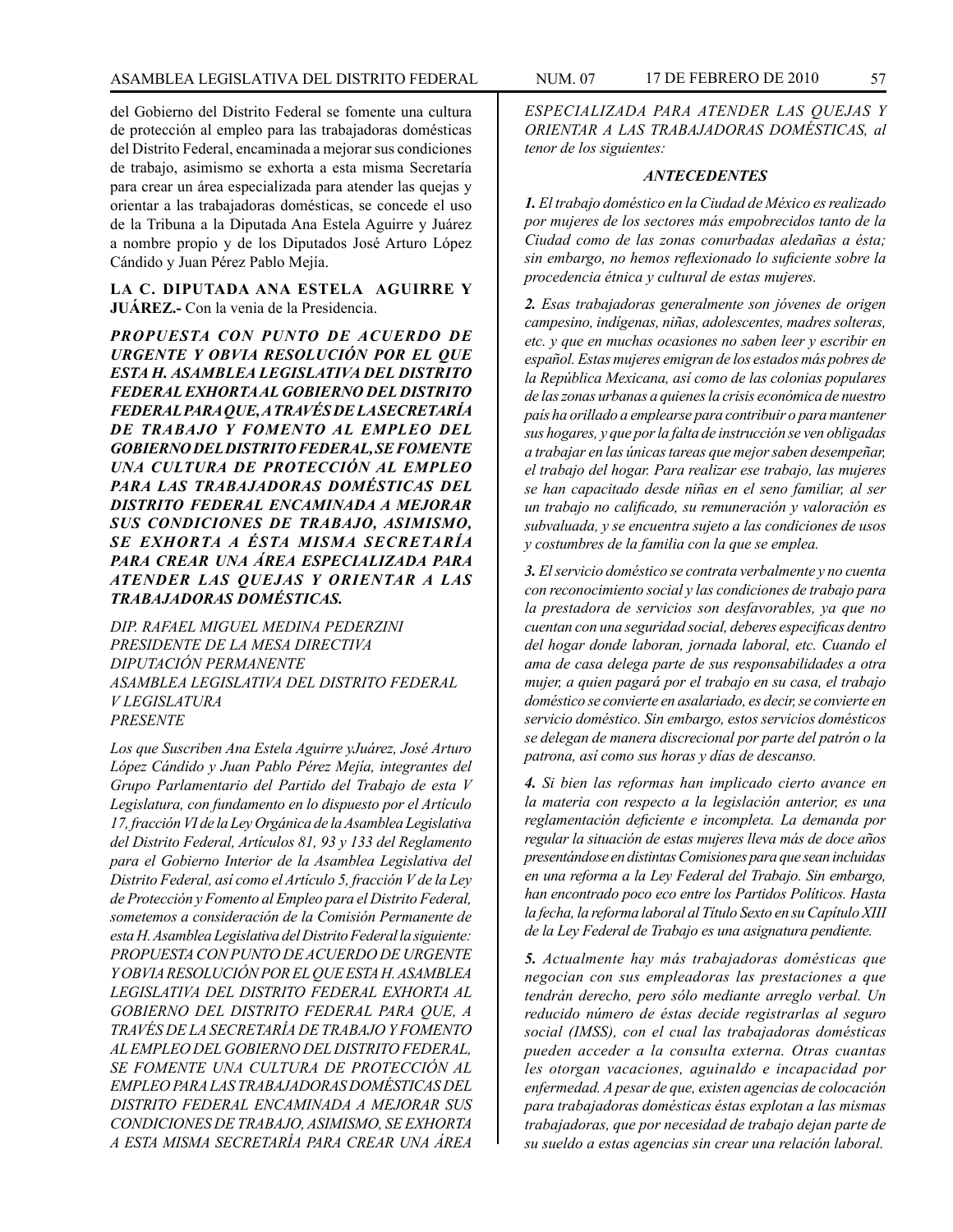del Gobierno del Distrito Federal se fomente una cultura de protección al empleo para las trabajadoras domésticas del Distrito Federal, encaminada a mejorar sus condiciones de trabajo, asimismo se exhorta a esta misma Secretaría para crear un área especializada para atender las quejas y orientar a las trabajadoras domésticas, se concede el uso de la Tribuna a la Diputada Ana Estela Aguirre y Juárez a nombre propio y de los Diputados José Arturo López Cándido y Juan Pérez Pablo Mejía.

**LA C. DIPUTADA ANA ESTELA AGUIRRE Y JUÁREZ.-** Con la venia de la Presidencia.

***PROPUESTA CON PUNTO DE ACUERDO DE URGENTE Y OBVIA RESOLUCIÓN POR EL QUE ESTA H. ASAMBLEA LEGISLATIVA DEL DISTRITO FEDERAL EXHORTA AL GOBIERNO DEL DISTRITO FEDERAL PARA QUE, A TRAVÉS DE LA SECRETARÍA DE TRABAJO Y FOMENTO AL EMPLEO DEL GOBIERNO DEL DISTRITO FEDERAL, SE FOMENTE UNA CULTURA DE PROTECCIÓN AL EMPLEO PARA LAS TRABAJADORAS DOMÉSTICAS DEL DISTRITO FEDERAL ENCAMINADA A MEJORAR SUS CONDICIONES DE TRABAJO, ASIMISMO, SE EXHORTA A ÉSTA MISMA SECRETARÍA PARA CREAR UNA ÁREA ESPECIALIZADA PARA ATENDER LAS QUEJAS Y ORIENTAR A LAS TRABAJADORAS DOMÉSTICAS.***

*DIP. RAFAEL MIGUEL MEDINA PEDERZINI*
*PRESIDENTE DE LA MESA DIRECTIVA*
*DIPUTACIÓN PERMANENTE*
*ASAMBLEA LEGISLATIVA DEL DISTRITO FEDERAL*
*V LEGISLATURA*
*PRESENTE*

*Los que Suscriben Ana Estela Aguirre yJuárez, José Arturo López Cándido y Juan Pablo Pérez Mejía, integrantes del Grupo Parlamentario del Partido del Trabajo de esta V Legislatura, con fundamento en lo dispuesto por el Artículo 17, fracción VI de la Ley Orgánica de la Asamblea Legislativa del Distrito Federal, Artículos 81, 93 y 133 del Reglamento para el Gobierno Interior de la Asamblea Legislativa del Distrito Federal, así como el Artículo 5, fracción V de la Ley de Protección y Fomento al Empleo para el Distrito Federal, sometemos a consideración de la Comisión Permanente de esta H. Asamblea Legislativa del Distrito Federal la siguiente: PROPUESTA CON PUNTO DE ACUERDO DE URGENTE Y OBVIA RESOLUCIÓN POR EL QUE ESTA H. ASAMBLEA LEGISLATIVA DEL DISTRITO FEDERAL EXHORTA AL GOBIERNO DEL DISTRITO FEDERAL PARA QUE, A TRAVÉS DE LA SECRETARÍA DE TRABAJO Y FOMENTO AL EMPLEO DEL GOBIERNO DEL DISTRITO FEDERAL, SE FOMENTE UNA CULTURA DE PROTECCIÓN AL EMPLEO PARA LAS TRABAJADORAS DOMÉSTICAS DEL DISTRITO FEDERAL ENCAMINADA A MEJORAR SUS CONDICIONES DE TRABAJO, ASIMISMO, SE EXHORTA A ESTA MISMA SECRETARÍA PARA CREAR UNA ÁREA ESPECIALIZADA PARA ATENDER LAS QUEJAS Y ORIENTAR A LAS TRABAJADORAS DOMÉSTICAS, al tenor de los siguientes:*

***ANTECEDENTES***

***1.*** *El trabajo doméstico en la Ciudad de México es realizado por mujeres de los sectores más empobrecidos tanto de la Ciudad como de las zonas conurbadas aledañas a ésta; sin embargo, no hemos reflexionado lo suficiente sobre la procedencia étnica y cultural de estas mujeres.*

***2.*** *Esas trabajadoras generalmente son jóvenes de origen campesino, indígenas, niñas, adolescentes, madres solteras, etc. y que en muchas ocasiones no saben leer y escribir en español. Estas mujeres emigran de los estados más pobres de la República Mexicana, así como de las colonias populares de las zonas urbanas a quienes la crisis económica de nuestro país ha orillado a emplearse para contribuir o para mantener sus hogares, y que por la falta de instrucción se ven obligadas a trabajar en las únicas tareas que mejor saben desempeñar, el trabajo del hogar. Para realizar ese trabajo, las mujeres se han capacitado desde niñas en el seno familiar, al ser un trabajo no calificado, su remuneración y valoración es subvaluada, y se encuentra sujeto a las condiciones de usos y costumbres de la familia con la que se emplea.*

***3.*** *El servicio doméstico se contrata verbalmente y no cuenta con reconocimiento social y las condiciones de trabajo para la prestadora de servicios son desfavorables, ya que no cuentan con una seguridad social, deberes específicas dentro del hogar donde laboran, jornada laboral, etc. Cuando el ama de casa delega parte de sus responsabilidades a otra mujer, a quien pagará por el trabajo en su casa, el trabajo doméstico se convierte en asalariado, es decir, se convierte en servicio doméstico. Sin embargo, estos servicios domésticos se delegan de manera discrecional por parte del patrón o la patrona, así como sus horas y días de descanso.*

***4.*** *Si bien las reformas han implicado cierto avance en la materia con respecto a la legislación anterior, es una reglamentación deficiente e incompleta. La demanda por regular la situación de estas mujeres lleva más de doce años presentándose en distintas Comisiones para que sean incluidas en una reforma a la Ley Federal del Trabajo. Sin embargo, han encontrado poco eco entre los Partidos Políticos. Hasta la fecha, la reforma laboral al Título Sexto en su Capítulo XIII de la Ley Federal de Trabajo es una asignatura pendiente.*

***5.*** *Actualmente hay más trabajadoras domésticas que negocian con sus empleadoras las prestaciones a que tendrán derecho, pero sólo mediante arreglo verbal. Un reducido número de éstas decide registrarlas al seguro social (IMSS), con el cual las trabajadoras domésticas pueden acceder a la consulta externa. Otras cuantas les otorgan vacaciones, aguinaldo e incapacidad por enfermedad. A pesar de que, existen agencias de colocación para trabajadoras domésticas éstas explotan a las mismas trabajadoras, que por necesidad de trabajo dejan parte de su sueldo a estas agencias sin crear una relación laboral.*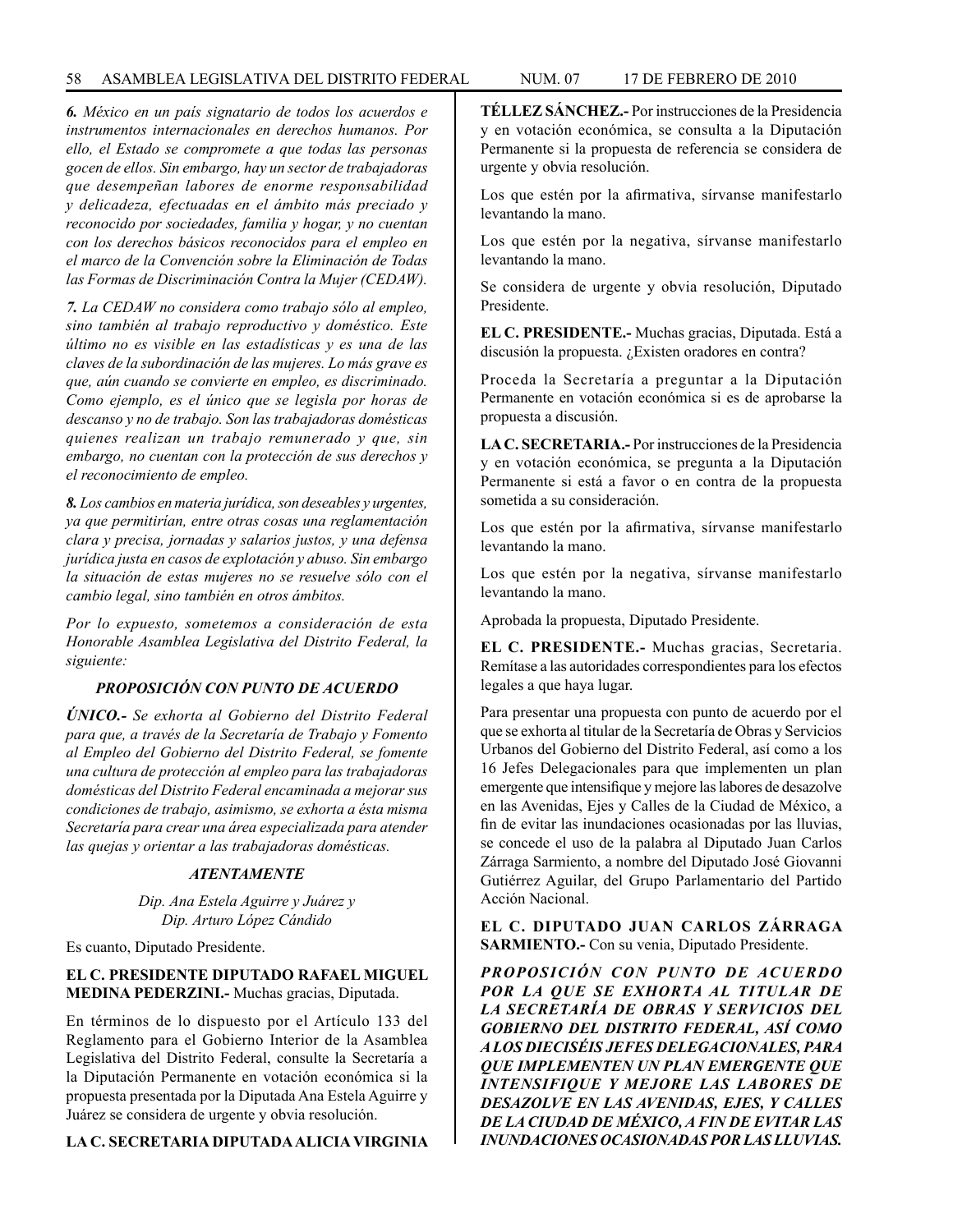***6.** México en un país signatario de todos los acuerdos e instrumentos internacionales en derechos humanos. Por ello, el Estado se compromete a que todas las personas gocen de ellos. Sin embargo, hay un sector de trabajadoras que desempeñan labores de enorme responsabilidad y delicadeza, efectuadas en el ámbito más preciado y reconocido por sociedades, familia y hogar, y no cuentan con los derechos básicos reconocidos para el empleo en el marco de la Convención sobre la Eliminación de Todas las Formas de Discriminación Contra la Mujer (CEDAW).*

***7.** La CEDAW no considera como trabajo sólo al empleo, sino también al trabajo reproductivo y doméstico. Este último no es visible en las estadísticas y es una de las claves de la subordinación de las mujeres. Lo más grave es que, aún cuando se convierte en empleo, es discriminado. Como ejemplo, es el único que se legisla por horas de descanso y no de trabajo. Son las trabajadoras domésticas quienes realizan un trabajo remunerado y que, sin embargo, no cuentan con la protección de sus derechos y el reconocimiento de empleo.*

***8.** Los cambios en materia jurídica, son deseables y urgentes, ya que permitirían, entre otras cosas una reglamentación clara y precisa, jornadas y salarios justos, y una defensa jurídica justa en casos de explotación y abuso. Sin embargo la situación de estas mujeres no se resuelve sólo con el cambio legal, sino también en otros ámbitos.*

*Por lo expuesto, sometemos a consideración de esta Honorable Asamblea Legislativa del Distrito Federal, la siguiente:*

***PROPOSICIÓN CON PUNTO DE ACUERDO***

***ÚNICO.-** Se exhorta al Gobierno del Distrito Federal para que, a través de la Secretaría de Trabajo y Fomento al Empleo del Gobierno del Distrito Federal, se fomente una cultura de protección al empleo para las trabajadoras domésticas del Distrito Federal encaminada a mejorar sus condiciones de trabajo, asimismo, se exhorta a ésta misma Secretaría para crear una área especializada para atender las quejas y orientar a las trabajadoras domésticas.*

***ATENTAMENTE***

*Dip. Ana Estela Aguirre y Juárez y*
*Dip. Arturo López Cándido*

Es cuanto, Diputado Presidente.

**EL C. PRESIDENTE DIPUTADO RAFAEL MIGUEL MEDINA PEDERZINI.-** Muchas gracias, Diputada.

En términos de lo dispuesto por el Artículo 133 del Reglamento para el Gobierno Interior de la Asamblea Legislativa del Distrito Federal, consulte la Secretaría a la Diputación Permanente en votación económica si la propuesta presentada por la Diputada Ana Estela Aguirre y Juárez se considera de urgente y obvia resolución.

**LA C. SECRETARIA DIPUTADA ALICIA VIRGINIA TÉLLEZ SÁNCHEZ.-** Por instrucciones de la Presidencia y en votación económica, se consulta a la Diputación Permanente si la propuesta de referencia se considera de urgente y obvia resolución.

Los que estén por la afirmativa, sírvanse manifestarlo levantando la mano.

Los que estén por la negativa, sírvanse manifestarlo levantando la mano.

Se considera de urgente y obvia resolución, Diputado Presidente.

**EL C. PRESIDENTE.-** Muchas gracias, Diputada. Está a discusión la propuesta. ¿Existen oradores en contra?

Proceda la Secretaría a preguntar a la Diputación Permanente en votación económica si es de aprobarse la propuesta a discusión.

**LA C. SECRETARIA.-** Por instrucciones de la Presidencia y en votación económica, se pregunta a la Diputación Permanente si está a favor o en contra de la propuesta sometida a su consideración.

Los que estén por la afirmativa, sírvanse manifestarlo levantando la mano.

Los que estén por la negativa, sírvanse manifestarlo levantando la mano.

Aprobada la propuesta, Diputado Presidente.

**EL C. PRESIDENTE.-** Muchas gracias, Secretaria. Remítase a las autoridades correspondientes para los efectos legales a que haya lugar.

Para presentar una propuesta con punto de acuerdo por el que se exhorta al titular de la Secretaría de Obras y Servicios Urbanos del Gobierno del Distrito Federal, así como a los 16 Jefes Delegacionales para que implementen un plan emergente que intensifique y mejore las labores de desazolve en las Avenidas, Ejes y Calles de la Ciudad de México, a fin de evitar las inundaciones ocasionadas por las lluvias, se concede el uso de la palabra al Diputado Juan Carlos Zárraga Sarmiento, a nombre del Diputado José Giovanni Gutiérrez Aguilar, del Grupo Parlamentario del Partido Acción Nacional.

**EL C. DIPUTADO JUAN CARLOS ZÁRRAGA SARMIENTO.-** Con su venia, Diputado Presidente.

***PROPOSICIÓN CON PUNTO DE ACUERDO POR LA QUE SE EXHORTA AL TITULAR DE LA SECRETARÍA DE OBRAS Y SERVICIOS DEL GOBIERNO DEL DISTRITO FEDERAL, ASÍ COMO A LOS DIECISÉIS JEFES DELEGACIONALES, PARA QUE IMPLEMENTEN UN PLAN EMERGENTE QUE INTENSIFIQUE Y MEJORE LAS LABORES DE DESAZOLVE EN LAS AVENIDAS, EJES, Y CALLES DE LA CIUDAD DE MÉXICO, A FIN DE EVITAR LAS INUNDACIONES OCASIONADAS POR LAS LLUVIAS.***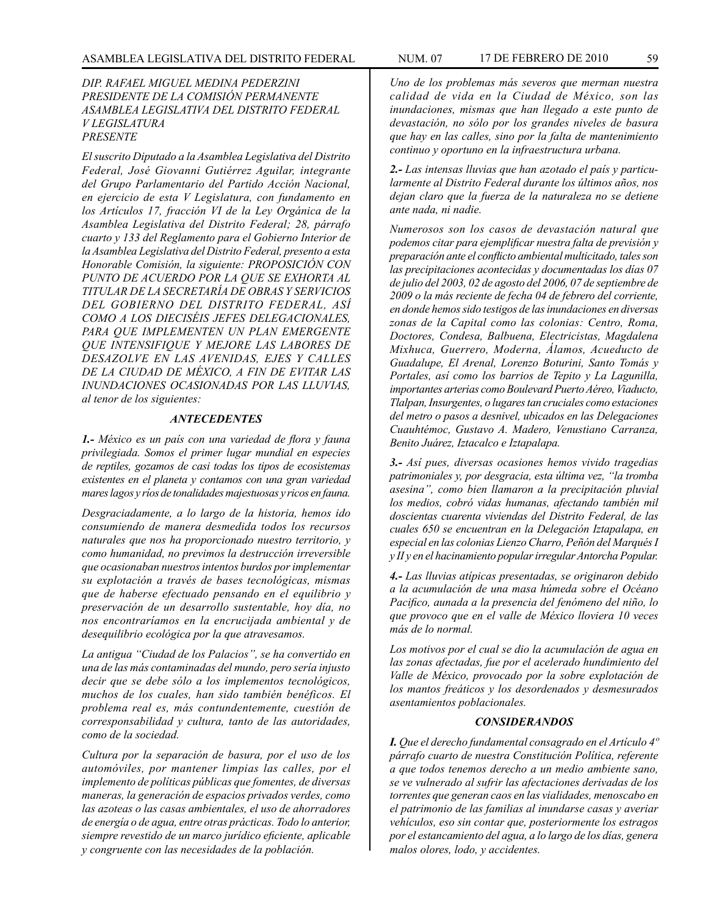*DIP. RAFAEL MIGUEL MEDINA PEDERZINI*
*PRESIDENTE DE LA COMISIÓN PERMANENTE*
*ASAMBLEA LEGISLATIVA DEL DISTRITO FEDERAL*
*V LEGISLATURA*
*PRESENTE*

*El suscrito Diputado a la Asamblea Legislativa del Distrito Federal, José Giovanni Gutiérrez Aguilar, integrante del Grupo Parlamentario del Partido Acción Nacional, en ejercicio de esta V Legislatura, con fundamento en los Artículos 17, fracción VI de la Ley Orgánica de la Asamblea Legislativa del Distrito Federal; 28, párrafo cuarto y 133 del Reglamento para el Gobierno Interior de la Asamblea Legislativa del Distrito Federal, presento a esta Honorable Comisión, la siguiente: PROPOSICIÓN CON PUNTO DE ACUERDO POR LA QUE SE EXHORTA AL TITULAR DE LA SECRETARÍA DE OBRAS Y SERVICIOS DEL GOBIERNO DEL DISTRITO FEDERAL, ASÍ COMO A LOS DIECISÉIS JEFES DELEGACIONALES, PARA QUE IMPLEMENTEN UN PLAN EMERGENTE QUE INTENSIFIQUE Y MEJORE LAS LABORES DE DESAZOLVE EN LAS AVENIDAS, EJES Y CALLES DE LA CIUDAD DE MÉXICO, A FIN DE EVITAR LAS INUNDACIONES OCASIONADAS POR LAS LLUVIAS, al tenor de los siguientes:*

### *ANTECEDENTES*

***1.-*** *México es un país con una variedad de flora y fauna privilegiada. Somos el primer lugar mundial en especies de reptiles, gozamos de casi todas los tipos de ecosistemas existentes en el planeta y contamos con una gran variedad mares lagos y ríos de tonalidades majestuosas y ricos en fauna.*

*Desgraciadamente, a lo largo de la historia, hemos ido consumiendo de manera desmedida todos los recursos naturales que nos ha proporcionado nuestro territorio, y como humanidad, no previmos la destrucción irreversible que ocasionaban nuestros intentos burdos por implementar su explotación a través de bases tecnológicas, mismas que de haberse efectuado pensando en el equilibrio y preservación de un desarrollo sustentable, hoy día, no nos encontraríamos en la encrucijada ambiental y de desequilibrio ecológica por la que atravesamos.*

*La antigua "Ciudad de los Palacios", se ha convertido en una de las más contaminadas del mundo, pero sería injusto decir que se debe sólo a los implementos tecnológicos, muchos de los cuales, han sido también benéficos. El problema real es, más contundentemente, cuestión de corresponsabilidad y cultura, tanto de las autoridades, como de la sociedad.*

*Cultura por la separación de basura, por el uso de los automóviles, por mantener limpias las calles, por el implemento de políticas públicas que fomentes, de diversas maneras, la generación de espacios privados verdes, como las azoteas o las casas ambientales, el uso de ahorradores de energía o de agua, entre otras prácticas. Todo lo anterior, siempre revestido de un marco jurídico eficiente, aplicable y congruente con las necesidades de la población.*

*Uno de los problemas más severos que merman nuestra calidad de vida en la Ciudad de México, son las inundaciones, mismas que han llegado a este punto de devastación, no sólo por los grandes niveles de basura que hay en las calles, sino por la falta de mantenimiento continuo y oportuno en la infraestructura urbana.*

***2.-*** *Las intensas lluvias que han azotado el país y particularmente al Distrito Federal durante los últimos años, nos dejan claro que la fuerza de la naturaleza no se detiene ante nada, ni nadie.*

*Numerosos son los casos de devastación natural que podemos citar para ejemplificar nuestra falta de previsión y preparación ante el conflicto ambiental multicitado, tales son las precipitaciones acontecidas y documentadas los días 07 de julio del 2003, 02 de agosto del 2006, 07 de septiembre de 2009 o la más reciente de fecha 04 de febrero del corriente, en donde hemos sido testigos de las inundaciones en diversas zonas de la Capital como las colonias: Centro, Roma, Doctores, Condesa, Balbuena, Electricistas, Magdalena Mixhuca, Guerrero, Moderna, Álamos, Acueducto de Guadalupe, El Arenal, Lorenzo Boturini, Santo Tomás y Portales, así como los barrios de Tepito y La Lagunilla, importantes arterias como Boulevard Puerto Aéreo, Viaducto, Tlalpan, Insurgentes, o lugares tan cruciales como estaciones del metro o pasos a desnivel, ubicados en las Delegaciones Cuauhtémoc, Gustavo A. Madero, Venustiano Carranza, Benito Juárez, Iztacalco e Iztapalapa.*

***3.-*** *Así pues, diversas ocasiones hemos vivido tragedias patrimoniales y, por desgracia, esta última vez, "la tromba asesina", como bien llamaron a la precipitación pluvial los medios, cobró vidas humanas, afectando también mil doscientas cuarenta viviendas del Distrito Federal, de las cuales 650 se encuentran en la Delegación Iztapalapa, en especial en las colonias Lienzo Charro, Peñón del Marqués I y II y en el hacinamiento popular irregular Antorcha Popular.*

***4.-*** *Las lluvias atípicas presentadas, se originaron debido a la acumulación de una masa húmeda sobre el Océano Pacífico, aunada a la presencia del fenómeno del niño, lo que provoco que en el valle de México lloviera 10 veces más de lo normal.*

*Los motivos por el cual se dio la acumulación de agua en las zonas afectadas, fue por el acelerado hundimiento del Valle de México, provocado por la sobre explotación de los mantos freáticos y los desordenados y desmesurados asentamientos poblacionales.*

### *CONSIDERANDOS*

***I.*** *Que el derecho fundamental consagrado en el Artículo 4º párrafo cuarto de nuestra Constitución Política, referente a que todos tenemos derecho a un medio ambiente sano, se ve vulnerado al sufrir las afectaciones derivadas de los torrentes que generan caos en las vialidades, menoscabo en el patrimonio de las familias al inundarse casas y averiar vehículos, eso sin contar que, posteriormente los estragos por el estancamiento del agua, a lo largo de los días, genera malos olores, lodo, y accidentes.*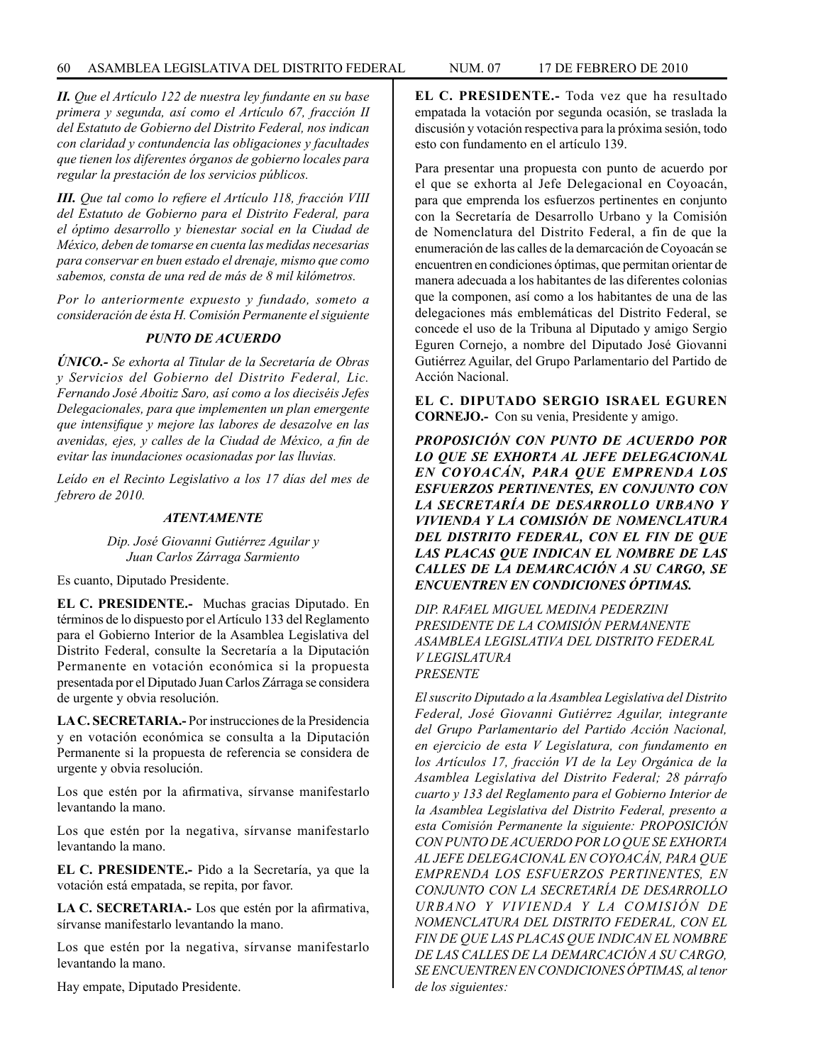*II. Que el Artículo 122 de nuestra ley fundante en su base primera y segunda, así como el Artículo 67, fracción II del Estatuto de Gobierno del Distrito Federal, nos indican con claridad y contundencia las obligaciones y facultades que tienen los diferentes órganos de gobierno locales para regular la prestación de los servicios públicos.*

*III. Que tal como lo refiere el Artículo 118, fracción VIII del Estatuto de Gobierno para el Distrito Federal, para el óptimo desarrollo y bienestar social en la Ciudad de México, deben de tomarse en cuenta las medidas necesarias para conservar en buen estado el drenaje, mismo que como sabemos, consta de una red de más de 8 mil kilómetros.*

*Por lo anteriormente expuesto y fundado, someto a consideración de ésta H. Comisión Permanente el siguiente*

***PUNTO DE ACUERDO***

***ÚNICO.-*** *Se exhorta al Titular de la Secretaría de Obras y Servicios del Gobierno del Distrito Federal, Lic. Fernando José Aboitiz Saro, así como a los dieciséis Jefes Delegacionales, para que implementen un plan emergente que intensifique y mejore las labores de desazolve en las avenidas, ejes, y calles de la Ciudad de México, a fin de evitar las inundaciones ocasionadas por las lluvias.*

*Leído en el Recinto Legislativo a los 17 días del mes de febrero de 2010.*

***ATENTAMENTE***

*Dip. José Giovanni Gutiérrez Aguilar y*
*Juan Carlos Zárraga Sarmiento*

Es cuanto, Diputado Presidente.

**EL C. PRESIDENTE.-** Muchas gracias Diputado. En términos de lo dispuesto por el Artículo 133 del Reglamento para el Gobierno Interior de la Asamblea Legislativa del Distrito Federal, consulte la Secretaría a la Diputación Permanente en votación económica si la propuesta presentada por el Diputado Juan Carlos Zárraga se considera de urgente y obvia resolución.

**LA C. SECRETARIA.-** Por instrucciones de la Presidencia y en votación económica se consulta a la Diputación Permanente si la propuesta de referencia se considera de urgente y obvia resolución.

Los que estén por la afirmativa, sírvanse manifestarlo levantando la mano.

Los que estén por la negativa, sírvanse manifestarlo levantando la mano.

**EL C. PRESIDENTE.-** Pido a la Secretaría, ya que la votación está empatada, se repita, por favor.

**LA C. SECRETARIA.-** Los que estén por la afirmativa, sírvanse manifestarlo levantando la mano.

Los que estén por la negativa, sírvanse manifestarlo levantando la mano.

Hay empate, Diputado Presidente.

**EL C. PRESIDENTE.-** Toda vez que ha resultado empatada la votación por segunda ocasión, se traslada la discusión y votación respectiva para la próxima sesión, todo esto con fundamento en el artículo 139.

Para presentar una propuesta con punto de acuerdo por el que se exhorta al Jefe Delegacional en Coyoacán, para que emprenda los esfuerzos pertinentes en conjunto con la Secretaría de Desarrollo Urbano y la Comisión de Nomenclatura del Distrito Federal, a fin de que la enumeración de las calles de la demarcación de Coyoacán se encuentren en condiciones óptimas, que permitan orientar de manera adecuada a los habitantes de las diferentes colonias que la componen, así como a los habitantes de una de las delegaciones más emblemáticas del Distrito Federal, se concede el uso de la Tribuna al Diputado y amigo Sergio Eguren Cornejo, a nombre del Diputado José Giovanni Gutiérrez Aguilar, del Grupo Parlamentario del Partido de Acción Nacional.

**EL C. DIPUTADO SERGIO ISRAEL EGUREN CORNEJO.-** Con su venia, Presidente y amigo.

***PROPOSICIÓN CON PUNTO DE ACUERDO POR LO QUE SE EXHORTA AL JEFE DELEGACIONAL EN COYOACÁN, PARA QUE EMPRENDA LOS ESFUERZOS PERTINENTES, EN CONJUNTO CON LA SECRETARÍA DE DESARROLLO URBANO Y VIVIENDA Y LA COMISIÓN DE NOMENCLATURA DEL DISTRITO FEDERAL, CON EL FIN DE QUE LAS PLACAS QUE INDICAN EL NOMBRE DE LAS CALLES DE LA DEMARCACIÓN A SU CARGO, SE ENCUENTREN EN CONDICIONES ÓPTIMAS.***

*DIP. RAFAEL MIGUEL MEDINA PEDERZINI*
*PRESIDENTE DE LA COMISIÓN PERMANENTE*
*ASAMBLEA LEGISLATIVA DEL DISTRITO FEDERAL*
*V LEGISLATURA*
*PRESENTE*

*El suscrito Diputado a la Asamblea Legislativa del Distrito Federal, José Giovanni Gutiérrez Aguilar, integrante del Grupo Parlamentario del Partido Acción Nacional, en ejercicio de esta V Legislatura, con fundamento en los Artículos 17, fracción VI de la Ley Orgánica de la Asamblea Legislativa del Distrito Federal; 28 párrafo cuarto y 133 del Reglamento para el Gobierno Interior de la Asamblea Legislativa del Distrito Federal, presento a esta Comisión Permanente la siguiente: PROPOSICIÓN CON PUNTO DE ACUERDO POR LO QUE SE EXHORTA AL JEFE DELEGACIONAL EN COYOACÁN, PARA QUE EMPRENDA LOS ESFUERZOS PERTINENTES, EN CONJUNTO CON LA SECRETARÍA DE DESARROLLO URBANO Y VIVIENDA Y LA COMISIÓN DE NOMENCLATURA DEL DISTRITO FEDERAL, CON EL FIN DE QUE LAS PLACAS QUE INDICAN EL NOMBRE DE LAS CALLES DE LA DEMARCACIÓN A SU CARGO, SE ENCUENTREN EN CONDICIONES ÓPTIMAS, al tenor de los siguientes:*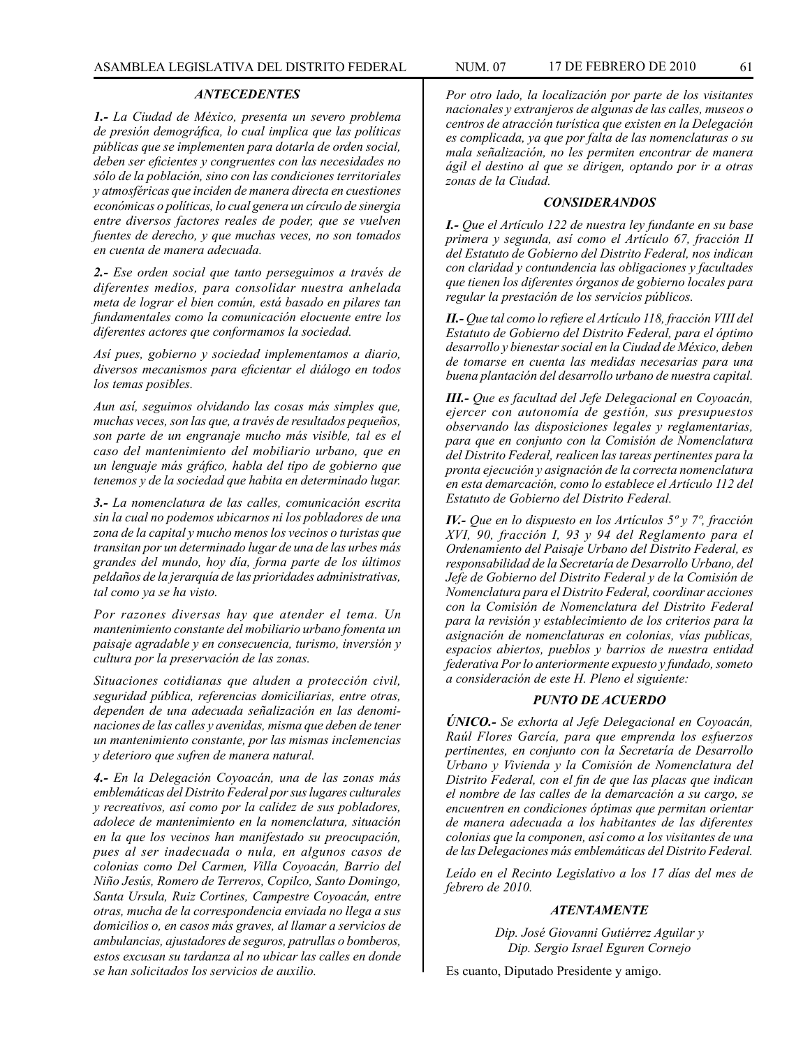### *ANTECEDENTES*

***1.-*** *La Ciudad de México, presenta un severo problema de presión demográfica, lo cual implica que las políticas públicas que se implementen para dotarla de orden social, deben ser eficientes y congruentes con las necesidades no sólo de la población, sino con las condiciones territoriales y atmosféricas que inciden de manera directa en cuestiones económicas o políticas, lo cual genera un círculo de sinergia entre diversos factores reales de poder, que se vuelven fuentes de derecho, y que muchas veces, no son tomados en cuenta de manera adecuada.*

***2.-*** *Ese orden social que tanto perseguimos a través de diferentes medios, para consolidar nuestra anhelada meta de lograr el bien común, está basado en pilares tan fundamentales como la comunicación elocuente entre los diferentes actores que conformamos la sociedad.*

*Así pues, gobierno y sociedad implementamos a diario, diversos mecanismos para eficientar el diálogo en todos los temas posibles.*

*Aun así, seguimos olvidando las cosas más simples que, muchas veces, son las que, a través de resultados pequeños, son parte de un engranaje mucho más visible, tal es el caso del mantenimiento del mobiliario urbano, que en un lenguaje más gráfico, habla del tipo de gobierno que tenemos y de la sociedad que habita en determinado lugar.*

***3.-*** *La nomenclatura de las calles, comunicación escrita sin la cual no podemos ubicarnos ni los pobladores de una zona de la capital y mucho menos los vecinos o turistas que transitan por un determinado lugar de una de las urbes más grandes del mundo, hoy día, forma parte de los últimos peldaños de la jerarquía de las prioridades administrativas, tal como ya se ha visto.*

*Por razones diversas hay que atender el tema. Un mantenimiento constante del mobiliario urbano fomenta un paisaje agradable y en consecuencia, turismo, inversión y cultura por la preservación de las zonas.*

*Situaciones cotidianas que aluden a protección civil, seguridad pública, referencias domiciliarias, entre otras, dependen de una adecuada señalización en las denominaciones de las calles y avenidas, misma que deben de tener un mantenimiento constante, por las mismas inclemencias y deterioro que sufren de manera natural.*

***4.-*** *En la Delegación Coyoacán, una de las zonas más emblemáticas del Distrito Federal por sus lugares culturales y recreativos, así como por la calidez de sus pobladores, adolece de mantenimiento en la nomenclatura, situación en la que los vecinos han manifestado su preocupación, pues al ser inadecuada o nula, en algunos casos de colonias como Del Carmen, Villa Coyoacán, Barrio del Niño Jesús, Romero de Terreros, Copilco, Santo Domingo, Santa Ursula, Ruiz Cortines, Campestre Coyoacán, entre otras, mucha de la correspondencia enviada no llega a sus domicilios o, en casos más graves, al llamar a servicios de ambulancias, ajustadores de seguros, patrullas o bomberos, estos excusan su tardanza al no ubicar las calles en donde se han solicitados los servicios de auxilio.*

*Por otro lado, la localización por parte de los visitantes nacionales y extranjeros de algunas de las calles, museos o centros de atracción turística que existen en la Delegación es complicada, ya que por falta de las nomenclaturas o su mala señalización, no les permiten encontrar de manera ágil el destino al que se dirigen, optando por ir a otras zonas de la Ciudad.*

### *CONSIDERANDOS*

***I.-*** *Que el Artículo 122 de nuestra ley fundante en su base primera y segunda, así como el Artículo 67, fracción II del Estatuto de Gobierno del Distrito Federal, nos indican con claridad y contundencia las obligaciones y facultades que tienen los diferentes órganos de gobierno locales para regular la prestación de los servicios públicos.*

***II.-*** *Que tal como lo refiere el Artículo 118, fracción VIII del Estatuto de Gobierno del Distrito Federal, para el óptimo desarrollo y bienestar social en la Ciudad de México, deben de tomarse en cuenta las medidas necesarias para una buena plantación del desarrollo urbano de nuestra capital.*

***III.-*** *Que es facultad del Jefe Delegacional en Coyoacán, ejercer con autonomía de gestión, sus presupuestos observando las disposiciones legales y reglamentarias, para que en conjunto con la Comisión de Nomenclatura del Distrito Federal, realicen las tareas pertinentes para la pronta ejecución y asignación de la correcta nomenclatura en esta demarcación, como lo establece el Artículo 112 del Estatuto de Gobierno del Distrito Federal.*

***IV.-*** *Que en lo dispuesto en los Artículos 5º y 7º, fracción XVI, 90, fracción I, 93 y 94 del Reglamento para el Ordenamiento del Paisaje Urbano del Distrito Federal, es responsabilidad de la Secretaría de Desarrollo Urbano, del Jefe de Gobierno del Distrito Federal y de la Comisión de Nomenclatura para el Distrito Federal, coordinar acciones con la Comisión de Nomenclatura del Distrito Federal para la revisión y establecimiento de los criterios para la asignación de nomenclaturas en colonias, vías publicas, espacios abiertos, pueblos y barrios de nuestra entidad federativa Por lo anteriormente expuesto y fundado, someto a consideración de este H. Pleno el siguiente:*

### *PUNTO DE ACUERDO*

***ÚNICO.-*** *Se exhorta al Jefe Delegacional en Coyoacán, Raúl Flores García, para que emprenda los esfuerzos pertinentes, en conjunto con la Secretaría de Desarrollo Urbano y Vivienda y la Comisión de Nomenclatura del Distrito Federal, con el fin de que las placas que indican el nombre de las calles de la demarcación a su cargo, se encuentren en condiciones óptimas que permitan orientar de manera adecuada a los habitantes de las diferentes colonias que la componen, así como a los visitantes de una de las Delegaciones más emblemáticas del Distrito Federal.*

*Leído en el Recinto Legislativo a los 17 días del mes de febrero de 2010.*

### *ATENTAMENTE*

*Dip. José Giovanni Gutiérrez Aguilar y*
*Dip. Sergio Israel Eguren Cornejo*

Es cuanto, Diputado Presidente y amigo.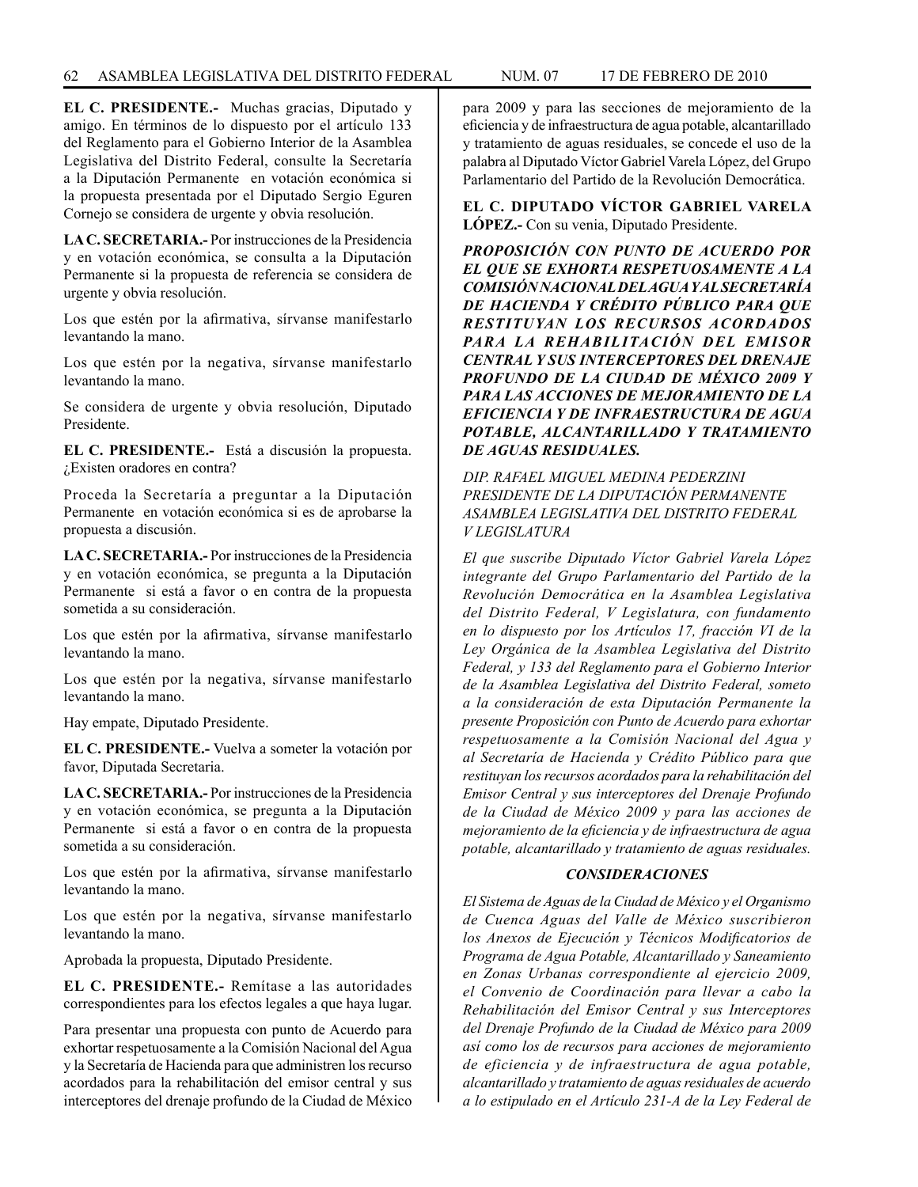**EL C. PRESIDENTE.-** Muchas gracias, Diputado y amigo. En términos de lo dispuesto por el artículo 133 del Reglamento para el Gobierno Interior de la Asamblea Legislativa del Distrito Federal, consulte la Secretaría a la Diputación Permanente en votación económica si la propuesta presentada por el Diputado Sergio Eguren Cornejo se considera de urgente y obvia resolución.

**LA C. SECRETARIA.-** Por instrucciones de la Presidencia y en votación económica, se consulta a la Diputación Permanente si la propuesta de referencia se considera de urgente y obvia resolución.

Los que estén por la afirmativa, sírvanse manifestarlo levantando la mano.

Los que estén por la negativa, sírvanse manifestarlo levantando la mano.

Se considera de urgente y obvia resolución, Diputado Presidente.

**EL C. PRESIDENTE.-** Está a discusión la propuesta. ¿Existen oradores en contra?

Proceda la Secretaría a preguntar a la Diputación Permanente en votación económica si es de aprobarse la propuesta a discusión.

**LA C. SECRETARIA.-** Por instrucciones de la Presidencia y en votación económica, se pregunta a la Diputación Permanente si está a favor o en contra de la propuesta sometida a su consideración.

Los que estén por la afirmativa, sírvanse manifestarlo levantando la mano.

Los que estén por la negativa, sírvanse manifestarlo levantando la mano.

Hay empate, Diputado Presidente.

**EL C. PRESIDENTE.-** Vuelva a someter la votación por favor, Diputada Secretaria.

**LA C. SECRETARIA.-** Por instrucciones de la Presidencia y en votación económica, se pregunta a la Diputación Permanente si está a favor o en contra de la propuesta sometida a su consideración.

Los que estén por la afirmativa, sírvanse manifestarlo levantando la mano.

Los que estén por la negativa, sírvanse manifestarlo levantando la mano.

Aprobada la propuesta, Diputado Presidente.

**EL C. PRESIDENTE.-** Remítase a las autoridades correspondientes para los efectos legales a que haya lugar.

Para presentar una propuesta con punto de Acuerdo para exhortar respetuosamente a la Comisión Nacional del Agua y la Secretaría de Hacienda para que administren los recurso acordados para la rehabilitación del emisor central y sus interceptores del drenaje profundo de la Ciudad de México para 2009 y para las secciones de mejoramiento de la eficiencia y de infraestructura de agua potable, alcantarillado y tratamiento de aguas residuales, se concede el uso de la palabra al Diputado Víctor Gabriel Varela López, del Grupo Parlamentario del Partido de la Revolución Democrática.

**EL C. DIPUTADO VÍCTOR GABRIEL VARELA LÓPEZ.-** Con su venia, Diputado Presidente.

***PROPOSICIÓN CON PUNTO DE ACUERDO POR EL QUE SE EXHORTA RESPETUOSAMENTE A LA COMISIÓN NACIONAL DEL AGUA Y AL SECRETARÍA DE HACIENDA Y CRÉDITO PÚBLICO PARA QUE RESTITUYAN LOS RECURSOS ACORDADOS PARA LA REHABILITACIÓN DEL EMISOR CENTRAL Y SUS INTERCEPTORES DEL DRENAJE PROFUNDO DE LA CIUDAD DE MÉXICO 2009 Y PARA LAS ACCIONES DE MEJORAMIENTO DE LA EFICIENCIA Y DE INFRAESTRUCTURA DE AGUA POTABLE, ALCANTARILLADO Y TRATAMIENTO DE AGUAS RESIDUALES.***

*DIP. RAFAEL MIGUEL MEDINA PEDERZINI*
*PRESIDENTE DE LA DIPUTACIÓN PERMANENTE*
*ASAMBLEA LEGISLATIVA DEL DISTRITO FEDERAL*
*V LEGISLATURA*

*El que suscribe Diputado Víctor Gabriel Varela López integrante del Grupo Parlamentario del Partido de la Revolución Democrática en la Asamblea Legislativa del Distrito Federal, V Legislatura, con fundamento en lo dispuesto por los Artículos 17, fracción VI de la Ley Orgánica de la Asamblea Legislativa del Distrito Federal, y 133 del Reglamento para el Gobierno Interior de la Asamblea Legislativa del Distrito Federal, someto a la consideración de esta Diputación Permanente la presente Proposición con Punto de Acuerdo para exhortar respetuosamente a la Comisión Nacional del Agua y al Secretaría de Hacienda y Crédito Público para que restituyan los recursos acordados para la rehabilitación del Emisor Central y sus interceptores del Drenaje Profundo de la Ciudad de México 2009 y para las acciones de mejoramiento de la eficiencia y de infraestructura de agua potable, alcantarillado y tratamiento de aguas residuales.*

***CONSIDERACIONES***

*El Sistema de Aguas de la Ciudad de México y el Organismo de Cuenca Aguas del Valle de México suscribieron los Anexos de Ejecución y Técnicos Modificatorios de Programa de Agua Potable, Alcantarillado y Saneamiento en Zonas Urbanas correspondiente al ejercicio 2009, el Convenio de Coordinación para llevar a cabo la Rehabilitación del Emisor Central y sus Interceptores del Drenaje Profundo de la Ciudad de México para 2009 así como los de recursos para acciones de mejoramiento de eficiencia y de infraestructura de agua potable, alcantarillado y tratamiento de aguas residuales de acuerdo a lo estipulado en el Artículo 231-A de la Ley Federal de*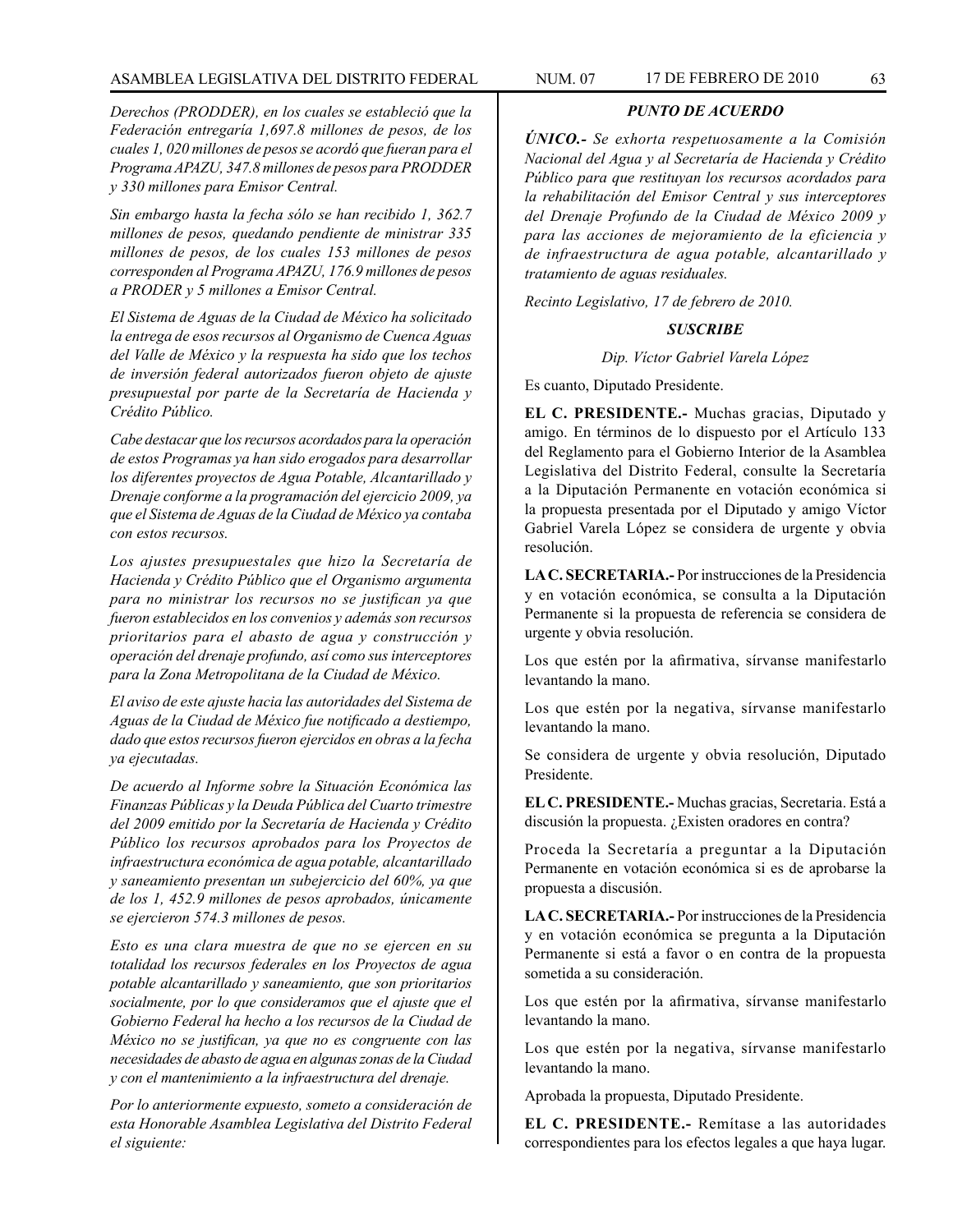*Derechos (PRODDER), en los cuales se estableció que la Federación entregaría 1,697.8 millones de pesos, de los cuales 1, 020 millones de pesos se acordó que fueran para el Programa APAZU, 347.8 millones de pesos para PRODDER y 330 millones para Emisor Central.*

*Sin embargo hasta la fecha sólo se han recibido 1, 362.7 millones de pesos, quedando pendiente de ministrar 335 millones de pesos, de los cuales 153 millones de pesos corresponden al Programa APAZU, 176.9 millones de pesos a PRODER y 5 millones a Emisor Central.*

*El Sistema de Aguas de la Ciudad de México ha solicitado la entrega de esos recursos al Organismo de Cuenca Aguas del Valle de México y la respuesta ha sido que los techos de inversión federal autorizados fueron objeto de ajuste presupuestal por parte de la Secretaría de Hacienda y Crédito Público.*

*Cabe destacar que los recursos acordados para la operación de estos Programas ya han sido erogados para desarrollar los diferentes proyectos de Agua Potable, Alcantarillado y Drenaje conforme a la programación del ejercicio 2009, ya que el Sistema de Aguas de la Ciudad de México ya contaba con estos recursos.*

*Los ajustes presupuestales que hizo la Secretaría de Hacienda y Crédito Público que el Organismo argumenta para no ministrar los recursos no se justifican ya que fueron establecidos en los convenios y además son recursos prioritarios para el abasto de agua y construcción y operación del drenaje profundo, así como sus interceptores para la Zona Metropolitana de la Ciudad de México.*

*El aviso de este ajuste hacia las autoridades del Sistema de Aguas de la Ciudad de México fue notificado a destiempo, dado que estos recursos fueron ejercidos en obras a la fecha ya ejecutadas.*

*De acuerdo al Informe sobre la Situación Económica las Finanzas Públicas y la Deuda Pública del Cuarto trimestre del 2009 emitido por la Secretaría de Hacienda y Crédito Público los recursos aprobados para los Proyectos de infraestructura económica de agua potable, alcantarillado y saneamiento presentan un subejercicio del 60%, ya que de los 1, 452.9 millones de pesos aprobados, únicamente se ejercieron 574.3 millones de pesos.*

*Esto es una clara muestra de que no se ejercen en su totalidad los recursos federales en los Proyectos de agua potable alcantarillado y saneamiento, que son prioritarios socialmente, por lo que consideramos que el ajuste que el Gobierno Federal ha hecho a los recursos de la Ciudad de México no se justifican, ya que no es congruente con las necesidades de abasto de agua en algunas zonas de la Ciudad y con el mantenimiento a la infraestructura del drenaje.*

*Por lo anteriormente expuesto, someto a consideración de esta Honorable Asamblea Legislativa del Distrito Federal el siguiente:*

***PUNTO DE ACUERDO***

***ÚNICO.-*** *Se exhorta respetuosamente a la Comisión Nacional del Agua y al Secretaría de Hacienda y Crédito Público para que restituyan los recursos acordados para la rehabilitación del Emisor Central y sus interceptores del Drenaje Profundo de la Ciudad de México 2009 y para las acciones de mejoramiento de la eficiencia y de infraestructura de agua potable, alcantarillado y tratamiento de aguas residuales.*

*Recinto Legislativo, 17 de febrero de 2010.*

***SUSCRIBE***

*Dip. Víctor Gabriel Varela López*

Es cuanto, Diputado Presidente.

**EL C. PRESIDENTE.-** Muchas gracias, Diputado y amigo. En términos de lo dispuesto por el Artículo 133 del Reglamento para el Gobierno Interior de la Asamblea Legislativa del Distrito Federal, consulte la Secretaría a la Diputación Permanente en votación económica si la propuesta presentada por el Diputado y amigo Víctor Gabriel Varela López se considera de urgente y obvia resolución.

**LA C. SECRETARIA.-** Por instrucciones de la Presidencia y en votación económica, se consulta a la Diputación Permanente si la propuesta de referencia se considera de urgente y obvia resolución.

Los que estén por la afirmativa, sírvanse manifestarlo levantando la mano.

Los que estén por la negativa, sírvanse manifestarlo levantando la mano.

Se considera de urgente y obvia resolución, Diputado Presidente.

**EL C. PRESIDENTE.-** Muchas gracias, Secretaria. Está a discusión la propuesta. ¿Existen oradores en contra?

Proceda la Secretaría a preguntar a la Diputación Permanente en votación económica si es de aprobarse la propuesta a discusión.

**LA C. SECRETARIA.-** Por instrucciones de la Presidencia y en votación económica se pregunta a la Diputación Permanente si está a favor o en contra de la propuesta sometida a su consideración.

Los que estén por la afirmativa, sírvanse manifestarlo levantando la mano.

Los que estén por la negativa, sírvanse manifestarlo levantando la mano.

Aprobada la propuesta, Diputado Presidente.

**EL C. PRESIDENTE.-** Remítase a las autoridades correspondientes para los efectos legales a que haya lugar.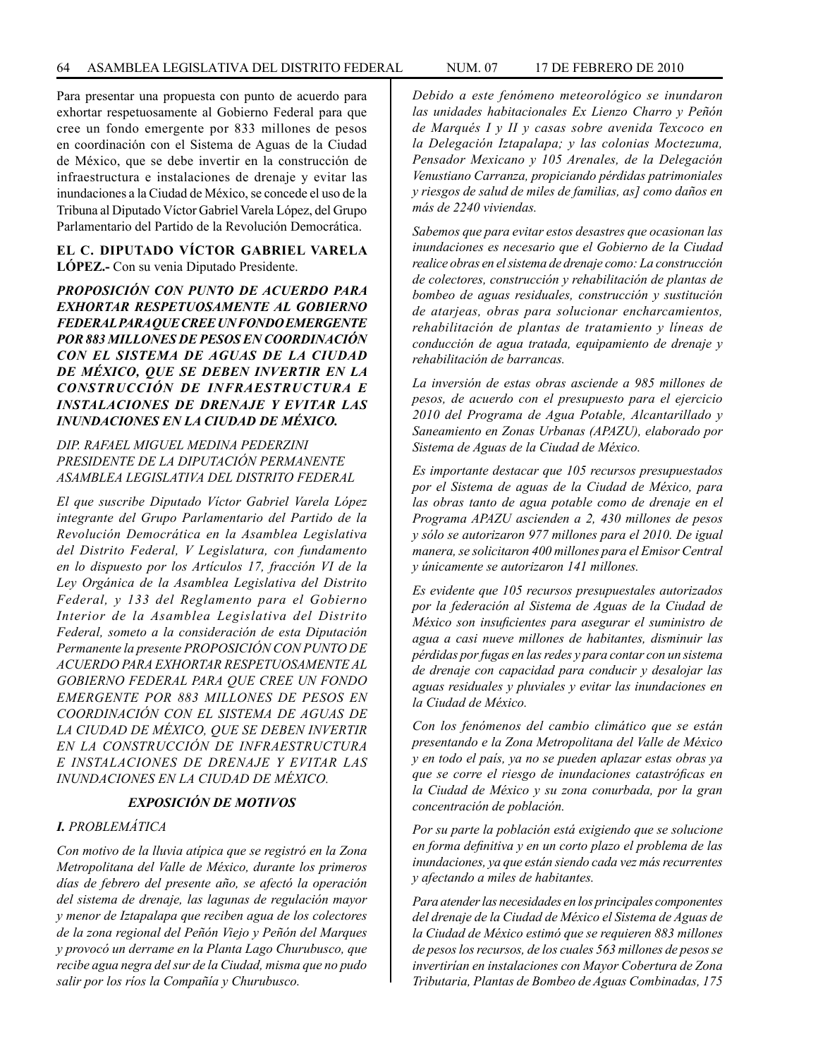Para presentar una propuesta con punto de acuerdo para exhortar respetuosamente al Gobierno Federal para que cree un fondo emergente por 833 millones de pesos en coordinación con el Sistema de Aguas de la Ciudad de México, que se debe invertir en la construcción de infraestructura e instalaciones de drenaje y evitar las inundaciones a la Ciudad de México, se concede el uso de la Tribuna al Diputado Víctor Gabriel Varela López, del Grupo Parlamentario del Partido de la Revolución Democrática.

**EL C. DIPUTADO VÍCTOR GABRIEL VARELA LÓPEZ.-** Con su venia Diputado Presidente.

***PROPOSICIÓN CON PUNTO DE ACUERDO PARA EXHORTAR RESPETUOSAMENTE AL GOBIERNO FEDERAL PARA QUE CREE UN FONDO EMERGENTE POR 883 MILLONES DE PESOS EN COORDINACIÓN CON EL SISTEMA DE AGUAS DE LA CIUDAD DE MÉXICO, QUE SE DEBEN INVERTIR EN LA CONSTRUCCIÓN DE INFRAESTRUCTURA E INSTALACIONES DE DRENAJE Y EVITAR LAS INUNDACIONES EN LA CIUDAD DE MÉXICO.***

*DIP. RAFAEL MIGUEL MEDINA PEDERZINI*
*PRESIDENTE DE LA DIPUTACIÓN PERMANENTE*
*ASAMBLEA LEGISLATIVA DEL DISTRITO FEDERAL*

*El que suscribe Diputado Víctor Gabriel Varela López integrante del Grupo Parlamentario del Partido de la Revolución Democrática en la Asamblea Legislativa del Distrito Federal, V Legislatura, con fundamento en lo dispuesto por los Artículos 17, fracción VI de la Ley Orgánica de la Asamblea Legislativa del Distrito Federal, y 133 del Reglamento para el Gobierno Interior de la Asamblea Legislativa del Distrito Federal, someto a la consideración de esta Diputación Permanente la presente PROPOSICIÓN CON PUNTO DE ACUERDO PARA EXHORTAR RESPETUOSAMENTE AL GOBIERNO FEDERAL PARA QUE CREE UN FONDO EMERGENTE POR 883 MILLONES DE PESOS EN COORDINACIÓN CON EL SISTEMA DE AGUAS DE LA CIUDAD DE MÉXICO, QUE SE DEBEN INVERTIR EN LA CONSTRUCCIÓN DE INFRAESTRUCTURA E INSTALACIONES DE DRENAJE Y EVITAR LAS INUNDACIONES EN LA CIUDAD DE MÉXICO.*

***EXPOSICIÓN DE MOTIVOS***

***I.** PROBLEMÁTICA*

*Con motivo de la lluvia atípica que se registró en la Zona Metropolitana del Valle de México, durante los primeros días de febrero del presente año, se afectó la operación del sistema de drenaje, las lagunas de regulación mayor y menor de Iztapalapa que reciben agua de los colectores de la zona regional del Peñón Viejo y Peñón del Marques y provocó un derrame en la Planta Lago Churubusco, que recibe agua negra del sur de la Ciudad, misma que no pudo salir por los ríos la Compañía y Churubusco.*

*Debido a este fenómeno meteorológico se inundaron las unidades habitacionales Ex Lienzo Charro y Peñón de Marqués I y II y casas sobre avenida Texcoco en la Delegación Iztapalapa; y las colonias Moctezuma, Pensador Mexicano y 105 Arenales, de la Delegación Venustiano Carranza, propiciando pérdidas patrimoniales y riesgos de salud de miles de familias, as] como daños en más de 2240 viviendas.*

*Sabemos que para evitar estos desastres que ocasionan las inundaciones es necesario que el Gobierno de la Ciudad realice obras en el sistema de drenaje como: La construcción de colectores, construcción y rehabilitación de plantas de bombeo de aguas residuales, construcción y sustitución de atarjeas, obras para solucionar encharcamientos, rehabilitación de plantas de tratamiento y líneas de conducción de agua tratada, equipamiento de drenaje y rehabilitación de barrancas.*

*La inversión de estas obras asciende a 985 millones de pesos, de acuerdo con el presupuesto para el ejercicio 2010 del Programa de Agua Potable, Alcantarillado y Saneamiento en Zonas Urbanas (APAZU), elaborado por Sistema de Aguas de la Ciudad de México.*

*Es importante destacar que 105 recursos presupuestados por el Sistema de aguas de la Ciudad de México, para las obras tanto de agua potable como de drenaje en el Programa APAZU ascienden a 2, 430 millones de pesos y sólo se autorizaron 977 millones para el 2010. De igual manera, se solicitaron 400 millones para el Emisor Central y únicamente se autorizaron 141 millones.*

*Es evidente que 105 recursos presupuestales autorizados por la federación al Sistema de Aguas de la Ciudad de México son insuficientes para asegurar el suministro de agua a casi nueve millones de habitantes, disminuir las pérdidas por fugas en las redes y para contar con un sistema de drenaje con capacidad para conducir y desalojar las aguas residuales y pluviales y evitar las inundaciones en la Ciudad de México.*

*Con los fenómenos del cambio climático que se están presentando e la Zona Metropolitana del Valle de México y en todo el país, ya no se pueden aplazar estas obras ya que se corre el riesgo de inundaciones catastróficas en la Ciudad de México y su zona conurbada, por la gran concentración de población.*

*Por su parte la población está exigiendo que se solucione en forma definitiva y en un corto plazo el problema de las inundaciones, ya que están siendo cada vez más recurrentes y afectando a miles de habitantes.*

*Para atender las necesidades en los principales componentes del drenaje de la Ciudad de México el Sistema de Aguas de la Ciudad de México estimó que se requieren 883 millones de pesos los recursos, de los cuales 563 millones de pesos se invertirían en instalaciones con Mayor Cobertura de Zona Tributaria, Plantas de Bombeo de Aguas Combinadas, 175*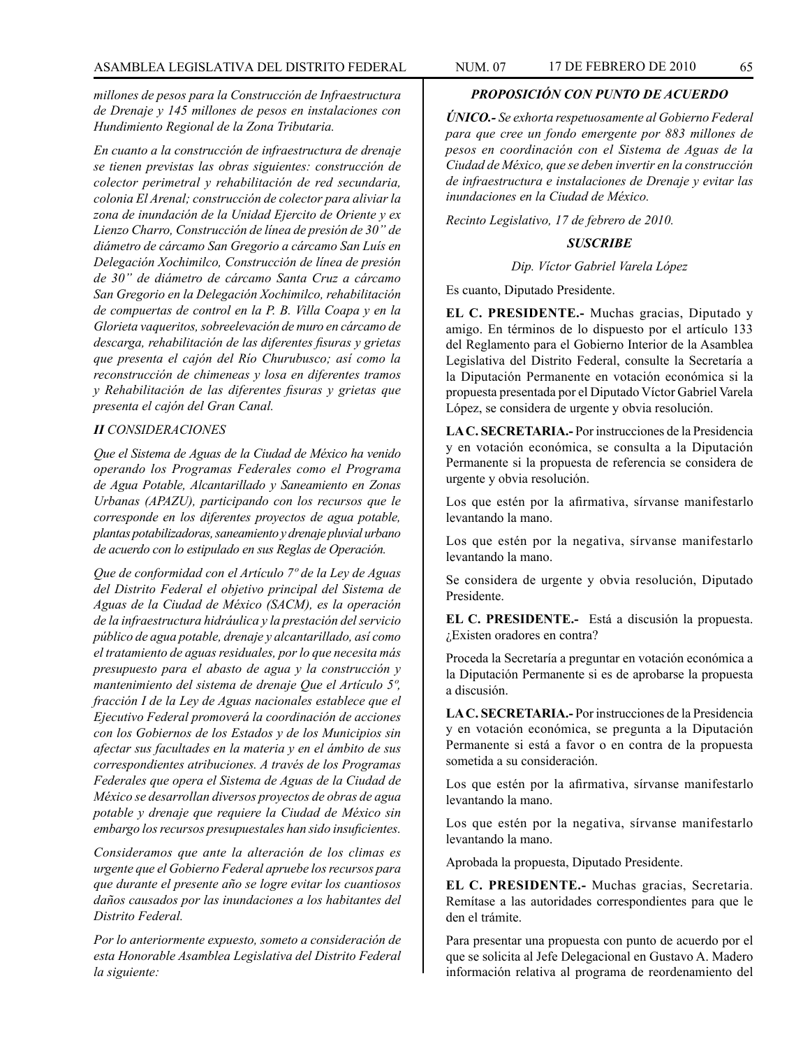*millones de pesos para la Construcción de Infraestructura de Drenaje y 145 millones de pesos en instalaciones con Hundimiento Regional de la Zona Tributaria.*

*En cuanto a la construcción de infraestructura de drenaje se tienen previstas las obras siguientes: construcción de colector perimetral y rehabilitación de red secundaria, colonia El Arenal; construcción de colector para aliviar la zona de inundación de la Unidad Ejercito de Oriente y ex Lienzo Charro, Construcción de línea de presión de 30" de diámetro de cárcamo San Gregorio a cárcamo San Luís en Delegación Xochimilco, Construcción de línea de presión de 30" de diámetro de cárcamo Santa Cruz a cárcamo San Gregorio en la Delegación Xochimilco, rehabilitación de compuertas de control en la P. B. Villa Coapa y en la Glorieta vaqueritos, sobreelevación de muro en cárcamo de descarga, rehabilitación de las diferentes fisuras y grietas que presenta el cajón del Río Churubusco; así como la reconstrucción de chimeneas y losa en diferentes tramos y Rehabilitación de las diferentes fisuras y grietas que presenta el cajón del Gran Canal.*

***II** CONSIDERACIONES*

*Que el Sistema de Aguas de la Ciudad de México ha venido operando los Programas Federales como el Programa de Agua Potable, Alcantarillado y Saneamiento en Zonas Urbanas (APAZU), participando con los recursos que le corresponde en los diferentes proyectos de agua potable, plantas potabilizadoras, saneamiento y drenaje pluvial urbano de acuerdo con lo estipulado en sus Reglas de Operación.*

*Que de conformidad con el Artículo 7º de la Ley de Aguas del Distrito Federal el objetivo principal del Sistema de Aguas de la Ciudad de México (SACM), es la operación de la infraestructura hidráulica y la prestación del servicio público de agua potable, drenaje y alcantarillado, así como el tratamiento de aguas residuales, por lo que necesita más presupuesto para el abasto de agua y la construcción y mantenimiento del sistema de drenaje Que el Artículo 5º, fracción I de la Ley de Aguas nacionales establece que el Ejecutivo Federal promoverá la coordinación de acciones con los Gobiernos de los Estados y de los Municipios sin afectar sus facultades en la materia y en el ámbito de sus correspondientes atribuciones. A través de los Programas Federales que opera el Sistema de Aguas de la Ciudad de México se desarrollan diversos proyectos de obras de agua potable y drenaje que requiere la Ciudad de México sin embargo los recursos presupuestales han sido insuficientes.*

*Consideramos que ante la alteración de los climas es urgente que el Gobierno Federal apruebe los recursos para que durante el presente año se logre evitar los cuantiosos daños causados por las inundaciones a los habitantes del Distrito Federal.*

*Por lo anteriormente expuesto, someto a consideración de esta Honorable Asamblea Legislativa del Distrito Federal la siguiente:*

***PROPOSICIÓN CON PUNTO DE ACUERDO***

***ÚNICO.-** Se exhorta respetuosamente al Gobierno Federal para que cree un fondo emergente por 883 millones de pesos en coordinación con el Sistema de Aguas de la Ciudad de México, que se deben invertir en la construcción de infraestructura e instalaciones de Drenaje y evitar las inundaciones en la Ciudad de México.*

*Recinto Legislativo, 17 de febrero de 2010.*

***SUSCRIBE***

*Dip. Víctor Gabriel Varela López*

Es cuanto, Diputado Presidente.

**EL C. PRESIDENTE.-** Muchas gracias, Diputado y amigo. En términos de lo dispuesto por el artículo 133 del Reglamento para el Gobierno Interior de la Asamblea Legislativa del Distrito Federal, consulte la Secretaría a la Diputación Permanente en votación económica si la propuesta presentada por el Diputado Víctor Gabriel Varela López, se considera de urgente y obvia resolución.

**LA C. SECRETARIA.-** Por instrucciones de la Presidencia y en votación económica, se consulta a la Diputación Permanente si la propuesta de referencia se considera de urgente y obvia resolución.

Los que estén por la afirmativa, sírvanse manifestarlo levantando la mano.

Los que estén por la negativa, sírvanse manifestarlo levantando la mano.

Se considera de urgente y obvia resolución, Diputado Presidente.

**EL C. PRESIDENTE.-** Está a discusión la propuesta. ¿Existen oradores en contra?

Proceda la Secretaría a preguntar en votación económica a la Diputación Permanente si es de aprobarse la propuesta a discusión.

**LA C. SECRETARIA.-** Por instrucciones de la Presidencia y en votación económica, se pregunta a la Diputación Permanente si está a favor o en contra de la propuesta sometida a su consideración.

Los que estén por la afirmativa, sírvanse manifestarlo levantando la mano.

Los que estén por la negativa, sírvanse manifestarlo levantando la mano.

Aprobada la propuesta, Diputado Presidente.

**EL C. PRESIDENTE.-** Muchas gracias, Secretaria. Remítase a las autoridades correspondientes para que le den el trámite.

Para presentar una propuesta con punto de acuerdo por el que se solicita al Jefe Delegacional en Gustavo A. Madero información relativa al programa de reordenamiento del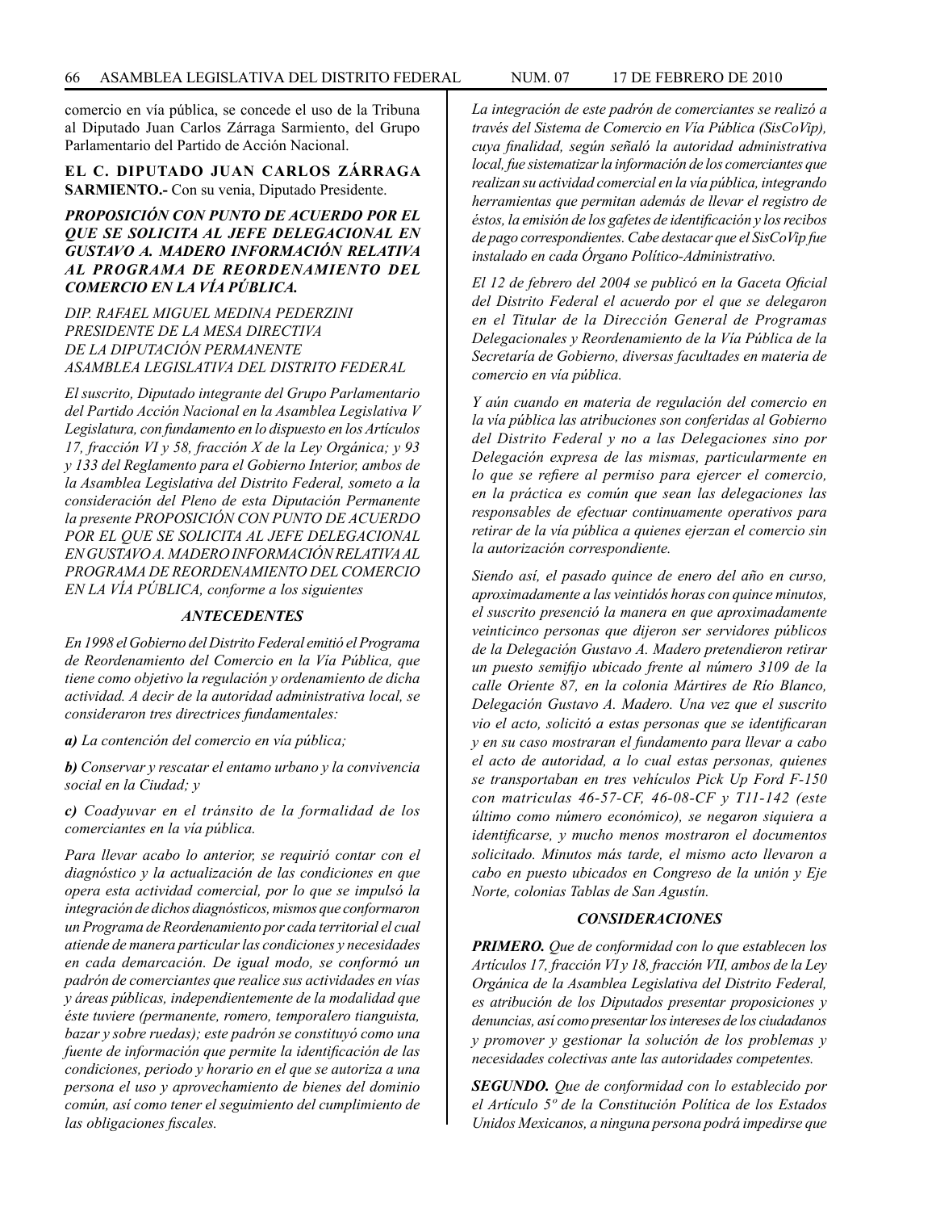comercio en vía pública, se concede el uso de la Tribuna al Diputado Juan Carlos Zárraga Sarmiento, del Grupo Parlamentario del Partido de Acción Nacional.

**EL C. DIPUTADO JUAN CARLOS ZÁRRAGA SARMIENTO.-** Con su venia, Diputado Presidente.

***PROPOSICIÓN CON PUNTO DE ACUERDO POR EL QUE SE SOLICITA AL JEFE DELEGACIONAL EN GUSTAVO A. MADERO INFORMACIÓN RELATIVA AL PROGRAMA DE REORDENAMIENTO DEL COMERCIO EN LA VÍA PÚBLICA.***

*DIP. RAFAEL MIGUEL MEDINA PEDERZINI*
*PRESIDENTE DE LA MESA DIRECTIVA*
*DE LA DIPUTACIÓN PERMANENTE*
*ASAMBLEA LEGISLATIVA DEL DISTRITO FEDERAL*

*El suscrito, Diputado integrante del Grupo Parlamentario del Partido Acción Nacional en la Asamblea Legislativa V Legislatura, con fundamento en lo dispuesto en los Artículos 17, fracción VI y 58, fracción X de la Ley Orgánica; y 93 y 133 del Reglamento para el Gobierno Interior, ambos de la Asamblea Legislativa del Distrito Federal, someto a la consideración del Pleno de esta Diputación Permanente la presente PROPOSICIÓN CON PUNTO DE ACUERDO POR EL QUE SE SOLICITA AL JEFE DELEGACIONAL EN GUSTAVO A. MADERO INFORMACIÓN RELATIVA AL PROGRAMA DE REORDENAMIENTO DEL COMERCIO EN LA VÍA PÚBLICA, conforme a los siguientes*

***ANTECEDENTES***

*En 1998 el Gobierno del Distrito Federal emitió el Programa de Reordenamiento del Comercio en la Vía Pública, que tiene como objetivo la regulación y ordenamiento de dicha actividad. A decir de la autoridad administrativa local, se consideraron tres directrices fundamentales:*

***a)*** *La contención del comercio en vía pública;*

***b)*** *Conservar y rescatar el entamo urbano y la convivencia social en la Ciudad; y*

***c)*** *Coadyuvar en el tránsito de la formalidad de los comerciantes en la vía pública.*

*Para llevar acabo lo anterior, se requirió contar con el diagnóstico y la actualización de las condiciones en que opera esta actividad comercial, por lo que se impulsó la integración de dichos diagnósticos, mismos que conformaron un Programa de Reordenamiento por cada territorial el cual atiende de manera particular las condiciones y necesidades en cada demarcación. De igual modo, se conformó un padrón de comerciantes que realice sus actividades en vías y áreas públicas, independientemente de la modalidad que éste tuviere (permanente, romero, temporalero tianguista, bazar y sobre ruedas); este padrón se constituyó como una fuente de información que permite la identificación de las condiciones, periodo y horario en el que se autoriza a una persona el uso y aprovechamiento de bienes del dominio común, así como tener el seguimiento del cumplimiento de las obligaciones fiscales.*

*La integración de este padrón de comerciantes se realizó a través del Sistema de Comercio en Vía Pública (SisCoVip), cuya finalidad, según señaló la autoridad administrativa local, fue sistematizar la información de los comerciantes que realizan su actividad comercial en la vía pública, integrando herramientas que permitan además de llevar el registro de éstos, la emisión de los gafetes de identificación y los recibos de pago correspondientes. Cabe destacar que el SisCoVip fue instalado en cada Órgano Político-Administrativo.*

*El 12 de febrero del 2004 se publicó en la Gaceta Oficial del Distrito Federal el acuerdo por el que se delegaron en el Titular de la Dirección General de Programas Delegacionales y Reordenamiento de la Vía Pública de la Secretaría de Gobierno, diversas facultades en materia de comercio en vía pública.*

*Y aún cuando en materia de regulación del comercio en la vía pública las atribuciones son conferidas al Gobierno del Distrito Federal y no a las Delegaciones sino por Delegación expresa de las mismas, particularmente en lo que se refiere al permiso para ejercer el comercio, en la práctica es común que sean las delegaciones las responsables de efectuar continuamente operativos para retirar de la vía pública a quienes ejerzan el comercio sin la autorización correspondiente.*

*Siendo así, el pasado quince de enero del año en curso, aproximadamente a las veintidós horas con quince minutos, el suscrito presenció la manera en que aproximadamente veinticinco personas que dijeron ser servidores públicos de la Delegación Gustavo A. Madero pretendieron retirar un puesto semifijo ubicado frente al número 3109 de la calle Oriente 87, en la colonia Mártires de Río Blanco, Delegación Gustavo A. Madero. Una vez que el suscrito vio el acto, solicitó a estas personas que se identificaran y en su caso mostraran el fundamento para llevar a cabo el acto de autoridad, a lo cual estas personas, quienes se transportaban en tres vehículos Pick Up Ford F-150 con matriculas 46-57-CF, 46-08-CF y T11-142 (este último como número económico), se negaron siquiera a identificarse, y mucho menos mostraron el documentos solicitado. Minutos más tarde, el mismo acto llevaron a cabo en puesto ubicados en Congreso de la unión y Eje Norte, colonias Tablas de San Agustín.*

***CONSIDERACIONES***

***PRIMERO.*** *Que de conformidad con lo que establecen los Artículos 17, fracción VI y 18, fracción VII, ambos de la Ley Orgánica de la Asamblea Legislativa del Distrito Federal, es atribución de los Diputados presentar proposiciones y denuncias, así como presentar los intereses de los ciudadanos y promover y gestionar la solución de los problemas y necesidades colectivas ante las autoridades competentes.*

***SEGUNDO.*** *Que de conformidad con lo establecido por el Artículo 5º de la Constitución Política de los Estados Unidos Mexicanos, a ninguna persona podrá impedirse que*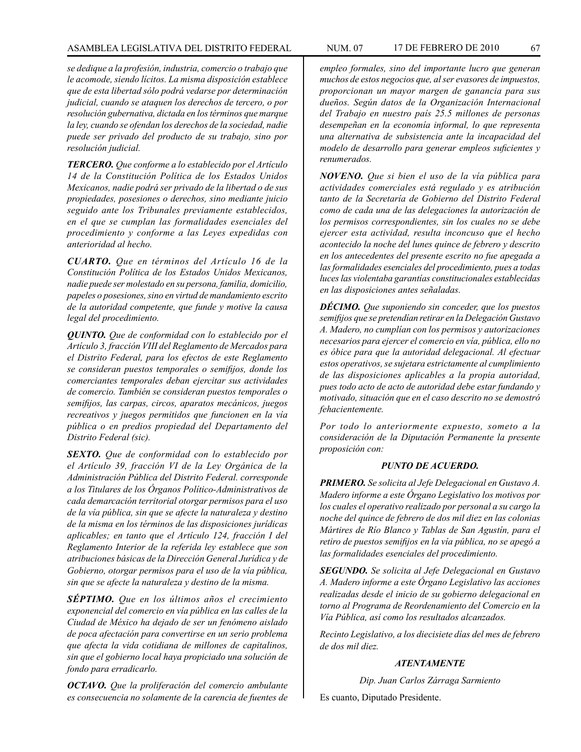*se dedique a la profesión, industria, comercio o trabajo que le acomode, siendo lícitos. La misma disposición establece que de esta libertad sólo podrá vedarse por determinación judicial, cuando se ataquen los derechos de tercero, o por resolución gubernativa, dictada en los términos que marque la ley, cuando se ofendan los derechos de la sociedad, nadie puede ser privado del producto de su trabajo, sino por resolución judicial.*

***TERCERO.*** *Que conforme a lo establecido por el Artículo 14 de la Constitución Política de los Estados Unidos Mexicanos, nadie podrá ser privado de la libertad o de sus propiedades, posesiones o derechos, sino mediante juicio seguido ante los Tribunales previamente establecidos, en el que se cumplan las formalidades esenciales del procedimiento y conforme a las Leyes expedidas con anterioridad al hecho.*

***CUARTO.*** *Que en términos del Artículo 16 de la Constitución Política de los Estados Unidos Mexicanos, nadie puede ser molestado en su persona, familia, domicilio, papeles o posesiones, sino en virtud de mandamiento escrito de la autoridad competente, que funde y motive la causa legal del procedimiento.*

***QUINTO.*** *Que de conformidad con lo establecido por el Artículo 3, fracción VIII del Reglamento de Mercados para el Distrito Federal, para los efectos de este Reglamento se consideran puestos temporales o semifijos, donde los comerciantes temporales deban ejercitar sus actividades de comercio. También se consideran puestos temporales o semifijos, las carpas, circos, aparatos mecánicos, juegos recreativos y juegos permitidos que funcionen en la vía pública o en predios propiedad del Departamento del Distrito Federal (sic).*

***SEXTO.*** *Que de conformidad con lo establecido por el Artículo 39, fracción VI de la Ley Orgánica de la Administración Pública del Distrito Federal. corresponde a los Titulares de los Órganos Político-Administrativos de cada demarcación territorial otorgar permisos para el uso de la vía pública, sin que se afecte la naturaleza y destino de la misma en los términos de las disposiciones jurídicas aplicables; en tanto que el Artículo 124, fracción I del Reglamento Interior de la referida ley establece que son atribuciones básicas de la Dirección General Jurídica y de Gobierno, otorgar permisos para el uso de la vía pública, sin que se afecte la naturaleza y destino de la misma.*

***SÉPTIMO.*** *Que en los últimos años el crecimiento exponencial del comercio en vía pública en las calles de la Ciudad de México ha dejado de ser un fenómeno aislado de poca afectación para convertirse en un serio problema que afecta la vida cotidiana de millones de capitalinos, sin que el gobierno local haya propiciado una solución de fondo para erradicarlo.*

***OCTAVO.*** *Que la proliferación del comercio ambulante es consecuencia no solamente de la carencia de fuentes de empleo formales, sino del importante lucro que generan muchos de estos negocios que, al ser evasores de impuestos, proporcionan un mayor margen de ganancia para sus dueños. Según datos de la Organización Internacional del Trabajo en nuestro país 25.5 millones de personas desempeñan en la economía informal, lo que representa una alternativa de subsistencia ante la incapacidad del modelo de desarrollo para generar empleos suficientes y renumerados.*

***NOVENO.*** *Que si bien el uso de la vía pública para actividades comerciales está regulado y es atribución tanto de la Secretaría de Gobierno del Distrito Federal como de cada una de las delegaciones la autorización de los permisos correspondientes, sin los cuales no se debe ejercer esta actividad, resulta inconcuso que el hecho acontecido la noche del lunes quince de febrero y descrito en los antecedentes del presente escrito no fue apegada a las formalidades esenciales del procedimiento, pues a todas luces las violentaba garantías constitucionales establecidas en las disposiciones antes señaladas.*

***DÉCIMO.*** *Que suponiendo sin conceder, que los puestos semifijos que se pretendían retirar en la Delegación Gustavo A. Madero, no cumplían con los permisos y autorizaciones necesarios para ejercer el comercio en vía, pública, ello no es óbice para que la autoridad delegacional. Al efectuar estos operativos, se sujetara estrictamente al cumplimiento de las disposiciones aplicables a la propia autoridad, pues todo acto de acto de autoridad debe estar fundando y motivado, situación que en el caso descrito no se demostró fehacientemente.*

*Por todo lo anteriormente expuesto, someto a la consideración de la Diputación Permanente la presente proposición con:*

***PUNTO DE ACUERDO.***

***PRIMERO.*** *Se solicita al Jefe Delegacional en Gustavo A. Madero informe a este Órgano Legislativo los motivos por los cuales el operativo realizado por personal a su cargo la noche del quince de febrero de dos mil diez en las colonias Mártires de Río Blanco y Tablas de San Agustín, para el retiro de puestos semifijos en la vía pública, no se apegó a las formalidades esenciales del procedimiento.*

***SEGUNDO.*** *Se solicita al Jefe Delegacional en Gustavo A. Madero informe a este Órgano Legislativo las acciones realizadas desde el inicio de su gobierno delegacional en torno al Programa de Reordenamiento del Comercio en la Vía Pública, así como los resultados alcanzados.*

*Recinto Legislativo, a los diecisiete días del mes de febrero de dos mil diez.*

***ATENTAMENTE***

*Dip. Juan Carlos Zárraga Sarmiento*

Es cuanto, Diputado Presidente.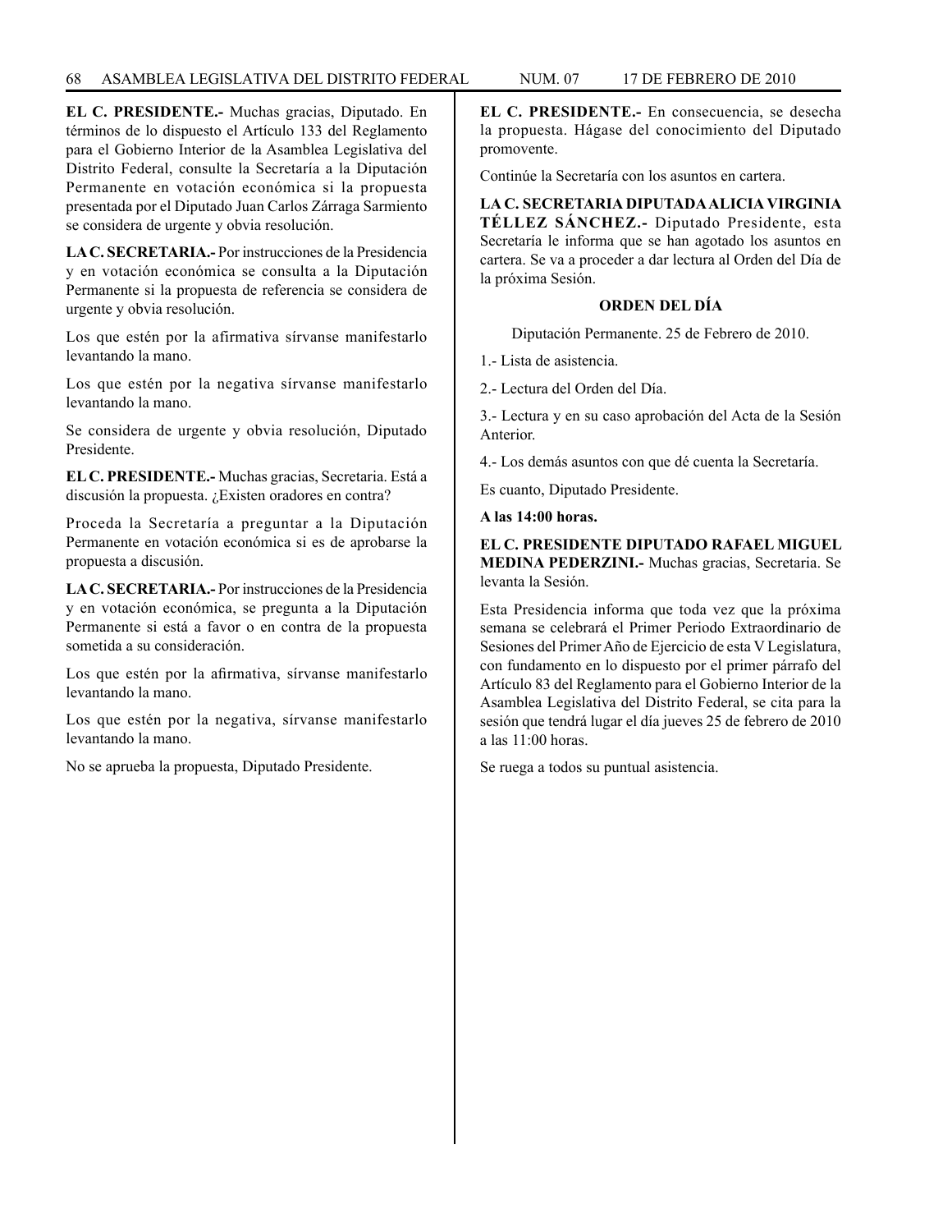**EL C. PRESIDENTE.-** Muchas gracias, Diputado. En términos de lo dispuesto el Artículo 133 del Reglamento para el Gobierno Interior de la Asamblea Legislativa del Distrito Federal, consulte la Secretaría a la Diputación Permanente en votación económica si la propuesta presentada por el Diputado Juan Carlos Zárraga Sarmiento se considera de urgente y obvia resolución.

**LA C. SECRETARIA.-** Por instrucciones de la Presidencia y en votación económica se consulta a la Diputación Permanente si la propuesta de referencia se considera de urgente y obvia resolución.

Los que estén por la afirmativa sírvanse manifestarlo levantando la mano.

Los que estén por la negativa sírvanse manifestarlo levantando la mano.

Se considera de urgente y obvia resolución, Diputado Presidente.

**EL C. PRESIDENTE.-** Muchas gracias, Secretaria. Está a discusión la propuesta. ¿Existen oradores en contra?

Proceda la Secretaría a preguntar a la Diputación Permanente en votación económica si es de aprobarse la propuesta a discusión.

**LA C. SECRETARIA.-** Por instrucciones de la Presidencia y en votación económica, se pregunta a la Diputación Permanente si está a favor o en contra de la propuesta sometida a su consideración.

Los que estén por la afirmativa, sírvanse manifestarlo levantando la mano.

Los que estén por la negativa, sírvanse manifestarlo levantando la mano.

No se aprueba la propuesta, Diputado Presidente.

**EL C. PRESIDENTE.-** En consecuencia, se desecha la propuesta. Hágase del conocimiento del Diputado promovente.

Continúe la Secretaría con los asuntos en cartera.

**LA C. SECRETARIA DIPUTADA ALICIA VIRGINIA TÉLLEZ SÁNCHEZ.-** Diputado Presidente, esta Secretaría le informa que se han agotado los asuntos en cartera. Se va a proceder a dar lectura al Orden del Día de la próxima Sesión.

**ORDEN DEL DÍA**

Diputación Permanente. 25 de Febrero de 2010.

1.- Lista de asistencia.

2.- Lectura del Orden del Día.

3.- Lectura y en su caso aprobación del Acta de la Sesión Anterior.

4.- Los demás asuntos con que dé cuenta la Secretaría.

Es cuanto, Diputado Presidente.

**A las 14:00 horas.**

**EL C. PRESIDENTE DIPUTADO RAFAEL MIGUEL MEDINA PEDERZINI.-** Muchas gracias, Secretaria. Se levanta la Sesión.

Esta Presidencia informa que toda vez que la próxima semana se celebrará el Primer Periodo Extraordinario de Sesiones del Primer Año de Ejercicio de esta V Legislatura, con fundamento en lo dispuesto por el primer párrafo del Artículo 83 del Reglamento para el Gobierno Interior de la Asamblea Legislativa del Distrito Federal, se cita para la sesión que tendrá lugar el día jueves 25 de febrero de 2010 a las 11:00 horas.

Se ruega a todos su puntual asistencia.